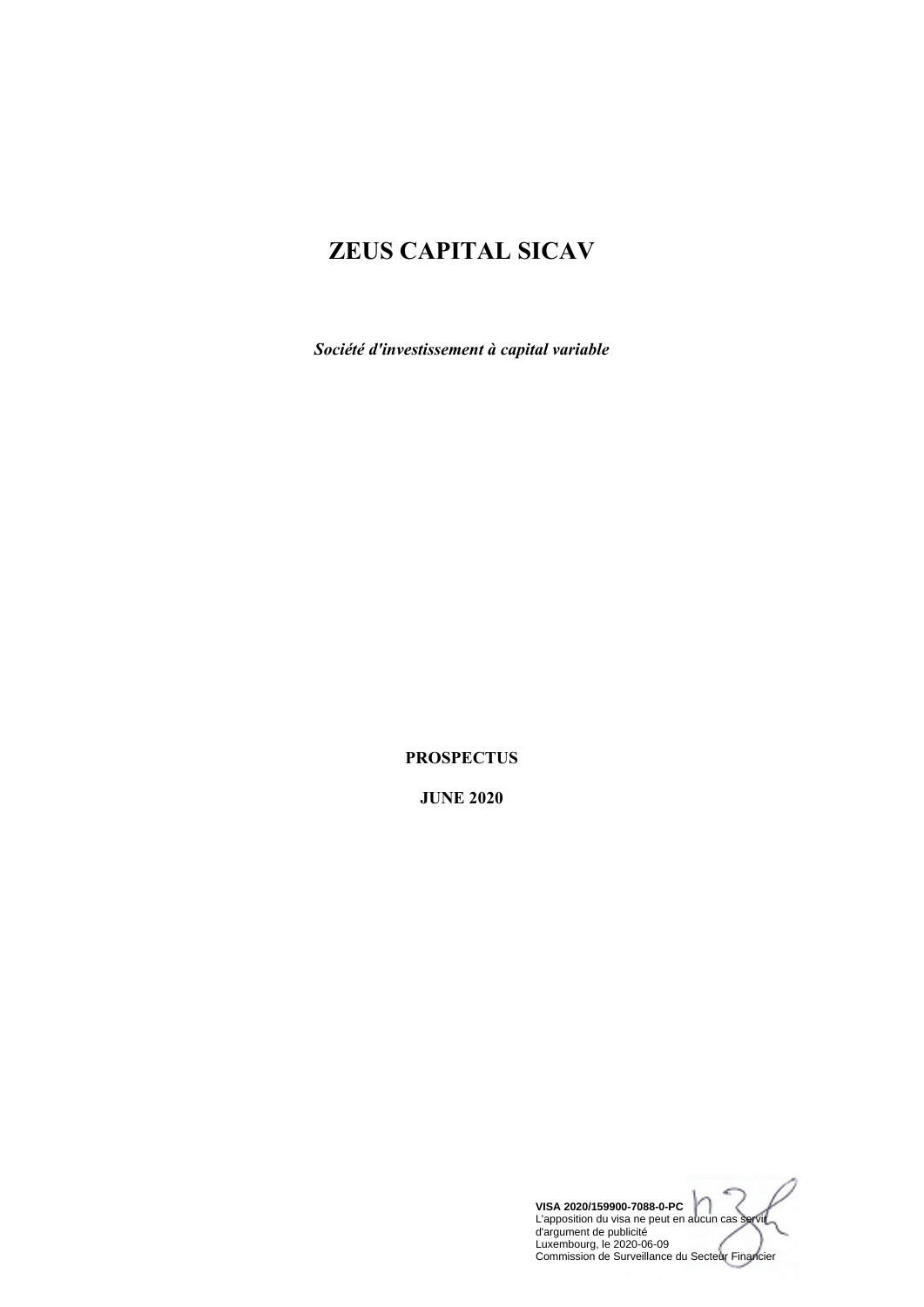# ZEUS CAPITAL SICAV

***Société d'investissement à capital variable***

**PROSPECTUS**

**JUNE 2020**

**VISA 2020/159900-7088-0-PC**
L'apposition du visa ne peut en aucun cas servir d'argument de publicité
Luxembourg, le 2020-06-09
Commission de Surveillance du Secteur Financier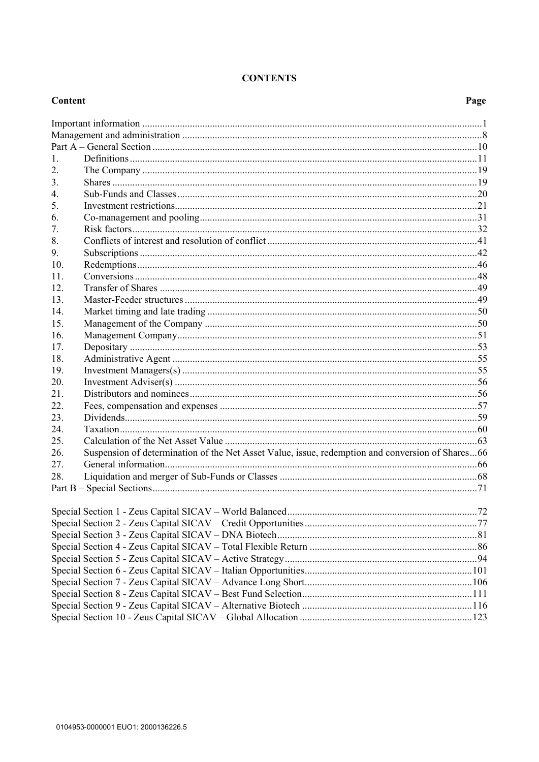# CONTENTS

| Content | | Page |
|---|---|---|
| Important information | | 1 |
| Management and administration | | 8 |
| Part A – General Section | | 10 |
| 1. | Definitions | 11 |
| 2. | The Company | 19 |
| 3. | Shares | 19 |
| 4. | Sub-Funds and Classes | 20 |
| 5. | Investment restrictions | 21 |
| 6. | Co-management and pooling | 31 |
| 7. | Risk factors | 32 |
| 8. | Conflicts of interest and resolution of conflict | 41 |
| 9. | Subscriptions | 42 |
| 10. | Redemptions | 46 |
| 11. | Conversions | 48 |
| 12. | Transfer of Shares | 49 |
| 13. | Master-Feeder structures | 49 |
| 14. | Market timing and late trading | 50 |
| 15. | Management of the Company | 50 |
| 16. | Management Company | 51 |
| 17. | Depositary | 53 |
| 18. | Administrative Agent | 55 |
| 19. | Investment Managers(s) | 55 |
| 20. | Investment Adviser(s) | 56 |
| 21. | Distributors and nominees | 56 |
| 22. | Fees, compensation and expenses | 57 |
| 23. | Dividends | 59 |
| 24. | Taxation | 60 |
| 25. | Calculation of the Net Asset Value | 63 |
| 26. | Suspension of determination of the Net Asset Value, issue, redemption and conversion of Shares | 66 |
| 27. | General information | 66 |
| 28. | Liquidation and merger of Sub-Funds or Classes | 68 |
| Part B – Special Sections | | 71 |
| Special Section 1 - Zeus Capital SICAV – World Balanced | | 72 |
| Special Section 2 - Zeus Capital SICAV – Credit Opportunities | | 77 |
| Special Section 3 - Zeus Capital SICAV – DNA Biotech | | 81 |
| Special Section 4 - Zeus Capital SICAV – Total Flexible Return | | 86 |
| Special Section 5 - Zeus Capital SICAV – Active Strategy | | 94 |
| Special Section 6 - Zeus Capital SICAV – Italian Opportunities | | 101 |
| Special Section 7 - Zeus Capital SICAV – Advance Long Short | | 106 |
| Special Section 8 - Zeus Capital SICAV – Best Fund Selection | | 111 |
| Special Section 9 - Zeus Capital SICAV – Alternative Biotech | | 116 |
| Special Section 10 - Zeus Capital SICAV – Global Allocation | | 123 |

0104953-0000001 EUO1: 2000136226.5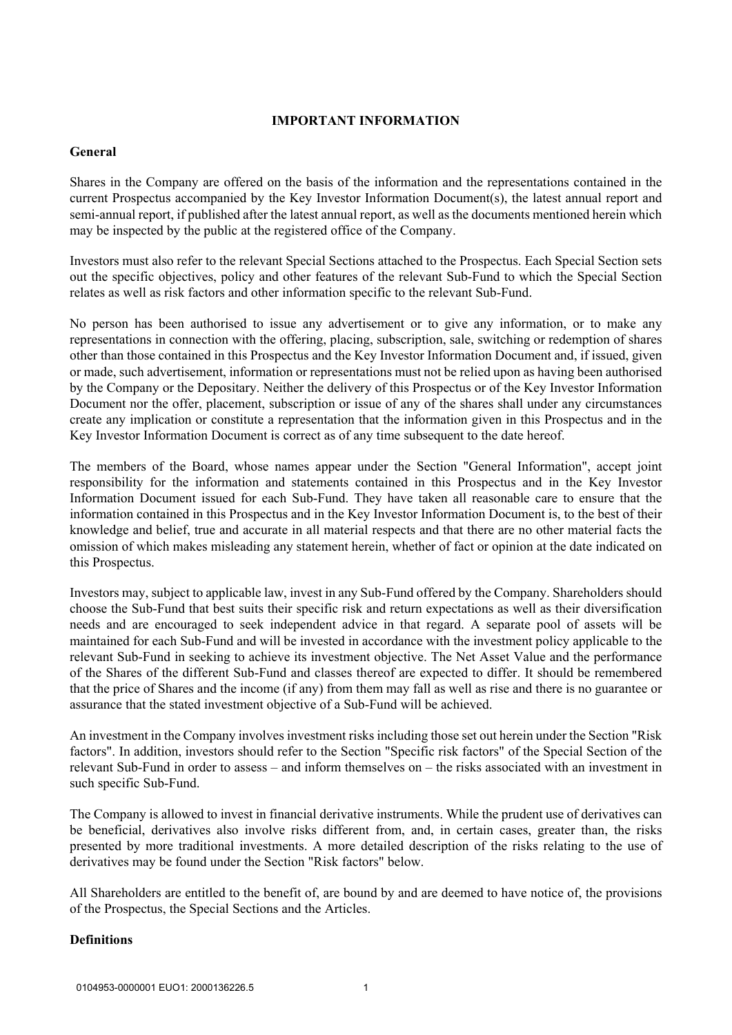# IMPORTANT INFORMATION

## General

Shares in the Company are offered on the basis of the information and the representations contained in the current Prospectus accompanied by the Key Investor Information Document(s), the latest annual report and semi-annual report, if published after the latest annual report, as well as the documents mentioned herein which may be inspected by the public at the registered office of the Company.

Investors must also refer to the relevant Special Sections attached to the Prospectus. Each Special Section sets out the specific objectives, policy and other features of the relevant Sub-Fund to which the Special Section relates as well as risk factors and other information specific to the relevant Sub-Fund.

No person has been authorised to issue any advertisement or to give any information, or to make any representations in connection with the offering, placing, subscription, sale, switching or redemption of shares other than those contained in this Prospectus and the Key Investor Information Document and, if issued, given or made, such advertisement, information or representations must not be relied upon as having been authorised by the Company or the Depositary. Neither the delivery of this Prospectus or of the Key Investor Information Document nor the offer, placement, subscription or issue of any of the shares shall under any circumstances create any implication or constitute a representation that the information given in this Prospectus and in the Key Investor Information Document is correct as of any time subsequent to the date hereof.

The members of the Board, whose names appear under the Section "General Information", accept joint responsibility for the information and statements contained in this Prospectus and in the Key Investor Information Document issued for each Sub-Fund. They have taken all reasonable care to ensure that the information contained in this Prospectus and in the Key Investor Information Document is, to the best of their knowledge and belief, true and accurate in all material respects and that there are no other material facts the omission of which makes misleading any statement herein, whether of fact or opinion at the date indicated on this Prospectus.

Investors may, subject to applicable law, invest in any Sub-Fund offered by the Company. Shareholders should choose the Sub-Fund that best suits their specific risk and return expectations as well as their diversification needs and are encouraged to seek independent advice in that regard. A separate pool of assets will be maintained for each Sub-Fund and will be invested in accordance with the investment policy applicable to the relevant Sub-Fund in seeking to achieve its investment objective. The Net Asset Value and the performance of the Shares of the different Sub-Fund and classes thereof are expected to differ. It should be remembered that the price of Shares and the income (if any) from them may fall as well as rise and there is no guarantee or assurance that the stated investment objective of a Sub-Fund will be achieved.

An investment in the Company involves investment risks including those set out herein under the Section "Risk factors". In addition, investors should refer to the Section "Specific risk factors" of the Special Section of the relevant Sub-Fund in order to assess – and inform themselves on – the risks associated with an investment in such specific Sub-Fund.

The Company is allowed to invest in financial derivative instruments. While the prudent use of derivatives can be beneficial, derivatives also involve risks different from, and, in certain cases, greater than, the risks presented by more traditional investments. A more detailed description of the risks relating to the use of derivatives may be found under the Section "Risk factors" below.

All Shareholders are entitled to the benefit of, are bound by and are deemed to have notice of, the provisions of the Prospectus, the Special Sections and the Articles.

## Definitions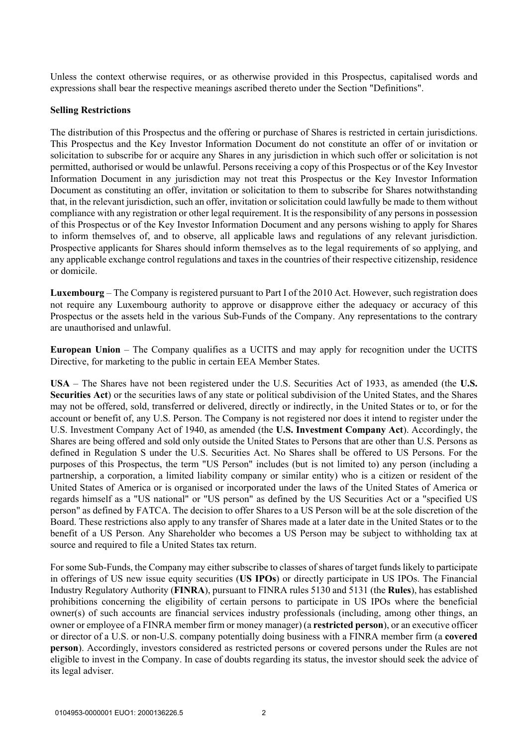Unless the context otherwise requires, or as otherwise provided in this Prospectus, capitalised words and expressions shall bear the respective meanings ascribed thereto under the Section "Definitions".

**Selling Restrictions**

The distribution of this Prospectus and the offering or purchase of Shares is restricted in certain jurisdictions. This Prospectus and the Key Investor Information Document do not constitute an offer of or invitation or solicitation to subscribe for or acquire any Shares in any jurisdiction in which such offer or solicitation is not permitted, authorised or would be unlawful. Persons receiving a copy of this Prospectus or of the Key Investor Information Document in any jurisdiction may not treat this Prospectus or the Key Investor Information Document as constituting an offer, invitation or solicitation to them to subscribe for Shares notwithstanding that, in the relevant jurisdiction, such an offer, invitation or solicitation could lawfully be made to them without compliance with any registration or other legal requirement. It is the responsibility of any persons in possession of this Prospectus or of the Key Investor Information Document and any persons wishing to apply for Shares to inform themselves of, and to observe, all applicable laws and regulations of any relevant jurisdiction. Prospective applicants for Shares should inform themselves as to the legal requirements of so applying, and any applicable exchange control regulations and taxes in the countries of their respective citizenship, residence or domicile.

**Luxembourg** – The Company is registered pursuant to Part I of the 2010 Act. However, such registration does not require any Luxembourg authority to approve or disapprove either the adequacy or accuracy of this Prospectus or the assets held in the various Sub-Funds of the Company. Any representations to the contrary are unauthorised and unlawful.

**European Union** – The Company qualifies as a UCITS and may apply for recognition under the UCITS Directive, for marketing to the public in certain EEA Member States.

**USA** – The Shares have not been registered under the U.S. Securities Act of 1933, as amended (the **U.S. Securities Act**) or the securities laws of any state or political subdivision of the United States, and the Shares may not be offered, sold, transferred or delivered, directly or indirectly, in the United States or to, or for the account or benefit of, any U.S. Person. The Company is not registered nor does it intend to register under the U.S. Investment Company Act of 1940, as amended (the **U.S. Investment Company Act**). Accordingly, the Shares are being offered and sold only outside the United States to Persons that are other than U.S. Persons as defined in Regulation S under the U.S. Securities Act. No Shares shall be offered to US Persons. For the purposes of this Prospectus, the term "US Person" includes (but is not limited to) any person (including a partnership, a corporation, a limited liability company or similar entity) who is a citizen or resident of the United States of America or is organised or incorporated under the laws of the United States of America or regards himself as a "US national" or "US person" as defined by the US Securities Act or a "specified US person" as defined by FATCA. The decision to offer Shares to a US Person will be at the sole discretion of the Board. These restrictions also apply to any transfer of Shares made at a later date in the United States or to the benefit of a US Person. Any Shareholder who becomes a US Person may be subject to withholding tax at source and required to file a United States tax return.

For some Sub-Funds, the Company may either subscribe to classes of shares of target funds likely to participate in offerings of US new issue equity securities (**US IPOs**) or directly participate in US IPOs. The Financial Industry Regulatory Authority (**FINRA**), pursuant to FINRA rules 5130 and 5131 (the **Rules**), has established prohibitions concerning the eligibility of certain persons to participate in US IPOs where the beneficial owner(s) of such accounts are financial services industry professionals (including, among other things, an owner or employee of a FINRA member firm or money manager) (a **restricted person**), or an executive officer or director of a U.S. or non-U.S. company potentially doing business with a FINRA member firm (a **covered person**). Accordingly, investors considered as restricted persons or covered persons under the Rules are not eligible to invest in the Company. In case of doubts regarding its status, the investor should seek the advice of its legal adviser.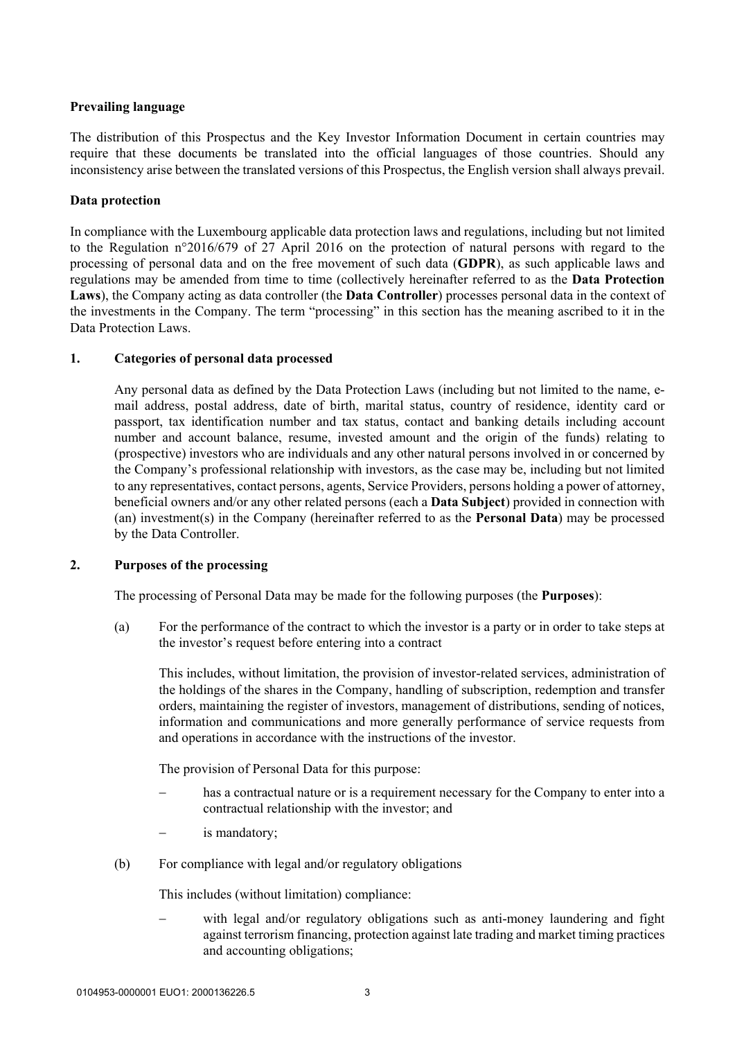**Prevailing language**

The distribution of this Prospectus and the Key Investor Information Document in certain countries may require that these documents be translated into the official languages of those countries. Should any inconsistency arise between the translated versions of this Prospectus, the English version shall always prevail.

**Data protection**

In compliance with the Luxembourg applicable data protection laws and regulations, including but not limited to the Regulation n°2016/679 of 27 April 2016 on the protection of natural persons with regard to the processing of personal data and on the free movement of such data (**GDPR**), as such applicable laws and regulations may be amended from time to time (collectively hereinafter referred to as the **Data Protection Laws**), the Company acting as data controller (the **Data Controller**) processes personal data in the context of the investments in the Company. The term "processing" in this section has the meaning ascribed to it in the Data Protection Laws.

**1. Categories of personal data processed**

Any personal data as defined by the Data Protection Laws (including but not limited to the name, e-mail address, postal address, date of birth, marital status, country of residence, identity card or passport, tax identification number and tax status, contact and banking details including account number and account balance, resume, invested amount and the origin of the funds) relating to (prospective) investors who are individuals and any other natural persons involved in or concerned by the Company's professional relationship with investors, as the case may be, including but not limited to any representatives, contact persons, agents, Service Providers, persons holding a power of attorney, beneficial owners and/or any other related persons (each a **Data Subject**) provided in connection with (an) investment(s) in the Company (hereinafter referred to as the **Personal Data**) may be processed by the Data Controller.

**2. Purposes of the processing**

The processing of Personal Data may be made for the following purposes (the **Purposes**):

(a) For the performance of the contract to which the investor is a party or in order to take steps at the investor's request before entering into a contract

This includes, without limitation, the provision of investor-related services, administration of the holdings of the shares in the Company, handling of subscription, redemption and transfer orders, maintaining the register of investors, management of distributions, sending of notices, information and communications and more generally performance of service requests from and operations in accordance with the instructions of the investor.

The provision of Personal Data for this purpose:

- has a contractual nature or is a requirement necessary for the Company to enter into a contractual relationship with the investor; and
- is mandatory;

(b) For compliance with legal and/or regulatory obligations

This includes (without limitation) compliance:

- with legal and/or regulatory obligations such as anti-money laundering and fight against terrorism financing, protection against late trading and market timing practices and accounting obligations;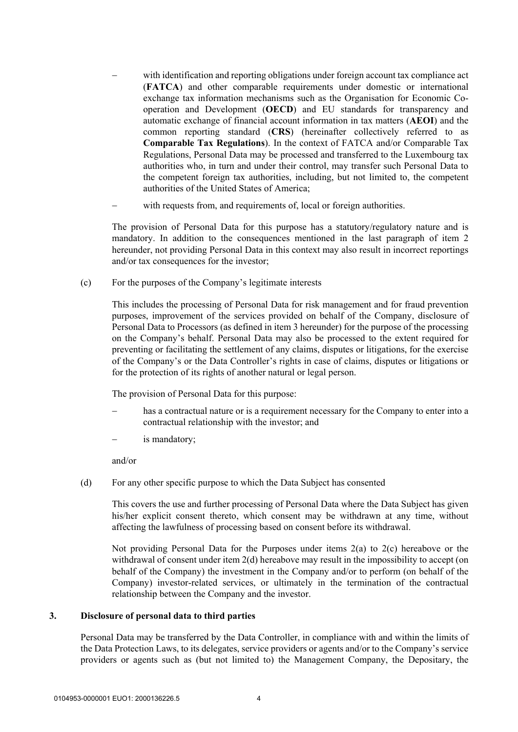- with identification and reporting obligations under foreign account tax compliance act (**FATCA**) and other comparable requirements under domestic or international exchange tax information mechanisms such as the Organisation for Economic Co-operation and Development (**OECD**) and EU standards for transparency and automatic exchange of financial account information in tax matters (**AEOI**) and the common reporting standard (**CRS**) (hereinafter collectively referred to as **Comparable Tax Regulations**). In the context of FATCA and/or Comparable Tax Regulations, Personal Data may be processed and transferred to the Luxembourg tax authorities who, in turn and under their control, may transfer such Personal Data to the competent foreign tax authorities, including, but not limited to, the competent authorities of the United States of America;
- with requests from, and requirements of, local or foreign authorities.

The provision of Personal Data for this purpose has a statutory/regulatory nature and is mandatory. In addition to the consequences mentioned in the last paragraph of item 2 hereunder, not providing Personal Data in this context may also result in incorrect reportings and/or tax consequences for the investor;

(c) For the purposes of the Company's legitimate interests

This includes the processing of Personal Data for risk management and for fraud prevention purposes, improvement of the services provided on behalf of the Company, disclosure of Personal Data to Processors (as defined in item 3 hereunder) for the purpose of the processing on the Company's behalf. Personal Data may also be processed to the extent required for preventing or facilitating the settlement of any claims, disputes or litigations, for the exercise of the Company's or the Data Controller's rights in case of claims, disputes or litigations or for the protection of its rights of another natural or legal person.

The provision of Personal Data for this purpose:

- has a contractual nature or is a requirement necessary for the Company to enter into a contractual relationship with the investor; and
- is mandatory;

and/or

(d) For any other specific purpose to which the Data Subject has consented

This covers the use and further processing of Personal Data where the Data Subject has given his/her explicit consent thereto, which consent may be withdrawn at any time, without affecting the lawfulness of processing based on consent before its withdrawal.

Not providing Personal Data for the Purposes under items 2(a) to 2(c) hereabove or the withdrawal of consent under item 2(d) hereabove may result in the impossibility to accept (on behalf of the Company) the investment in the Company and/or to perform (on behalf of the Company) investor-related services, or ultimately in the termination of the contractual relationship between the Company and the investor.

## 3. Disclosure of personal data to third parties

Personal Data may be transferred by the Data Controller, in compliance with and within the limits of the Data Protection Laws, to its delegates, service providers or agents and/or to the Company's service providers or agents such as (but not limited to) the Management Company, the Depositary, the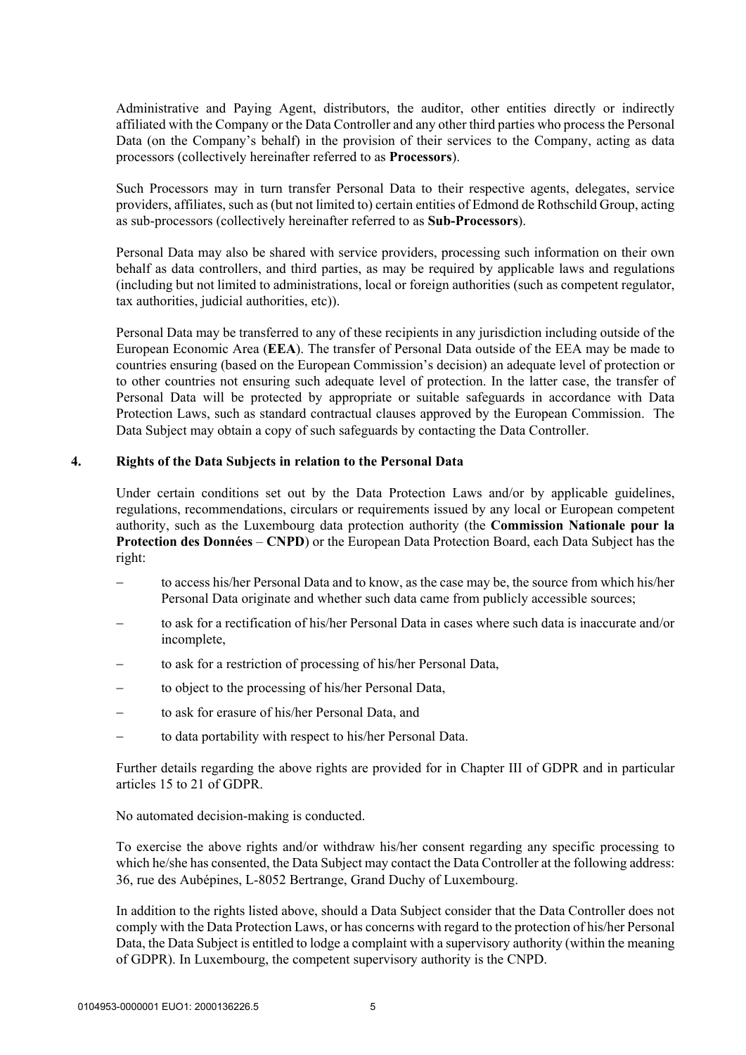Administrative and Paying Agent, distributors, the auditor, other entities directly or indirectly affiliated with the Company or the Data Controller and any other third parties who process the Personal Data (on the Company's behalf) in the provision of their services to the Company, acting as data processors (collectively hereinafter referred to as **Processors**).

Such Processors may in turn transfer Personal Data to their respective agents, delegates, service providers, affiliates, such as (but not limited to) certain entities of Edmond de Rothschild Group, acting as sub-processors (collectively hereinafter referred to as **Sub-Processors**).

Personal Data may also be shared with service providers, processing such information on their own behalf as data controllers, and third parties, as may be required by applicable laws and regulations (including but not limited to administrations, local or foreign authorities (such as competent regulator, tax authorities, judicial authorities, etc)).

Personal Data may be transferred to any of these recipients in any jurisdiction including outside of the European Economic Area (**EEA**). The transfer of Personal Data outside of the EEA may be made to countries ensuring (based on the European Commission's decision) an adequate level of protection or to other countries not ensuring such adequate level of protection. In the latter case, the transfer of Personal Data will be protected by appropriate or suitable safeguards in accordance with Data Protection Laws, such as standard contractual clauses approved by the European Commission. The Data Subject may obtain a copy of such safeguards by contacting the Data Controller.

## 4. Rights of the Data Subjects in relation to the Personal Data

Under certain conditions set out by the Data Protection Laws and/or by applicable guidelines, regulations, recommendations, circulars or requirements issued by any local or European competent authority, such as the Luxembourg data protection authority (the **Commission Nationale pour la Protection des Données** – **CNPD**) or the European Data Protection Board, each Data Subject has the right:

- to access his/her Personal Data and to know, as the case may be, the source from which his/her Personal Data originate and whether such data came from publicly accessible sources;
- to ask for a rectification of his/her Personal Data in cases where such data is inaccurate and/or incomplete,
- to ask for a restriction of processing of his/her Personal Data,
- to object to the processing of his/her Personal Data,
- to ask for erasure of his/her Personal Data, and
- to data portability with respect to his/her Personal Data.

Further details regarding the above rights are provided for in Chapter III of GDPR and in particular articles 15 to 21 of GDPR.

No automated decision-making is conducted.

To exercise the above rights and/or withdraw his/her consent regarding any specific processing to which he/she has consented, the Data Subject may contact the Data Controller at the following address: 36, rue des Aubépines, L-8052 Bertrange, Grand Duchy of Luxembourg.

In addition to the rights listed above, should a Data Subject consider that the Data Controller does not comply with the Data Protection Laws, or has concerns with regard to the protection of his/her Personal Data, the Data Subject is entitled to lodge a complaint with a supervisory authority (within the meaning of GDPR). In Luxembourg, the competent supervisory authority is the CNPD.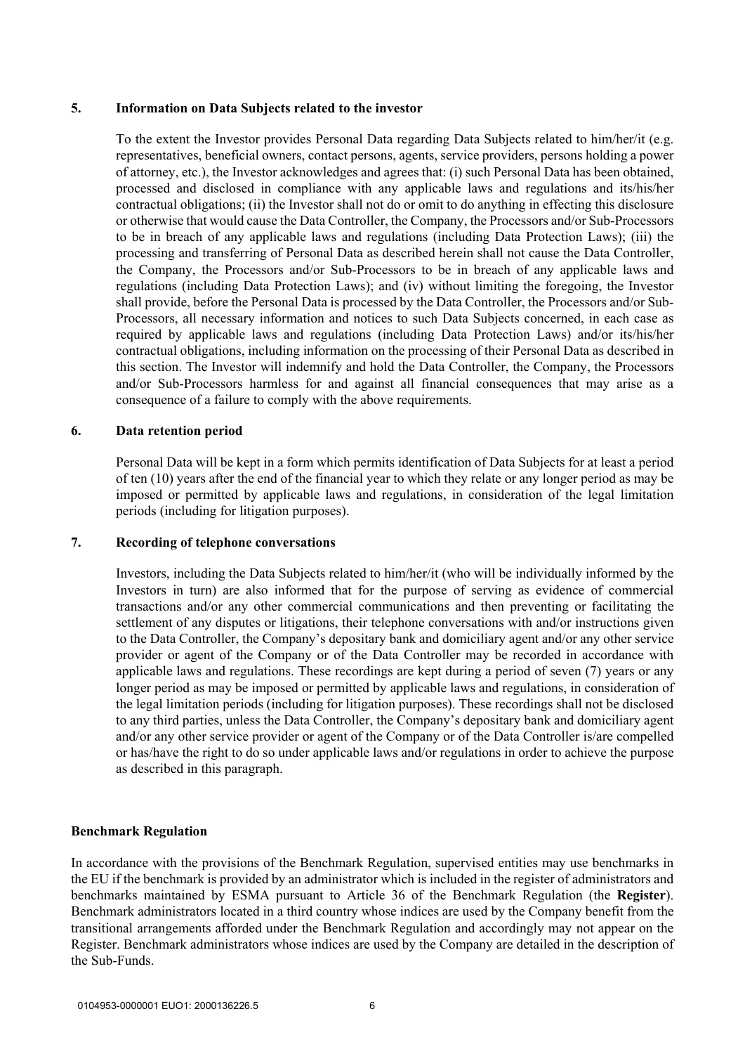## 5. Information on Data Subjects related to the investor

To the extent the Investor provides Personal Data regarding Data Subjects related to him/her/it (e.g. representatives, beneficial owners, contact persons, agents, service providers, persons holding a power of attorney, etc.), the Investor acknowledges and agrees that: (i) such Personal Data has been obtained, processed and disclosed in compliance with any applicable laws and regulations and its/his/her contractual obligations; (ii) the Investor shall not do or omit to do anything in effecting this disclosure or otherwise that would cause the Data Controller, the Company, the Processors and/or Sub-Processors to be in breach of any applicable laws and regulations (including Data Protection Laws); (iii) the processing and transferring of Personal Data as described herein shall not cause the Data Controller, the Company, the Processors and/or Sub-Processors to be in breach of any applicable laws and regulations (including Data Protection Laws); and (iv) without limiting the foregoing, the Investor shall provide, before the Personal Data is processed by the Data Controller, the Processors and/or Sub-Processors, all necessary information and notices to such Data Subjects concerned, in each case as required by applicable laws and regulations (including Data Protection Laws) and/or its/his/her contractual obligations, including information on the processing of their Personal Data as described in this section. The Investor will indemnify and hold the Data Controller, the Company, the Processors and/or Sub-Processors harmless for and against all financial consequences that may arise as a consequence of a failure to comply with the above requirements.

## 6. Data retention period

Personal Data will be kept in a form which permits identification of Data Subjects for at least a period of ten (10) years after the end of the financial year to which they relate or any longer period as may be imposed or permitted by applicable laws and regulations, in consideration of the legal limitation periods (including for litigation purposes).

## 7. Recording of telephone conversations

Investors, including the Data Subjects related to him/her/it (who will be individually informed by the Investors in turn) are also informed that for the purpose of serving as evidence of commercial transactions and/or any other commercial communications and then preventing or facilitating the settlement of any disputes or litigations, their telephone conversations with and/or instructions given to the Data Controller, the Company's depositary bank and domiciliary agent and/or any other service provider or agent of the Company or of the Data Controller may be recorded in accordance with applicable laws and regulations. These recordings are kept during a period of seven (7) years or any longer period as may be imposed or permitted by applicable laws and regulations, in consideration of the legal limitation periods (including for litigation purposes). These recordings shall not be disclosed to any third parties, unless the Data Controller, the Company's depositary bank and domiciliary agent and/or any other service provider or agent of the Company or of the Data Controller is/are compelled or has/have the right to do so under applicable laws and/or regulations in order to achieve the purpose as described in this paragraph.

## Benchmark Regulation

In accordance with the provisions of the Benchmark Regulation, supervised entities may use benchmarks in the EU if the benchmark is provided by an administrator which is included in the register of administrators and benchmarks maintained by ESMA pursuant to Article 36 of the Benchmark Regulation (the **Register**). Benchmark administrators located in a third country whose indices are used by the Company benefit from the transitional arrangements afforded under the Benchmark Regulation and accordingly may not appear on the Register. Benchmark administrators whose indices are used by the Company are detailed in the description of the Sub-Funds.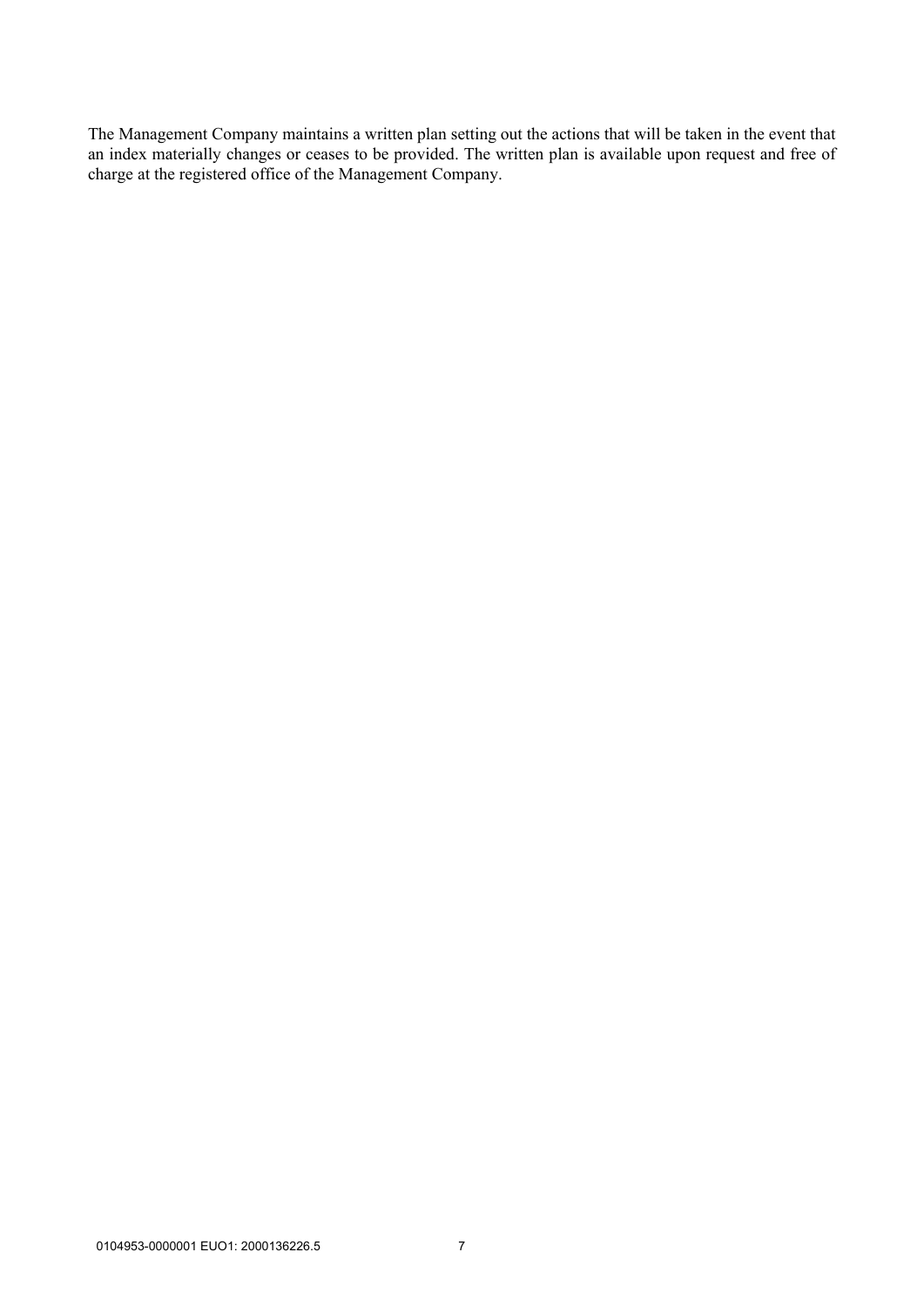The Management Company maintains a written plan setting out the actions that will be taken in the event that an index materially changes or ceases to be provided. The written plan is available upon request and free of charge at the registered office of the Management Company.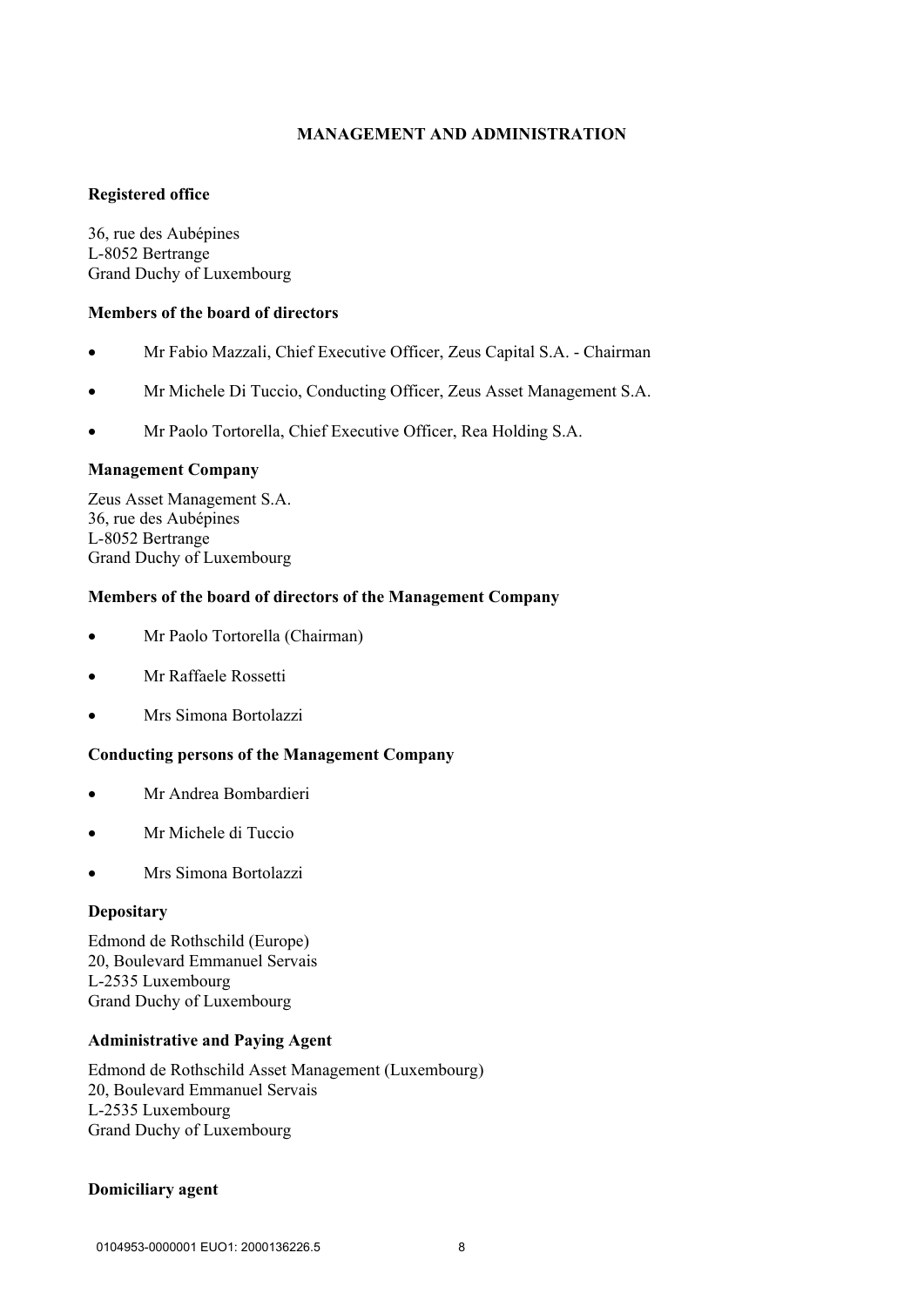## MANAGEMENT AND ADMINISTRATION

**Registered office**

36, rue des Aubépines
L-8052 Bertrange
Grand Duchy of Luxembourg

**Members of the board of directors**

- Mr Fabio Mazzali, Chief Executive Officer, Zeus Capital S.A. - Chairman
- Mr Michele Di Tuccio, Conducting Officer, Zeus Asset Management S.A.
- Mr Paolo Tortorella, Chief Executive Officer, Rea Holding S.A.

**Management Company**

Zeus Asset Management S.A.
36, rue des Aubépines
L-8052 Bertrange
Grand Duchy of Luxembourg

**Members of the board of directors of the Management Company**

- Mr Paolo Tortorella (Chairman)
- Mr Raffaele Rossetti
- Mrs Simona Bortolazzi

**Conducting persons of the Management Company**

- Mr Andrea Bombardieri
- Mr Michele di Tuccio
- Mrs Simona Bortolazzi

**Depositary**

Edmond de Rothschild (Europe)
20, Boulevard Emmanuel Servais
L-2535 Luxembourg
Grand Duchy of Luxembourg

**Administrative and Paying Agent**

Edmond de Rothschild Asset Management (Luxembourg)
20, Boulevard Emmanuel Servais
L-2535 Luxembourg
Grand Duchy of Luxembourg

**Domiciliary agent**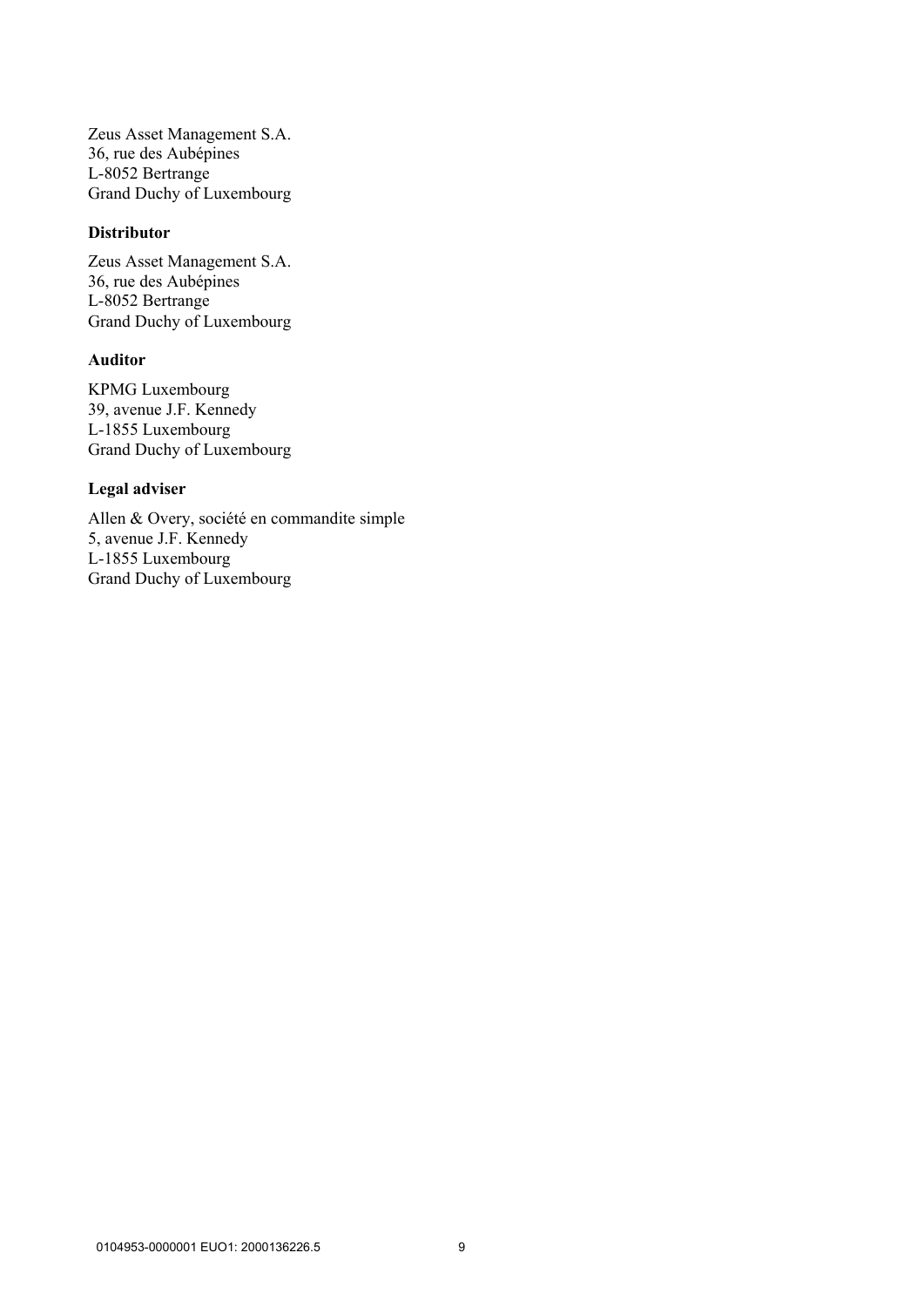Zeus Asset Management S.A.
36, rue des Aubépines
L-8052 Bertrange
Grand Duchy of Luxembourg

**Distributor**

Zeus Asset Management S.A.
36, rue des Aubépines
L-8052 Bertrange
Grand Duchy of Luxembourg

**Auditor**

KPMG Luxembourg
39, avenue J.F. Kennedy
L-1855 Luxembourg
Grand Duchy of Luxembourg

**Legal adviser**

Allen & Overy, société en commandite simple
5, avenue J.F. Kennedy
L-1855 Luxembourg
Grand Duchy of Luxembourg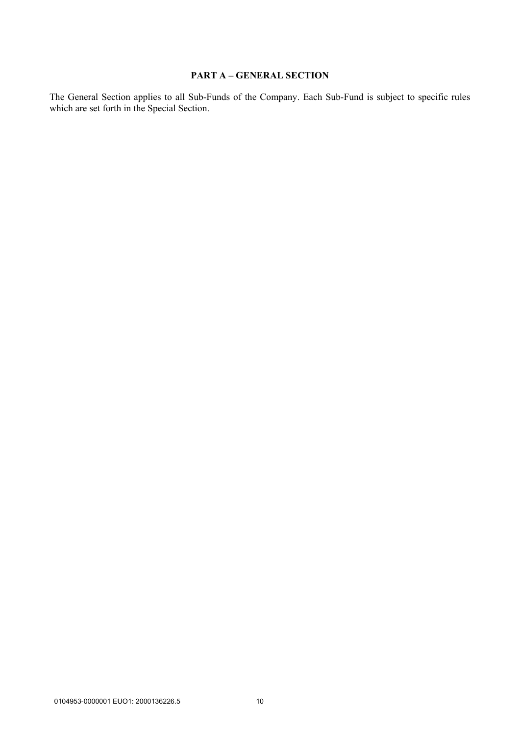# PART A – GENERAL SECTION

The General Section applies to all Sub-Funds of the Company. Each Sub-Fund is subject to specific rules which are set forth in the Special Section.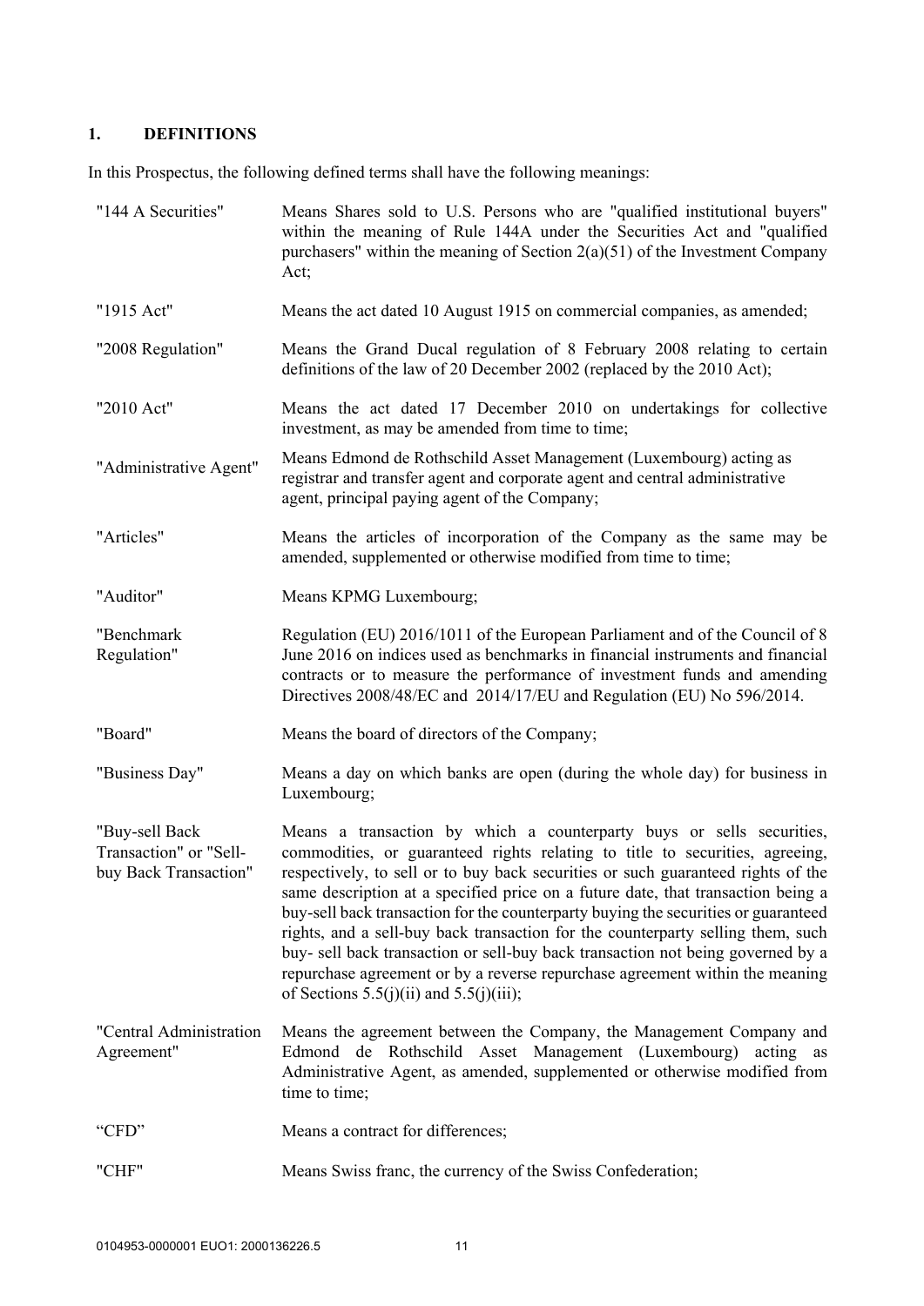## 1. DEFINITIONS

In this Prospectus, the following defined terms shall have the following meanings:

| | |
|---|---|
| "144 A Securities" | Means Shares sold to U.S. Persons who are "qualified institutional buyers" within the meaning of Rule 144A under the Securities Act and "qualified purchasers" within the meaning of Section 2(a)(51) of the Investment Company Act; |
| "1915 Act" | Means the act dated 10 August 1915 on commercial companies, as amended; |
| "2008 Regulation" | Means the Grand Ducal regulation of 8 February 2008 relating to certain definitions of the law of 20 December 2002 (replaced by the 2010 Act); |
| "2010 Act" | Means the act dated 17 December 2010 on undertakings for collective investment, as may be amended from time to time; |
| "Administrative Agent" | Means Edmond de Rothschild Asset Management (Luxembourg) acting as registrar and transfer agent and corporate agent and central administrative agent, principal paying agent of the Company; |
| "Articles" | Means the articles of incorporation of the Company as the same may be amended, supplemented or otherwise modified from time to time; |
| "Auditor" | Means KPMG Luxembourg; |
| "Benchmark Regulation" | Regulation (EU) 2016/1011 of the European Parliament and of the Council of 8 June 2016 on indices used as benchmarks in financial instruments and financial contracts or to measure the performance of investment funds and amending Directives 2008/48/EC and 2014/17/EU and Regulation (EU) No 596/2014. |
| "Board" | Means the board of directors of the Company; |
| "Business Day" | Means a day on which banks are open (during the whole day) for business in Luxembourg; |
| "Buy-sell Back Transaction" or "Sell-buy Back Transaction" | Means a transaction by which a counterparty buys or sells securities, commodities, or guaranteed rights relating to title to securities, agreeing, respectively, to sell or to buy back securities or such guaranteed rights of the same description at a specified price on a future date, that transaction being a buy-sell back transaction for the counterparty buying the securities or guaranteed rights, and a sell-buy back transaction for the counterparty selling them, such buy- sell back transaction or sell-buy back transaction not being governed by a repurchase agreement or by a reverse repurchase agreement within the meaning of Sections 5.5(j)(ii) and 5.5(j)(iii); |
| "Central Administration Agreement" | Means the agreement between the Company, the Management Company and Edmond de Rothschild Asset Management (Luxembourg) acting as Administrative Agent, as amended, supplemented or otherwise modified from time to time; |
| "CFD" | Means a contract for differences; |
| "CHF" | Means Swiss franc, the currency of the Swiss Confederation; |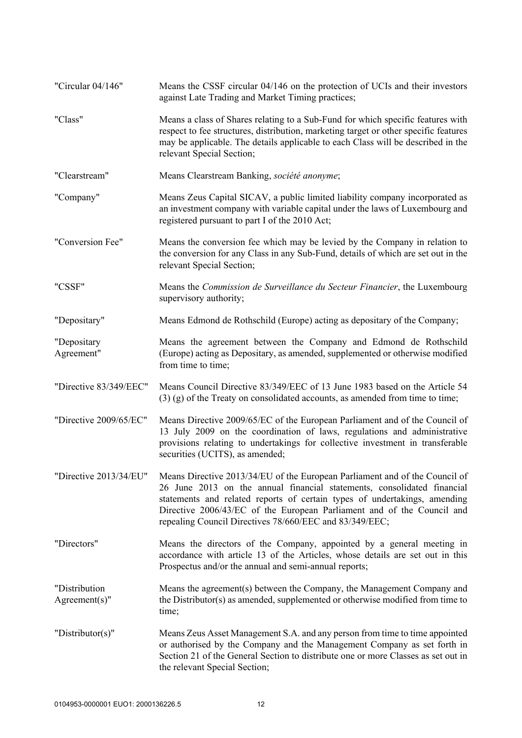| | |
|---|---|
| "Circular 04/146" | Means the CSSF circular 04/146 on the protection of UCIs and their investors against Late Trading and Market Timing practices; |
| "Class" | Means a class of Shares relating to a Sub-Fund for which specific features with respect to fee structures, distribution, marketing target or other specific features may be applicable. The details applicable to each Class will be described in the relevant Special Section; |
| "Clearstream" | Means Clearstream Banking, *société anonyme*; |
| "Company" | Means Zeus Capital SICAV, a public limited liability company incorporated as an investment company with variable capital under the laws of Luxembourg and registered pursuant to part I of the 2010 Act; |
| "Conversion Fee" | Means the conversion fee which may be levied by the Company in relation to the conversion for any Class in any Sub-Fund, details of which are set out in the relevant Special Section; |
| "CSSF" | Means the *Commission de Surveillance du Secteur Financier*, the Luxembourg supervisory authority; |
| "Depositary" | Means Edmond de Rothschild (Europe) acting as depositary of the Company; |
| "Depositary Agreement" | Means the agreement between the Company and Edmond de Rothschild (Europe) acting as Depositary, as amended, supplemented or otherwise modified from time to time; |
| "Directive 83/349/EEC" | Means Council Directive 83/349/EEC of 13 June 1983 based on the Article 54 (3) (g) of the Treaty on consolidated accounts, as amended from time to time; |
| "Directive 2009/65/EC" | Means Directive 2009/65/EC of the European Parliament and of the Council of 13 July 2009 on the coordination of laws, regulations and administrative provisions relating to undertakings for collective investment in transferable securities (UCITS), as amended; |
| "Directive 2013/34/EU" | Means Directive 2013/34/EU of the European Parliament and of the Council of 26 June 2013 on the annual financial statements, consolidated financial statements and related reports of certain types of undertakings, amending Directive 2006/43/EC of the European Parliament and of the Council and repealing Council Directives 78/660/EEC and 83/349/EEC; |
| "Directors" | Means the directors of the Company, appointed by a general meeting in accordance with article 13 of the Articles, whose details are set out in this Prospectus and/or the annual and semi-annual reports; |
| "Distribution Agreement(s)" | Means the agreement(s) between the Company, the Management Company and the Distributor(s) as amended, supplemented or otherwise modified from time to time; |
| "Distributor(s)" | Means Zeus Asset Management S.A. and any person from time to time appointed or authorised by the Company and the Management Company as set forth in Section 21 of the General Section to distribute one or more Classes as set out in the relevant Special Section; |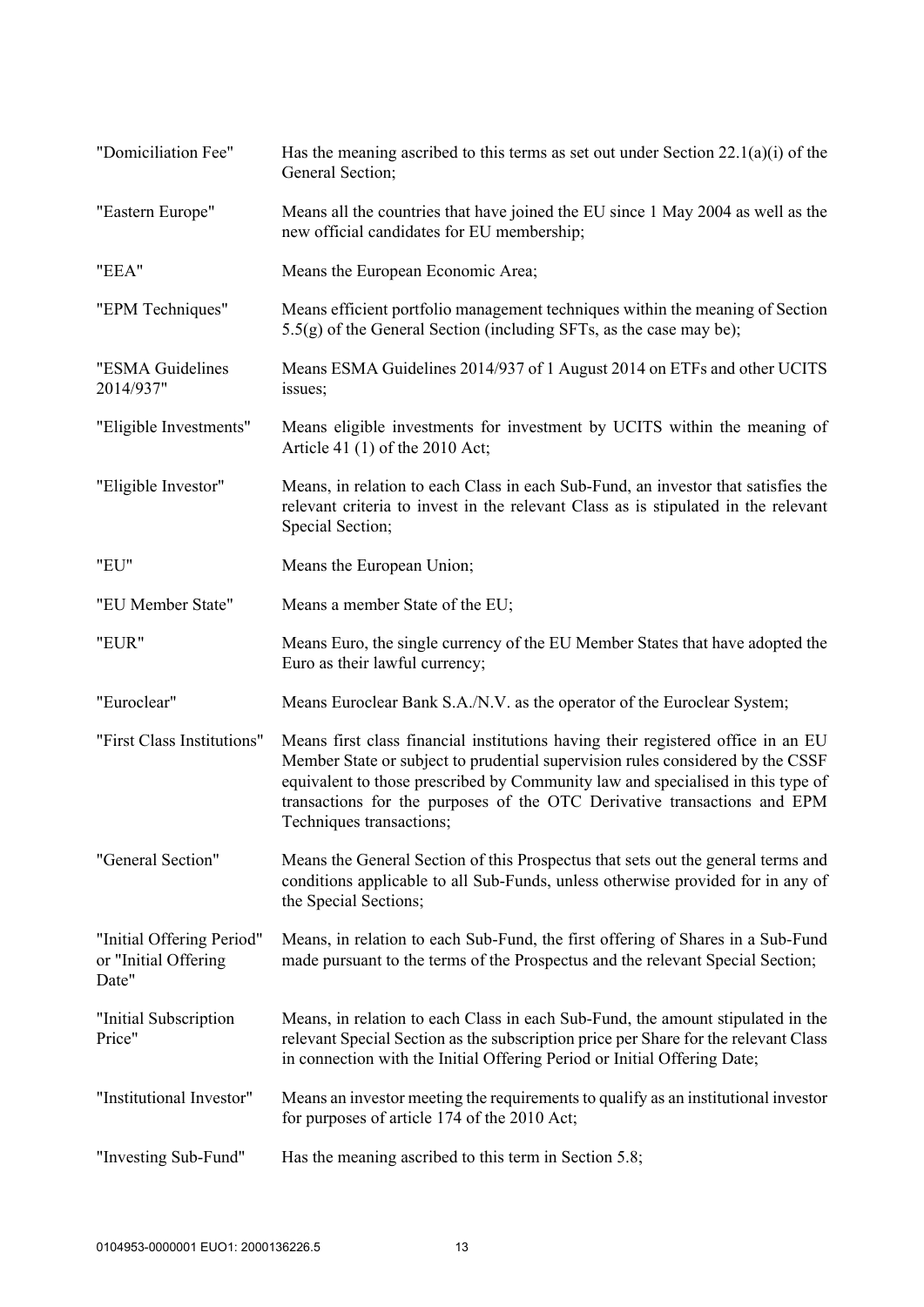| | |
|---|---|
| "Domiciliation Fee" | Has the meaning ascribed to this terms as set out under Section 22.1(a)(i) of the General Section; |
| "Eastern Europe" | Means all the countries that have joined the EU since 1 May 2004 as well as the new official candidates for EU membership; |
| "EEA" | Means the European Economic Area; |
| "EPM Techniques" | Means efficient portfolio management techniques within the meaning of Section 5.5(g) of the General Section (including SFTs, as the case may be); |
| "ESMA Guidelines 2014/937" | Means ESMA Guidelines 2014/937 of 1 August 2014 on ETFs and other UCITS issues; |
| "Eligible Investments" | Means eligible investments for investment by UCITS within the meaning of Article 41 (1) of the 2010 Act; |
| "Eligible Investor" | Means, in relation to each Class in each Sub-Fund, an investor that satisfies the relevant criteria to invest in the relevant Class as is stipulated in the relevant Special Section; |
| "EU" | Means the European Union; |
| "EU Member State" | Means a member State of the EU; |
| "EUR" | Means Euro, the single currency of the EU Member States that have adopted the Euro as their lawful currency; |
| "Euroclear" | Means Euroclear Bank S.A./N.V. as the operator of the Euroclear System; |
| "First Class Institutions" | Means first class financial institutions having their registered office in an EU Member State or subject to prudential supervision rules considered by the CSSF equivalent to those prescribed by Community law and specialised in this type of transactions for the purposes of the OTC Derivative transactions and EPM Techniques transactions; |
| "General Section" | Means the General Section of this Prospectus that sets out the general terms and conditions applicable to all Sub-Funds, unless otherwise provided for in any of the Special Sections; |
| "Initial Offering Period" or "Initial Offering Date" | Means, in relation to each Sub-Fund, the first offering of Shares in a Sub-Fund made pursuant to the terms of the Prospectus and the relevant Special Section; |
| "Initial Subscription Price" | Means, in relation to each Class in each Sub-Fund, the amount stipulated in the relevant Special Section as the subscription price per Share for the relevant Class in connection with the Initial Offering Period or Initial Offering Date; |
| "Institutional Investor" | Means an investor meeting the requirements to qualify as an institutional investor for purposes of article 174 of the 2010 Act; |
| "Investing Sub-Fund" | Has the meaning ascribed to this term in Section 5.8; |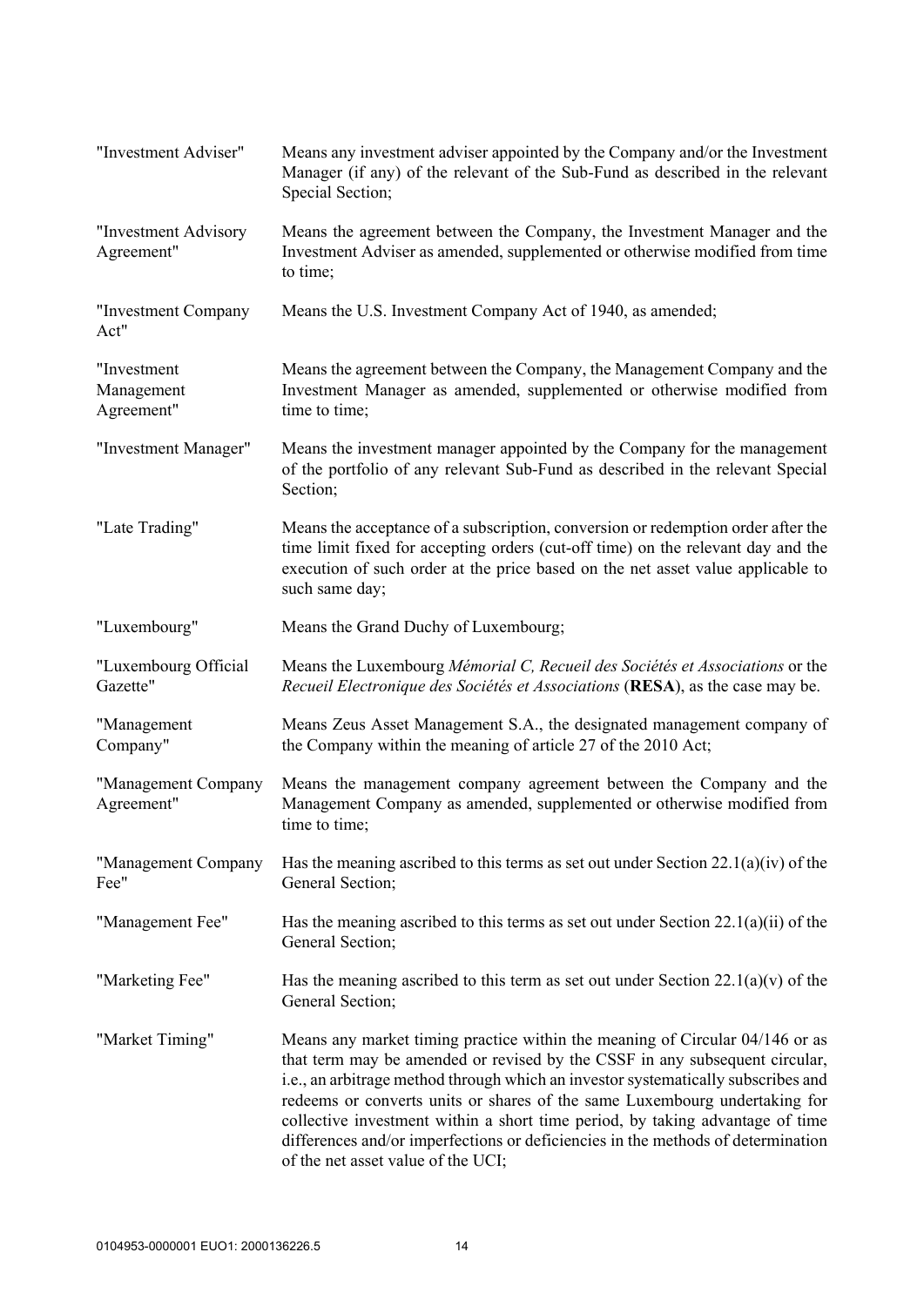| | |
|---|---|
| "Investment Adviser" | Means any investment adviser appointed by the Company and/or the Investment Manager (if any) of the relevant of the Sub-Fund as described in the relevant Special Section; |
| "Investment Advisory Agreement" | Means the agreement between the Company, the Investment Manager and the Investment Adviser as amended, supplemented or otherwise modified from time to time; |
| "Investment Company Act" | Means the U.S. Investment Company Act of 1940, as amended; |
| "Investment Management Agreement" | Means the agreement between the Company, the Management Company and the Investment Manager as amended, supplemented or otherwise modified from time to time; |
| "Investment Manager" | Means the investment manager appointed by the Company for the management of the portfolio of any relevant Sub-Fund as described in the relevant Special Section; |
| "Late Trading" | Means the acceptance of a subscription, conversion or redemption order after the time limit fixed for accepting orders (cut-off time) on the relevant day and the execution of such order at the price based on the net asset value applicable to such same day; |
| "Luxembourg" | Means the Grand Duchy of Luxembourg; |
| "Luxembourg Official Gazette" | Means the Luxembourg *Mémorial C, Recueil des Sociétés et Associations* or the *Recueil Electronique des Sociétés et Associations* (**RESA**), as the case may be. |
| "Management Company" | Means Zeus Asset Management S.A., the designated management company of the Company within the meaning of article 27 of the 2010 Act; |
| "Management Company Agreement" | Means the management company agreement between the Company and the Management Company as amended, supplemented or otherwise modified from time to time; |
| "Management Company Fee" | Has the meaning ascribed to this terms as set out under Section 22.1(a)(iv) of the General Section; |
| "Management Fee" | Has the meaning ascribed to this terms as set out under Section 22.1(a)(ii) of the General Section; |
| "Marketing Fee" | Has the meaning ascribed to this term as set out under Section 22.1(a)(v) of the General Section; |
| "Market Timing" | Means any market timing practice within the meaning of Circular 04/146 or as that term may be amended or revised by the CSSF in any subsequent circular, i.e., an arbitrage method through which an investor systematically subscribes and redeems or converts units or shares of the same Luxembourg undertaking for collective investment within a short time period, by taking advantage of time differences and/or imperfections or deficiencies in the methods of determination of the net asset value of the UCI; |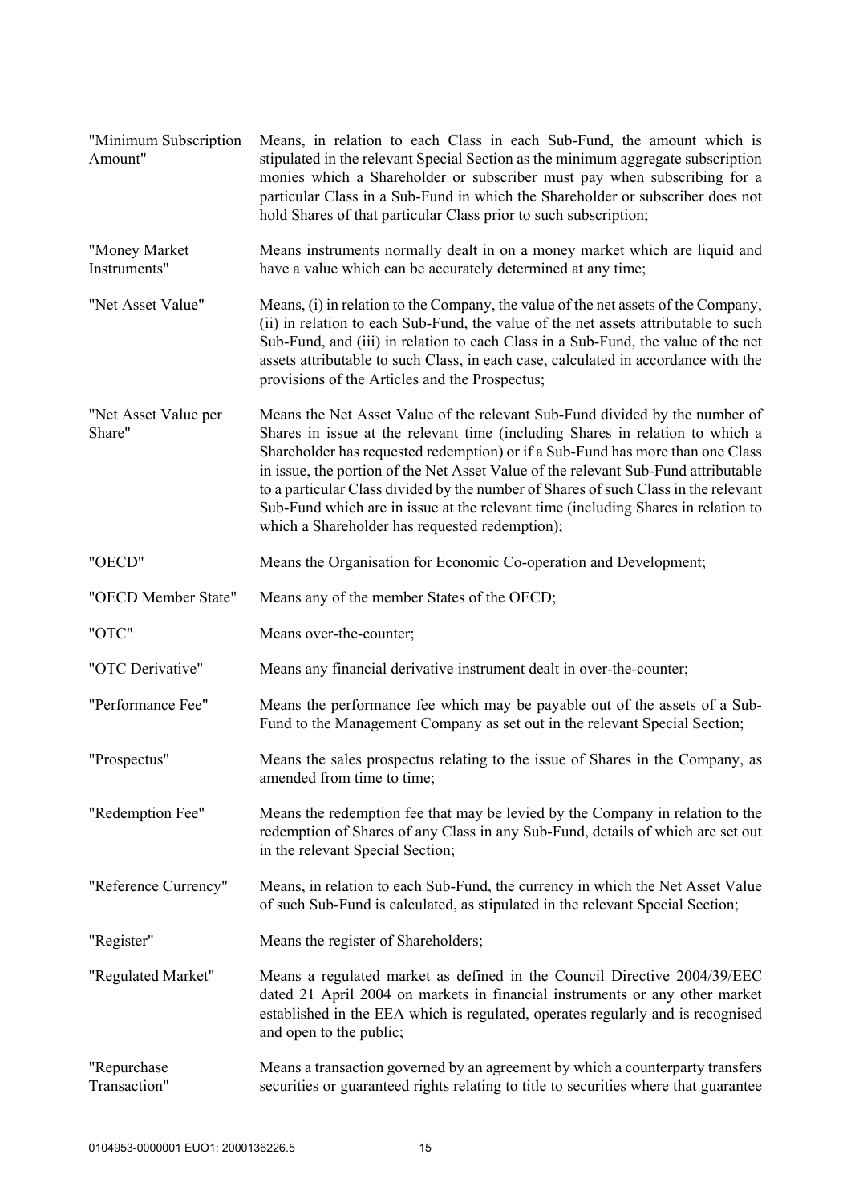| | |
|---|---|
| "Minimum Subscription Amount" | Means, in relation to each Class in each Sub-Fund, the amount which is stipulated in the relevant Special Section as the minimum aggregate subscription monies which a Shareholder or subscriber must pay when subscribing for a particular Class in a Sub-Fund in which the Shareholder or subscriber does not hold Shares of that particular Class prior to such subscription; |
| "Money Market Instruments" | Means instruments normally dealt in on a money market which are liquid and have a value which can be accurately determined at any time; |
| "Net Asset Value" | Means, (i) in relation to the Company, the value of the net assets of the Company, (ii) in relation to each Sub-Fund, the value of the net assets attributable to such Sub-Fund, and (iii) in relation to each Class in a Sub-Fund, the value of the net assets attributable to such Class, in each case, calculated in accordance with the provisions of the Articles and the Prospectus; |
| "Net Asset Value per Share" | Means the Net Asset Value of the relevant Sub-Fund divided by the number of Shares in issue at the relevant time (including Shares in relation to which a Shareholder has requested redemption) or if a Sub-Fund has more than one Class in issue, the portion of the Net Asset Value of the relevant Sub-Fund attributable to a particular Class divided by the number of Shares of such Class in the relevant Sub-Fund which are in issue at the relevant time (including Shares in relation to which a Shareholder has requested redemption); |
| "OECD" | Means the Organisation for Economic Co-operation and Development; |
| "OECD Member State" | Means any of the member States of the OECD; |
| "OTC" | Means over-the-counter; |
| "OTC Derivative" | Means any financial derivative instrument dealt in over-the-counter; |
| "Performance Fee" | Means the performance fee which may be payable out of the assets of a Sub-Fund to the Management Company as set out in the relevant Special Section; |
| "Prospectus" | Means the sales prospectus relating to the issue of Shares in the Company, as amended from time to time; |
| "Redemption Fee" | Means the redemption fee that may be levied by the Company in relation to the redemption of Shares of any Class in any Sub-Fund, details of which are set out in the relevant Special Section; |
| "Reference Currency" | Means, in relation to each Sub-Fund, the currency in which the Net Asset Value of such Sub-Fund is calculated, as stipulated in the relevant Special Section; |
| "Register" | Means the register of Shareholders; |
| "Regulated Market" | Means a regulated market as defined in the Council Directive 2004/39/EEC dated 21 April 2004 on markets in financial instruments or any other market established in the EEA which is regulated, operates regularly and is recognised and open to the public; |
| "Repurchase Transaction" | Means a transaction governed by an agreement by which a counterparty transfers securities or guaranteed rights relating to title to securities where that guarantee |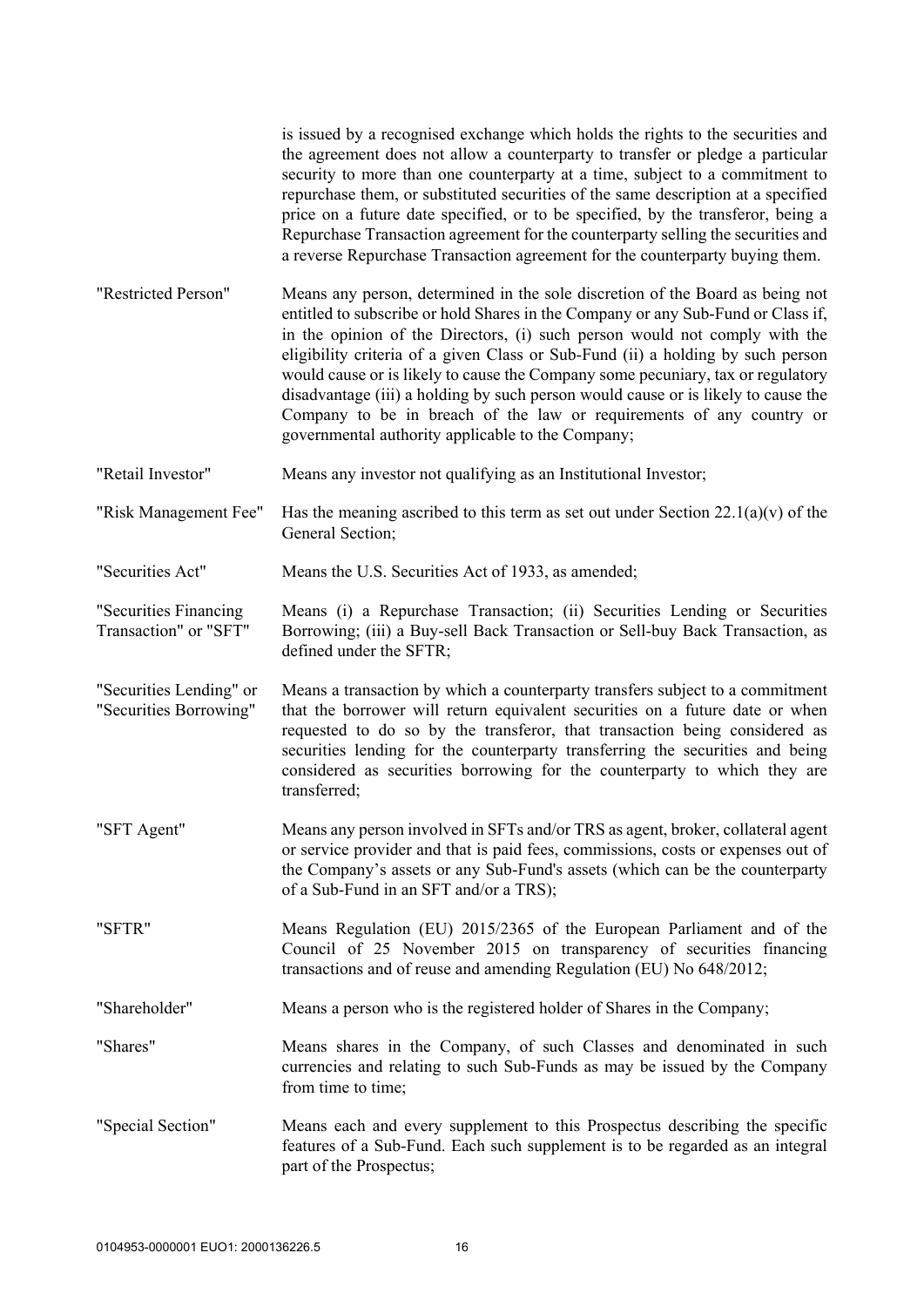is issued by a recognised exchange which holds the rights to the securities and the agreement does not allow a counterparty to transfer or pledge a particular security to more than one counterparty at a time, subject to a commitment to repurchase them, or substituted securities of the same description at a specified price on a future date specified, or to be specified, by the transferor, being a Repurchase Transaction agreement for the counterparty selling the securities and a reverse Repurchase Transaction agreement for the counterparty buying them.

| | |
|---|---|
| "Restricted Person" | Means any person, determined in the sole discretion of the Board as being not entitled to subscribe or hold Shares in the Company or any Sub-Fund or Class if, in the opinion of the Directors, (i) such person would not comply with the eligibility criteria of a given Class or Sub-Fund (ii) a holding by such person would cause or is likely to cause the Company some pecuniary, tax or regulatory disadvantage (iii) a holding by such person would cause or is likely to cause the Company to be in breach of the law or requirements of any country or governmental authority applicable to the Company; |
| "Retail Investor" | Means any investor not qualifying as an Institutional Investor; |
| "Risk Management Fee" | Has the meaning ascribed to this term as set out under Section 22.1(a)(v) of the General Section; |
| "Securities Act" | Means the U.S. Securities Act of 1933, as amended; |
| "Securities Financing Transaction" or "SFT" | Means (i) a Repurchase Transaction; (ii) Securities Lending or Securities Borrowing; (iii) a Buy-sell Back Transaction or Sell-buy Back Transaction, as defined under the SFTR; |
| "Securities Lending" or "Securities Borrowing" | Means a transaction by which a counterparty transfers subject to a commitment that the borrower will return equivalent securities on a future date or when requested to do so by the transferor, that transaction being considered as securities lending for the counterparty transferring the securities and being considered as securities borrowing for the counterparty to which they are transferred; |
| "SFT Agent" | Means any person involved in SFTs and/or TRS as agent, broker, collateral agent or service provider and that is paid fees, commissions, costs or expenses out of the Company's assets or any Sub-Fund's assets (which can be the counterparty of a Sub-Fund in an SFT and/or a TRS); |
| "SFTR" | Means Regulation (EU) 2015/2365 of the European Parliament and of the Council of 25 November 2015 on transparency of securities financing transactions and of reuse and amending Regulation (EU) No 648/2012; |
| "Shareholder" | Means a person who is the registered holder of Shares in the Company; |
| "Shares" | Means shares in the Company, of such Classes and denominated in such currencies and relating to such Sub-Funds as may be issued by the Company from time to time; |
| "Special Section" | Means each and every supplement to this Prospectus describing the specific features of a Sub-Fund. Each such supplement is to be regarded as an integral part of the Prospectus; |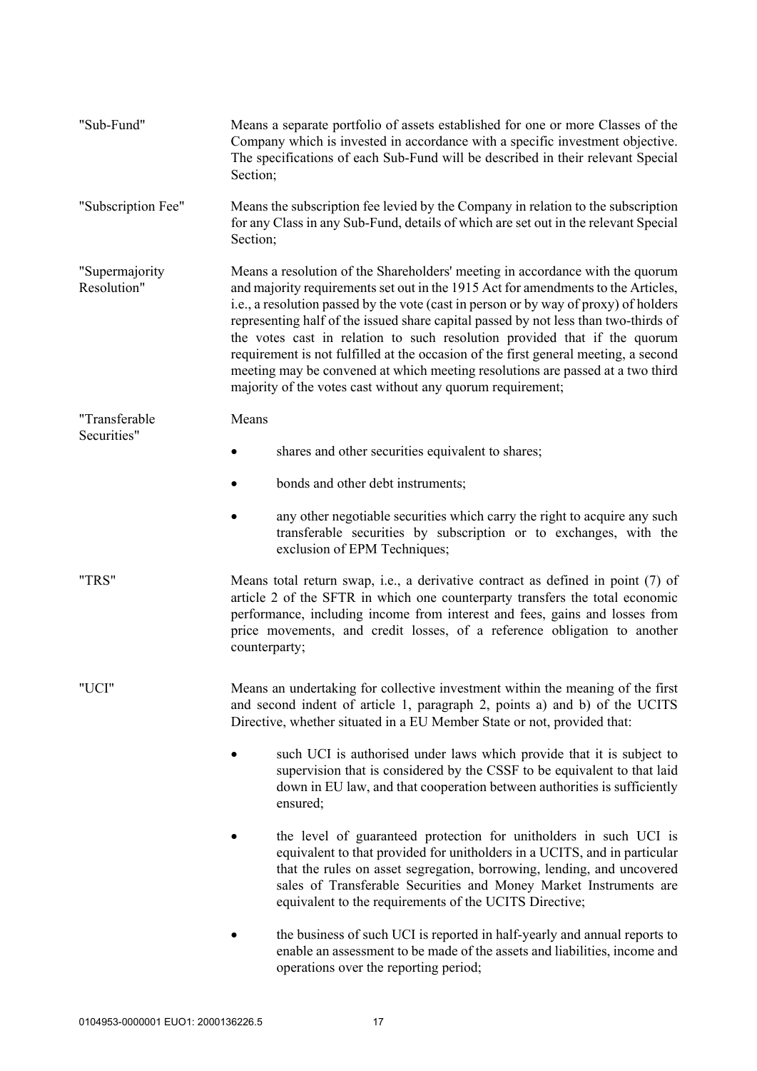"Sub-Fund" Means a separate portfolio of assets established for one or more Classes of the Company which is invested in accordance with a specific investment objective. The specifications of each Sub-Fund will be described in their relevant Special Section;

"Subscription Fee" Means the subscription fee levied by the Company in relation to the subscription for any Class in any Sub-Fund, details of which are set out in the relevant Special Section;

"Supermajority Resolution" Means a resolution of the Shareholders' meeting in accordance with the quorum and majority requirements set out in the 1915 Act for amendments to the Articles, i.e., a resolution passed by the vote (cast in person or by way of proxy) of holders representing half of the issued share capital passed by not less than two-thirds of the votes cast in relation to such resolution provided that if the quorum requirement is not fulfilled at the occasion of the first general meeting, a second meeting may be convened at which meeting resolutions are passed at a two third majority of the votes cast without any quorum requirement;

"Transferable Securities" Means

- shares and other securities equivalent to shares;
- bonds and other debt instruments;
- any other negotiable securities which carry the right to acquire any such transferable securities by subscription or to exchanges, with the exclusion of EPM Techniques;

"TRS" Means total return swap, i.e., a derivative contract as defined in point (7) of article 2 of the SFTR in which one counterparty transfers the total economic performance, including income from interest and fees, gains and losses from price movements, and credit losses, of a reference obligation to another counterparty;

"UCI" Means an undertaking for collective investment within the meaning of the first and second indent of article 1, paragraph 2, points a) and b) of the UCITS Directive, whether situated in a EU Member State or not, provided that:

- such UCI is authorised under laws which provide that it is subject to supervision that is considered by the CSSF to be equivalent to that laid down in EU law, and that cooperation between authorities is sufficiently ensured;
- the level of guaranteed protection for unitholders in such UCI is equivalent to that provided for unitholders in a UCITS, and in particular that the rules on asset segregation, borrowing, lending, and uncovered sales of Transferable Securities and Money Market Instruments are equivalent to the requirements of the UCITS Directive;
- the business of such UCI is reported in half-yearly and annual reports to enable an assessment to be made of the assets and liabilities, income and operations over the reporting period;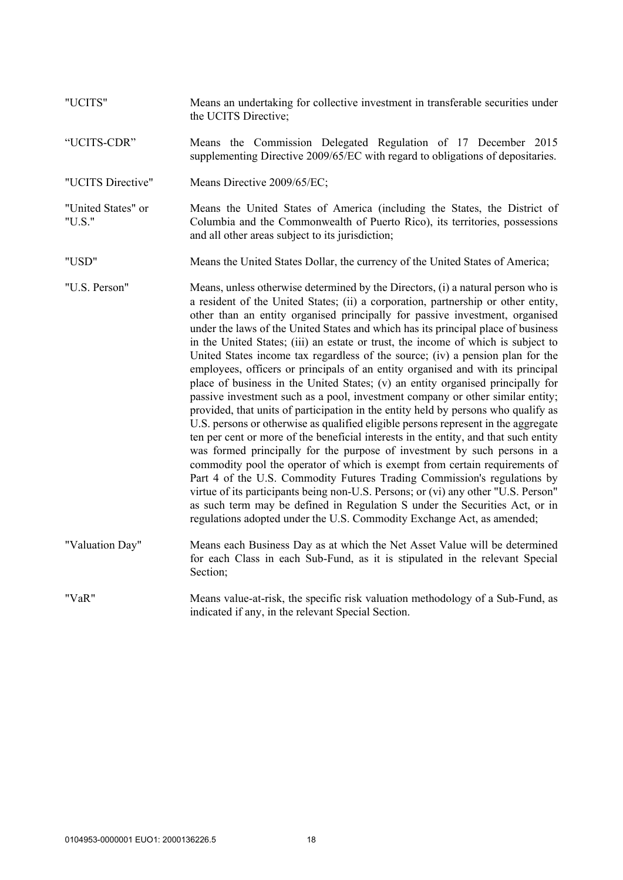| | |
|---|---|
| "UCITS" | Means an undertaking for collective investment in transferable securities under the UCITS Directive; |
| "UCITS-CDR" | Means the Commission Delegated Regulation of 17 December 2015 supplementing Directive 2009/65/EC with regard to obligations of depositaries. |
| "UCITS Directive" | Means Directive 2009/65/EC; |
| "United States" or "U.S." | Means the United States of America (including the States, the District of Columbia and the Commonwealth of Puerto Rico), its territories, possessions and all other areas subject to its jurisdiction; |
| "USD" | Means the United States Dollar, the currency of the United States of America; |
| "U.S. Person" | Means, unless otherwise determined by the Directors, (i) a natural person who is a resident of the United States; (ii) a corporation, partnership or other entity, other than an entity organised principally for passive investment, organised under the laws of the United States and which has its principal place of business in the United States; (iii) an estate or trust, the income of which is subject to United States income tax regardless of the source; (iv) a pension plan for the employees, officers or principals of an entity organised and with its principal place of business in the United States; (v) an entity organised principally for passive investment such as a pool, investment company or other similar entity; provided, that units of participation in the entity held by persons who qualify as U.S. persons or otherwise as qualified eligible persons represent in the aggregate ten per cent or more of the beneficial interests in the entity, and that such entity was formed principally for the purpose of investment by such persons in a commodity pool the operator of which is exempt from certain requirements of Part 4 of the U.S. Commodity Futures Trading Commission's regulations by virtue of its participants being non-U.S. Persons; or (vi) any other "U.S. Person" as such term may be defined in Regulation S under the Securities Act, or in regulations adopted under the U.S. Commodity Exchange Act, as amended; |
| "Valuation Day" | Means each Business Day as at which the Net Asset Value will be determined for each Class in each Sub-Fund, as it is stipulated in the relevant Special Section; |
| "VaR" | Means value-at-risk, the specific risk valuation methodology of a Sub-Fund, as indicated if any, in the relevant Special Section. |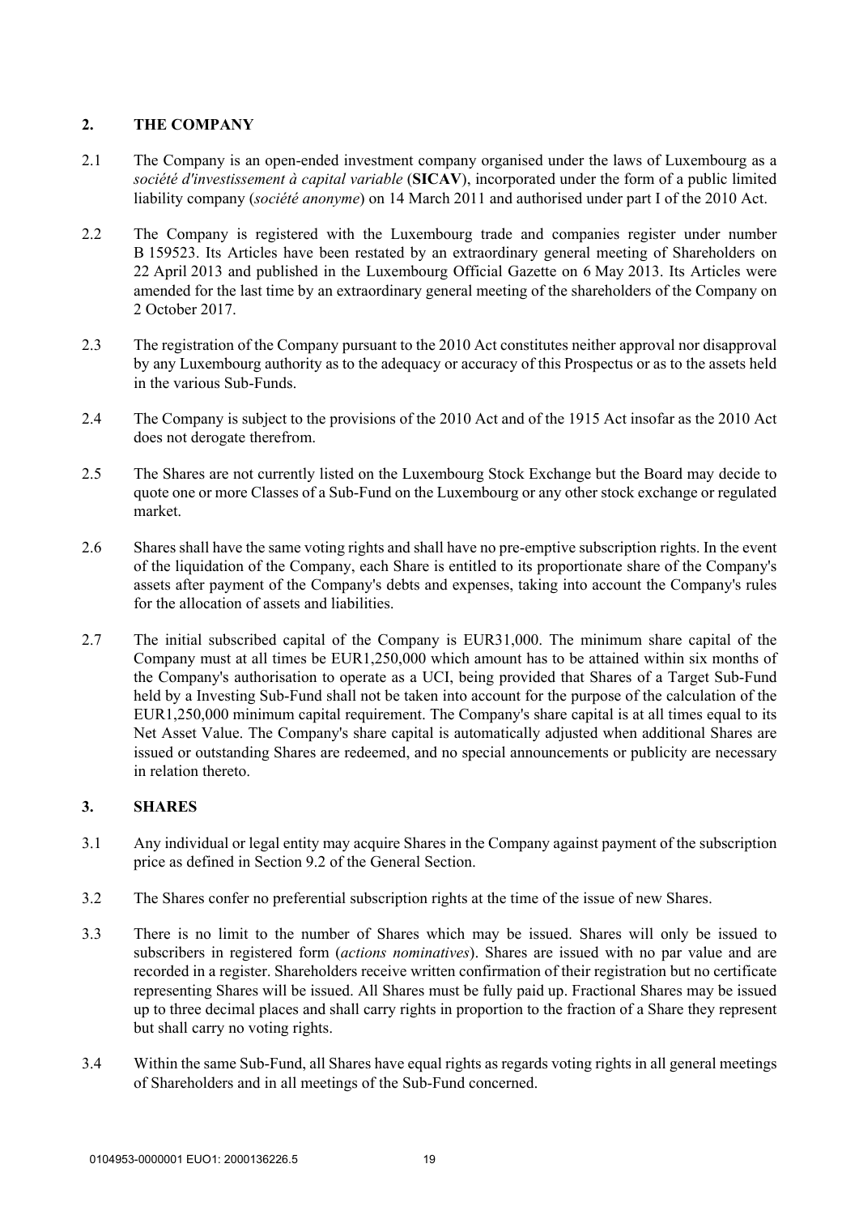## 2. THE COMPANY

2.1 The Company is an open-ended investment company organised under the laws of Luxembourg as a *société d'investissement à capital variable* (**SICAV**), incorporated under the form of a public limited liability company (*société anonyme*) on 14 March 2011 and authorised under part I of the 2010 Act.

2.2 The Company is registered with the Luxembourg trade and companies register under number B 159523. Its Articles have been restated by an extraordinary general meeting of Shareholders on 22 April 2013 and published in the Luxembourg Official Gazette on 6 May 2013. Its Articles were amended for the last time by an extraordinary general meeting of the shareholders of the Company on 2 October 2017.

2.3 The registration of the Company pursuant to the 2010 Act constitutes neither approval nor disapproval by any Luxembourg authority as to the adequacy or accuracy of this Prospectus or as to the assets held in the various Sub-Funds.

2.4 The Company is subject to the provisions of the 2010 Act and of the 1915 Act insofar as the 2010 Act does not derogate therefrom.

2.5 The Shares are not currently listed on the Luxembourg Stock Exchange but the Board may decide to quote one or more Classes of a Sub-Fund on the Luxembourg or any other stock exchange or regulated market.

2.6 Shares shall have the same voting rights and shall have no pre-emptive subscription rights. In the event of the liquidation of the Company, each Share is entitled to its proportionate share of the Company's assets after payment of the Company's debts and expenses, taking into account the Company's rules for the allocation of assets and liabilities.

2.7 The initial subscribed capital of the Company is EUR31,000. The minimum share capital of the Company must at all times be EUR1,250,000 which amount has to be attained within six months of the Company's authorisation to operate as a UCI, being provided that Shares of a Target Sub-Fund held by a Investing Sub-Fund shall not be taken into account for the purpose of the calculation of the EUR1,250,000 minimum capital requirement. The Company's share capital is at all times equal to its Net Asset Value. The Company's share capital is automatically adjusted when additional Shares are issued or outstanding Shares are redeemed, and no special announcements or publicity are necessary in relation thereto.

## 3. SHARES

3.1 Any individual or legal entity may acquire Shares in the Company against payment of the subscription price as defined in Section 9.2 of the General Section.

3.2 The Shares confer no preferential subscription rights at the time of the issue of new Shares.

3.3 There is no limit to the number of Shares which may be issued. Shares will only be issued to subscribers in registered form (*actions nominatives*). Shares are issued with no par value and are recorded in a register. Shareholders receive written confirmation of their registration but no certificate representing Shares will be issued. All Shares must be fully paid up. Fractional Shares may be issued up to three decimal places and shall carry rights in proportion to the fraction of a Share they represent but shall carry no voting rights.

3.4 Within the same Sub-Fund, all Shares have equal rights as regards voting rights in all general meetings of Shareholders and in all meetings of the Sub-Fund concerned.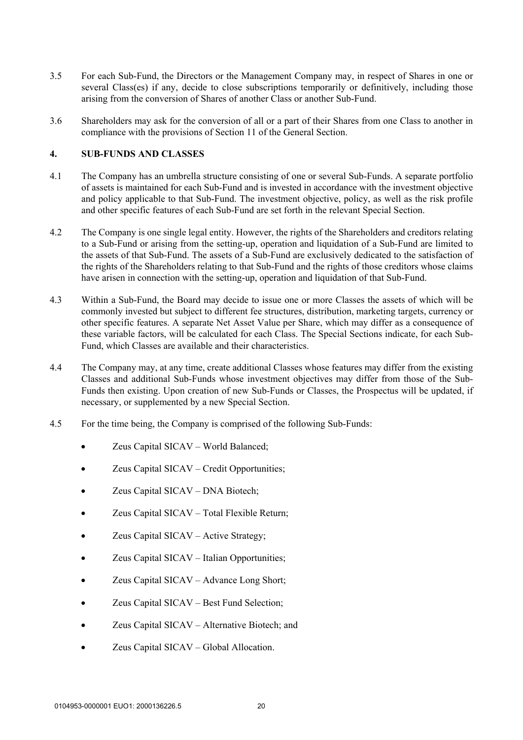3.5 For each Sub-Fund, the Directors or the Management Company may, in respect of Shares in one or several Class(es) if any, decide to close subscriptions temporarily or definitively, including those arising from the conversion of Shares of another Class or another Sub-Fund.

3.6 Shareholders may ask for the conversion of all or a part of their Shares from one Class to another in compliance with the provisions of Section 11 of the General Section.

## 4. SUB-FUNDS AND CLASSES

4.1 The Company has an umbrella structure consisting of one or several Sub-Funds. A separate portfolio of assets is maintained for each Sub-Fund and is invested in accordance with the investment objective and policy applicable to that Sub-Fund. The investment objective, policy, as well as the risk profile and other specific features of each Sub-Fund are set forth in the relevant Special Section.

4.2 The Company is one single legal entity. However, the rights of the Shareholders and creditors relating to a Sub-Fund or arising from the setting-up, operation and liquidation of a Sub-Fund are limited to the assets of that Sub-Fund. The assets of a Sub-Fund are exclusively dedicated to the satisfaction of the rights of the Shareholders relating to that Sub-Fund and the rights of those creditors whose claims have arisen in connection with the setting-up, operation and liquidation of that Sub-Fund.

4.3 Within a Sub-Fund, the Board may decide to issue one or more Classes the assets of which will be commonly invested but subject to different fee structures, distribution, marketing targets, currency or other specific features. A separate Net Asset Value per Share, which may differ as a consequence of these variable factors, will be calculated for each Class. The Special Sections indicate, for each Sub-Fund, which Classes are available and their characteristics.

4.4 The Company may, at any time, create additional Classes whose features may differ from the existing Classes and additional Sub-Funds whose investment objectives may differ from those of the Sub-Funds then existing. Upon creation of new Sub-Funds or Classes, the Prospectus will be updated, if necessary, or supplemented by a new Special Section.

4.5 For the time being, the Company is comprised of the following Sub-Funds:

- Zeus Capital SICAV – World Balanced;
- Zeus Capital SICAV – Credit Opportunities;
- Zeus Capital SICAV – DNA Biotech;
- Zeus Capital SICAV – Total Flexible Return;
- Zeus Capital SICAV – Active Strategy;
- Zeus Capital SICAV – Italian Opportunities;
- Zeus Capital SICAV – Advance Long Short;
- Zeus Capital SICAV – Best Fund Selection;
- Zeus Capital SICAV – Alternative Biotech; and
- Zeus Capital SICAV – Global Allocation.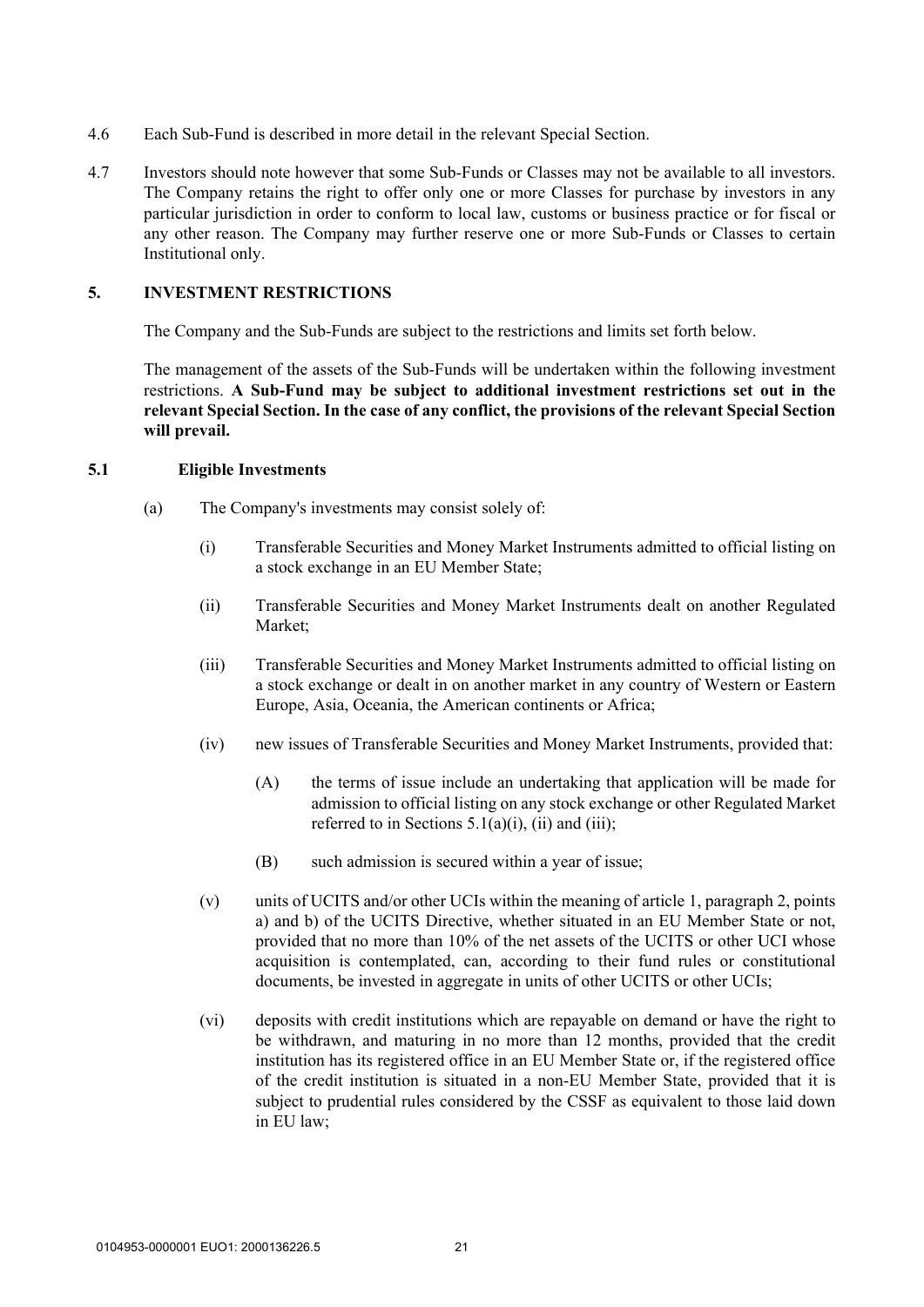4.6 Each Sub-Fund is described in more detail in the relevant Special Section.

4.7 Investors should note however that some Sub-Funds or Classes may not be available to all investors. The Company retains the right to offer only one or more Classes for purchase by investors in any particular jurisdiction in order to conform to local law, customs or business practice or for fiscal or any other reason. The Company may further reserve one or more Sub-Funds or Classes to certain Institutional only.

## 5. INVESTMENT RESTRICTIONS

The Company and the Sub-Funds are subject to the restrictions and limits set forth below.

The management of the assets of the Sub-Funds will be undertaken within the following investment restrictions. **A Sub-Fund may be subject to additional investment restrictions set out in the relevant Special Section. In the case of any conflict, the provisions of the relevant Special Section will prevail.**

### 5.1 Eligible Investments

(a) The Company's investments may consist solely of:

(i) Transferable Securities and Money Market Instruments admitted to official listing on a stock exchange in an EU Member State;

(ii) Transferable Securities and Money Market Instruments dealt on another Regulated Market;

(iii) Transferable Securities and Money Market Instruments admitted to official listing on a stock exchange or dealt in on another market in any country of Western or Eastern Europe, Asia, Oceania, the American continents or Africa;

(iv) new issues of Transferable Securities and Money Market Instruments, provided that:

(A) the terms of issue include an undertaking that application will be made for admission to official listing on any stock exchange or other Regulated Market referred to in Sections 5.1(a)(i), (ii) and (iii);

(B) such admission is secured within a year of issue;

(v) units of UCITS and/or other UCIs within the meaning of article 1, paragraph 2, points a) and b) of the UCITS Directive, whether situated in an EU Member State or not, provided that no more than 10% of the net assets of the UCITS or other UCI whose acquisition is contemplated, can, according to their fund rules or constitutional documents, be invested in aggregate in units of other UCITS or other UCIs;

(vi) deposits with credit institutions which are repayable on demand or have the right to be withdrawn, and maturing in no more than 12 months, provided that the credit institution has its registered office in an EU Member State or, if the registered office of the credit institution is situated in a non-EU Member State, provided that it is subject to prudential rules considered by the CSSF as equivalent to those laid down in EU law;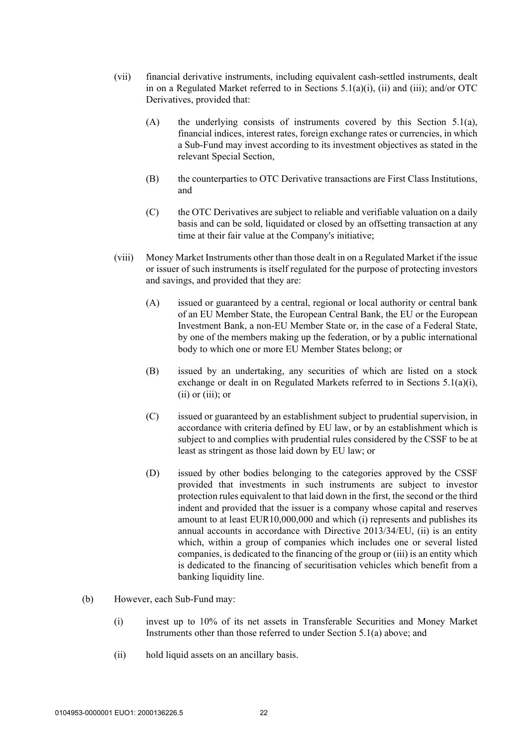(vii) financial derivative instruments, including equivalent cash-settled instruments, dealt in on a Regulated Market referred to in Sections 5.1(a)(i), (ii) and (iii); and/or OTC Derivatives, provided that:

(A) the underlying consists of instruments covered by this Section 5.1(a), financial indices, interest rates, foreign exchange rates or currencies, in which a Sub-Fund may invest according to its investment objectives as stated in the relevant Special Section,

(B) the counterparties to OTC Derivative transactions are First Class Institutions, and

(C) the OTC Derivatives are subject to reliable and verifiable valuation on a daily basis and can be sold, liquidated or closed by an offsetting transaction at any time at their fair value at the Company's initiative;

(viii) Money Market Instruments other than those dealt in on a Regulated Market if the issue or issuer of such instruments is itself regulated for the purpose of protecting investors and savings, and provided that they are:

(A) issued or guaranteed by a central, regional or local authority or central bank of an EU Member State, the European Central Bank, the EU or the European Investment Bank, a non-EU Member State or, in the case of a Federal State, by one of the members making up the federation, or by a public international body to which one or more EU Member States belong; or

(B) issued by an undertaking, any securities of which are listed on a stock exchange or dealt in on Regulated Markets referred to in Sections 5.1(a)(i), (ii) or (iii); or

(C) issued or guaranteed by an establishment subject to prudential supervision, in accordance with criteria defined by EU law, or by an establishment which is subject to and complies with prudential rules considered by the CSSF to be at least as stringent as those laid down by EU law; or

(D) issued by other bodies belonging to the categories approved by the CSSF provided that investments in such instruments are subject to investor protection rules equivalent to that laid down in the first, the second or the third indent and provided that the issuer is a company whose capital and reserves amount to at least EUR10,000,000 and which (i) represents and publishes its annual accounts in accordance with Directive 2013/34/EU, (ii) is an entity which, within a group of companies which includes one or several listed companies, is dedicated to the financing of the group or (iii) is an entity which is dedicated to the financing of securitisation vehicles which benefit from a banking liquidity line.

(b) However, each Sub-Fund may:

(i) invest up to 10% of its net assets in Transferable Securities and Money Market Instruments other than those referred to under Section 5.1(a) above; and

(ii) hold liquid assets on an ancillary basis.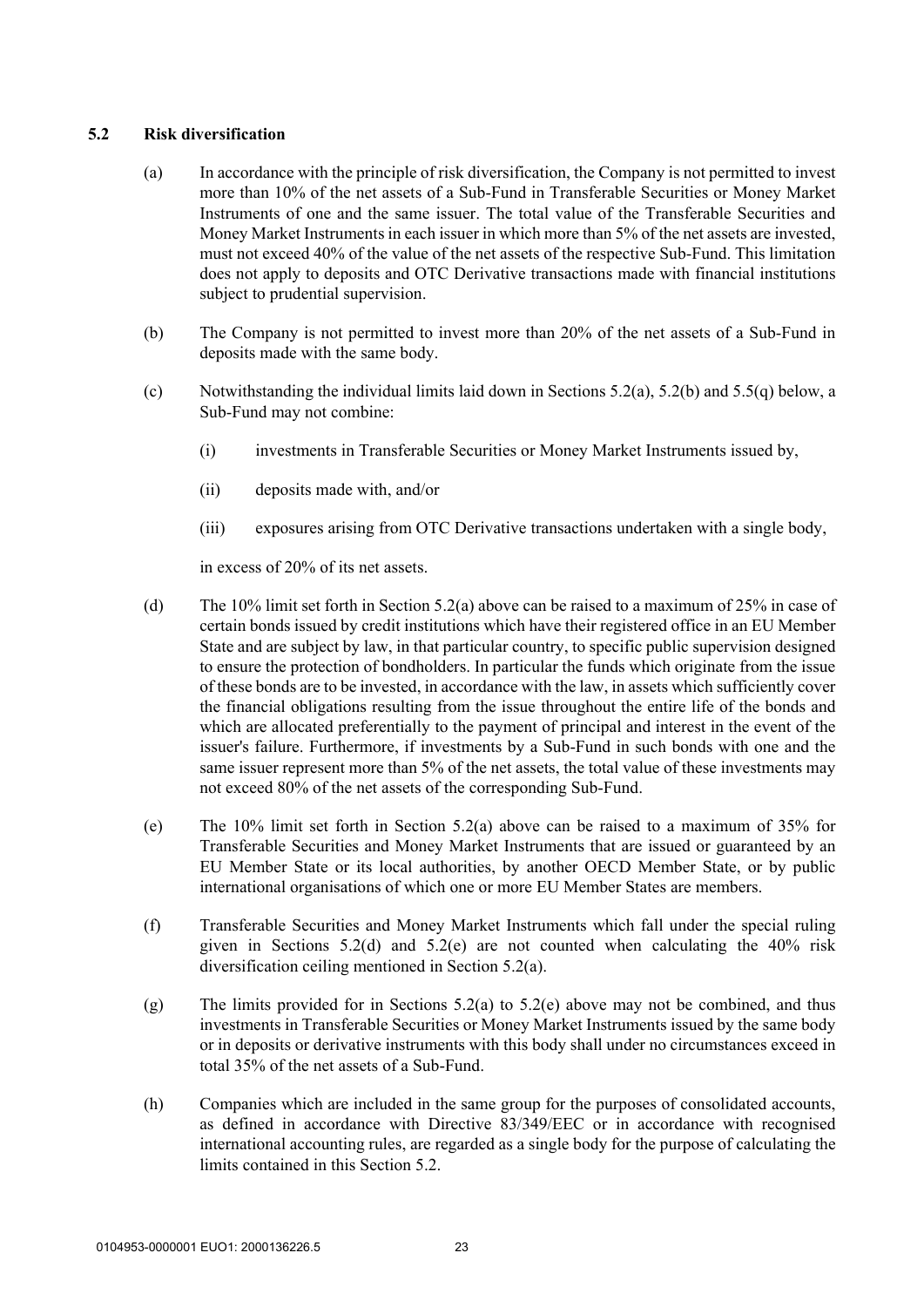### 5.2 Risk diversification

(a) In accordance with the principle of risk diversification, the Company is not permitted to invest more than 10% of the net assets of a Sub-Fund in Transferable Securities or Money Market Instruments of one and the same issuer. The total value of the Transferable Securities and Money Market Instruments in each issuer in which more than 5% of the net assets are invested, must not exceed 40% of the value of the net assets of the respective Sub-Fund. This limitation does not apply to deposits and OTC Derivative transactions made with financial institutions subject to prudential supervision.

(b) The Company is not permitted to invest more than 20% of the net assets of a Sub-Fund in deposits made with the same body.

(c) Notwithstanding the individual limits laid down in Sections 5.2(a), 5.2(b) and 5.5(q) below, a Sub-Fund may not combine:

  (i) investments in Transferable Securities or Money Market Instruments issued by,

  (ii) deposits made with, and/or

  (iii) exposures arising from OTC Derivative transactions undertaken with a single body,

  in excess of 20% of its net assets.

(d) The 10% limit set forth in Section 5.2(a) above can be raised to a maximum of 25% in case of certain bonds issued by credit institutions which have their registered office in an EU Member State and are subject by law, in that particular country, to specific public supervision designed to ensure the protection of bondholders. In particular the funds which originate from the issue of these bonds are to be invested, in accordance with the law, in assets which sufficiently cover the financial obligations resulting from the issue throughout the entire life of the bonds and which are allocated preferentially to the payment of principal and interest in the event of the issuer's failure. Furthermore, if investments by a Sub-Fund in such bonds with one and the same issuer represent more than 5% of the net assets, the total value of these investments may not exceed 80% of the net assets of the corresponding Sub-Fund.

(e) The 10% limit set forth in Section 5.2(a) above can be raised to a maximum of 35% for Transferable Securities and Money Market Instruments that are issued or guaranteed by an EU Member State or its local authorities, by another OECD Member State, or by public international organisations of which one or more EU Member States are members.

(f) Transferable Securities and Money Market Instruments which fall under the special ruling given in Sections 5.2(d) and 5.2(e) are not counted when calculating the 40% risk diversification ceiling mentioned in Section 5.2(a).

(g) The limits provided for in Sections 5.2(a) to 5.2(e) above may not be combined, and thus investments in Transferable Securities or Money Market Instruments issued by the same body or in deposits or derivative instruments with this body shall under no circumstances exceed in total 35% of the net assets of a Sub-Fund.

(h) Companies which are included in the same group for the purposes of consolidated accounts, as defined in accordance with Directive 83/349/EEC or in accordance with recognised international accounting rules, are regarded as a single body for the purpose of calculating the limits contained in this Section 5.2.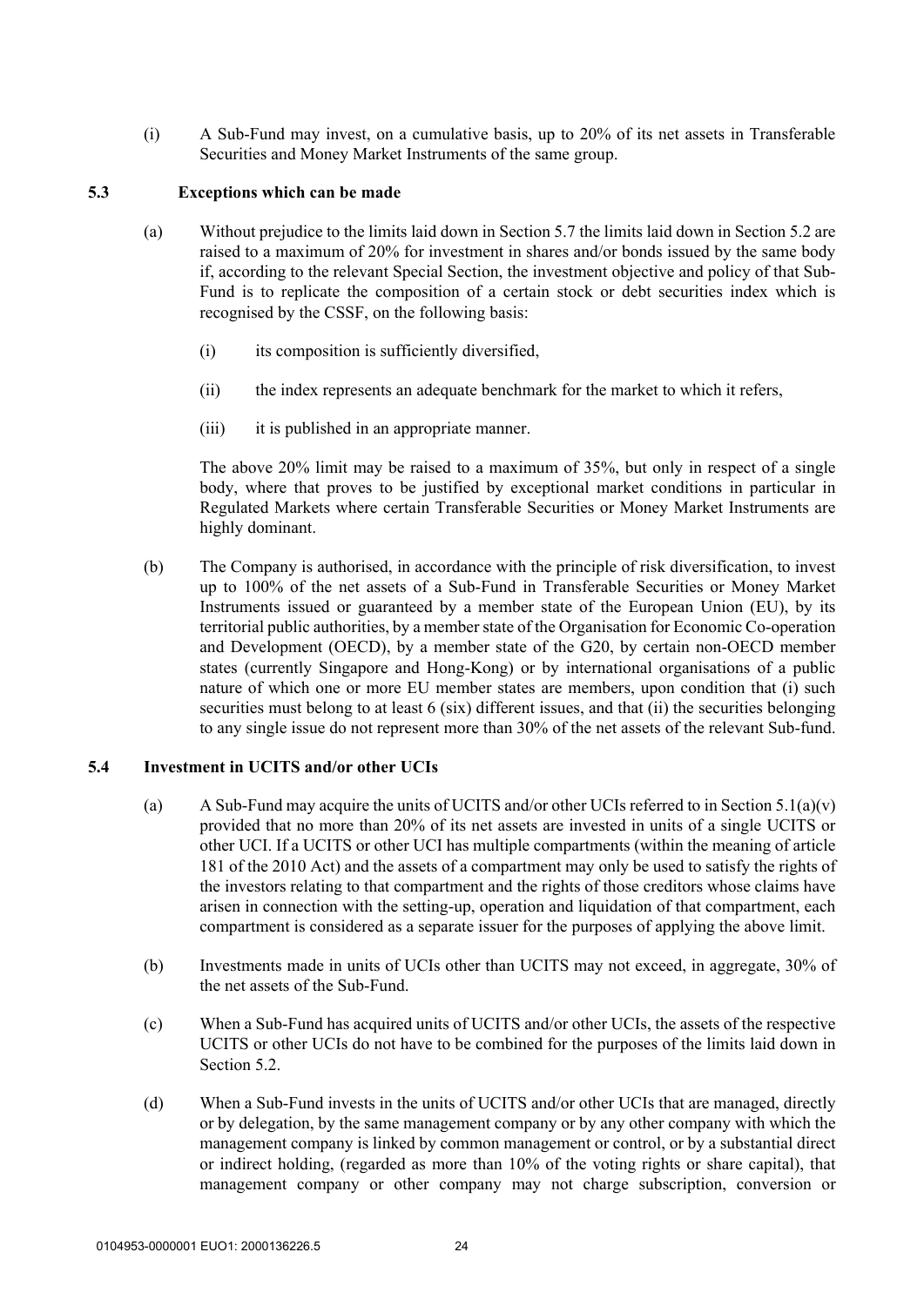(i) A Sub-Fund may invest, on a cumulative basis, up to 20% of its net assets in Transferable Securities and Money Market Instruments of the same group.

### 5.3 Exceptions which can be made

(a) Without prejudice to the limits laid down in Section 5.7 the limits laid down in Section 5.2 are raised to a maximum of 20% for investment in shares and/or bonds issued by the same body if, according to the relevant Special Section, the investment objective and policy of that Sub-Fund is to replicate the composition of a certain stock or debt securities index which is recognised by the CSSF, on the following basis:

(i) its composition is sufficiently diversified,

(ii) the index represents an adequate benchmark for the market to which it refers,

(iii) it is published in an appropriate manner.

The above 20% limit may be raised to a maximum of 35%, but only in respect of a single body, where that proves to be justified by exceptional market conditions in particular in Regulated Markets where certain Transferable Securities or Money Market Instruments are highly dominant.

(b) The Company is authorised, in accordance with the principle of risk diversification, to invest up to 100% of the net assets of a Sub-Fund in Transferable Securities or Money Market Instruments issued or guaranteed by a member state of the European Union (EU), by its territorial public authorities, by a member state of the Organisation for Economic Co-operation and Development (OECD), by a member state of the G20, by certain non-OECD member states (currently Singapore and Hong-Kong) or by international organisations of a public nature of which one or more EU member states are members, upon condition that (i) such securities must belong to at least 6 (six) different issues, and that (ii) the securities belonging to any single issue do not represent more than 30% of the net assets of the relevant Sub-fund.

### 5.4 Investment in UCITS and/or other UCIs

(a) A Sub-Fund may acquire the units of UCITS and/or other UCIs referred to in Section 5.1(a)(v) provided that no more than 20% of its net assets are invested in units of a single UCITS or other UCI. If a UCITS or other UCI has multiple compartments (within the meaning of article 181 of the 2010 Act) and the assets of a compartment may only be used to satisfy the rights of the investors relating to that compartment and the rights of those creditors whose claims have arisen in connection with the setting-up, operation and liquidation of that compartment, each compartment is considered as a separate issuer for the purposes of applying the above limit.

(b) Investments made in units of UCIs other than UCITS may not exceed, in aggregate, 30% of the net assets of the Sub-Fund.

(c) When a Sub-Fund has acquired units of UCITS and/or other UCIs, the assets of the respective UCITS or other UCIs do not have to be combined for the purposes of the limits laid down in Section 5.2.

(d) When a Sub-Fund invests in the units of UCITS and/or other UCIs that are managed, directly or by delegation, by the same management company or by any other company with which the management company is linked by common management or control, or by a substantial direct or indirect holding, (regarded as more than 10% of the voting rights or share capital), that management company or other company may not charge subscription, conversion or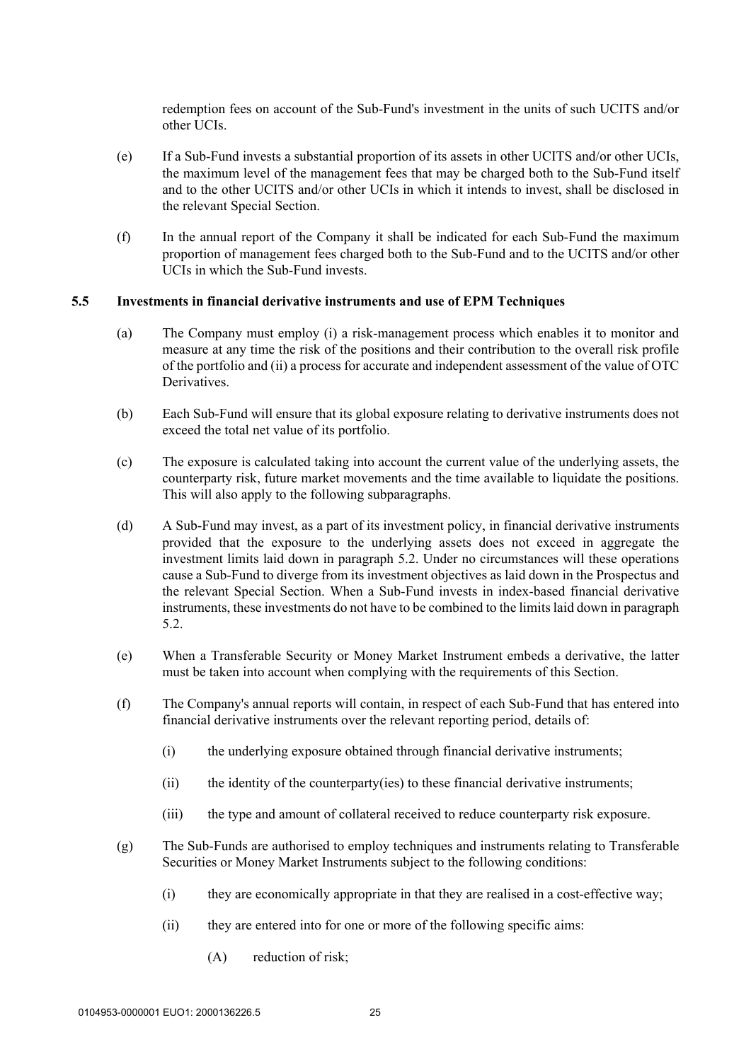redemption fees on account of the Sub-Fund's investment in the units of such UCITS and/or other UCIs.

(e) If a Sub-Fund invests a substantial proportion of its assets in other UCITS and/or other UCIs, the maximum level of the management fees that may be charged both to the Sub-Fund itself and to the other UCITS and/or other UCIs in which it intends to invest, shall be disclosed in the relevant Special Section.

(f) In the annual report of the Company it shall be indicated for each Sub-Fund the maximum proportion of management fees charged both to the Sub-Fund and to the UCITS and/or other UCIs in which the Sub-Fund invests.

### 5.5 Investments in financial derivative instruments and use of EPM Techniques

(a) The Company must employ (i) a risk-management process which enables it to monitor and measure at any time the risk of the positions and their contribution to the overall risk profile of the portfolio and (ii) a process for accurate and independent assessment of the value of OTC Derivatives.

(b) Each Sub-Fund will ensure that its global exposure relating to derivative instruments does not exceed the total net value of its portfolio.

(c) The exposure is calculated taking into account the current value of the underlying assets, the counterparty risk, future market movements and the time available to liquidate the positions. This will also apply to the following subparagraphs.

(d) A Sub-Fund may invest, as a part of its investment policy, in financial derivative instruments provided that the exposure to the underlying assets does not exceed in aggregate the investment limits laid down in paragraph 5.2. Under no circumstances will these operations cause a Sub-Fund to diverge from its investment objectives as laid down in the Prospectus and the relevant Special Section. When a Sub-Fund invests in index-based financial derivative instruments, these investments do not have to be combined to the limits laid down in paragraph 5.2.

(e) When a Transferable Security or Money Market Instrument embeds a derivative, the latter must be taken into account when complying with the requirements of this Section.

(f) The Company's annual reports will contain, in respect of each Sub-Fund that has entered into financial derivative instruments over the relevant reporting period, details of:

(i) the underlying exposure obtained through financial derivative instruments;

(ii) the identity of the counterparty(ies) to these financial derivative instruments;

(iii) the type and amount of collateral received to reduce counterparty risk exposure.

(g) The Sub-Funds are authorised to employ techniques and instruments relating to Transferable Securities or Money Market Instruments subject to the following conditions:

(i) they are economically appropriate in that they are realised in a cost-effective way;

(ii) they are entered into for one or more of the following specific aims:

(A) reduction of risk;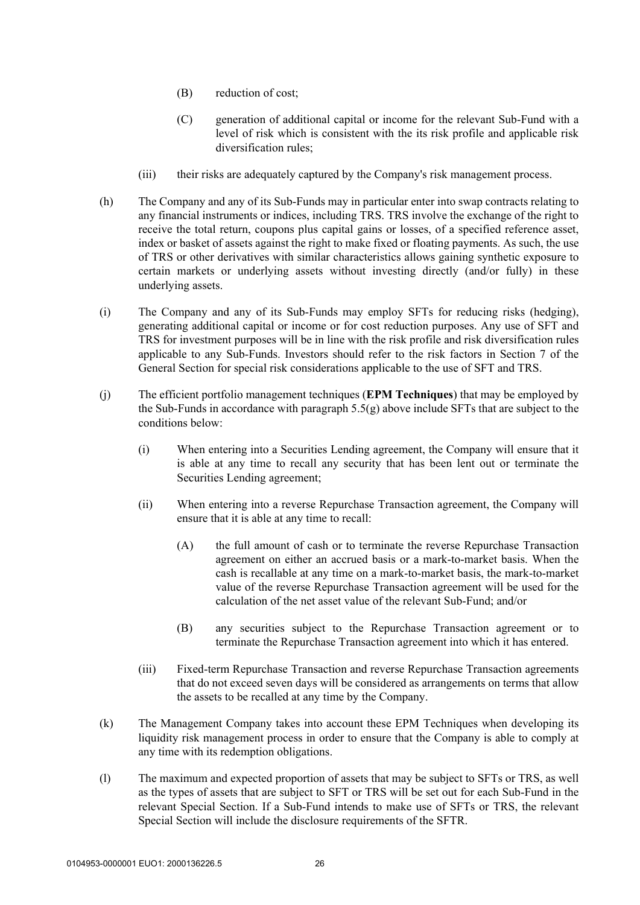(B) reduction of cost;

(C) generation of additional capital or income for the relevant Sub-Fund with a level of risk which is consistent with the its risk profile and applicable risk diversification rules;

(iii) their risks are adequately captured by the Company's risk management process.

(h) The Company and any of its Sub-Funds may in particular enter into swap contracts relating to any financial instruments or indices, including TRS. TRS involve the exchange of the right to receive the total return, coupons plus capital gains or losses, of a specified reference asset, index or basket of assets against the right to make fixed or floating payments. As such, the use of TRS or other derivatives with similar characteristics allows gaining synthetic exposure to certain markets or underlying assets without investing directly (and/or fully) in these underlying assets.

(i) The Company and any of its Sub-Funds may employ SFTs for reducing risks (hedging), generating additional capital or income or for cost reduction purposes. Any use of SFT and TRS for investment purposes will be in line with the risk profile and risk diversification rules applicable to any Sub-Funds. Investors should refer to the risk factors in Section 7 of the General Section for special risk considerations applicable to the use of SFT and TRS.

(j) The efficient portfolio management techniques (**EPM Techniques**) that may be employed by the Sub-Funds in accordance with paragraph 5.5(g) above include SFTs that are subject to the conditions below:

(i) When entering into a Securities Lending agreement, the Company will ensure that it is able at any time to recall any security that has been lent out or terminate the Securities Lending agreement;

(ii) When entering into a reverse Repurchase Transaction agreement, the Company will ensure that it is able at any time to recall:

(A) the full amount of cash or to terminate the reverse Repurchase Transaction agreement on either an accrued basis or a mark-to-market basis. When the cash is recallable at any time on a mark-to-market basis, the mark-to-market value of the reverse Repurchase Transaction agreement will be used for the calculation of the net asset value of the relevant Sub-Fund; and/or

(B) any securities subject to the Repurchase Transaction agreement or to terminate the Repurchase Transaction agreement into which it has entered.

(iii) Fixed-term Repurchase Transaction and reverse Repurchase Transaction agreements that do not exceed seven days will be considered as arrangements on terms that allow the assets to be recalled at any time by the Company.

(k) The Management Company takes into account these EPM Techniques when developing its liquidity risk management process in order to ensure that the Company is able to comply at any time with its redemption obligations.

(l) The maximum and expected proportion of assets that may be subject to SFTs or TRS, as well as the types of assets that are subject to SFT or TRS will be set out for each Sub-Fund in the relevant Special Section. If a Sub-Fund intends to make use of SFTs or TRS, the relevant Special Section will include the disclosure requirements of the SFTR.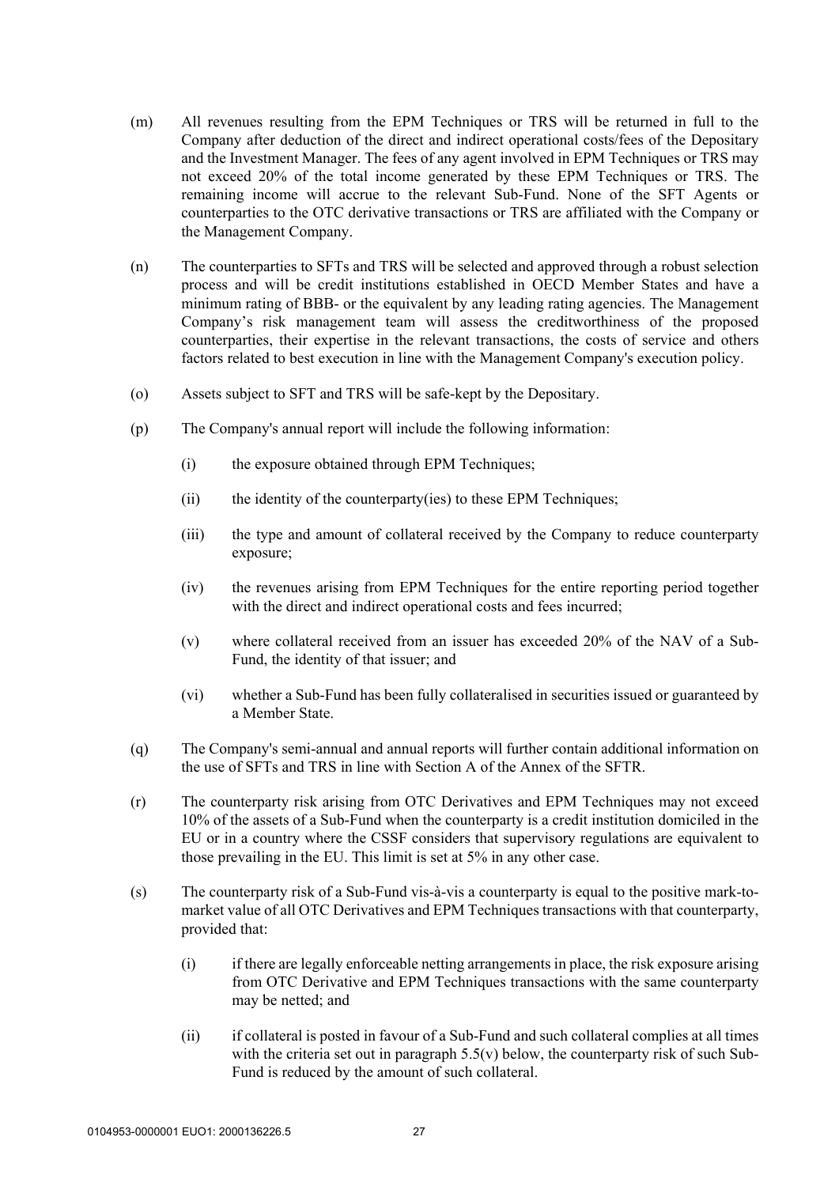(m) All revenues resulting from the EPM Techniques or TRS will be returned in full to the Company after deduction of the direct and indirect operational costs/fees of the Depositary and the Investment Manager. The fees of any agent involved in EPM Techniques or TRS may not exceed 20% of the total income generated by these EPM Techniques or TRS. The remaining income will accrue to the relevant Sub-Fund. None of the SFT Agents or counterparties to the OTC derivative transactions or TRS are affiliated with the Company or the Management Company.

(n) The counterparties to SFTs and TRS will be selected and approved through a robust selection process and will be credit institutions established in OECD Member States and have a minimum rating of BBB- or the equivalent by any leading rating agencies. The Management Company's risk management team will assess the creditworthiness of the proposed counterparties, their expertise in the relevant transactions, the costs of service and others factors related to best execution in line with the Management Company's execution policy.

(o) Assets subject to SFT and TRS will be safe-kept by the Depositary.

(p) The Company's annual report will include the following information:

  (i) the exposure obtained through EPM Techniques;

  (ii) the identity of the counterparty(ies) to these EPM Techniques;

  (iii) the type and amount of collateral received by the Company to reduce counterparty exposure;

  (iv) the revenues arising from EPM Techniques for the entire reporting period together with the direct and indirect operational costs and fees incurred;

  (v) where collateral received from an issuer has exceeded 20% of the NAV of a Sub-Fund, the identity of that issuer; and

  (vi) whether a Sub-Fund has been fully collateralised in securities issued or guaranteed by a Member State.

(q) The Company's semi-annual and annual reports will further contain additional information on the use of SFTs and TRS in line with Section A of the Annex of the SFTR.

(r) The counterparty risk arising from OTC Derivatives and EPM Techniques may not exceed 10% of the assets of a Sub-Fund when the counterparty is a credit institution domiciled in the EU or in a country where the CSSF considers that supervisory regulations are equivalent to those prevailing in the EU. This limit is set at 5% in any other case.

(s) The counterparty risk of a Sub-Fund vis-à-vis a counterparty is equal to the positive mark-to-market value of all OTC Derivatives and EPM Techniques transactions with that counterparty, provided that:

  (i) if there are legally enforceable netting arrangements in place, the risk exposure arising from OTC Derivative and EPM Techniques transactions with the same counterparty may be netted; and

  (ii) if collateral is posted in favour of a Sub-Fund and such collateral complies at all times with the criteria set out in paragraph 5.5(v) below, the counterparty risk of such Sub-Fund is reduced by the amount of such collateral.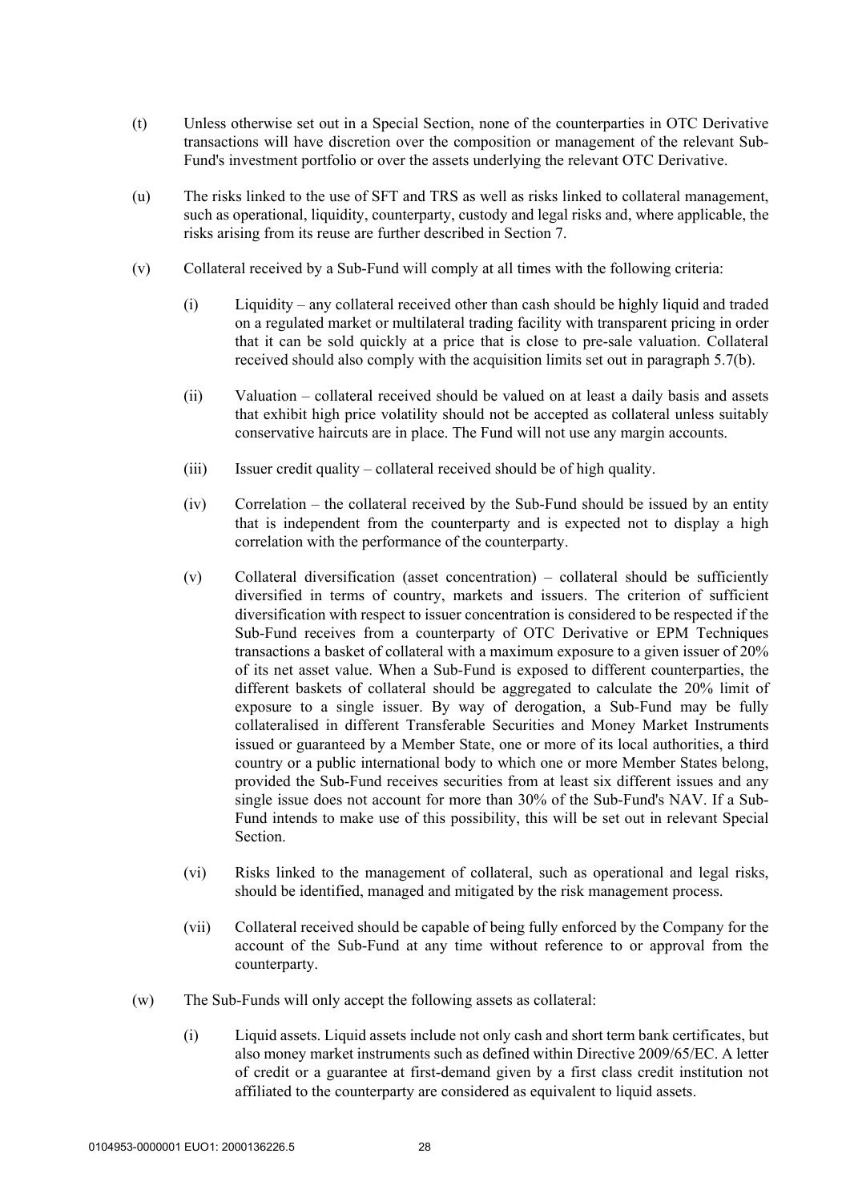(t) Unless otherwise set out in a Special Section, none of the counterparties in OTC Derivative transactions will have discretion over the composition or management of the relevant Sub-Fund's investment portfolio or over the assets underlying the relevant OTC Derivative.

(u) The risks linked to the use of SFT and TRS as well as risks linked to collateral management, such as operational, liquidity, counterparty, custody and legal risks and, where applicable, the risks arising from its reuse are further described in Section 7.

(v) Collateral received by a Sub-Fund will comply at all times with the following criteria:

(i) Liquidity – any collateral received other than cash should be highly liquid and traded on a regulated market or multilateral trading facility with transparent pricing in order that it can be sold quickly at a price that is close to pre-sale valuation. Collateral received should also comply with the acquisition limits set out in paragraph 5.7(b).

(ii) Valuation – collateral received should be valued on at least a daily basis and assets that exhibit high price volatility should not be accepted as collateral unless suitably conservative haircuts are in place. The Fund will not use any margin accounts.

(iii) Issuer credit quality – collateral received should be of high quality.

(iv) Correlation – the collateral received by the Sub-Fund should be issued by an entity that is independent from the counterparty and is expected not to display a high correlation with the performance of the counterparty.

(v) Collateral diversification (asset concentration) – collateral should be sufficiently diversified in terms of country, markets and issuers. The criterion of sufficient diversification with respect to issuer concentration is considered to be respected if the Sub-Fund receives from a counterparty of OTC Derivative or EPM Techniques transactions a basket of collateral with a maximum exposure to a given issuer of 20% of its net asset value. When a Sub-Fund is exposed to different counterparties, the different baskets of collateral should be aggregated to calculate the 20% limit of exposure to a single issuer. By way of derogation, a Sub-Fund may be fully collateralised in different Transferable Securities and Money Market Instruments issued or guaranteed by a Member State, one or more of its local authorities, a third country or a public international body to which one or more Member States belong, provided the Sub-Fund receives securities from at least six different issues and any single issue does not account for more than 30% of the Sub-Fund's NAV. If a Sub-Fund intends to make use of this possibility, this will be set out in relevant Special Section.

(vi) Risks linked to the management of collateral, such as operational and legal risks, should be identified, managed and mitigated by the risk management process.

(vii) Collateral received should be capable of being fully enforced by the Company for the account of the Sub-Fund at any time without reference to or approval from the counterparty.

(w) The Sub-Funds will only accept the following assets as collateral:

(i) Liquid assets. Liquid assets include not only cash and short term bank certificates, but also money market instruments such as defined within Directive 2009/65/EC. A letter of credit or a guarantee at first-demand given by a first class credit institution not affiliated to the counterparty are considered as equivalent to liquid assets.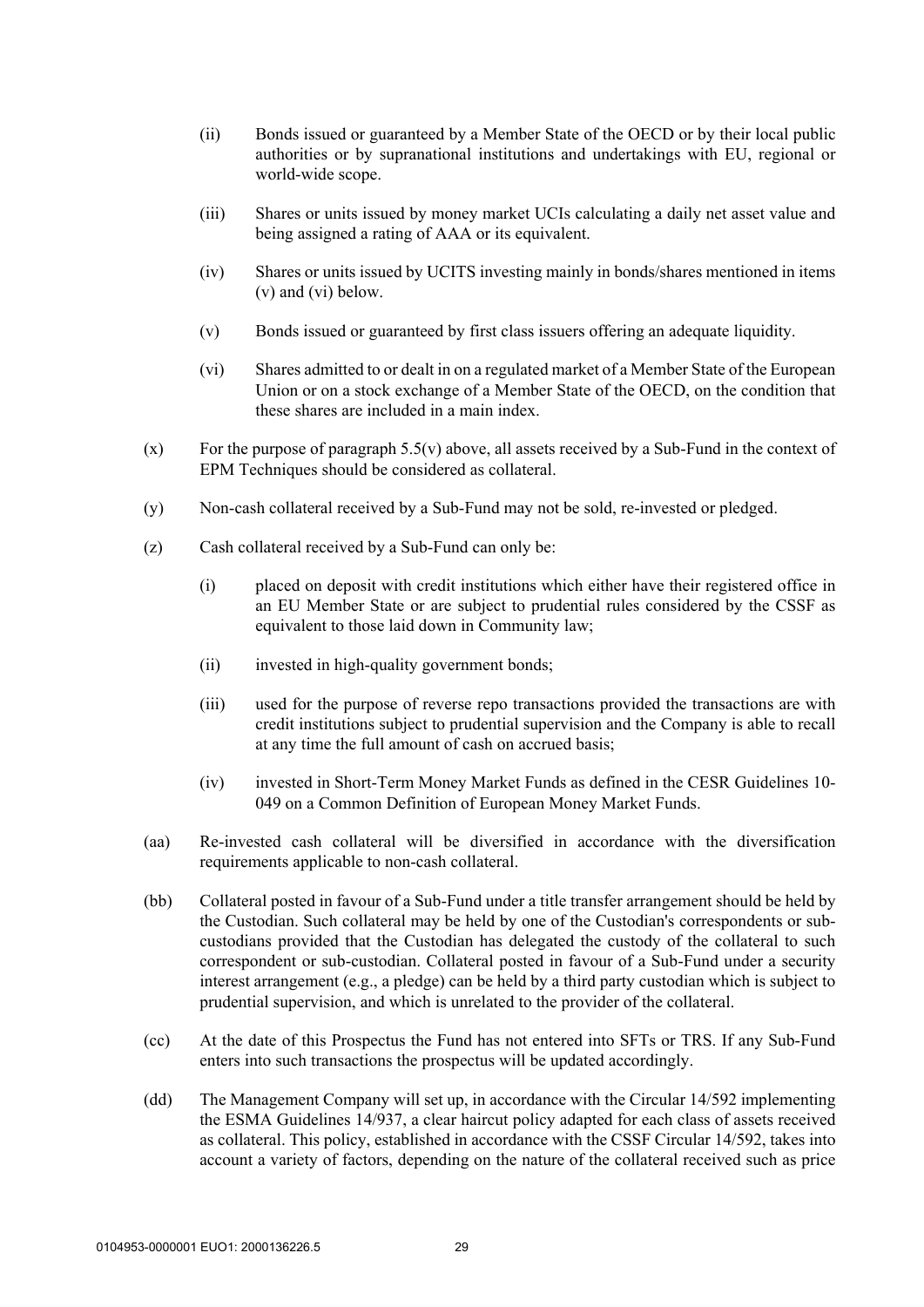(ii) Bonds issued or guaranteed by a Member State of the OECD or by their local public authorities or by supranational institutions and undertakings with EU, regional or world-wide scope.

(iii) Shares or units issued by money market UCIs calculating a daily net asset value and being assigned a rating of AAA or its equivalent.

(iv) Shares or units issued by UCITS investing mainly in bonds/shares mentioned in items (v) and (vi) below.

(v) Bonds issued or guaranteed by first class issuers offering an adequate liquidity.

(vi) Shares admitted to or dealt in on a regulated market of a Member State of the European Union or on a stock exchange of a Member State of the OECD, on the condition that these shares are included in a main index.

(x) For the purpose of paragraph 5.5(v) above, all assets received by a Sub-Fund in the context of EPM Techniques should be considered as collateral.

(y) Non-cash collateral received by a Sub-Fund may not be sold, re-invested or pledged.

(z) Cash collateral received by a Sub-Fund can only be:

(i) placed on deposit with credit institutions which either have their registered office in an EU Member State or are subject to prudential rules considered by the CSSF as equivalent to those laid down in Community law;

(ii) invested in high-quality government bonds;

(iii) used for the purpose of reverse repo transactions provided the transactions are with credit institutions subject to prudential supervision and the Company is able to recall at any time the full amount of cash on accrued basis;

(iv) invested in Short-Term Money Market Funds as defined in the CESR Guidelines 10-049 on a Common Definition of European Money Market Funds.

(aa) Re-invested cash collateral will be diversified in accordance with the diversification requirements applicable to non-cash collateral.

(bb) Collateral posted in favour of a Sub-Fund under a title transfer arrangement should be held by the Custodian. Such collateral may be held by one of the Custodian's correspondents or sub-custodians provided that the Custodian has delegated the custody of the collateral to such correspondent or sub-custodian. Collateral posted in favour of a Sub-Fund under a security interest arrangement (e.g., a pledge) can be held by a third party custodian which is subject to prudential supervision, and which is unrelated to the provider of the collateral.

(cc) At the date of this Prospectus the Fund has not entered into SFTs or TRS. If any Sub-Fund enters into such transactions the prospectus will be updated accordingly.

(dd) The Management Company will set up, in accordance with the Circular 14/592 implementing the ESMA Guidelines 14/937, a clear haircut policy adapted for each class of assets received as collateral. This policy, established in accordance with the CSSF Circular 14/592, takes into account a variety of factors, depending on the nature of the collateral received such as price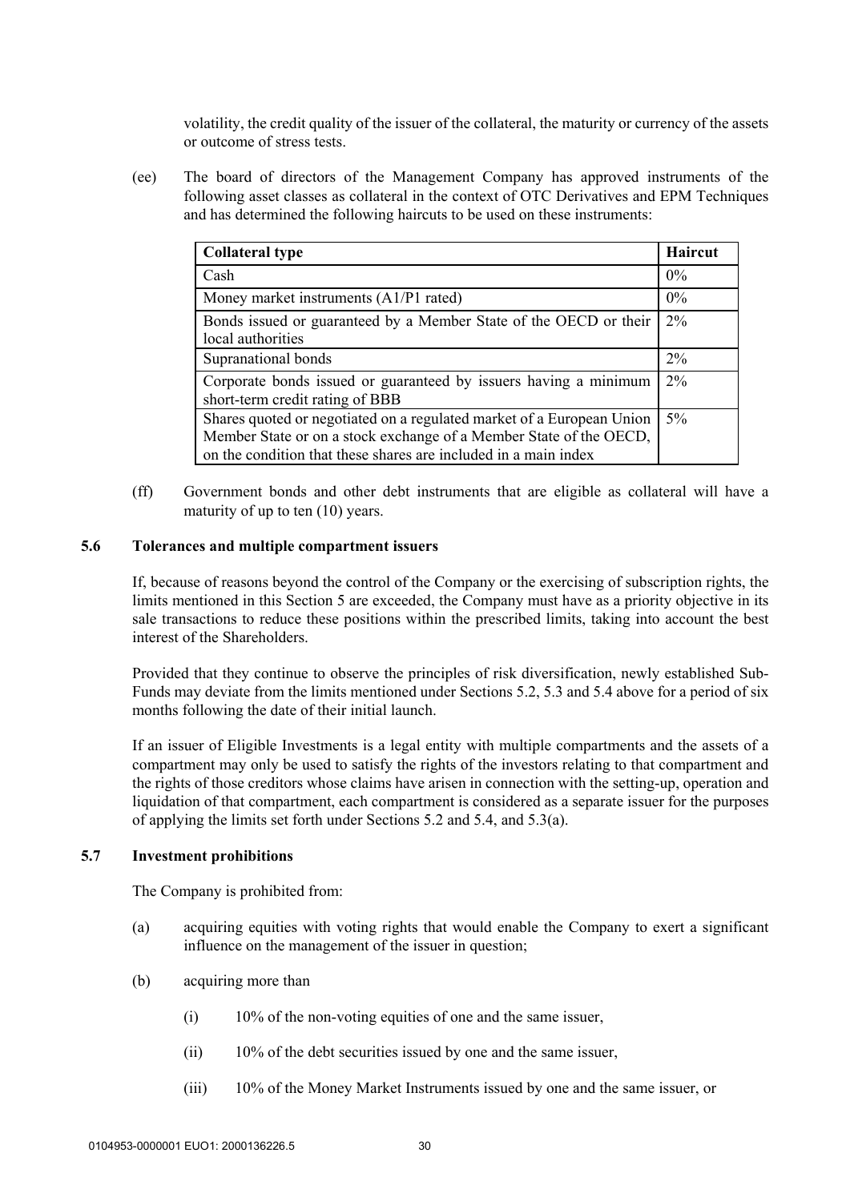volatility, the credit quality of the issuer of the collateral, the maturity or currency of the assets or outcome of stress tests.

(ee) The board of directors of the Management Company has approved instruments of the following asset classes as collateral in the context of OTC Derivatives and EPM Techniques and has determined the following haircuts to be used on these instruments:

| Collateral type | Haircut |
|---|---|
| Cash | 0% |
| Money market instruments (A1/P1 rated) | 0% |
| Bonds issued or guaranteed by a Member State of the OECD or their local authorities | 2% |
| Supranational bonds | 2% |
| Corporate bonds issued or guaranteed by issuers having a minimum short-term credit rating of BBB | 2% |
| Shares quoted or negotiated on a regulated market of a European Union Member State or on a stock exchange of a Member State of the OECD, on the condition that these shares are included in a main index | 5% |

(ff) Government bonds and other debt instruments that are eligible as collateral will have a maturity of up to ten (10) years.

### 5.6 Tolerances and multiple compartment issuers

If, because of reasons beyond the control of the Company or the exercising of subscription rights, the limits mentioned in this Section 5 are exceeded, the Company must have as a priority objective in its sale transactions to reduce these positions within the prescribed limits, taking into account the best interest of the Shareholders.

Provided that they continue to observe the principles of risk diversification, newly established Sub-Funds may deviate from the limits mentioned under Sections 5.2, 5.3 and 5.4 above for a period of six months following the date of their initial launch.

If an issuer of Eligible Investments is a legal entity with multiple compartments and the assets of a compartment may only be used to satisfy the rights of the investors relating to that compartment and the rights of those creditors whose claims have arisen in connection with the setting-up, operation and liquidation of that compartment, each compartment is considered as a separate issuer for the purposes of applying the limits set forth under Sections 5.2 and 5.4, and 5.3(a).

### 5.7 Investment prohibitions

The Company is prohibited from:

(a) acquiring equities with voting rights that would enable the Company to exert a significant influence on the management of the issuer in question;

(b) acquiring more than

(i) 10% of the non-voting equities of one and the same issuer,

(ii) 10% of the debt securities issued by one and the same issuer,

(iii) 10% of the Money Market Instruments issued by one and the same issuer, or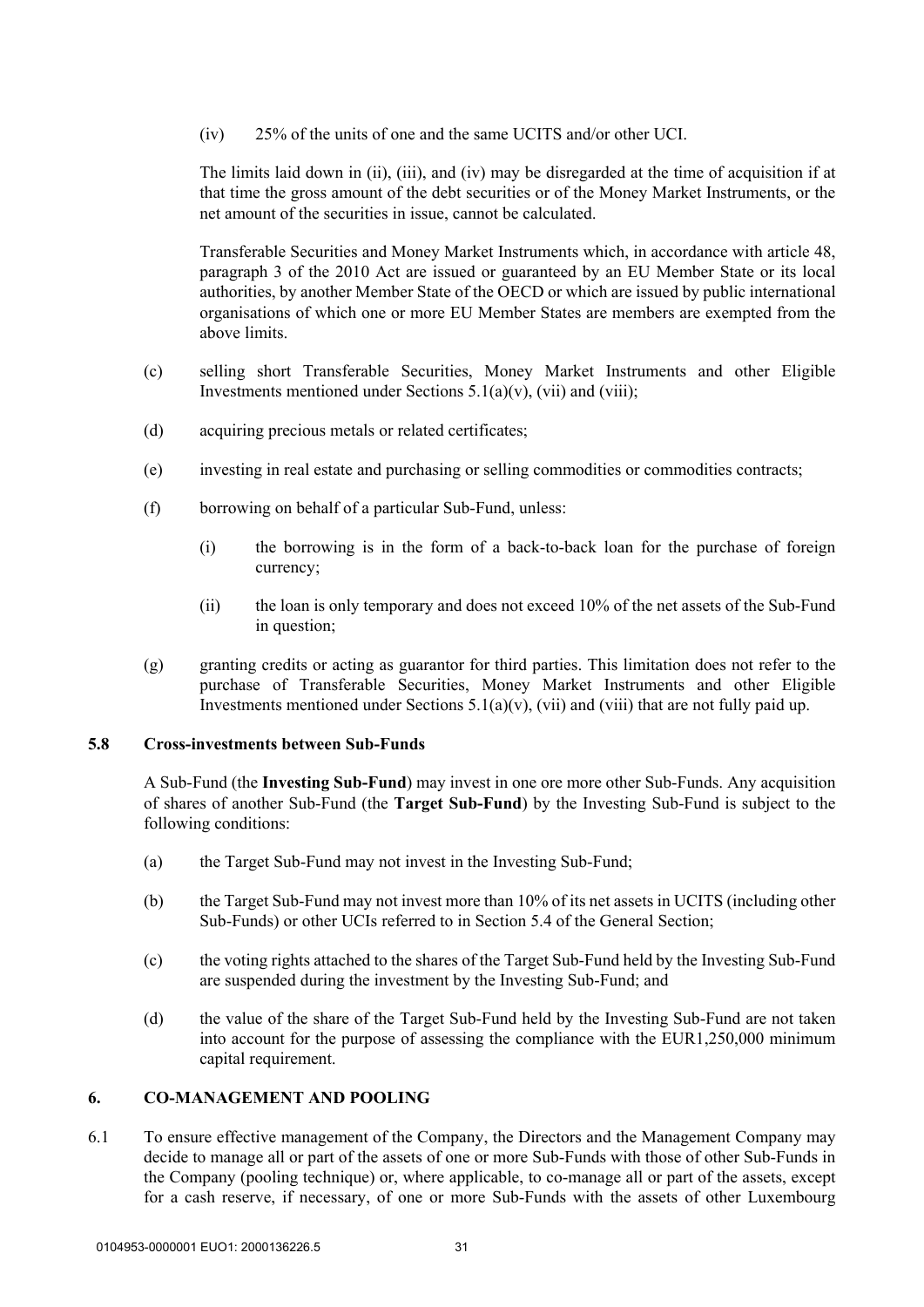(iv) 25% of the units of one and the same UCITS and/or other UCI.

The limits laid down in (ii), (iii), and (iv) may be disregarded at the time of acquisition if at that time the gross amount of the debt securities or of the Money Market Instruments, or the net amount of the securities in issue, cannot be calculated.

Transferable Securities and Money Market Instruments which, in accordance with article 48, paragraph 3 of the 2010 Act are issued or guaranteed by an EU Member State or its local authorities, by another Member State of the OECD or which are issued by public international organisations of which one or more EU Member States are members are exempted from the above limits.

(c) selling short Transferable Securities, Money Market Instruments and other Eligible Investments mentioned under Sections 5.1(a)(v), (vii) and (viii);

(d) acquiring precious metals or related certificates;

(e) investing in real estate and purchasing or selling commodities or commodities contracts;

(f) borrowing on behalf of a particular Sub-Fund, unless:

(i) the borrowing is in the form of a back-to-back loan for the purchase of foreign currency;

(ii) the loan is only temporary and does not exceed 10% of the net assets of the Sub-Fund in question;

(g) granting credits or acting as guarantor for third parties. This limitation does not refer to the purchase of Transferable Securities, Money Market Instruments and other Eligible Investments mentioned under Sections 5.1(a)(v), (vii) and (viii) that are not fully paid up.

### 5.8 Cross-investments between Sub-Funds

A Sub-Fund (the **Investing Sub-Fund**) may invest in one ore more other Sub-Funds. Any acquisition of shares of another Sub-Fund (the **Target Sub-Fund**) by the Investing Sub-Fund is subject to the following conditions:

(a) the Target Sub-Fund may not invest in the Investing Sub-Fund;

(b) the Target Sub-Fund may not invest more than 10% of its net assets in UCITS (including other Sub-Funds) or other UCIs referred to in Section 5.4 of the General Section;

(c) the voting rights attached to the shares of the Target Sub-Fund held by the Investing Sub-Fund are suspended during the investment by the Investing Sub-Fund; and

(d) the value of the share of the Target Sub-Fund held by the Investing Sub-Fund are not taken into account for the purpose of assessing the compliance with the EUR1,250,000 minimum capital requirement.

## 6. CO-MANAGEMENT AND POOLING

6.1 To ensure effective management of the Company, the Directors and the Management Company may decide to manage all or part of the assets of one or more Sub-Funds with those of other Sub-Funds in the Company (pooling technique) or, where applicable, to co-manage all or part of the assets, except for a cash reserve, if necessary, of one or more Sub-Funds with the assets of other Luxembourg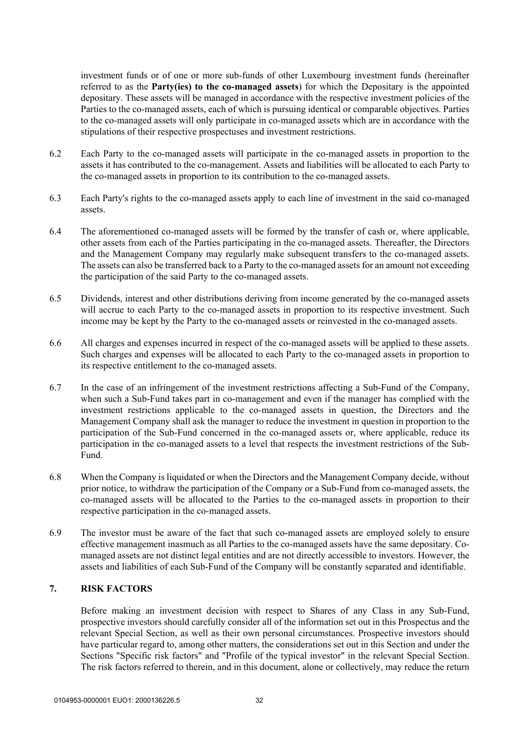investment funds or of one or more sub-funds of other Luxembourg investment funds (hereinafter referred to as the **Party(ies) to the co-managed assets**) for which the Depositary is the appointed depositary. These assets will be managed in accordance with the respective investment policies of the Parties to the co-managed assets, each of which is pursuing identical or comparable objectives. Parties to the co-managed assets will only participate in co-managed assets which are in accordance with the stipulations of their respective prospectuses and investment restrictions.

6.2 Each Party to the co-managed assets will participate in the co-managed assets in proportion to the assets it has contributed to the co-management. Assets and liabilities will be allocated to each Party to the co-managed assets in proportion to its contribution to the co-managed assets.

6.3 Each Party's rights to the co-managed assets apply to each line of investment in the said co-managed assets.

6.4 The aforementioned co-managed assets will be formed by the transfer of cash or, where applicable, other assets from each of the Parties participating in the co-managed assets. Thereafter, the Directors and the Management Company may regularly make subsequent transfers to the co-managed assets. The assets can also be transferred back to a Party to the co-managed assets for an amount not exceeding the participation of the said Party to the co-managed assets.

6.5 Dividends, interest and other distributions deriving from income generated by the co-managed assets will accrue to each Party to the co-managed assets in proportion to its respective investment. Such income may be kept by the Party to the co-managed assets or reinvested in the co-managed assets.

6.6 All charges and expenses incurred in respect of the co-managed assets will be applied to these assets. Such charges and expenses will be allocated to each Party to the co-managed assets in proportion to its respective entitlement to the co-managed assets.

6.7 In the case of an infringement of the investment restrictions affecting a Sub-Fund of the Company, when such a Sub-Fund takes part in co-management and even if the manager has complied with the investment restrictions applicable to the co-managed assets in question, the Directors and the Management Company shall ask the manager to reduce the investment in question in proportion to the participation of the Sub-Fund concerned in the co-managed assets or, where applicable, reduce its participation in the co-managed assets to a level that respects the investment restrictions of the Sub-Fund.

6.8 When the Company is liquidated or when the Directors and the Management Company decide, without prior notice, to withdraw the participation of the Company or a Sub-Fund from co-managed assets, the co-managed assets will be allocated to the Parties to the co-managed assets in proportion to their respective participation in the co-managed assets.

6.9 The investor must be aware of the fact that such co-managed assets are employed solely to ensure effective management inasmuch as all Parties to the co-managed assets have the same depositary. Co-managed assets are not distinct legal entities and are not directly accessible to investors. However, the assets and liabilities of each Sub-Fund of the Company will be constantly separated and identifiable.

## 7. RISK FACTORS

Before making an investment decision with respect to Shares of any Class in any Sub-Fund, prospective investors should carefully consider all of the information set out in this Prospectus and the relevant Special Section, as well as their own personal circumstances. Prospective investors should have particular regard to, among other matters, the considerations set out in this Section and under the Sections "Specific risk factors" and "Profile of the typical investor" in the relevant Special Section. The risk factors referred to therein, and in this document, alone or collectively, may reduce the return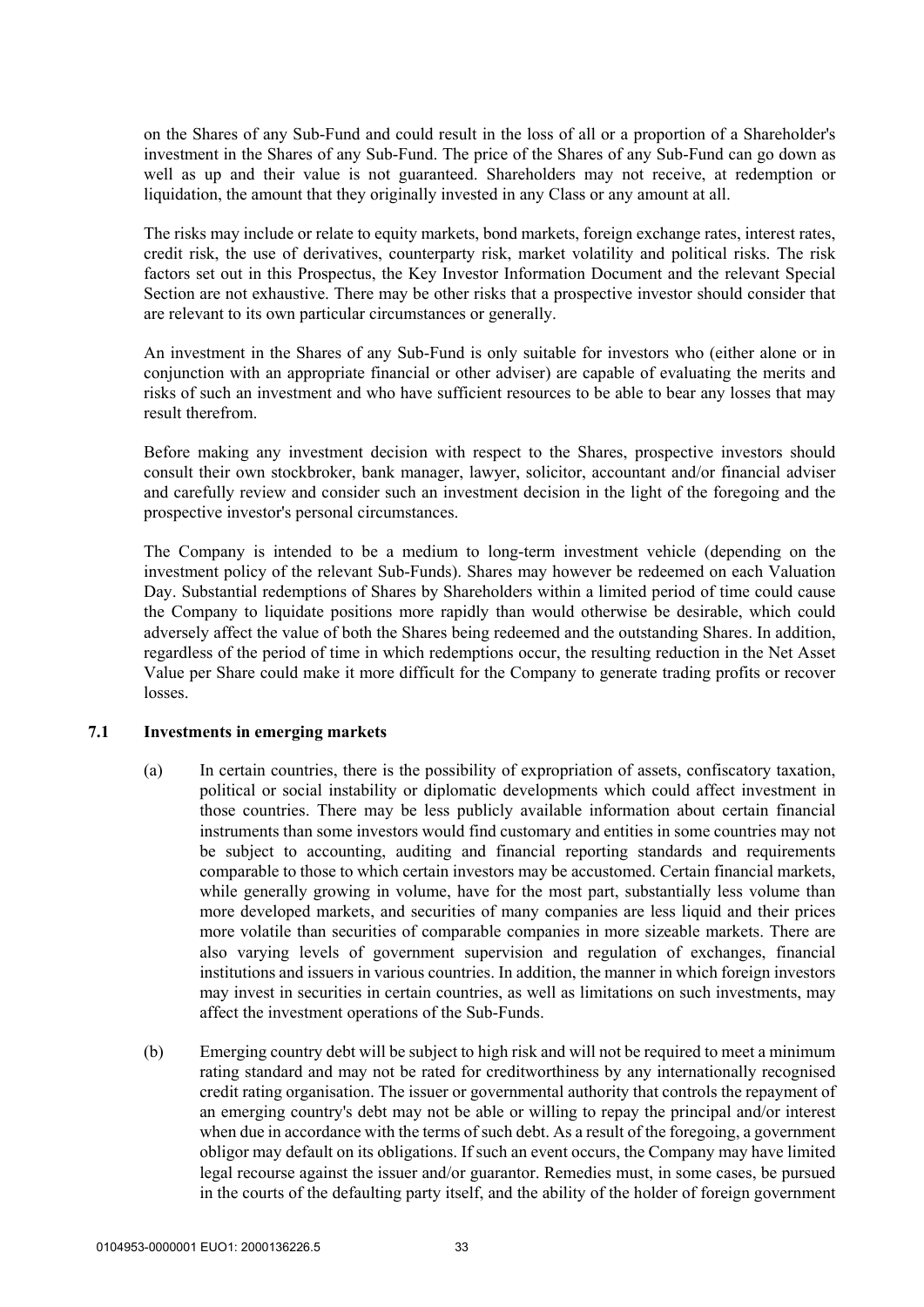on the Shares of any Sub-Fund and could result in the loss of all or a proportion of a Shareholder's investment in the Shares of any Sub-Fund. The price of the Shares of any Sub-Fund can go down as well as up and their value is not guaranteed. Shareholders may not receive, at redemption or liquidation, the amount that they originally invested in any Class or any amount at all.

The risks may include or relate to equity markets, bond markets, foreign exchange rates, interest rates, credit risk, the use of derivatives, counterparty risk, market volatility and political risks. The risk factors set out in this Prospectus, the Key Investor Information Document and the relevant Special Section are not exhaustive. There may be other risks that a prospective investor should consider that are relevant to its own particular circumstances or generally.

An investment in the Shares of any Sub-Fund is only suitable for investors who (either alone or in conjunction with an appropriate financial or other adviser) are capable of evaluating the merits and risks of such an investment and who have sufficient resources to be able to bear any losses that may result therefrom.

Before making any investment decision with respect to the Shares, prospective investors should consult their own stockbroker, bank manager, lawyer, solicitor, accountant and/or financial adviser and carefully review and consider such an investment decision in the light of the foregoing and the prospective investor's personal circumstances.

The Company is intended to be a medium to long-term investment vehicle (depending on the investment policy of the relevant Sub-Funds). Shares may however be redeemed on each Valuation Day. Substantial redemptions of Shares by Shareholders within a limited period of time could cause the Company to liquidate positions more rapidly than would otherwise be desirable, which could adversely affect the value of both the Shares being redeemed and the outstanding Shares. In addition, regardless of the period of time in which redemptions occur, the resulting reduction in the Net Asset Value per Share could make it more difficult for the Company to generate trading profits or recover losses.

### 7.1 Investments in emerging markets

(a) In certain countries, there is the possibility of expropriation of assets, confiscatory taxation, political or social instability or diplomatic developments which could affect investment in those countries. There may be less publicly available information about certain financial instruments than some investors would find customary and entities in some countries may not be subject to accounting, auditing and financial reporting standards and requirements comparable to those to which certain investors may be accustomed. Certain financial markets, while generally growing in volume, have for the most part, substantially less volume than more developed markets, and securities of many companies are less liquid and their prices more volatile than securities of comparable companies in more sizeable markets. There are also varying levels of government supervision and regulation of exchanges, financial institutions and issuers in various countries. In addition, the manner in which foreign investors may invest in securities in certain countries, as well as limitations on such investments, may affect the investment operations of the Sub-Funds.

(b) Emerging country debt will be subject to high risk and will not be required to meet a minimum rating standard and may not be rated for creditworthiness by any internationally recognised credit rating organisation. The issuer or governmental authority that controls the repayment of an emerging country's debt may not be able or willing to repay the principal and/or interest when due in accordance with the terms of such debt. As a result of the foregoing, a government obligor may default on its obligations. If such an event occurs, the Company may have limited legal recourse against the issuer and/or guarantor. Remedies must, in some cases, be pursued in the courts of the defaulting party itself, and the ability of the holder of foreign government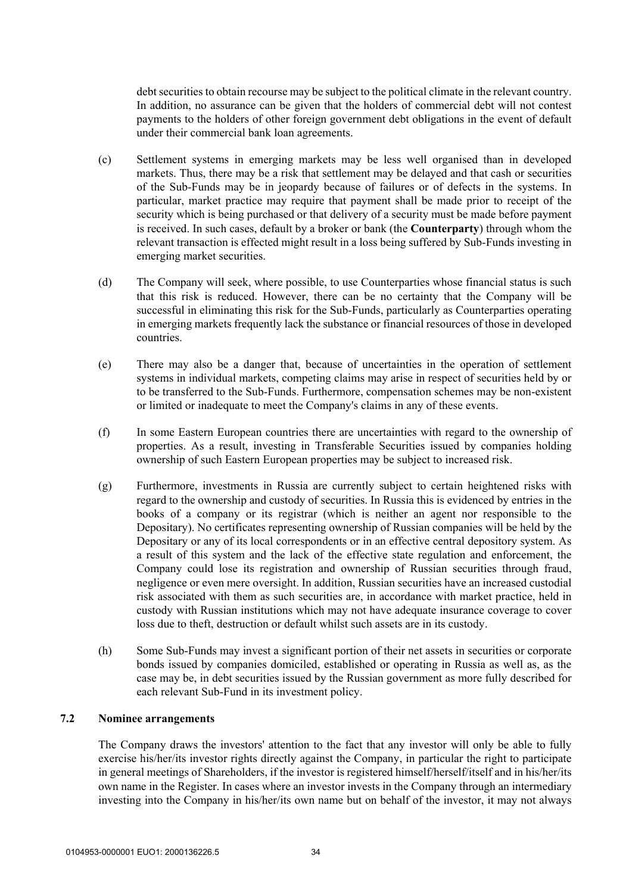debt securities to obtain recourse may be subject to the political climate in the relevant country. In addition, no assurance can be given that the holders of commercial debt will not contest payments to the holders of other foreign government debt obligations in the event of default under their commercial bank loan agreements.

(c) Settlement systems in emerging markets may be less well organised than in developed markets. Thus, there may be a risk that settlement may be delayed and that cash or securities of the Sub-Funds may be in jeopardy because of failures or of defects in the systems. In particular, market practice may require that payment shall be made prior to receipt of the security which is being purchased or that delivery of a security must be made before payment is received. In such cases, default by a broker or bank (the **Counterparty**) through whom the relevant transaction is effected might result in a loss being suffered by Sub-Funds investing in emerging market securities.

(d) The Company will seek, where possible, to use Counterparties whose financial status is such that this risk is reduced. However, there can be no certainty that the Company will be successful in eliminating this risk for the Sub-Funds, particularly as Counterparties operating in emerging markets frequently lack the substance or financial resources of those in developed countries.

(e) There may also be a danger that, because of uncertainties in the operation of settlement systems in individual markets, competing claims may arise in respect of securities held by or to be transferred to the Sub-Funds. Furthermore, compensation schemes may be non-existent or limited or inadequate to meet the Company's claims in any of these events.

(f) In some Eastern European countries there are uncertainties with regard to the ownership of properties. As a result, investing in Transferable Securities issued by companies holding ownership of such Eastern European properties may be subject to increased risk.

(g) Furthermore, investments in Russia are currently subject to certain heightened risks with regard to the ownership and custody of securities. In Russia this is evidenced by entries in the books of a company or its registrar (which is neither an agent nor responsible to the Depositary). No certificates representing ownership of Russian companies will be held by the Depositary or any of its local correspondents or in an effective central depository system. As a result of this system and the lack of the effective state regulation and enforcement, the Company could lose its registration and ownership of Russian securities through fraud, negligence or even mere oversight. In addition, Russian securities have an increased custodial risk associated with them as such securities are, in accordance with market practice, held in custody with Russian institutions which may not have adequate insurance coverage to cover loss due to theft, destruction or default whilst such assets are in its custody.

(h) Some Sub-Funds may invest a significant portion of their net assets in securities or corporate bonds issued by companies domiciled, established or operating in Russia as well as, as the case may be, in debt securities issued by the Russian government as more fully described for each relevant Sub-Fund in its investment policy.

### 7.2 Nominee arrangements

The Company draws the investors' attention to the fact that any investor will only be able to fully exercise his/her/its investor rights directly against the Company, in particular the right to participate in general meetings of Shareholders, if the investor is registered himself/herself/itself and in his/her/its own name in the Register. In cases where an investor invests in the Company through an intermediary investing into the Company in his/her/its own name but on behalf of the investor, it may not always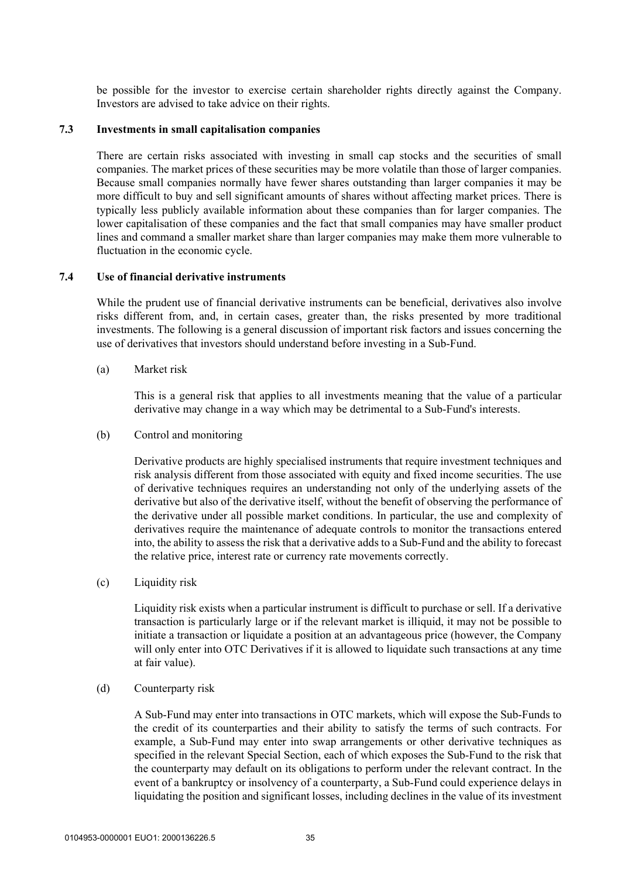be possible for the investor to exercise certain shareholder rights directly against the Company. Investors are advised to take advice on their rights.

### 7.3 Investments in small capitalisation companies

There are certain risks associated with investing in small cap stocks and the securities of small companies. The market prices of these securities may be more volatile than those of larger companies. Because small companies normally have fewer shares outstanding than larger companies it may be more difficult to buy and sell significant amounts of shares without affecting market prices. There is typically less publicly available information about these companies than for larger companies. The lower capitalisation of these companies and the fact that small companies may have smaller product lines and command a smaller market share than larger companies may make them more vulnerable to fluctuation in the economic cycle.

### 7.4 Use of financial derivative instruments

While the prudent use of financial derivative instruments can be beneficial, derivatives also involve risks different from, and, in certain cases, greater than, the risks presented by more traditional investments. The following is a general discussion of important risk factors and issues concerning the use of derivatives that investors should understand before investing in a Sub-Fund.

(a) Market risk

This is a general risk that applies to all investments meaning that the value of a particular derivative may change in a way which may be detrimental to a Sub-Fund's interests.

(b) Control and monitoring

Derivative products are highly specialised instruments that require investment techniques and risk analysis different from those associated with equity and fixed income securities. The use of derivative techniques requires an understanding not only of the underlying assets of the derivative but also of the derivative itself, without the benefit of observing the performance of the derivative under all possible market conditions. In particular, the use and complexity of derivatives require the maintenance of adequate controls to monitor the transactions entered into, the ability to assess the risk that a derivative adds to a Sub-Fund and the ability to forecast the relative price, interest rate or currency rate movements correctly.

(c) Liquidity risk

Liquidity risk exists when a particular instrument is difficult to purchase or sell. If a derivative transaction is particularly large or if the relevant market is illiquid, it may not be possible to initiate a transaction or liquidate a position at an advantageous price (however, the Company will only enter into OTC Derivatives if it is allowed to liquidate such transactions at any time at fair value).

(d) Counterparty risk

A Sub-Fund may enter into transactions in OTC markets, which will expose the Sub-Funds to the credit of its counterparties and their ability to satisfy the terms of such contracts. For example, a Sub-Fund may enter into swap arrangements or other derivative techniques as specified in the relevant Special Section, each of which exposes the Sub-Fund to the risk that the counterparty may default on its obligations to perform under the relevant contract. In the event of a bankruptcy or insolvency of a counterparty, a Sub-Fund could experience delays in liquidating the position and significant losses, including declines in the value of its investment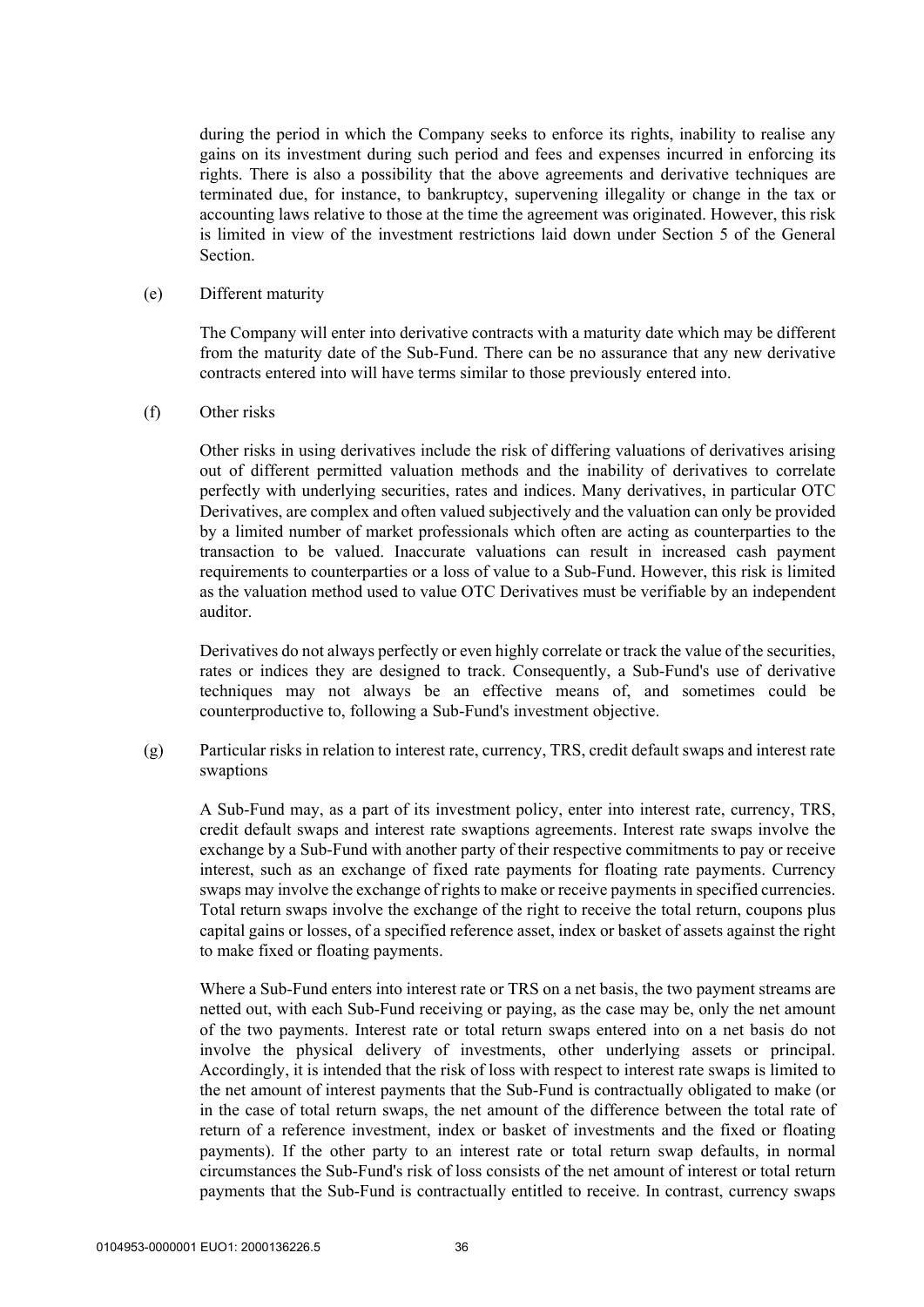during the period in which the Company seeks to enforce its rights, inability to realise any gains on its investment during such period and fees and expenses incurred in enforcing its rights. There is also a possibility that the above agreements and derivative techniques are terminated due, for instance, to bankruptcy, supervening illegality or change in the tax or accounting laws relative to those at the time the agreement was originated. However, this risk is limited in view of the investment restrictions laid down under Section 5 of the General Section.

(e) Different maturity

The Company will enter into derivative contracts with a maturity date which may be different from the maturity date of the Sub-Fund. There can be no assurance that any new derivative contracts entered into will have terms similar to those previously entered into.

(f) Other risks

Other risks in using derivatives include the risk of differing valuations of derivatives arising out of different permitted valuation methods and the inability of derivatives to correlate perfectly with underlying securities, rates and indices. Many derivatives, in particular OTC Derivatives, are complex and often valued subjectively and the valuation can only be provided by a limited number of market professionals which often are acting as counterparties to the transaction to be valued. Inaccurate valuations can result in increased cash payment requirements to counterparties or a loss of value to a Sub-Fund. However, this risk is limited as the valuation method used to value OTC Derivatives must be verifiable by an independent auditor.

Derivatives do not always perfectly or even highly correlate or track the value of the securities, rates or indices they are designed to track. Consequently, a Sub-Fund's use of derivative techniques may not always be an effective means of, and sometimes could be counterproductive to, following a Sub-Fund's investment objective.

(g) Particular risks in relation to interest rate, currency, TRS, credit default swaps and interest rate swaptions

A Sub-Fund may, as a part of its investment policy, enter into interest rate, currency, TRS, credit default swaps and interest rate swaptions agreements. Interest rate swaps involve the exchange by a Sub-Fund with another party of their respective commitments to pay or receive interest, such as an exchange of fixed rate payments for floating rate payments. Currency swaps may involve the exchange of rights to make or receive payments in specified currencies. Total return swaps involve the exchange of the right to receive the total return, coupons plus capital gains or losses, of a specified reference asset, index or basket of assets against the right to make fixed or floating payments.

Where a Sub-Fund enters into interest rate or TRS on a net basis, the two payment streams are netted out, with each Sub-Fund receiving or paying, as the case may be, only the net amount of the two payments. Interest rate or total return swaps entered into on a net basis do not involve the physical delivery of investments, other underlying assets or principal. Accordingly, it is intended that the risk of loss with respect to interest rate swaps is limited to the net amount of interest payments that the Sub-Fund is contractually obligated to make (or in the case of total return swaps, the net amount of the difference between the total rate of return of a reference investment, index or basket of investments and the fixed or floating payments). If the other party to an interest rate or total return swap defaults, in normal circumstances the Sub-Fund's risk of loss consists of the net amount of interest or total return payments that the Sub-Fund is contractually entitled to receive. In contrast, currency swaps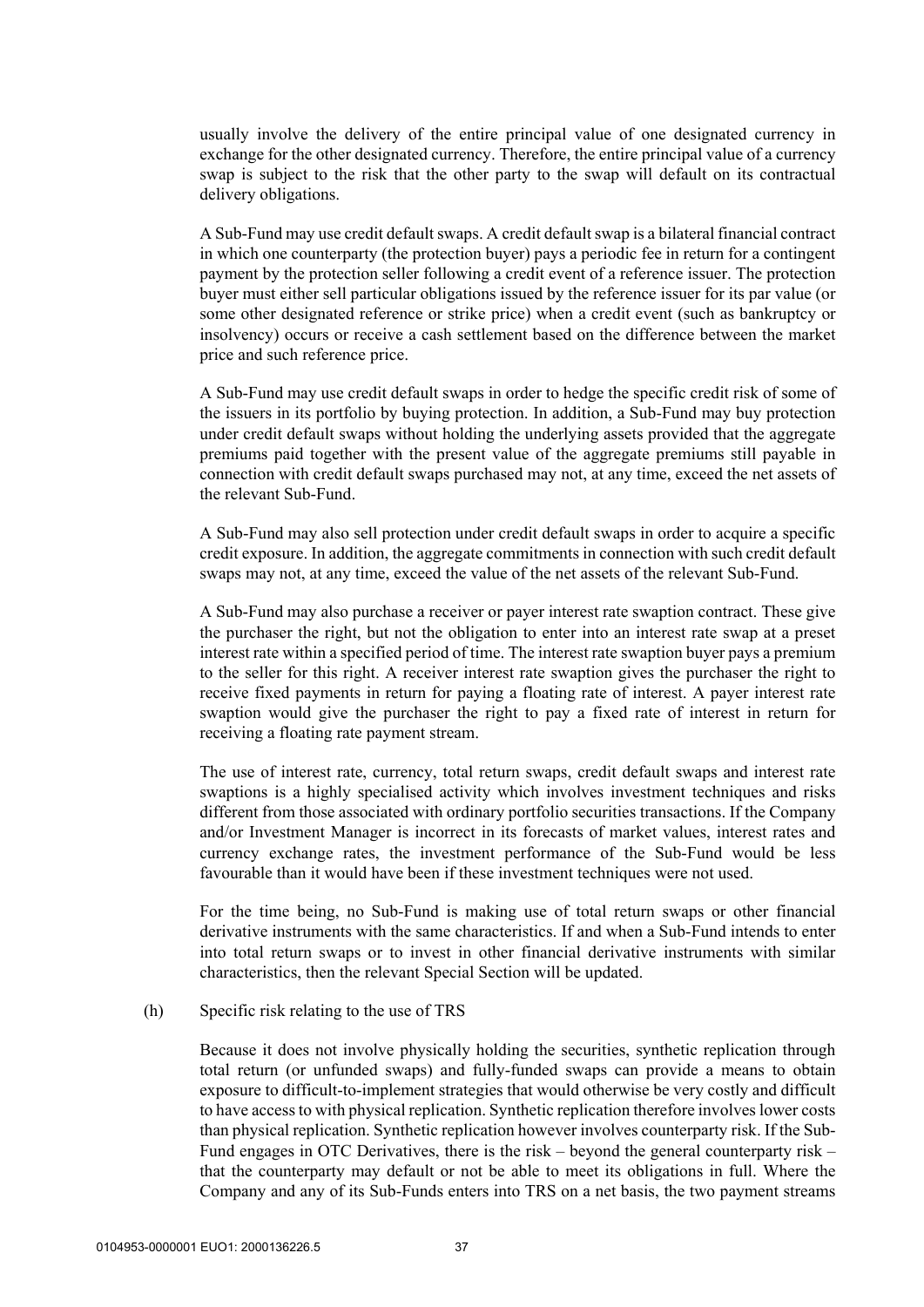usually involve the delivery of the entire principal value of one designated currency in exchange for the other designated currency. Therefore, the entire principal value of a currency swap is subject to the risk that the other party to the swap will default on its contractual delivery obligations.

A Sub-Fund may use credit default swaps. A credit default swap is a bilateral financial contract in which one counterparty (the protection buyer) pays a periodic fee in return for a contingent payment by the protection seller following a credit event of a reference issuer. The protection buyer must either sell particular obligations issued by the reference issuer for its par value (or some other designated reference or strike price) when a credit event (such as bankruptcy or insolvency) occurs or receive a cash settlement based on the difference between the market price and such reference price.

A Sub-Fund may use credit default swaps in order to hedge the specific credit risk of some of the issuers in its portfolio by buying protection. In addition, a Sub-Fund may buy protection under credit default swaps without holding the underlying assets provided that the aggregate premiums paid together with the present value of the aggregate premiums still payable in connection with credit default swaps purchased may not, at any time, exceed the net assets of the relevant Sub-Fund.

A Sub-Fund may also sell protection under credit default swaps in order to acquire a specific credit exposure. In addition, the aggregate commitments in connection with such credit default swaps may not, at any time, exceed the value of the net assets of the relevant Sub-Fund.

A Sub-Fund may also purchase a receiver or payer interest rate swaption contract. These give the purchaser the right, but not the obligation to enter into an interest rate swap at a preset interest rate within a specified period of time. The interest rate swaption buyer pays a premium to the seller for this right. A receiver interest rate swaption gives the purchaser the right to receive fixed payments in return for paying a floating rate of interest. A payer interest rate swaption would give the purchaser the right to pay a fixed rate of interest in return for receiving a floating rate payment stream.

The use of interest rate, currency, total return swaps, credit default swaps and interest rate swaptions is a highly specialised activity which involves investment techniques and risks different from those associated with ordinary portfolio securities transactions. If the Company and/or Investment Manager is incorrect in its forecasts of market values, interest rates and currency exchange rates, the investment performance of the Sub-Fund would be less favourable than it would have been if these investment techniques were not used.

For the time being, no Sub-Fund is making use of total return swaps or other financial derivative instruments with the same characteristics. If and when a Sub-Fund intends to enter into total return swaps or to invest in other financial derivative instruments with similar characteristics, then the relevant Special Section will be updated.

(h) Specific risk relating to the use of TRS

Because it does not involve physically holding the securities, synthetic replication through total return (or unfunded swaps) and fully-funded swaps can provide a means to obtain exposure to difficult-to-implement strategies that would otherwise be very costly and difficult to have access to with physical replication. Synthetic replication therefore involves lower costs than physical replication. Synthetic replication however involves counterparty risk. If the Sub-Fund engages in OTC Derivatives, there is the risk – beyond the general counterparty risk – that the counterparty may default or not be able to meet its obligations in full. Where the Company and any of its Sub-Funds enters into TRS on a net basis, the two payment streams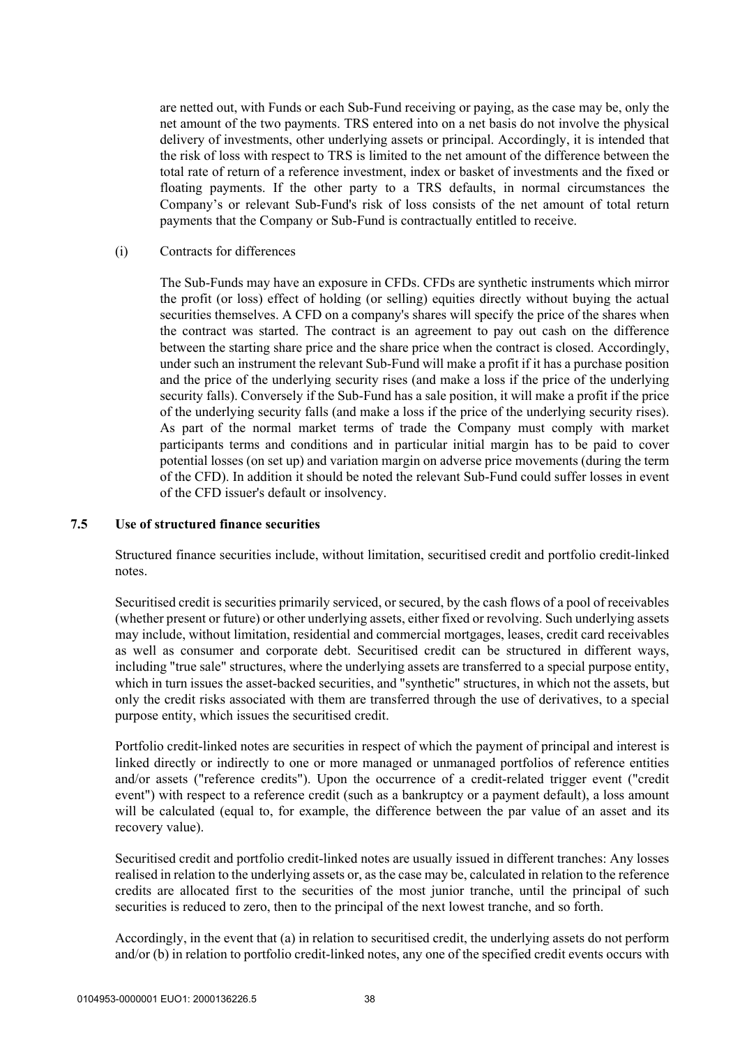are netted out, with Funds or each Sub-Fund receiving or paying, as the case may be, only the net amount of the two payments. TRS entered into on a net basis do not involve the physical delivery of investments, other underlying assets or principal. Accordingly, it is intended that the risk of loss with respect to TRS is limited to the net amount of the difference between the total rate of return of a reference investment, index or basket of investments and the fixed or floating payments. If the other party to a TRS defaults, in normal circumstances the Company's or relevant Sub-Fund's risk of loss consists of the net amount of total return payments that the Company or Sub-Fund is contractually entitled to receive.

(i) Contracts for differences

The Sub-Funds may have an exposure in CFDs. CFDs are synthetic instruments which mirror the profit (or loss) effect of holding (or selling) equities directly without buying the actual securities themselves. A CFD on a company's shares will specify the price of the shares when the contract was started. The contract is an agreement to pay out cash on the difference between the starting share price and the share price when the contract is closed. Accordingly, under such an instrument the relevant Sub-Fund will make a profit if it has a purchase position and the price of the underlying security rises (and make a loss if the price of the underlying security falls). Conversely if the Sub-Fund has a sale position, it will make a profit if the price of the underlying security falls (and make a loss if the price of the underlying security rises). As part of the normal market terms of trade the Company must comply with market participants terms and conditions and in particular initial margin has to be paid to cover potential losses (on set up) and variation margin on adverse price movements (during the term of the CFD). In addition it should be noted the relevant Sub-Fund could suffer losses in event of the CFD issuer's default or insolvency.

### 7.5 Use of structured finance securities

Structured finance securities include, without limitation, securitised credit and portfolio credit-linked notes.

Securitised credit is securities primarily serviced, or secured, by the cash flows of a pool of receivables (whether present or future) or other underlying assets, either fixed or revolving. Such underlying assets may include, without limitation, residential and commercial mortgages, leases, credit card receivables as well as consumer and corporate debt. Securitised credit can be structured in different ways, including "true sale" structures, where the underlying assets are transferred to a special purpose entity, which in turn issues the asset-backed securities, and "synthetic" structures, in which not the assets, but only the credit risks associated with them are transferred through the use of derivatives, to a special purpose entity, which issues the securitised credit.

Portfolio credit-linked notes are securities in respect of which the payment of principal and interest is linked directly or indirectly to one or more managed or unmanaged portfolios of reference entities and/or assets ("reference credits"). Upon the occurrence of a credit-related trigger event ("credit event") with respect to a reference credit (such as a bankruptcy or a payment default), a loss amount will be calculated (equal to, for example, the difference between the par value of an asset and its recovery value).

Securitised credit and portfolio credit-linked notes are usually issued in different tranches: Any losses realised in relation to the underlying assets or, as the case may be, calculated in relation to the reference credits are allocated first to the securities of the most junior tranche, until the principal of such securities is reduced to zero, then to the principal of the next lowest tranche, and so forth.

Accordingly, in the event that (a) in relation to securitised credit, the underlying assets do not perform and/or (b) in relation to portfolio credit-linked notes, any one of the specified credit events occurs with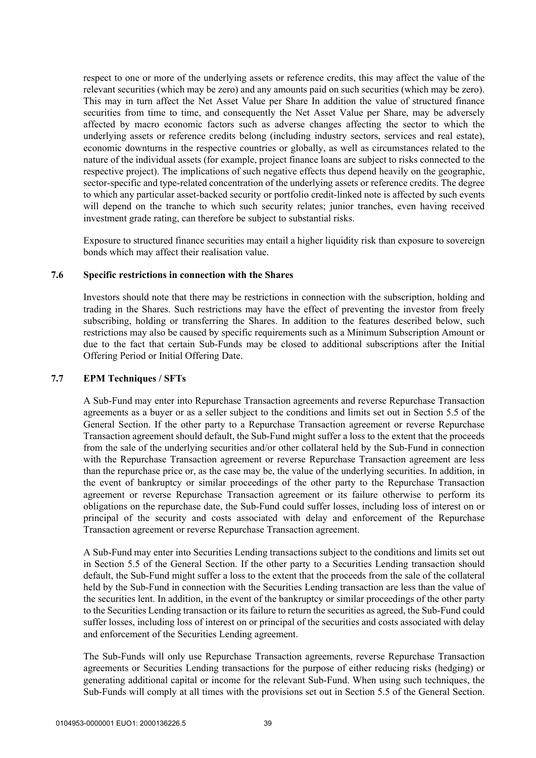respect to one or more of the underlying assets or reference credits, this may affect the value of the relevant securities (which may be zero) and any amounts paid on such securities (which may be zero). This may in turn affect the Net Asset Value per Share In addition the value of structured finance securities from time to time, and consequently the Net Asset Value per Share, may be adversely affected by macro economic factors such as adverse changes affecting the sector to which the underlying assets or reference credits belong (including industry sectors, services and real estate), economic downturns in the respective countries or globally, as well as circumstances related to the nature of the individual assets (for example, project finance loans are subject to risks connected to the respective project). The implications of such negative effects thus depend heavily on the geographic, sector-specific and type-related concentration of the underlying assets or reference credits. The degree to which any particular asset-backed security or portfolio credit-linked note is affected by such events will depend on the tranche to which such security relates; junior tranches, even having received investment grade rating, can therefore be subject to substantial risks.

Exposure to structured finance securities may entail a higher liquidity risk than exposure to sovereign bonds which may affect their realisation value.

### 7.6 Specific restrictions in connection with the Shares

Investors should note that there may be restrictions in connection with the subscription, holding and trading in the Shares. Such restrictions may have the effect of preventing the investor from freely subscribing, holding or transferring the Shares. In addition to the features described below, such restrictions may also be caused by specific requirements such as a Minimum Subscription Amount or due to the fact that certain Sub-Funds may be closed to additional subscriptions after the Initial Offering Period or Initial Offering Date.

### 7.7 EPM Techniques / SFTs

A Sub-Fund may enter into Repurchase Transaction agreements and reverse Repurchase Transaction agreements as a buyer or as a seller subject to the conditions and limits set out in Section 5.5 of the General Section. If the other party to a Repurchase Transaction agreement or reverse Repurchase Transaction agreement should default, the Sub-Fund might suffer a loss to the extent that the proceeds from the sale of the underlying securities and/or other collateral held by the Sub-Fund in connection with the Repurchase Transaction agreement or reverse Repurchase Transaction agreement are less than the repurchase price or, as the case may be, the value of the underlying securities. In addition, in the event of bankruptcy or similar proceedings of the other party to the Repurchase Transaction agreement or reverse Repurchase Transaction agreement or its failure otherwise to perform its obligations on the repurchase date, the Sub-Fund could suffer losses, including loss of interest on or principal of the security and costs associated with delay and enforcement of the Repurchase Transaction agreement or reverse Repurchase Transaction agreement.

A Sub-Fund may enter into Securities Lending transactions subject to the conditions and limits set out in Section 5.5 of the General Section. If the other party to a Securities Lending transaction should default, the Sub-Fund might suffer a loss to the extent that the proceeds from the sale of the collateral held by the Sub-Fund in connection with the Securities Lending transaction are less than the value of the securities lent. In addition, in the event of the bankruptcy or similar proceedings of the other party to the Securities Lending transaction or its failure to return the securities as agreed, the Sub-Fund could suffer losses, including loss of interest on or principal of the securities and costs associated with delay and enforcement of the Securities Lending agreement.

The Sub-Funds will only use Repurchase Transaction agreements, reverse Repurchase Transaction agreements or Securities Lending transactions for the purpose of either reducing risks (hedging) or generating additional capital or income for the relevant Sub-Fund. When using such techniques, the Sub-Funds will comply at all times with the provisions set out in Section 5.5 of the General Section.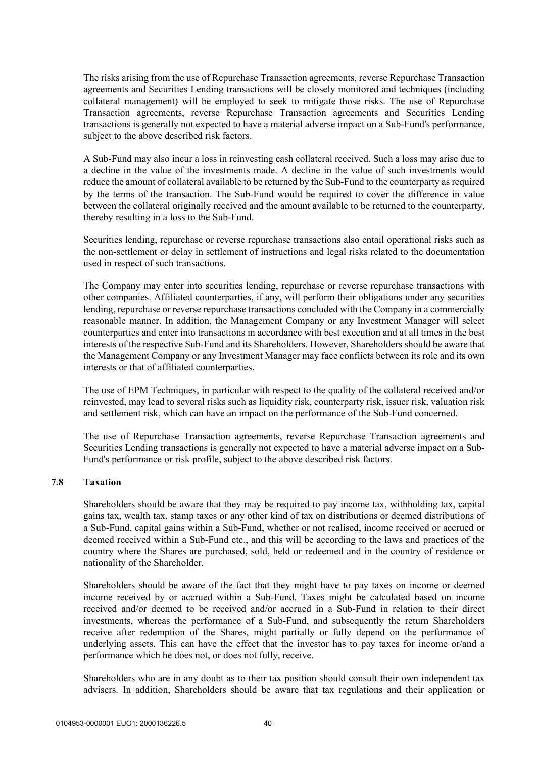The risks arising from the use of Repurchase Transaction agreements, reverse Repurchase Transaction agreements and Securities Lending transactions will be closely monitored and techniques (including collateral management) will be employed to seek to mitigate those risks. The use of Repurchase Transaction agreements, reverse Repurchase Transaction agreements and Securities Lending transactions is generally not expected to have a material adverse impact on a Sub-Fund's performance, subject to the above described risk factors.

A Sub-Fund may also incur a loss in reinvesting cash collateral received. Such a loss may arise due to a decline in the value of the investments made. A decline in the value of such investments would reduce the amount of collateral available to be returned by the Sub-Fund to the counterparty as required by the terms of the transaction. The Sub-Fund would be required to cover the difference in value between the collateral originally received and the amount available to be returned to the counterparty, thereby resulting in a loss to the Sub-Fund.

Securities lending, repurchase or reverse repurchase transactions also entail operational risks such as the non-settlement or delay in settlement of instructions and legal risks related to the documentation used in respect of such transactions.

The Company may enter into securities lending, repurchase or reverse repurchase transactions with other companies. Affiliated counterparties, if any, will perform their obligations under any securities lending, repurchase or reverse repurchase transactions concluded with the Company in a commercially reasonable manner. In addition, the Management Company or any Investment Manager will select counterparties and enter into transactions in accordance with best execution and at all times in the best interests of the respective Sub-Fund and its Shareholders. However, Shareholders should be aware that the Management Company or any Investment Manager may face conflicts between its role and its own interests or that of affiliated counterparties.

The use of EPM Techniques, in particular with respect to the quality of the collateral received and/or reinvested, may lead to several risks such as liquidity risk, counterparty risk, issuer risk, valuation risk and settlement risk, which can have an impact on the performance of the Sub-Fund concerned.

The use of Repurchase Transaction agreements, reverse Repurchase Transaction agreements and Securities Lending transactions is generally not expected to have a material adverse impact on a Sub-Fund's performance or risk profile, subject to the above described risk factors.

### 7.8 Taxation

Shareholders should be aware that they may be required to pay income tax, withholding tax, capital gains tax, wealth tax, stamp taxes or any other kind of tax on distributions or deemed distributions of a Sub-Fund, capital gains within a Sub-Fund, whether or not realised, income received or accrued or deemed received within a Sub-Fund etc., and this will be according to the laws and practices of the country where the Shares are purchased, sold, held or redeemed and in the country of residence or nationality of the Shareholder.

Shareholders should be aware of the fact that they might have to pay taxes on income or deemed income received by or accrued within a Sub-Fund. Taxes might be calculated based on income received and/or deemed to be received and/or accrued in a Sub-Fund in relation to their direct investments, whereas the performance of a Sub-Fund, and subsequently the return Shareholders receive after redemption of the Shares, might partially or fully depend on the performance of underlying assets. This can have the effect that the investor has to pay taxes for income or/and a performance which he does not, or does not fully, receive.

Shareholders who are in any doubt as to their tax position should consult their own independent tax advisers. In addition, Shareholders should be aware that tax regulations and their application or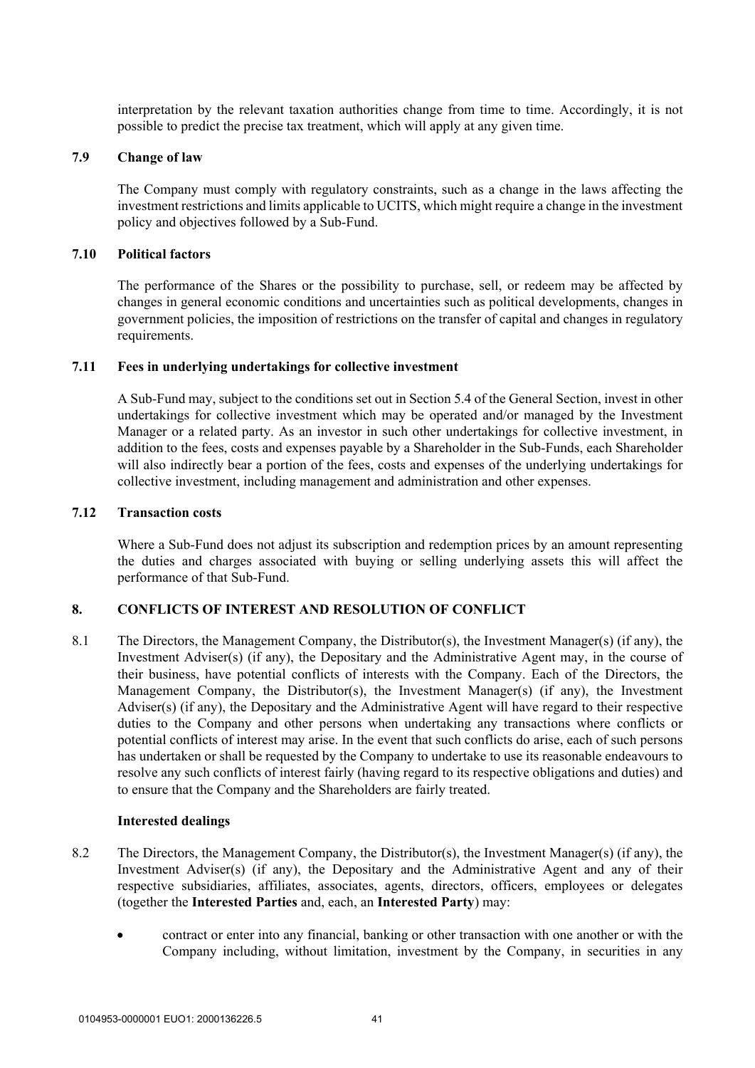interpretation by the relevant taxation authorities change from time to time. Accordingly, it is not possible to predict the precise tax treatment, which will apply at any given time.

### 7.9 Change of law

The Company must comply with regulatory constraints, such as a change in the laws affecting the investment restrictions and limits applicable to UCITS, which might require a change in the investment policy and objectives followed by a Sub-Fund.

### 7.10 Political factors

The performance of the Shares or the possibility to purchase, sell, or redeem may be affected by changes in general economic conditions and uncertainties such as political developments, changes in government policies, the imposition of restrictions on the transfer of capital and changes in regulatory requirements.

### 7.11 Fees in underlying undertakings for collective investment

A Sub-Fund may, subject to the conditions set out in Section 5.4 of the General Section, invest in other undertakings for collective investment which may be operated and/or managed by the Investment Manager or a related party. As an investor in such other undertakings for collective investment, in addition to the fees, costs and expenses payable by a Shareholder in the Sub-Funds, each Shareholder will also indirectly bear a portion of the fees, costs and expenses of the underlying undertakings for collective investment, including management and administration and other expenses.

### 7.12 Transaction costs

Where a Sub-Fund does not adjust its subscription and redemption prices by an amount representing the duties and charges associated with buying or selling underlying assets this will affect the performance of that Sub-Fund.

## 8. CONFLICTS OF INTEREST AND RESOLUTION OF CONFLICT

8.1 The Directors, the Management Company, the Distributor(s), the Investment Manager(s) (if any), the Investment Adviser(s) (if any), the Depositary and the Administrative Agent may, in the course of their business, have potential conflicts of interests with the Company. Each of the Directors, the Management Company, the Distributor(s), the Investment Manager(s) (if any), the Investment Adviser(s) (if any), the Depositary and the Administrative Agent will have regard to their respective duties to the Company and other persons when undertaking any transactions where conflicts or potential conflicts of interest may arise. In the event that such conflicts do arise, each of such persons has undertaken or shall be requested by the Company to undertake to use its reasonable endeavours to resolve any such conflicts of interest fairly (having regard to its respective obligations and duties) and to ensure that the Company and the Shareholders are fairly treated.

**Interested dealings**

8.2 The Directors, the Management Company, the Distributor(s), the Investment Manager(s) (if any), the Investment Adviser(s) (if any), the Depositary and the Administrative Agent and any of their respective subsidiaries, affiliates, associates, agents, directors, officers, employees or delegates (together the **Interested Parties** and, each, an **Interested Party**) may:

- contract or enter into any financial, banking or other transaction with one another or with the Company including, without limitation, investment by the Company, in securities in any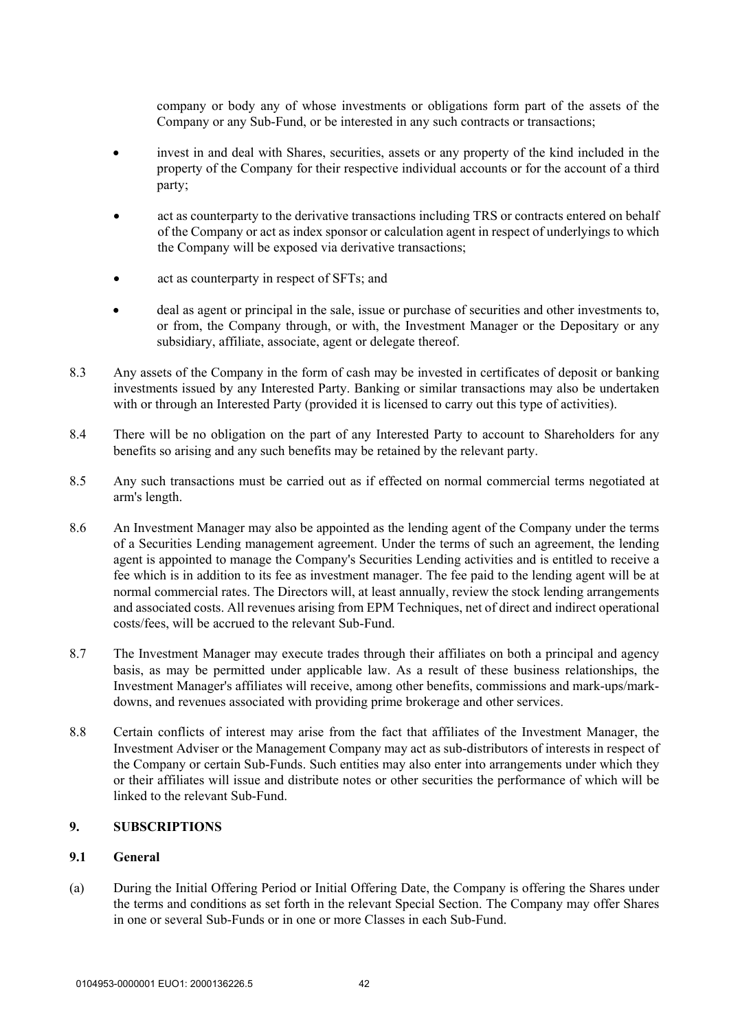company or body any of whose investments or obligations form part of the assets of the Company or any Sub-Fund, or be interested in any such contracts or transactions;

- invest in and deal with Shares, securities, assets or any property of the kind included in the property of the Company for their respective individual accounts or for the account of a third party;
- act as counterparty to the derivative transactions including TRS or contracts entered on behalf of the Company or act as index sponsor or calculation agent in respect of underlyings to which the Company will be exposed via derivative transactions;
- act as counterparty in respect of SFTs; and
- deal as agent or principal in the sale, issue or purchase of securities and other investments to, or from, the Company through, or with, the Investment Manager or the Depositary or any subsidiary, affiliate, associate, agent or delegate thereof.

8.3 Any assets of the Company in the form of cash may be invested in certificates of deposit or banking investments issued by any Interested Party. Banking or similar transactions may also be undertaken with or through an Interested Party (provided it is licensed to carry out this type of activities).

8.4 There will be no obligation on the part of any Interested Party to account to Shareholders for any benefits so arising and any such benefits may be retained by the relevant party.

8.5 Any such transactions must be carried out as if effected on normal commercial terms negotiated at arm's length.

8.6 An Investment Manager may also be appointed as the lending agent of the Company under the terms of a Securities Lending management agreement. Under the terms of such an agreement, the lending agent is appointed to manage the Company's Securities Lending activities and is entitled to receive a fee which is in addition to its fee as investment manager. The fee paid to the lending agent will be at normal commercial rates. The Directors will, at least annually, review the stock lending arrangements and associated costs. All revenues arising from EPM Techniques, net of direct and indirect operational costs/fees, will be accrued to the relevant Sub-Fund.

8.7 The Investment Manager may execute trades through their affiliates on both a principal and agency basis, as may be permitted under applicable law. As a result of these business relationships, the Investment Manager's affiliates will receive, among other benefits, commissions and mark-ups/mark-downs, and revenues associated with providing prime brokerage and other services.

8.8 Certain conflicts of interest may arise from the fact that affiliates of the Investment Manager, the Investment Adviser or the Management Company may act as sub-distributors of interests in respect of the Company or certain Sub-Funds. Such entities may also enter into arrangements under which they or their affiliates will issue and distribute notes or other securities the performance of which will be linked to the relevant Sub-Fund.

## 9. SUBSCRIPTIONS

### 9.1 General

(a) During the Initial Offering Period or Initial Offering Date, the Company is offering the Shares under the terms and conditions as set forth in the relevant Special Section. The Company may offer Shares in one or several Sub-Funds or in one or more Classes in each Sub-Fund.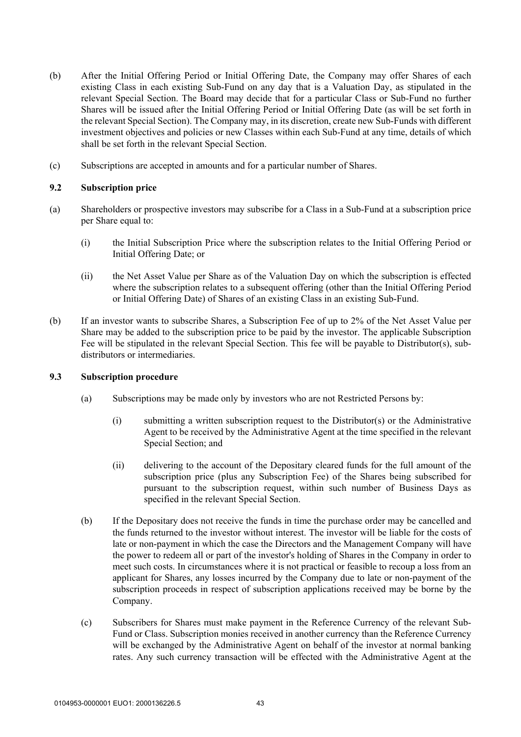(b) After the Initial Offering Period or Initial Offering Date, the Company may offer Shares of each existing Class in each existing Sub-Fund on any day that is a Valuation Day, as stipulated in the relevant Special Section. The Board may decide that for a particular Class or Sub-Fund no further Shares will be issued after the Initial Offering Period or Initial Offering Date (as will be set forth in the relevant Special Section). The Company may, in its discretion, create new Sub-Funds with different investment objectives and policies or new Classes within each Sub-Fund at any time, details of which shall be set forth in the relevant Special Section.

(c) Subscriptions are accepted in amounts and for a particular number of Shares.

### 9.2 Subscription price

(a) Shareholders or prospective investors may subscribe for a Class in a Sub-Fund at a subscription price per Share equal to:

   (i) the Initial Subscription Price where the subscription relates to the Initial Offering Period or Initial Offering Date; or

   (ii) the Net Asset Value per Share as of the Valuation Day on which the subscription is effected where the subscription relates to a subsequent offering (other than the Initial Offering Period or Initial Offering Date) of Shares of an existing Class in an existing Sub-Fund.

(b) If an investor wants to subscribe Shares, a Subscription Fee of up to 2% of the Net Asset Value per Share may be added to the subscription price to be paid by the investor. The applicable Subscription Fee will be stipulated in the relevant Special Section. This fee will be payable to Distributor(s), sub-distributors or intermediaries.

### 9.3 Subscription procedure

(a) Subscriptions may be made only by investors who are not Restricted Persons by:

   (i) submitting a written subscription request to the Distributor(s) or the Administrative Agent to be received by the Administrative Agent at the time specified in the relevant Special Section; and

   (ii) delivering to the account of the Depositary cleared funds for the full amount of the subscription price (plus any Subscription Fee) of the Shares being subscribed for pursuant to the subscription request, within such number of Business Days as specified in the relevant Special Section.

(b) If the Depositary does not receive the funds in time the purchase order may be cancelled and the funds returned to the investor without interest. The investor will be liable for the costs of late or non-payment in which the case the Directors and the Management Company will have the power to redeem all or part of the investor's holding of Shares in the Company in order to meet such costs. In circumstances where it is not practical or feasible to recoup a loss from an applicant for Shares, any losses incurred by the Company due to late or non-payment of the subscription proceeds in respect of subscription applications received may be borne by the Company.

(c) Subscribers for Shares must make payment in the Reference Currency of the relevant Sub-Fund or Class. Subscription monies received in another currency than the Reference Currency will be exchanged by the Administrative Agent on behalf of the investor at normal banking rates. Any such currency transaction will be effected with the Administrative Agent at the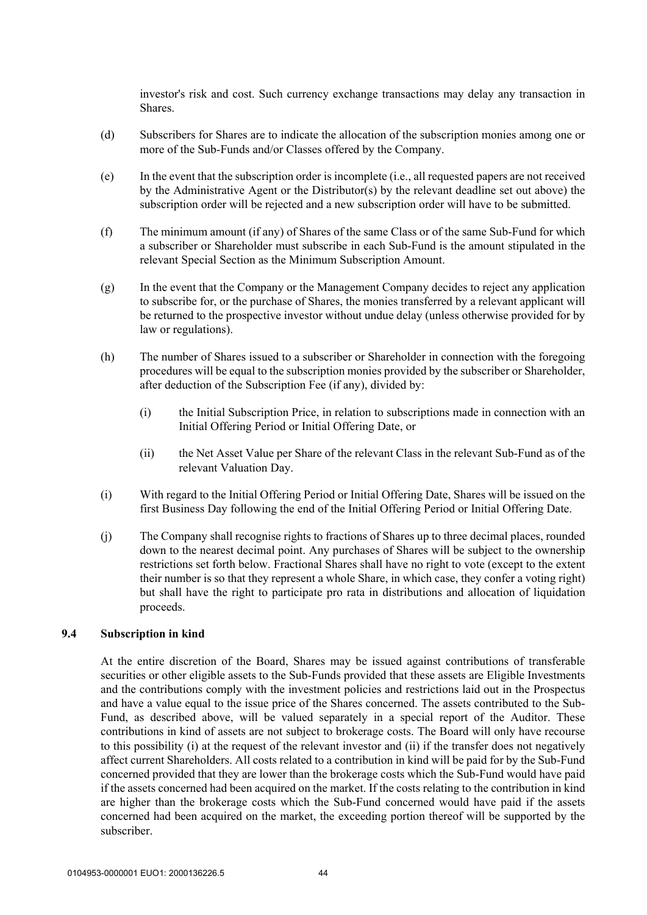investor's risk and cost. Such currency exchange transactions may delay any transaction in Shares.

(d) Subscribers for Shares are to indicate the allocation of the subscription monies among one or more of the Sub-Funds and/or Classes offered by the Company.

(e) In the event that the subscription order is incomplete (i.e., all requested papers are not received by the Administrative Agent or the Distributor(s) by the relevant deadline set out above) the subscription order will be rejected and a new subscription order will have to be submitted.

(f) The minimum amount (if any) of Shares of the same Class or of the same Sub-Fund for which a subscriber or Shareholder must subscribe in each Sub-Fund is the amount stipulated in the relevant Special Section as the Minimum Subscription Amount.

(g) In the event that the Company or the Management Company decides to reject any application to subscribe for, or the purchase of Shares, the monies transferred by a relevant applicant will be returned to the prospective investor without undue delay (unless otherwise provided for by law or regulations).

(h) The number of Shares issued to a subscriber or Shareholder in connection with the foregoing procedures will be equal to the subscription monies provided by the subscriber or Shareholder, after deduction of the Subscription Fee (if any), divided by:

    (i) the Initial Subscription Price, in relation to subscriptions made in connection with an Initial Offering Period or Initial Offering Date, or

    (ii) the Net Asset Value per Share of the relevant Class in the relevant Sub-Fund as of the relevant Valuation Day.

(i) With regard to the Initial Offering Period or Initial Offering Date, Shares will be issued on the first Business Day following the end of the Initial Offering Period or Initial Offering Date.

(j) The Company shall recognise rights to fractions of Shares up to three decimal places, rounded down to the nearest decimal point. Any purchases of Shares will be subject to the ownership restrictions set forth below. Fractional Shares shall have no right to vote (except to the extent their number is so that they represent a whole Share, in which case, they confer a voting right) but shall have the right to participate pro rata in distributions and allocation of liquidation proceeds.

### 9.4 Subscription in kind

At the entire discretion of the Board, Shares may be issued against contributions of transferable securities or other eligible assets to the Sub-Funds provided that these assets are Eligible Investments and the contributions comply with the investment policies and restrictions laid out in the Prospectus and have a value equal to the issue price of the Shares concerned. The assets contributed to the Sub-Fund, as described above, will be valued separately in a special report of the Auditor. These contributions in kind of assets are not subject to brokerage costs. The Board will only have recourse to this possibility (i) at the request of the relevant investor and (ii) if the transfer does not negatively affect current Shareholders. All costs related to a contribution in kind will be paid for by the Sub-Fund concerned provided that they are lower than the brokerage costs which the Sub-Fund would have paid if the assets concerned had been acquired on the market. If the costs relating to the contribution in kind are higher than the brokerage costs which the Sub-Fund concerned would have paid if the assets concerned had been acquired on the market, the exceeding portion thereof will be supported by the subscriber.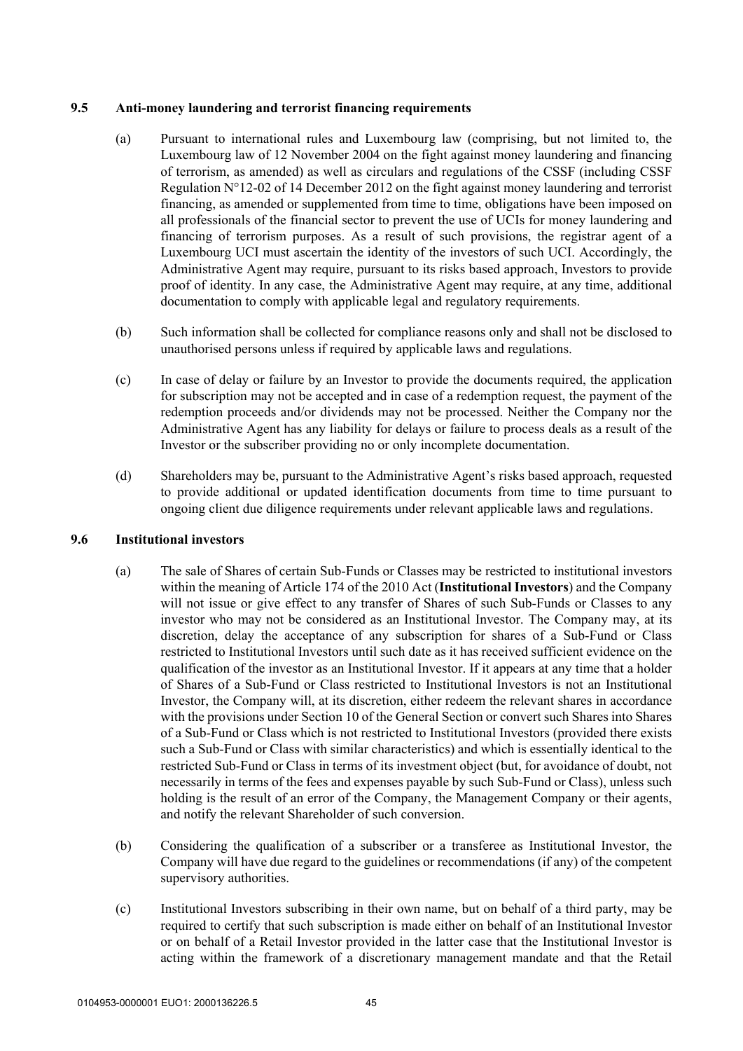### 9.5 Anti-money laundering and terrorist financing requirements

(a) Pursuant to international rules and Luxembourg law (comprising, but not limited to, the Luxembourg law of 12 November 2004 on the fight against money laundering and financing of terrorism, as amended) as well as circulars and regulations of the CSSF (including CSSF Regulation N°12-02 of 14 December 2012 on the fight against money laundering and terrorist financing, as amended or supplemented from time to time, obligations have been imposed on all professionals of the financial sector to prevent the use of UCIs for money laundering and financing of terrorism purposes. As a result of such provisions, the registrar agent of a Luxembourg UCI must ascertain the identity of the investors of such UCI. Accordingly, the Administrative Agent may require, pursuant to its risks based approach, Investors to provide proof of identity. In any case, the Administrative Agent may require, at any time, additional documentation to comply with applicable legal and regulatory requirements.

(b) Such information shall be collected for compliance reasons only and shall not be disclosed to unauthorised persons unless if required by applicable laws and regulations.

(c) In case of delay or failure by an Investor to provide the documents required, the application for subscription may not be accepted and in case of a redemption request, the payment of the redemption proceeds and/or dividends may not be processed. Neither the Company nor the Administrative Agent has any liability for delays or failure to process deals as a result of the Investor or the subscriber providing no or only incomplete documentation.

(d) Shareholders may be, pursuant to the Administrative Agent's risks based approach, requested to provide additional or updated identification documents from time to time pursuant to ongoing client due diligence requirements under relevant applicable laws and regulations.

### 9.6 Institutional investors

(a) The sale of Shares of certain Sub-Funds or Classes may be restricted to institutional investors within the meaning of Article 174 of the 2010 Act (**Institutional Investors**) and the Company will not issue or give effect to any transfer of Shares of such Sub-Funds or Classes to any investor who may not be considered as an Institutional Investor. The Company may, at its discretion, delay the acceptance of any subscription for shares of a Sub-Fund or Class restricted to Institutional Investors until such date as it has received sufficient evidence on the qualification of the investor as an Institutional Investor. If it appears at any time that a holder of Shares of a Sub-Fund or Class restricted to Institutional Investors is not an Institutional Investor, the Company will, at its discretion, either redeem the relevant shares in accordance with the provisions under Section 10 of the General Section or convert such Shares into Shares of a Sub-Fund or Class which is not restricted to Institutional Investors (provided there exists such a Sub-Fund or Class with similar characteristics) and which is essentially identical to the restricted Sub-Fund or Class in terms of its investment object (but, for avoidance of doubt, not necessarily in terms of the fees and expenses payable by such Sub-Fund or Class), unless such holding is the result of an error of the Company, the Management Company or their agents, and notify the relevant Shareholder of such conversion.

(b) Considering the qualification of a subscriber or a transferee as Institutional Investor, the Company will have due regard to the guidelines or recommendations (if any) of the competent supervisory authorities.

(c) Institutional Investors subscribing in their own name, but on behalf of a third party, may be required to certify that such subscription is made either on behalf of an Institutional Investor or on behalf of a Retail Investor provided in the latter case that the Institutional Investor is acting within the framework of a discretionary management mandate and that the Retail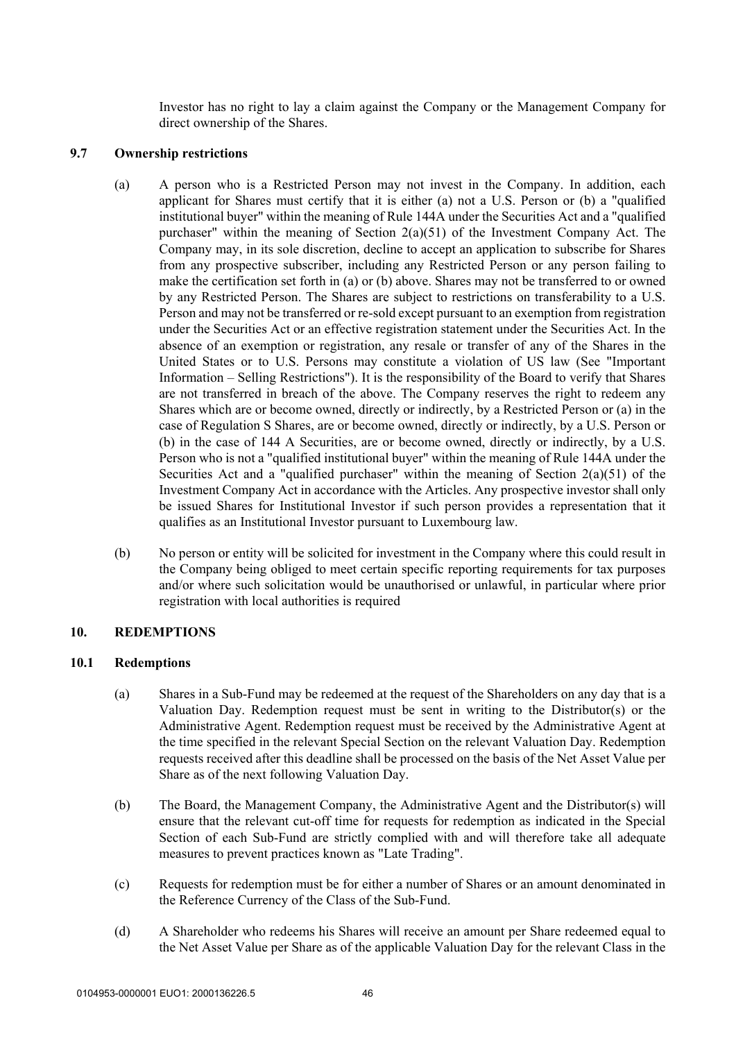Investor has no right to lay a claim against the Company or the Management Company for direct ownership of the Shares.

### 9.7 Ownership restrictions

(a) A person who is a Restricted Person may not invest in the Company. In addition, each applicant for Shares must certify that it is either (a) not a U.S. Person or (b) a "qualified institutional buyer" within the meaning of Rule 144A under the Securities Act and a "qualified purchaser" within the meaning of Section 2(a)(51) of the Investment Company Act. The Company may, in its sole discretion, decline to accept an application to subscribe for Shares from any prospective subscriber, including any Restricted Person or any person failing to make the certification set forth in (a) or (b) above. Shares may not be transferred to or owned by any Restricted Person. The Shares are subject to restrictions on transferability to a U.S. Person and may not be transferred or re-sold except pursuant to an exemption from registration under the Securities Act or an effective registration statement under the Securities Act. In the absence of an exemption or registration, any resale or transfer of any of the Shares in the United States or to U.S. Persons may constitute a violation of US law (See "Important Information – Selling Restrictions"). It is the responsibility of the Board to verify that Shares are not transferred in breach of the above. The Company reserves the right to redeem any Shares which are or become owned, directly or indirectly, by a Restricted Person or (a) in the case of Regulation S Shares, are or become owned, directly or indirectly, by a U.S. Person or (b) in the case of 144 A Securities, are or become owned, directly or indirectly, by a U.S. Person who is not a "qualified institutional buyer" within the meaning of Rule 144A under the Securities Act and a "qualified purchaser" within the meaning of Section 2(a)(51) of the Investment Company Act in accordance with the Articles. Any prospective investor shall only be issued Shares for Institutional Investor if such person provides a representation that it qualifies as an Institutional Investor pursuant to Luxembourg law.

(b) No person or entity will be solicited for investment in the Company where this could result in the Company being obliged to meet certain specific reporting requirements for tax purposes and/or where such solicitation would be unauthorised or unlawful, in particular where prior registration with local authorities is required

## 10. REDEMPTIONS

### 10.1 Redemptions

(a) Shares in a Sub-Fund may be redeemed at the request of the Shareholders on any day that is a Valuation Day. Redemption request must be sent in writing to the Distributor(s) or the Administrative Agent. Redemption request must be received by the Administrative Agent at the time specified in the relevant Special Section on the relevant Valuation Day. Redemption requests received after this deadline shall be processed on the basis of the Net Asset Value per Share as of the next following Valuation Day.

(b) The Board, the Management Company, the Administrative Agent and the Distributor(s) will ensure that the relevant cut-off time for requests for redemption as indicated in the Special Section of each Sub-Fund are strictly complied with and will therefore take all adequate measures to prevent practices known as "Late Trading".

(c) Requests for redemption must be for either a number of Shares or an amount denominated in the Reference Currency of the Class of the Sub-Fund.

(d) A Shareholder who redeems his Shares will receive an amount per Share redeemed equal to the Net Asset Value per Share as of the applicable Valuation Day for the relevant Class in the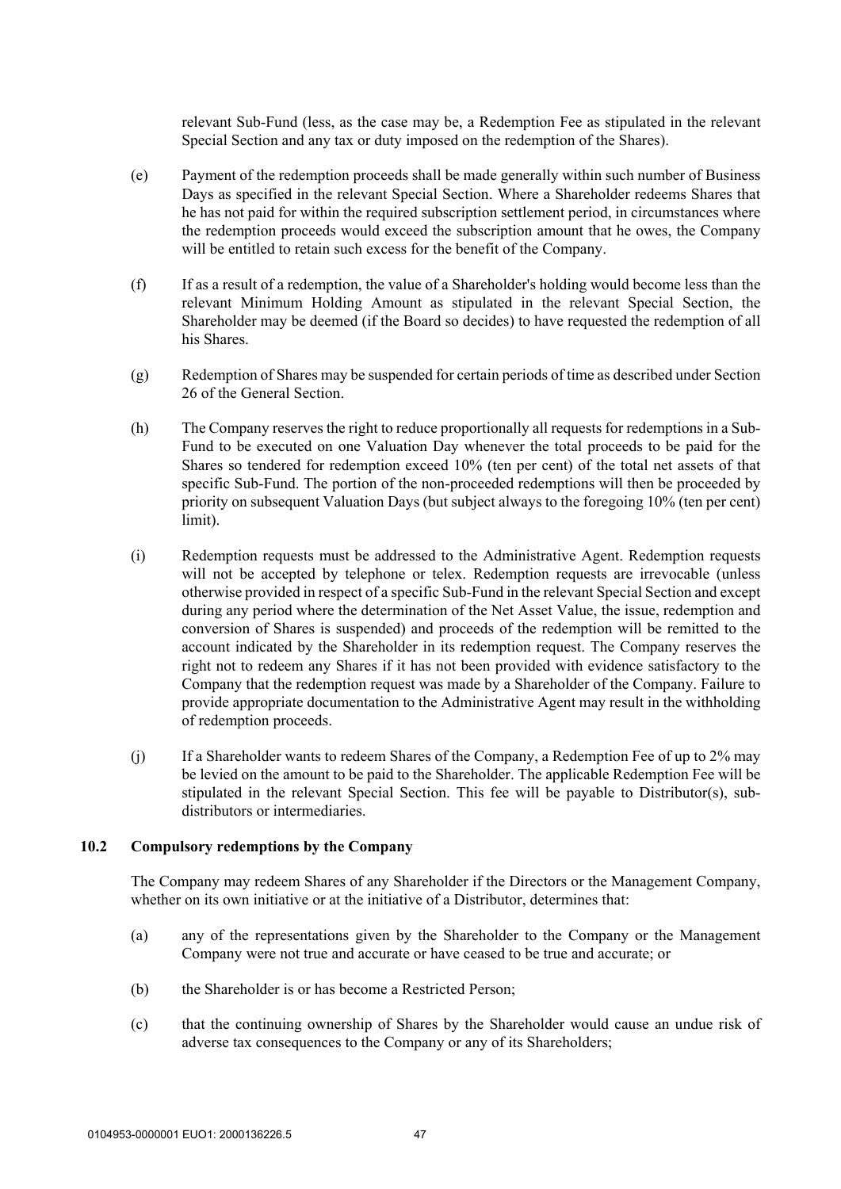relevant Sub-Fund (less, as the case may be, a Redemption Fee as stipulated in the relevant Special Section and any tax or duty imposed on the redemption of the Shares).

(e) Payment of the redemption proceeds shall be made generally within such number of Business Days as specified in the relevant Special Section. Where a Shareholder redeems Shares that he has not paid for within the required subscription settlement period, in circumstances where the redemption proceeds would exceed the subscription amount that he owes, the Company will be entitled to retain such excess for the benefit of the Company.

(f) If as a result of a redemption, the value of a Shareholder's holding would become less than the relevant Minimum Holding Amount as stipulated in the relevant Special Section, the Shareholder may be deemed (if the Board so decides) to have requested the redemption of all his Shares.

(g) Redemption of Shares may be suspended for certain periods of time as described under Section 26 of the General Section.

(h) The Company reserves the right to reduce proportionally all requests for redemptions in a Sub-Fund to be executed on one Valuation Day whenever the total proceeds to be paid for the Shares so tendered for redemption exceed 10% (ten per cent) of the total net assets of that specific Sub-Fund. The portion of the non-proceeded redemptions will then be proceeded by priority on subsequent Valuation Days (but subject always to the foregoing 10% (ten per cent) limit).

(i) Redemption requests must be addressed to the Administrative Agent. Redemption requests will not be accepted by telephone or telex. Redemption requests are irrevocable (unless otherwise provided in respect of a specific Sub-Fund in the relevant Special Section and except during any period where the determination of the Net Asset Value, the issue, redemption and conversion of Shares is suspended) and proceeds of the redemption will be remitted to the account indicated by the Shareholder in its redemption request. The Company reserves the right not to redeem any Shares if it has not been provided with evidence satisfactory to the Company that the redemption request was made by a Shareholder of the Company. Failure to provide appropriate documentation to the Administrative Agent may result in the withholding of redemption proceeds.

(j) If a Shareholder wants to redeem Shares of the Company, a Redemption Fee of up to 2% may be levied on the amount to be paid to the Shareholder. The applicable Redemption Fee will be stipulated in the relevant Special Section. This fee will be payable to Distributor(s), sub-distributors or intermediaries.

### 10.2 Compulsory redemptions by the Company

The Company may redeem Shares of any Shareholder if the Directors or the Management Company, whether on its own initiative or at the initiative of a Distributor, determines that:

(a) any of the representations given by the Shareholder to the Company or the Management Company were not true and accurate or have ceased to be true and accurate; or

(b) the Shareholder is or has become a Restricted Person;

(c) that the continuing ownership of Shares by the Shareholder would cause an undue risk of adverse tax consequences to the Company or any of its Shareholders;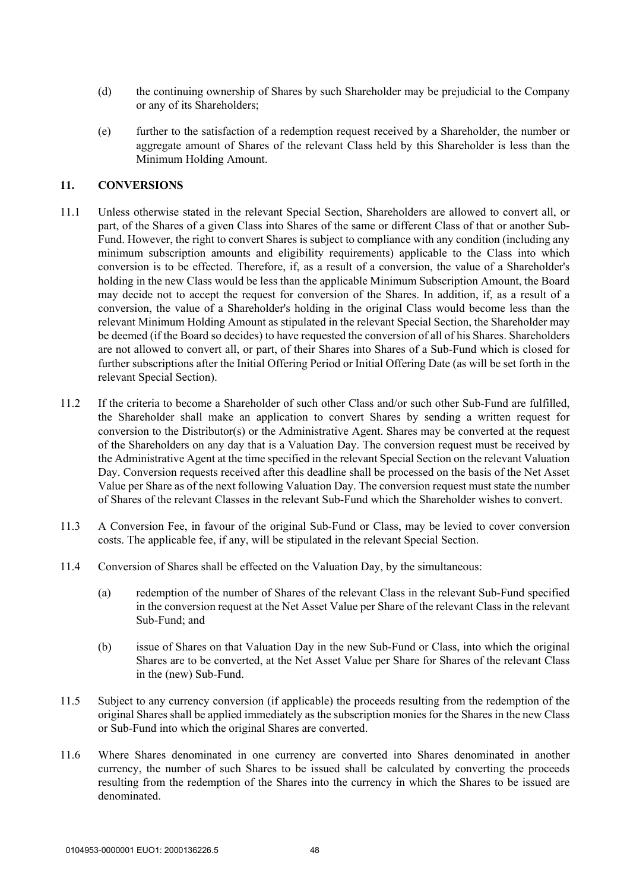(d) the continuing ownership of Shares by such Shareholder may be prejudicial to the Company or any of its Shareholders;

(e) further to the satisfaction of a redemption request received by a Shareholder, the number or aggregate amount of Shares of the relevant Class held by this Shareholder is less than the Minimum Holding Amount.

## 11. CONVERSIONS

11.1 Unless otherwise stated in the relevant Special Section, Shareholders are allowed to convert all, or part, of the Shares of a given Class into Shares of the same or different Class of that or another Sub-Fund. However, the right to convert Shares is subject to compliance with any condition (including any minimum subscription amounts and eligibility requirements) applicable to the Class into which conversion is to be effected. Therefore, if, as a result of a conversion, the value of a Shareholder's holding in the new Class would be less than the applicable Minimum Subscription Amount, the Board may decide not to accept the request for conversion of the Shares. In addition, if, as a result of a conversion, the value of a Shareholder's holding in the original Class would become less than the relevant Minimum Holding Amount as stipulated in the relevant Special Section, the Shareholder may be deemed (if the Board so decides) to have requested the conversion of all of his Shares. Shareholders are not allowed to convert all, or part, of their Shares into Shares of a Sub-Fund which is closed for further subscriptions after the Initial Offering Period or Initial Offering Date (as will be set forth in the relevant Special Section).

11.2 If the criteria to become a Shareholder of such other Class and/or such other Sub-Fund are fulfilled, the Shareholder shall make an application to convert Shares by sending a written request for conversion to the Distributor(s) or the Administrative Agent. Shares may be converted at the request of the Shareholders on any day that is a Valuation Day. The conversion request must be received by the Administrative Agent at the time specified in the relevant Special Section on the relevant Valuation Day. Conversion requests received after this deadline shall be processed on the basis of the Net Asset Value per Share as of the next following Valuation Day. The conversion request must state the number of Shares of the relevant Classes in the relevant Sub-Fund which the Shareholder wishes to convert.

11.3 A Conversion Fee, in favour of the original Sub-Fund or Class, may be levied to cover conversion costs. The applicable fee, if any, will be stipulated in the relevant Special Section.

11.4 Conversion of Shares shall be effected on the Valuation Day, by the simultaneous:

(a) redemption of the number of Shares of the relevant Class in the relevant Sub-Fund specified in the conversion request at the Net Asset Value per Share of the relevant Class in the relevant Sub-Fund; and

(b) issue of Shares on that Valuation Day in the new Sub-Fund or Class, into which the original Shares are to be converted, at the Net Asset Value per Share for Shares of the relevant Class in the (new) Sub-Fund.

11.5 Subject to any currency conversion (if applicable) the proceeds resulting from the redemption of the original Shares shall be applied immediately as the subscription monies for the Shares in the new Class or Sub-Fund into which the original Shares are converted.

11.6 Where Shares denominated in one currency are converted into Shares denominated in another currency, the number of such Shares to be issued shall be calculated by converting the proceeds resulting from the redemption of the Shares into the currency in which the Shares to be issued are denominated.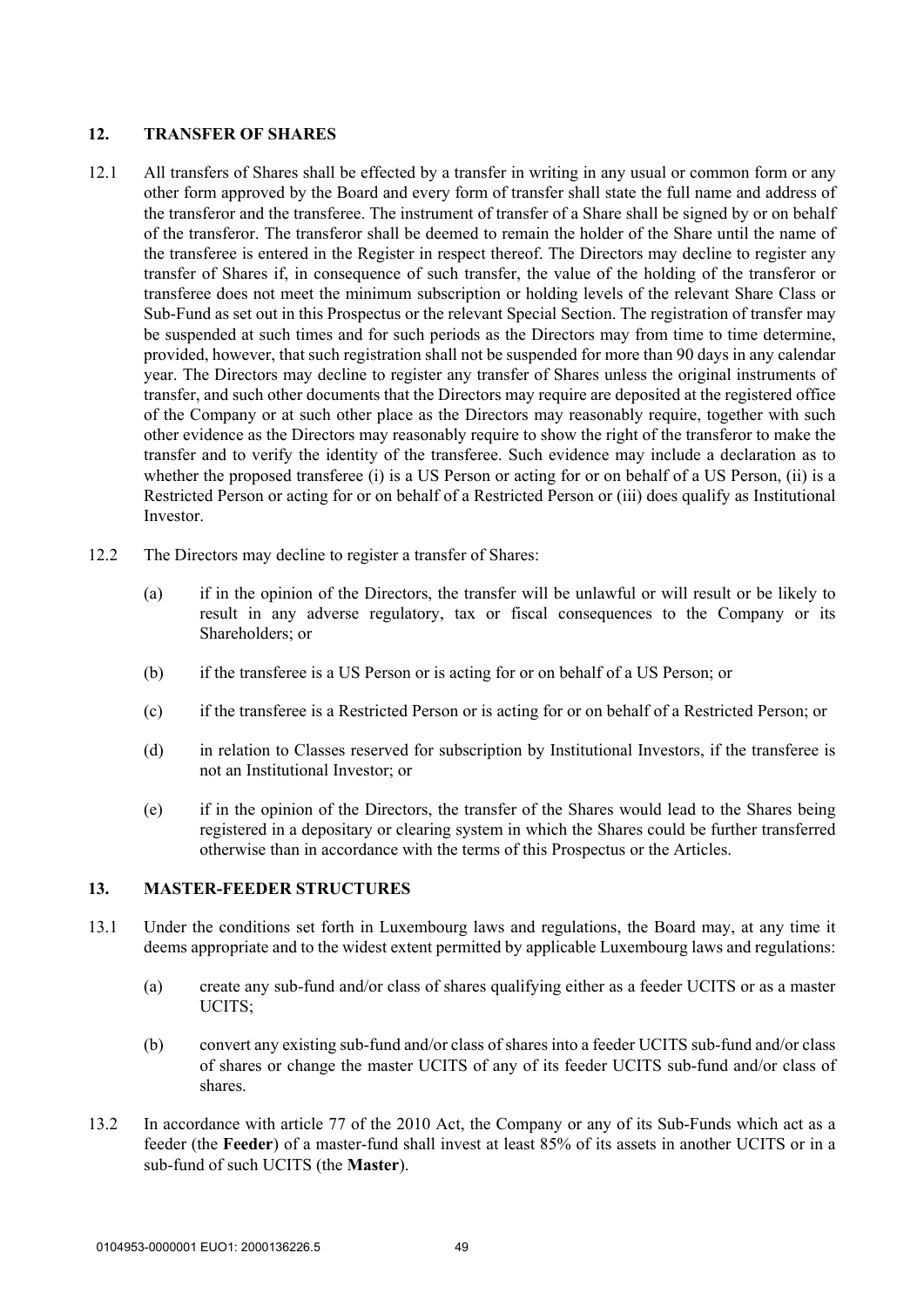## 12. TRANSFER OF SHARES

12.1 All transfers of Shares shall be effected by a transfer in writing in any usual or common form or any other form approved by the Board and every form of transfer shall state the full name and address of the transferor and the transferee. The instrument of transfer of a Share shall be signed by or on behalf of the transferor. The transferor shall be deemed to remain the holder of the Share until the name of the transferee is entered in the Register in respect thereof. The Directors may decline to register any transfer of Shares if, in consequence of such transfer, the value of the holding of the transferor or transferee does not meet the minimum subscription or holding levels of the relevant Share Class or Sub-Fund as set out in this Prospectus or the relevant Special Section. The registration of transfer may be suspended at such times and for such periods as the Directors may from time to time determine, provided, however, that such registration shall not be suspended for more than 90 days in any calendar year. The Directors may decline to register any transfer of Shares unless the original instruments of transfer, and such other documents that the Directors may require are deposited at the registered office of the Company or at such other place as the Directors may reasonably require, together with such other evidence as the Directors may reasonably require to show the right of the transferor to make the transfer and to verify the identity of the transferee. Such evidence may include a declaration as to whether the proposed transferee (i) is a US Person or acting for or on behalf of a US Person, (ii) is a Restricted Person or acting for or on behalf of a Restricted Person or (iii) does qualify as Institutional Investor.

12.2 The Directors may decline to register a transfer of Shares:

(a) if in the opinion of the Directors, the transfer will be unlawful or will result or be likely to result in any adverse regulatory, tax or fiscal consequences to the Company or its Shareholders; or

(b) if the transferee is a US Person or is acting for or on behalf of a US Person; or

(c) if the transferee is a Restricted Person or is acting for or on behalf of a Restricted Person; or

(d) in relation to Classes reserved for subscription by Institutional Investors, if the transferee is not an Institutional Investor; or

(e) if in the opinion of the Directors, the transfer of the Shares would lead to the Shares being registered in a depositary or clearing system in which the Shares could be further transferred otherwise than in accordance with the terms of this Prospectus or the Articles.

## 13. MASTER-FEEDER STRUCTURES

13.1 Under the conditions set forth in Luxembourg laws and regulations, the Board may, at any time it deems appropriate and to the widest extent permitted by applicable Luxembourg laws and regulations:

(a) create any sub-fund and/or class of shares qualifying either as a feeder UCITS or as a master UCITS;

(b) convert any existing sub-fund and/or class of shares into a feeder UCITS sub-fund and/or class of shares or change the master UCITS of any of its feeder UCITS sub-fund and/or class of shares.

13.2 In accordance with article 77 of the 2010 Act, the Company or any of its Sub-Funds which act as a feeder (the **Feeder**) of a master-fund shall invest at least 85% of its assets in another UCITS or in a sub-fund of such UCITS (the **Master**).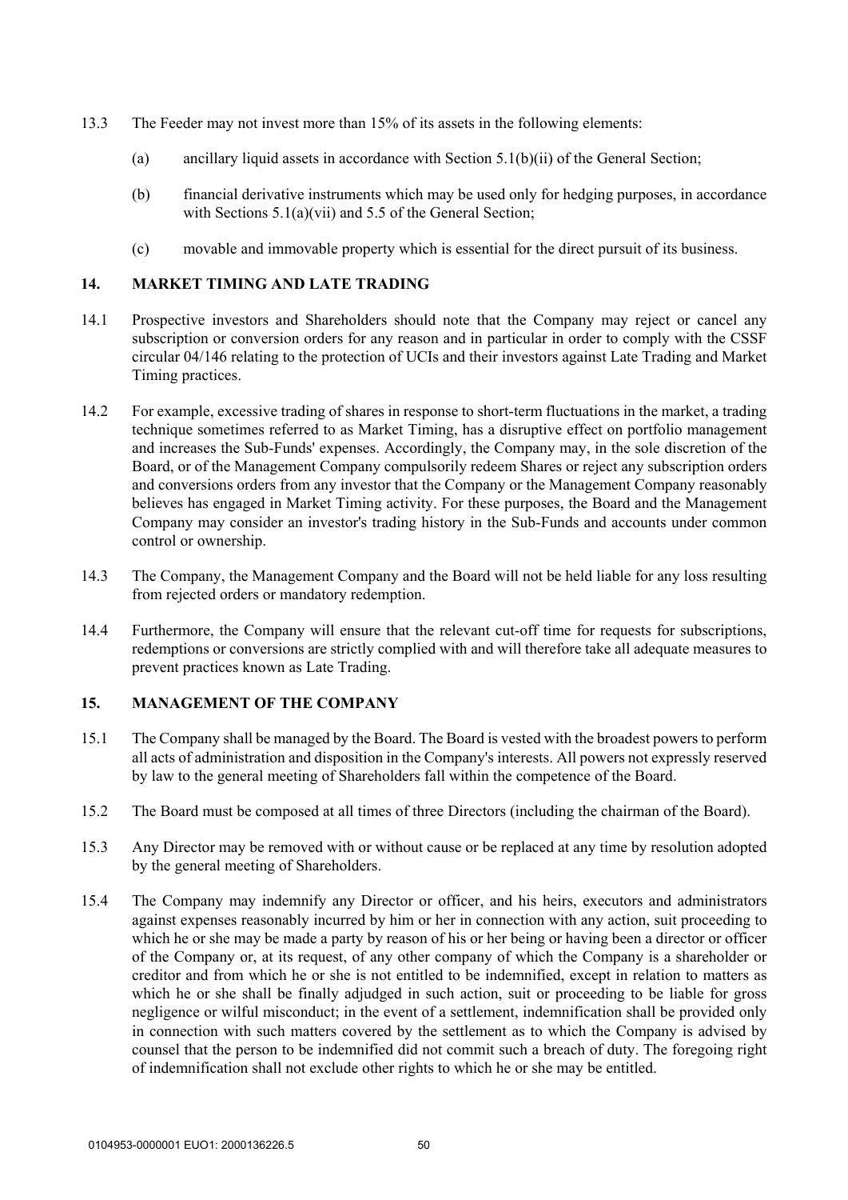13.3 The Feeder may not invest more than 15% of its assets in the following elements:

(a) ancillary liquid assets in accordance with Section 5.1(b)(ii) of the General Section;

(b) financial derivative instruments which may be used only for hedging purposes, in accordance with Sections 5.1(a)(vii) and 5.5 of the General Section;

(c) movable and immovable property which is essential for the direct pursuit of its business.

## 14. MARKET TIMING AND LATE TRADING

14.1 Prospective investors and Shareholders should note that the Company may reject or cancel any subscription or conversion orders for any reason and in particular in order to comply with the CSSF circular 04/146 relating to the protection of UCIs and their investors against Late Trading and Market Timing practices.

14.2 For example, excessive trading of shares in response to short-term fluctuations in the market, a trading technique sometimes referred to as Market Timing, has a disruptive effect on portfolio management and increases the Sub-Funds' expenses. Accordingly, the Company may, in the sole discretion of the Board, or of the Management Company compulsorily redeem Shares or reject any subscription orders and conversions orders from any investor that the Company or the Management Company reasonably believes has engaged in Market Timing activity. For these purposes, the Board and the Management Company may consider an investor's trading history in the Sub-Funds and accounts under common control or ownership.

14.3 The Company, the Management Company and the Board will not be held liable for any loss resulting from rejected orders or mandatory redemption.

14.4 Furthermore, the Company will ensure that the relevant cut-off time for requests for subscriptions, redemptions or conversions are strictly complied with and will therefore take all adequate measures to prevent practices known as Late Trading.

## 15. MANAGEMENT OF THE COMPANY

15.1 The Company shall be managed by the Board. The Board is vested with the broadest powers to perform all acts of administration and disposition in the Company's interests. All powers not expressly reserved by law to the general meeting of Shareholders fall within the competence of the Board.

15.2 The Board must be composed at all times of three Directors (including the chairman of the Board).

15.3 Any Director may be removed with or without cause or be replaced at any time by resolution adopted by the general meeting of Shareholders.

15.4 The Company may indemnify any Director or officer, and his heirs, executors and administrators against expenses reasonably incurred by him or her in connection with any action, suit proceeding to which he or she may be made a party by reason of his or her being or having been a director or officer of the Company or, at its request, of any other company of which the Company is a shareholder or creditor and from which he or she is not entitled to be indemnified, except in relation to matters as which he or she shall be finally adjudged in such action, suit or proceeding to be liable for gross negligence or wilful misconduct; in the event of a settlement, indemnification shall be provided only in connection with such matters covered by the settlement as to which the Company is advised by counsel that the person to be indemnified did not commit such a breach of duty. The foregoing right of indemnification shall not exclude other rights to which he or she may be entitled.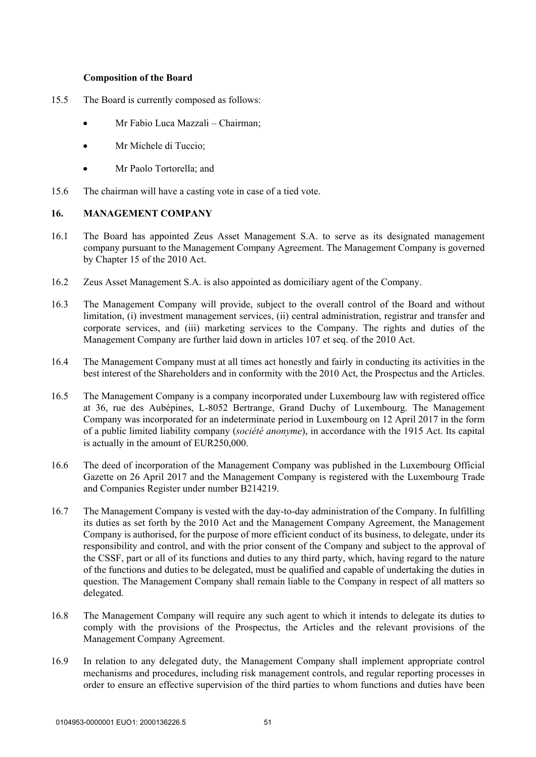**Composition of the Board**

15.5 The Board is currently composed as follows:

- Mr Fabio Luca Mazzali – Chairman;
- Mr Michele di Tuccio;
- Mr Paolo Tortorella; and

15.6 The chairman will have a casting vote in case of a tied vote.

## 16. MANAGEMENT COMPANY

16.1 The Board has appointed Zeus Asset Management S.A. to serve as its designated management company pursuant to the Management Company Agreement. The Management Company is governed by Chapter 15 of the 2010 Act.

16.2 Zeus Asset Management S.A. is also appointed as domiciliary agent of the Company.

16.3 The Management Company will provide, subject to the overall control of the Board and without limitation, (i) investment management services, (ii) central administration, registrar and transfer and corporate services, and (iii) marketing services to the Company. The rights and duties of the Management Company are further laid down in articles 107 et seq. of the 2010 Act.

16.4 The Management Company must at all times act honestly and fairly in conducting its activities in the best interest of the Shareholders and in conformity with the 2010 Act, the Prospectus and the Articles.

16.5 The Management Company is a company incorporated under Luxembourg law with registered office at 36, rue des Aubépines, L-8052 Bertrange, Grand Duchy of Luxembourg. The Management Company was incorporated for an indeterminate period in Luxembourg on 12 April 2017 in the form of a public limited liability company (*société anonyme*), in accordance with the 1915 Act. Its capital is actually in the amount of EUR250,000.

16.6 The deed of incorporation of the Management Company was published in the Luxembourg Official Gazette on 26 April 2017 and the Management Company is registered with the Luxembourg Trade and Companies Register under number B214219.

16.7 The Management Company is vested with the day-to-day administration of the Company. In fulfilling its duties as set forth by the 2010 Act and the Management Company Agreement, the Management Company is authorised, for the purpose of more efficient conduct of its business, to delegate, under its responsibility and control, and with the prior consent of the Company and subject to the approval of the CSSF, part or all of its functions and duties to any third party, which, having regard to the nature of the functions and duties to be delegated, must be qualified and capable of undertaking the duties in question. The Management Company shall remain liable to the Company in respect of all matters so delegated.

16.8 The Management Company will require any such agent to which it intends to delegate its duties to comply with the provisions of the Prospectus, the Articles and the relevant provisions of the Management Company Agreement.

16.9 In relation to any delegated duty, the Management Company shall implement appropriate control mechanisms and procedures, including risk management controls, and regular reporting processes in order to ensure an effective supervision of the third parties to whom functions and duties have been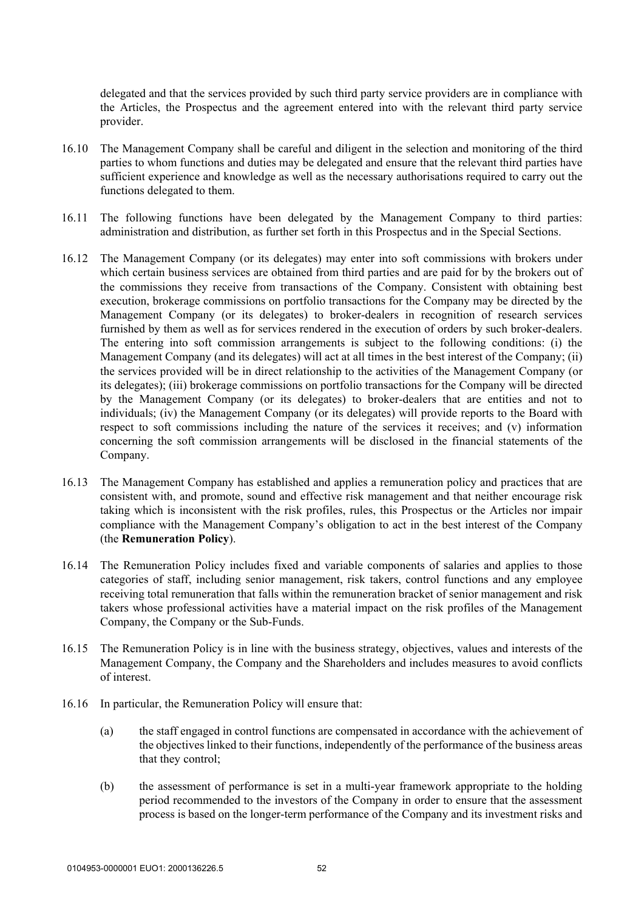delegated and that the services provided by such third party service providers are in compliance with the Articles, the Prospectus and the agreement entered into with the relevant third party service provider.

16.10 The Management Company shall be careful and diligent in the selection and monitoring of the third parties to whom functions and duties may be delegated and ensure that the relevant third parties have sufficient experience and knowledge as well as the necessary authorisations required to carry out the functions delegated to them.

16.11 The following functions have been delegated by the Management Company to third parties: administration and distribution, as further set forth in this Prospectus and in the Special Sections.

16.12 The Management Company (or its delegates) may enter into soft commissions with brokers under which certain business services are obtained from third parties and are paid for by the brokers out of the commissions they receive from transactions of the Company. Consistent with obtaining best execution, brokerage commissions on portfolio transactions for the Company may be directed by the Management Company (or its delegates) to broker-dealers in recognition of research services furnished by them as well as for services rendered in the execution of orders by such broker-dealers. The entering into soft commission arrangements is subject to the following conditions: (i) the Management Company (and its delegates) will act at all times in the best interest of the Company; (ii) the services provided will be in direct relationship to the activities of the Management Company (or its delegates); (iii) brokerage commissions on portfolio transactions for the Company will be directed by the Management Company (or its delegates) to broker-dealers that are entities and not to individuals; (iv) the Management Company (or its delegates) will provide reports to the Board with respect to soft commissions including the nature of the services it receives; and (v) information concerning the soft commission arrangements will be disclosed in the financial statements of the Company.

16.13 The Management Company has established and applies a remuneration policy and practices that are consistent with, and promote, sound and effective risk management and that neither encourage risk taking which is inconsistent with the risk profiles, rules, this Prospectus or the Articles nor impair compliance with the Management Company's obligation to act in the best interest of the Company (the **Remuneration Policy**).

16.14 The Remuneration Policy includes fixed and variable components of salaries and applies to those categories of staff, including senior management, risk takers, control functions and any employee receiving total remuneration that falls within the remuneration bracket of senior management and risk takers whose professional activities have a material impact on the risk profiles of the Management Company, the Company or the Sub-Funds.

16.15 The Remuneration Policy is in line with the business strategy, objectives, values and interests of the Management Company, the Company and the Shareholders and includes measures to avoid conflicts of interest.

16.16 In particular, the Remuneration Policy will ensure that:

(a) the staff engaged in control functions are compensated in accordance with the achievement of the objectives linked to their functions, independently of the performance of the business areas that they control;

(b) the assessment of performance is set in a multi-year framework appropriate to the holding period recommended to the investors of the Company in order to ensure that the assessment process is based on the longer-term performance of the Company and its investment risks and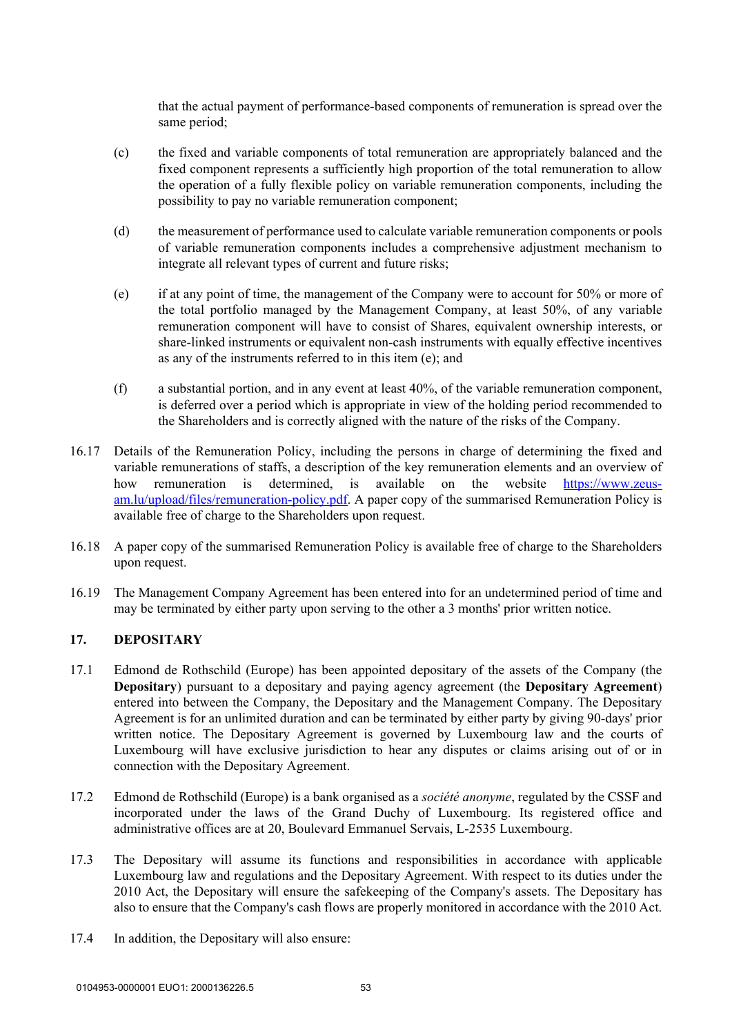that the actual payment of performance-based components of remuneration is spread over the same period;

(c) the fixed and variable components of total remuneration are appropriately balanced and the fixed component represents a sufficiently high proportion of the total remuneration to allow the operation of a fully flexible policy on variable remuneration components, including the possibility to pay no variable remuneration component;

(d) the measurement of performance used to calculate variable remuneration components or pools of variable remuneration components includes a comprehensive adjustment mechanism to integrate all relevant types of current and future risks;

(e) if at any point of time, the management of the Company were to account for 50% or more of the total portfolio managed by the Management Company, at least 50%, of any variable remuneration component will have to consist of Shares, equivalent ownership interests, or share-linked instruments or equivalent non-cash instruments with equally effective incentives as any of the instruments referred to in this item (e); and

(f) a substantial portion, and in any event at least 40%, of the variable remuneration component, is deferred over a period which is appropriate in view of the holding period recommended to the Shareholders and is correctly aligned with the nature of the risks of the Company.

16.17 Details of the Remuneration Policy, including the persons in charge of determining the fixed and variable remunerations of staffs, a description of the key remuneration elements and an overview of how remuneration is determined, is available on the website [https://www.zeus-am.lu/upload/files/remuneration-policy.pdf](https://www.zeus-am.lu/upload/files/remuneration-policy.pdf). A paper copy of the summarised Remuneration Policy is available free of charge to the Shareholders upon request.

16.18 A paper copy of the summarised Remuneration Policy is available free of charge to the Shareholders upon request.

16.19 The Management Company Agreement has been entered into for an undetermined period of time and may be terminated by either party upon serving to the other a 3 months' prior written notice.

## 17. DEPOSITARY

17.1 Edmond de Rothschild (Europe) has been appointed depositary of the assets of the Company (the **Depositary**) pursuant to a depositary and paying agency agreement (the **Depositary Agreement**) entered into between the Company, the Depositary and the Management Company. The Depositary Agreement is for an unlimited duration and can be terminated by either party by giving 90-days' prior written notice. The Depositary Agreement is governed by Luxembourg law and the courts of Luxembourg will have exclusive jurisdiction to hear any disputes or claims arising out of or in connection with the Depositary Agreement.

17.2 Edmond de Rothschild (Europe) is a bank organised as a *société anonyme*, regulated by the CSSF and incorporated under the laws of the Grand Duchy of Luxembourg. Its registered office and administrative offices are at 20, Boulevard Emmanuel Servais, L-2535 Luxembourg.

17.3 The Depositary will assume its functions and responsibilities in accordance with applicable Luxembourg law and regulations and the Depositary Agreement. With respect to its duties under the 2010 Act, the Depositary will ensure the safekeeping of the Company's assets. The Depositary has also to ensure that the Company's cash flows are properly monitored in accordance with the 2010 Act.

17.4 In addition, the Depositary will also ensure: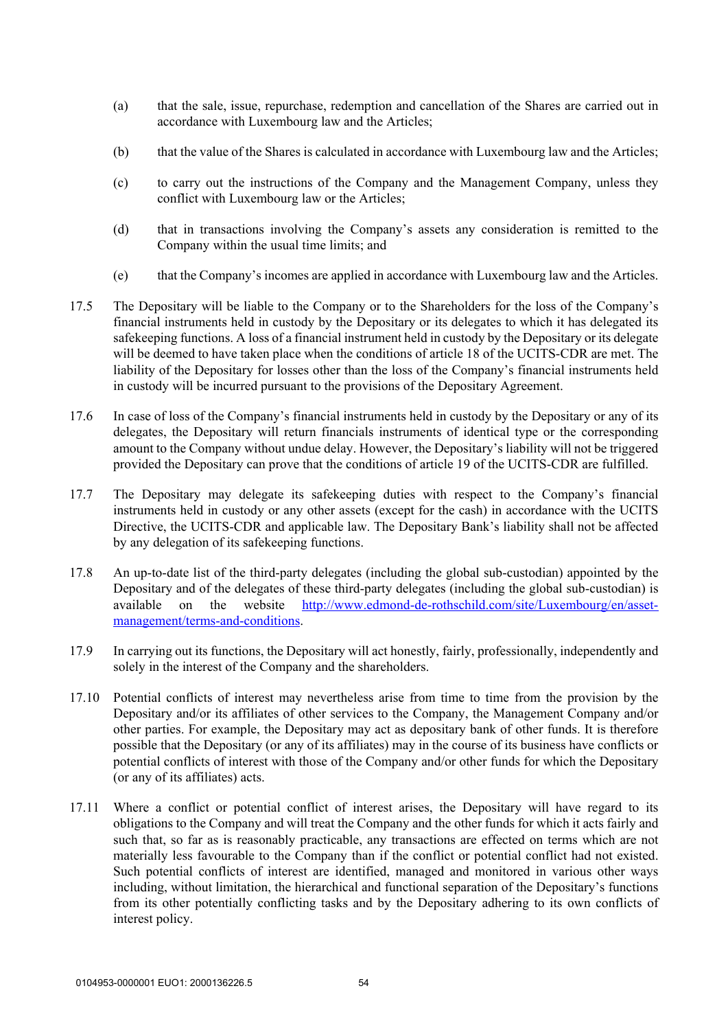(a) that the sale, issue, repurchase, redemption and cancellation of the Shares are carried out in accordance with Luxembourg law and the Articles;

(b) that the value of the Shares is calculated in accordance with Luxembourg law and the Articles;

(c) to carry out the instructions of the Company and the Management Company, unless they conflict with Luxembourg law or the Articles;

(d) that in transactions involving the Company's assets any consideration is remitted to the Company within the usual time limits; and

(e) that the Company's incomes are applied in accordance with Luxembourg law and the Articles.

17.5 The Depositary will be liable to the Company or to the Shareholders for the loss of the Company's financial instruments held in custody by the Depositary or its delegates to which it has delegated its safekeeping functions. A loss of a financial instrument held in custody by the Depositary or its delegate will be deemed to have taken place when the conditions of article 18 of the UCITS-CDR are met. The liability of the Depositary for losses other than the loss of the Company's financial instruments held in custody will be incurred pursuant to the provisions of the Depositary Agreement.

17.6 In case of loss of the Company's financial instruments held in custody by the Depositary or any of its delegates, the Depositary will return financials instruments of identical type or the corresponding amount to the Company without undue delay. However, the Depositary's liability will not be triggered provided the Depositary can prove that the conditions of article 19 of the UCITS-CDR are fulfilled.

17.7 The Depositary may delegate its safekeeping duties with respect to the Company's financial instruments held in custody or any other assets (except for the cash) in accordance with the UCITS Directive, the UCITS-CDR and applicable law. The Depositary Bank's liability shall not be affected by any delegation of its safekeeping functions.

17.8 An up-to-date list of the third-party delegates (including the global sub-custodian) appointed by the Depositary and of the delegates of these third-party delegates (including the global sub-custodian) is available on the website [http://www.edmond-de-rothschild.com/site/Luxembourg/en/asset-management/terms-and-conditions](http://www.edmond-de-rothschild.com/site/Luxembourg/en/asset-management/terms-and-conditions).

17.9 In carrying out its functions, the Depositary will act honestly, fairly, professionally, independently and solely in the interest of the Company and the shareholders.

17.10 Potential conflicts of interest may nevertheless arise from time to time from the provision by the Depositary and/or its affiliates of other services to the Company, the Management Company and/or other parties. For example, the Depositary may act as depositary bank of other funds. It is therefore possible that the Depositary (or any of its affiliates) may in the course of its business have conflicts or potential conflicts of interest with those of the Company and/or other funds for which the Depositary (or any of its affiliates) acts.

17.11 Where a conflict or potential conflict of interest arises, the Depositary will have regard to its obligations to the Company and will treat the Company and the other funds for which it acts fairly and such that, so far as is reasonably practicable, any transactions are effected on terms which are not materially less favourable to the Company than if the conflict or potential conflict had not existed. Such potential conflicts of interest are identified, managed and monitored in various other ways including, without limitation, the hierarchical and functional separation of the Depositary's functions from its other potentially conflicting tasks and by the Depositary adhering to its own conflicts of interest policy.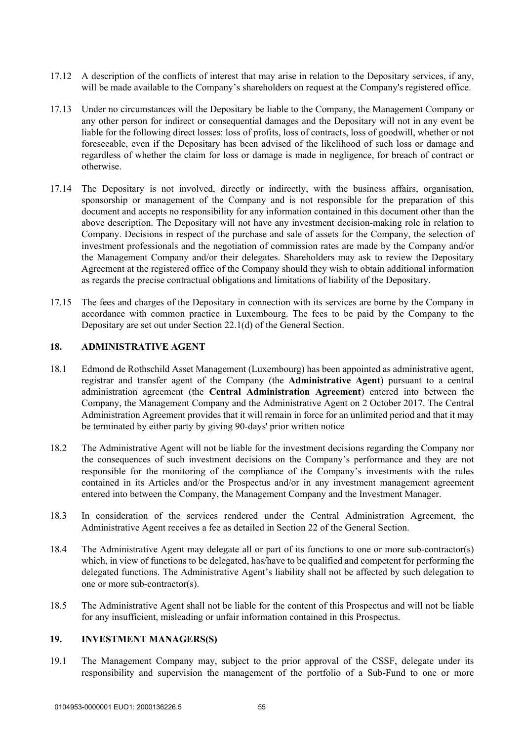17.12 A description of the conflicts of interest that may arise in relation to the Depositary services, if any, will be made available to the Company's shareholders on request at the Company's registered office.

17.13 Under no circumstances will the Depositary be liable to the Company, the Management Company or any other person for indirect or consequential damages and the Depositary will not in any event be liable for the following direct losses: loss of profits, loss of contracts, loss of goodwill, whether or not foreseeable, even if the Depositary has been advised of the likelihood of such loss or damage and regardless of whether the claim for loss or damage is made in negligence, for breach of contract or otherwise.

17.14 The Depositary is not involved, directly or indirectly, with the business affairs, organisation, sponsorship or management of the Company and is not responsible for the preparation of this document and accepts no responsibility for any information contained in this document other than the above description. The Depositary will not have any investment decision-making role in relation to Company. Decisions in respect of the purchase and sale of assets for the Company, the selection of investment professionals and the negotiation of commission rates are made by the Company and/or the Management Company and/or their delegates. Shareholders may ask to review the Depositary Agreement at the registered office of the Company should they wish to obtain additional information as regards the precise contractual obligations and limitations of liability of the Depositary.

17.15 The fees and charges of the Depositary in connection with its services are borne by the Company in accordance with common practice in Luxembourg. The fees to be paid by the Company to the Depositary are set out under Section 22.1(d) of the General Section.

## 18. ADMINISTRATIVE AGENT

18.1 Edmond de Rothschild Asset Management (Luxembourg) has been appointed as administrative agent, registrar and transfer agent of the Company (the **Administrative Agent**) pursuant to a central administration agreement (the **Central Administration Agreement**) entered into between the Company, the Management Company and the Administrative Agent on 2 October 2017. The Central Administration Agreement provides that it will remain in force for an unlimited period and that it may be terminated by either party by giving 90-days' prior written notice

18.2 The Administrative Agent will not be liable for the investment decisions regarding the Company nor the consequences of such investment decisions on the Company's performance and they are not responsible for the monitoring of the compliance of the Company's investments with the rules contained in its Articles and/or the Prospectus and/or in any investment management agreement entered into between the Company, the Management Company and the Investment Manager.

18.3 In consideration of the services rendered under the Central Administration Agreement, the Administrative Agent receives a fee as detailed in Section 22 of the General Section.

18.4 The Administrative Agent may delegate all or part of its functions to one or more sub-contractor(s) which, in view of functions to be delegated, has/have to be qualified and competent for performing the delegated functions. The Administrative Agent's liability shall not be affected by such delegation to one or more sub-contractor(s).

18.5 The Administrative Agent shall not be liable for the content of this Prospectus and will not be liable for any insufficient, misleading or unfair information contained in this Prospectus.

## 19. INVESTMENT MANAGERS(S)

19.1 The Management Company may, subject to the prior approval of the CSSF, delegate under its responsibility and supervision the management of the portfolio of a Sub-Fund to one or more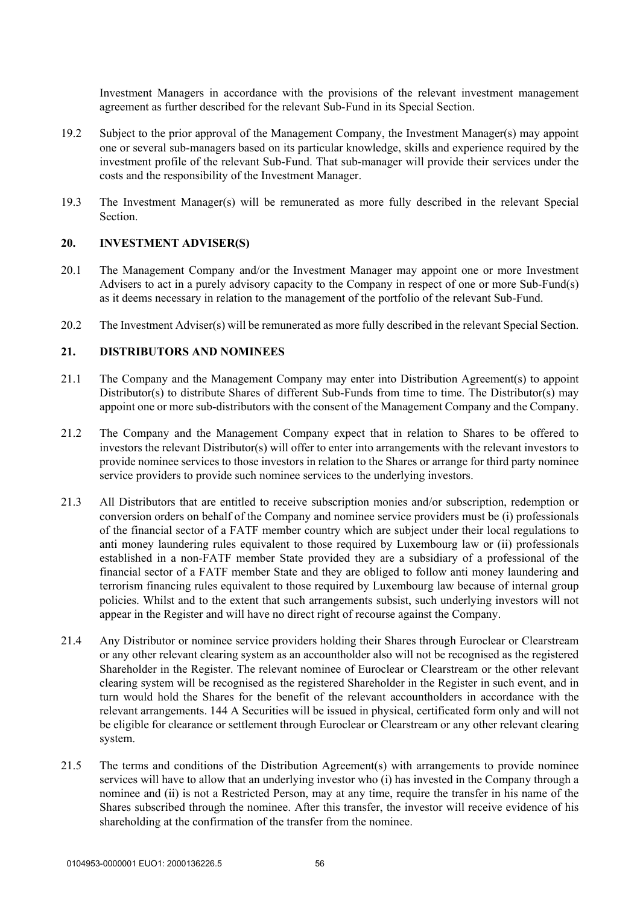Investment Managers in accordance with the provisions of the relevant investment management agreement as further described for the relevant Sub-Fund in its Special Section.

19.2 Subject to the prior approval of the Management Company, the Investment Manager(s) may appoint one or several sub-managers based on its particular knowledge, skills and experience required by the investment profile of the relevant Sub-Fund. That sub-manager will provide their services under the costs and the responsibility of the Investment Manager.

19.3 The Investment Manager(s) will be remunerated as more fully described in the relevant Special Section.

## 20. INVESTMENT ADVISER(S)

20.1 The Management Company and/or the Investment Manager may appoint one or more Investment Advisers to act in a purely advisory capacity to the Company in respect of one or more Sub-Fund(s) as it deems necessary in relation to the management of the portfolio of the relevant Sub-Fund.

20.2 The Investment Adviser(s) will be remunerated as more fully described in the relevant Special Section.

## 21. DISTRIBUTORS AND NOMINEES

21.1 The Company and the Management Company may enter into Distribution Agreement(s) to appoint Distributor(s) to distribute Shares of different Sub-Funds from time to time. The Distributor(s) may appoint one or more sub-distributors with the consent of the Management Company and the Company.

21.2 The Company and the Management Company expect that in relation to Shares to be offered to investors the relevant Distributor(s) will offer to enter into arrangements with the relevant investors to provide nominee services to those investors in relation to the Shares or arrange for third party nominee service providers to provide such nominee services to the underlying investors.

21.3 All Distributors that are entitled to receive subscription monies and/or subscription, redemption or conversion orders on behalf of the Company and nominee service providers must be (i) professionals of the financial sector of a FATF member country which are subject under their local regulations to anti money laundering rules equivalent to those required by Luxembourg law or (ii) professionals established in a non-FATF member State provided they are a subsidiary of a professional of the financial sector of a FATF member State and they are obliged to follow anti money laundering and terrorism financing rules equivalent to those required by Luxembourg law because of internal group policies. Whilst and to the extent that such arrangements subsist, such underlying investors will not appear in the Register and will have no direct right of recourse against the Company.

21.4 Any Distributor or nominee service providers holding their Shares through Euroclear or Clearstream or any other relevant clearing system as an accountholder also will not be recognised as the registered Shareholder in the Register. The relevant nominee of Euroclear or Clearstream or the other relevant clearing system will be recognised as the registered Shareholder in the Register in such event, and in turn would hold the Shares for the benefit of the relevant accountholders in accordance with the relevant arrangements. 144 A Securities will be issued in physical, certificated form only and will not be eligible for clearance or settlement through Euroclear or Clearstream or any other relevant clearing system.

21.5 The terms and conditions of the Distribution Agreement(s) with arrangements to provide nominee services will have to allow that an underlying investor who (i) has invested in the Company through a nominee and (ii) is not a Restricted Person, may at any time, require the transfer in his name of the Shares subscribed through the nominee. After this transfer, the investor will receive evidence of his shareholding at the confirmation of the transfer from the nominee.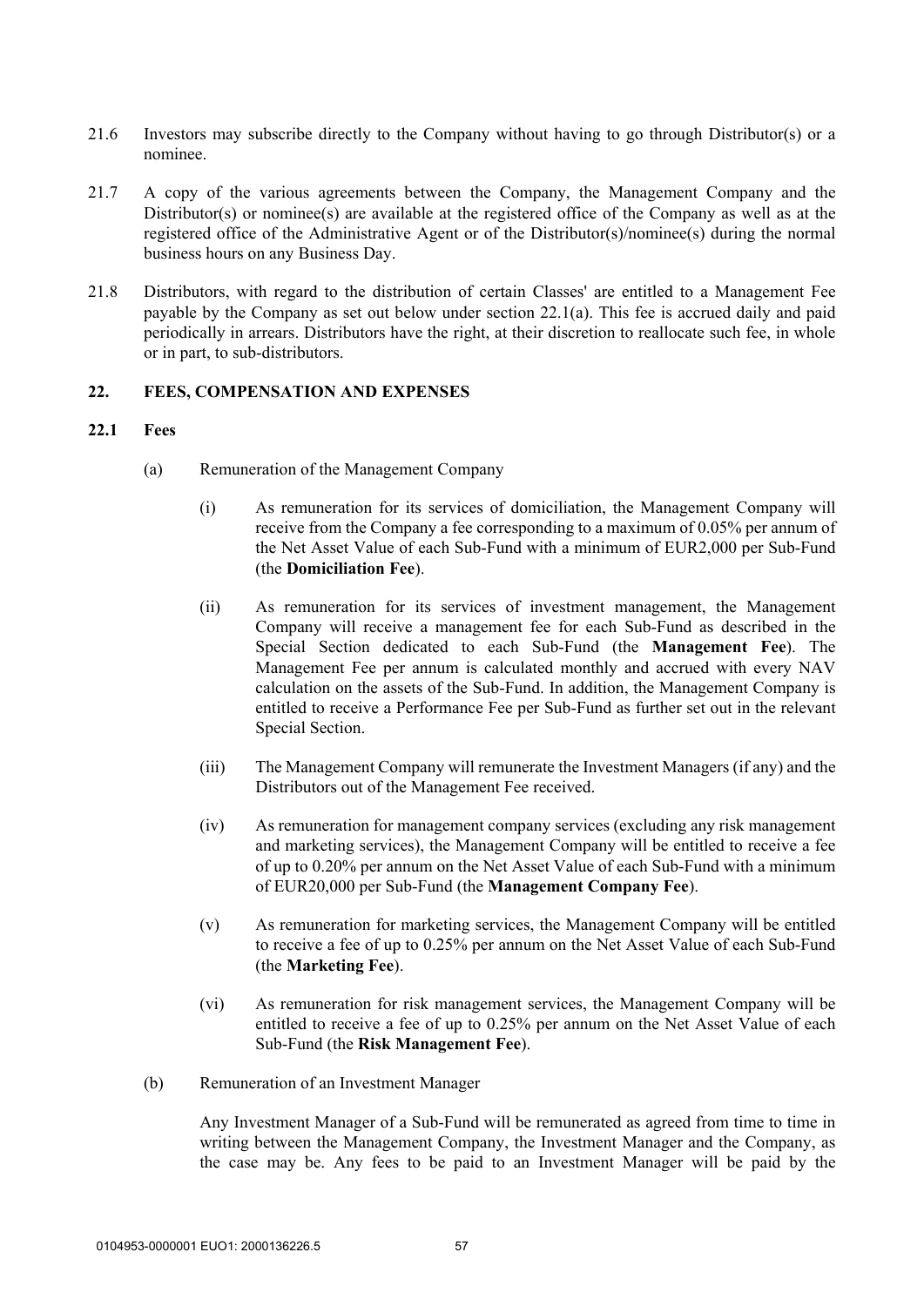21.6 Investors may subscribe directly to the Company without having to go through Distributor(s) or a nominee.

21.7 A copy of the various agreements between the Company, the Management Company and the Distributor(s) or nominee(s) are available at the registered office of the Company as well as at the registered office of the Administrative Agent or of the Distributor(s)/nominee(s) during the normal business hours on any Business Day.

21.8 Distributors, with regard to the distribution of certain Classes' are entitled to a Management Fee payable by the Company as set out below under section 22.1(a). This fee is accrued daily and paid periodically in arrears. Distributors have the right, at their discretion to reallocate such fee, in whole or in part, to sub-distributors.

## 22. FEES, COMPENSATION AND EXPENSES

### 22.1 Fees

(a) Remuneration of the Management Company

(i) As remuneration for its services of domiciliation, the Management Company will receive from the Company a fee corresponding to a maximum of 0.05% per annum of the Net Asset Value of each Sub-Fund with a minimum of EUR2,000 per Sub-Fund (the **Domiciliation Fee**).

(ii) As remuneration for its services of investment management, the Management Company will receive a management fee for each Sub-Fund as described in the Special Section dedicated to each Sub-Fund (the **Management Fee**). The Management Fee per annum is calculated monthly and accrued with every NAV calculation on the assets of the Sub-Fund. In addition, the Management Company is entitled to receive a Performance Fee per Sub-Fund as further set out in the relevant Special Section.

(iii) The Management Company will remunerate the Investment Managers (if any) and the Distributors out of the Management Fee received.

(iv) As remuneration for management company services (excluding any risk management and marketing services), the Management Company will be entitled to receive a fee of up to 0.20% per annum on the Net Asset Value of each Sub-Fund with a minimum of EUR20,000 per Sub-Fund (the **Management Company Fee**).

(v) As remuneration for marketing services, the Management Company will be entitled to receive a fee of up to 0.25% per annum on the Net Asset Value of each Sub-Fund (the **Marketing Fee**).

(vi) As remuneration for risk management services, the Management Company will be entitled to receive a fee of up to 0.25% per annum on the Net Asset Value of each Sub-Fund (the **Risk Management Fee**).

(b) Remuneration of an Investment Manager

Any Investment Manager of a Sub-Fund will be remunerated as agreed from time to time in writing between the Management Company, the Investment Manager and the Company, as the case may be. Any fees to be paid to an Investment Manager will be paid by the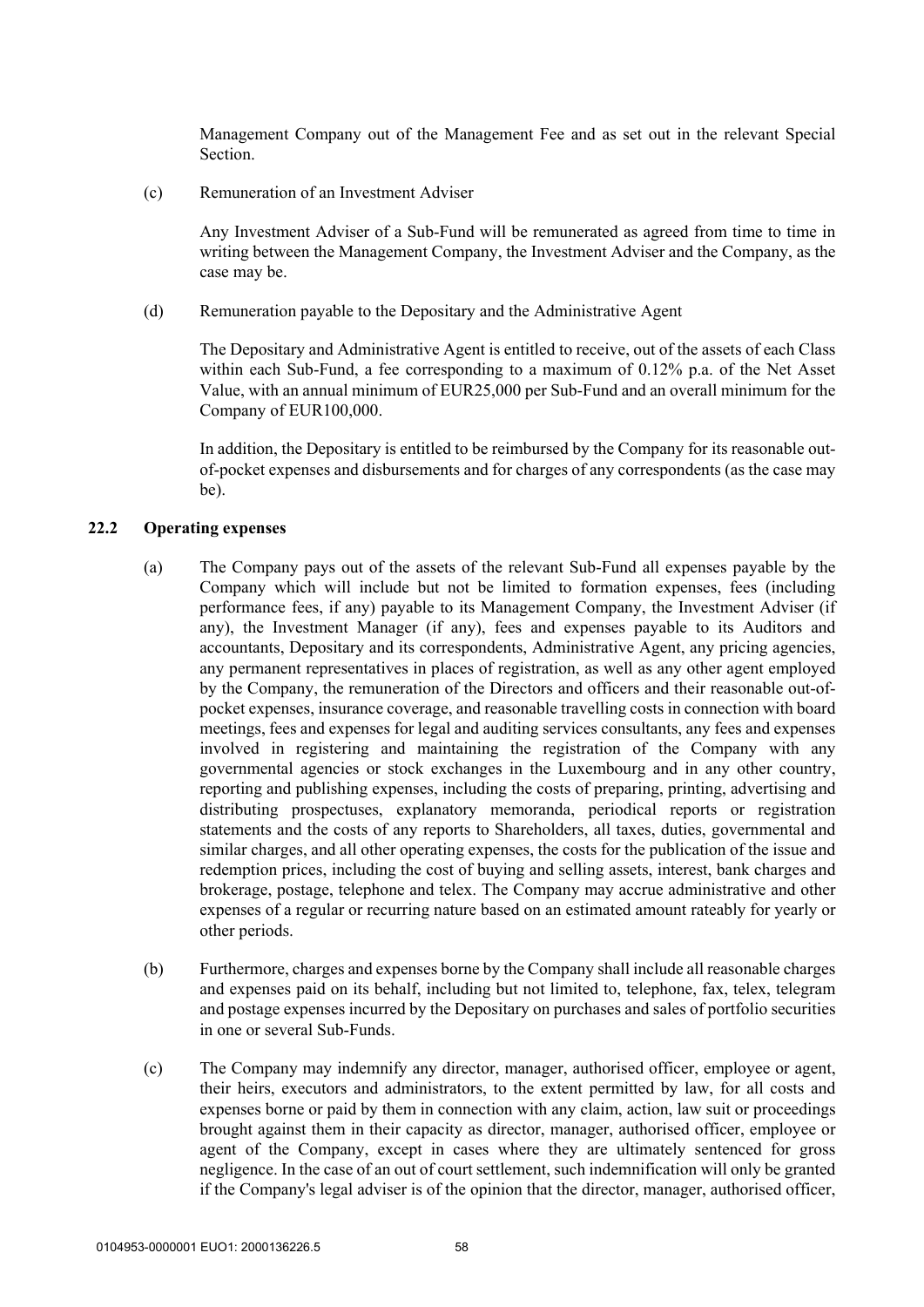Management Company out of the Management Fee and as set out in the relevant Special Section.

(c) Remuneration of an Investment Adviser

Any Investment Adviser of a Sub-Fund will be remunerated as agreed from time to time in writing between the Management Company, the Investment Adviser and the Company, as the case may be.

(d) Remuneration payable to the Depositary and the Administrative Agent

The Depositary and Administrative Agent is entitled to receive, out of the assets of each Class within each Sub-Fund, a fee corresponding to a maximum of 0.12% p.a. of the Net Asset Value, with an annual minimum of EUR25,000 per Sub-Fund and an overall minimum for the Company of EUR100,000.

In addition, the Depositary is entitled to be reimbursed by the Company for its reasonable out-of-pocket expenses and disbursements and for charges of any correspondents (as the case may be).

### 22.2 Operating expenses

(a) The Company pays out of the assets of the relevant Sub-Fund all expenses payable by the Company which will include but not be limited to formation expenses, fees (including performance fees, if any) payable to its Management Company, the Investment Adviser (if any), the Investment Manager (if any), fees and expenses payable to its Auditors and accountants, Depositary and its correspondents, Administrative Agent, any pricing agencies, any permanent representatives in places of registration, as well as any other agent employed by the Company, the remuneration of the Directors and officers and their reasonable out-of-pocket expenses, insurance coverage, and reasonable travelling costs in connection with board meetings, fees and expenses for legal and auditing services consultants, any fees and expenses involved in registering and maintaining the registration of the Company with any governmental agencies or stock exchanges in the Luxembourg and in any other country, reporting and publishing expenses, including the costs of preparing, printing, advertising and distributing prospectuses, explanatory memoranda, periodical reports or registration statements and the costs of any reports to Shareholders, all taxes, duties, governmental and similar charges, and all other operating expenses, the costs for the publication of the issue and redemption prices, including the cost of buying and selling assets, interest, bank charges and brokerage, postage, telephone and telex. The Company may accrue administrative and other expenses of a regular or recurring nature based on an estimated amount rateably for yearly or other periods.

(b) Furthermore, charges and expenses borne by the Company shall include all reasonable charges and expenses paid on its behalf, including but not limited to, telephone, fax, telex, telegram and postage expenses incurred by the Depositary on purchases and sales of portfolio securities in one or several Sub-Funds.

(c) The Company may indemnify any director, manager, authorised officer, employee or agent, their heirs, executors and administrators, to the extent permitted by law, for all costs and expenses borne or paid by them in connection with any claim, action, law suit or proceedings brought against them in their capacity as director, manager, authorised officer, employee or agent of the Company, except in cases where they are ultimately sentenced for gross negligence. In the case of an out of court settlement, such indemnification will only be granted if the Company's legal adviser is of the opinion that the director, manager, authorised officer,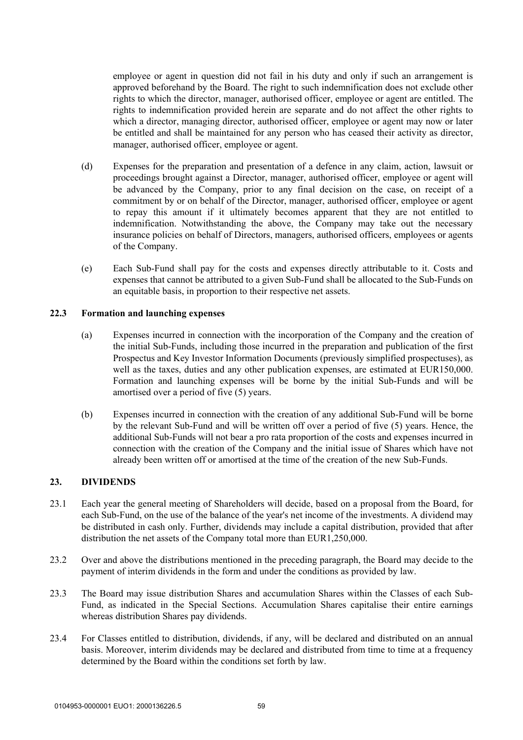employee or agent in question did not fail in his duty and only if such an arrangement is approved beforehand by the Board. The right to such indemnification does not exclude other rights to which the director, manager, authorised officer, employee or agent are entitled. The rights to indemnification provided herein are separate and do not affect the other rights to which a director, managing director, authorised officer, employee or agent may now or later be entitled and shall be maintained for any person who has ceased their activity as director, manager, authorised officer, employee or agent.

(d) Expenses for the preparation and presentation of a defence in any claim, action, lawsuit or proceedings brought against a Director, manager, authorised officer, employee or agent will be advanced by the Company, prior to any final decision on the case, on receipt of a commitment by or on behalf of the Director, manager, authorised officer, employee or agent to repay this amount if it ultimately becomes apparent that they are not entitled to indemnification. Notwithstanding the above, the Company may take out the necessary insurance policies on behalf of Directors, managers, authorised officers, employees or agents of the Company.

(e) Each Sub-Fund shall pay for the costs and expenses directly attributable to it. Costs and expenses that cannot be attributed to a given Sub-Fund shall be allocated to the Sub-Funds on an equitable basis, in proportion to their respective net assets.

### 22.3 Formation and launching expenses

(a) Expenses incurred in connection with the incorporation of the Company and the creation of the initial Sub-Funds, including those incurred in the preparation and publication of the first Prospectus and Key Investor Information Documents (previously simplified prospectuses), as well as the taxes, duties and any other publication expenses, are estimated at EUR150,000. Formation and launching expenses will be borne by the initial Sub-Funds and will be amortised over a period of five (5) years.

(b) Expenses incurred in connection with the creation of any additional Sub-Fund will be borne by the relevant Sub-Fund and will be written off over a period of five (5) years. Hence, the additional Sub-Funds will not bear a pro rata proportion of the costs and expenses incurred in connection with the creation of the Company and the initial issue of Shares which have not already been written off or amortised at the time of the creation of the new Sub-Funds.

## 23. DIVIDENDS

23.1 Each year the general meeting of Shareholders will decide, based on a proposal from the Board, for each Sub-Fund, on the use of the balance of the year's net income of the investments. A dividend may be distributed in cash only. Further, dividends may include a capital distribution, provided that after distribution the net assets of the Company total more than EUR1,250,000.

23.2 Over and above the distributions mentioned in the preceding paragraph, the Board may decide to the payment of interim dividends in the form and under the conditions as provided by law.

23.3 The Board may issue distribution Shares and accumulation Shares within the Classes of each Sub-Fund, as indicated in the Special Sections. Accumulation Shares capitalise their entire earnings whereas distribution Shares pay dividends.

23.4 For Classes entitled to distribution, dividends, if any, will be declared and distributed on an annual basis. Moreover, interim dividends may be declared and distributed from time to time at a frequency determined by the Board within the conditions set forth by law.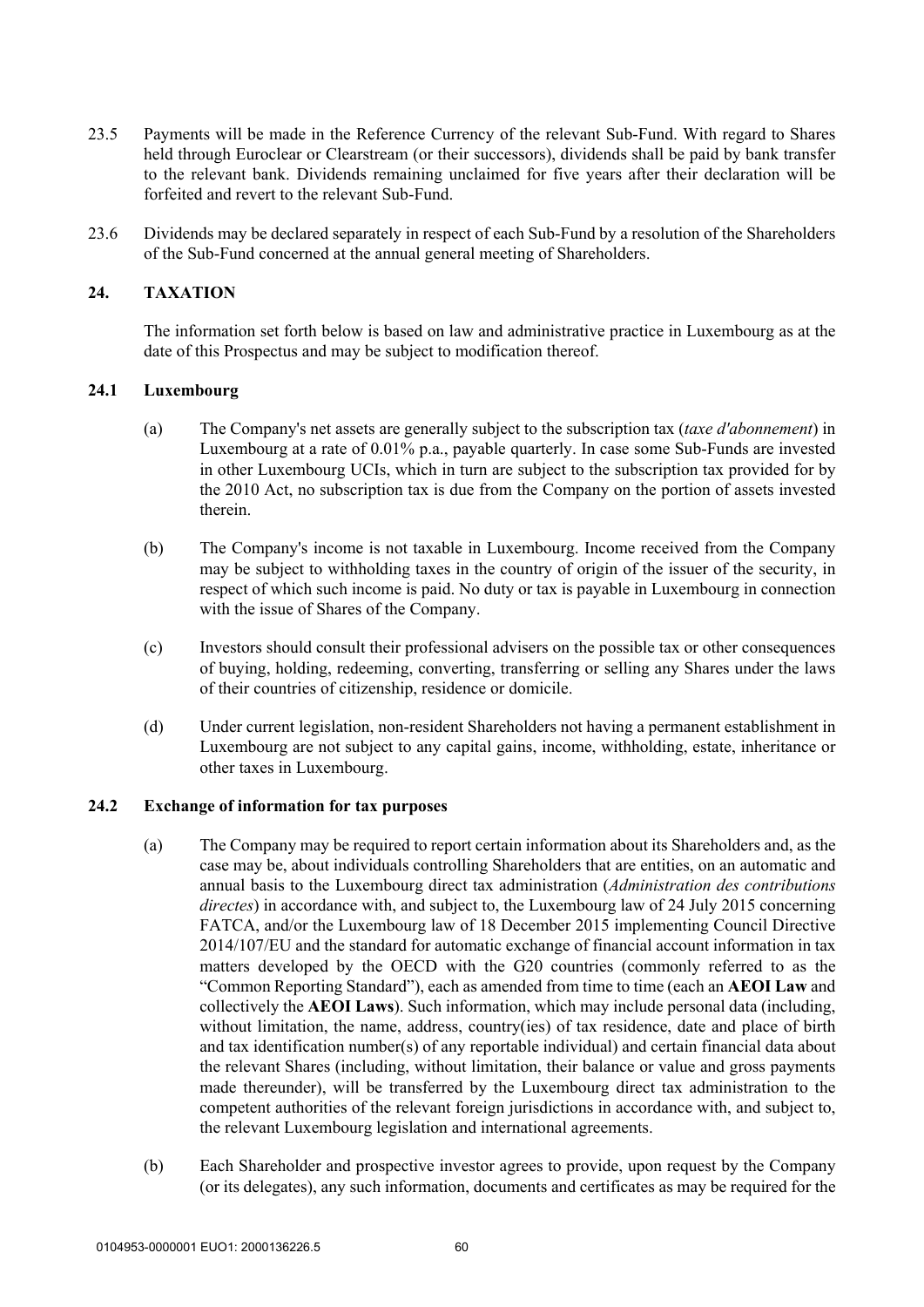23.5 Payments will be made in the Reference Currency of the relevant Sub-Fund. With regard to Shares held through Euroclear or Clearstream (or their successors), dividends shall be paid by bank transfer to the relevant bank. Dividends remaining unclaimed for five years after their declaration will be forfeited and revert to the relevant Sub-Fund.

23.6 Dividends may be declared separately in respect of each Sub-Fund by a resolution of the Shareholders of the Sub-Fund concerned at the annual general meeting of Shareholders.

## 24. TAXATION

The information set forth below is based on law and administrative practice in Luxembourg as at the date of this Prospectus and may be subject to modification thereof.

### 24.1 Luxembourg

(a) The Company's net assets are generally subject to the subscription tax (*taxe d'abonnement*) in Luxembourg at a rate of 0.01% p.a., payable quarterly. In case some Sub-Funds are invested in other Luxembourg UCIs, which in turn are subject to the subscription tax provided for by the 2010 Act, no subscription tax is due from the Company on the portion of assets invested therein.

(b) The Company's income is not taxable in Luxembourg. Income received from the Company may be subject to withholding taxes in the country of origin of the issuer of the security, in respect of which such income is paid. No duty or tax is payable in Luxembourg in connection with the issue of Shares of the Company.

(c) Investors should consult their professional advisers on the possible tax or other consequences of buying, holding, redeeming, converting, transferring or selling any Shares under the laws of their countries of citizenship, residence or domicile.

(d) Under current legislation, non-resident Shareholders not having a permanent establishment in Luxembourg are not subject to any capital gains, income, withholding, estate, inheritance or other taxes in Luxembourg.

### 24.2 Exchange of information for tax purposes

(a) The Company may be required to report certain information about its Shareholders and, as the case may be, about individuals controlling Shareholders that are entities, on an automatic and annual basis to the Luxembourg direct tax administration (*Administration des contributions directes*) in accordance with, and subject to, the Luxembourg law of 24 July 2015 concerning FATCA, and/or the Luxembourg law of 18 December 2015 implementing Council Directive 2014/107/EU and the standard for automatic exchange of financial account information in tax matters developed by the OECD with the G20 countries (commonly referred to as the "Common Reporting Standard"), each as amended from time to time (each an **AEOI Law** and collectively the **AEOI Laws**). Such information, which may include personal data (including, without limitation, the name, address, country(ies) of tax residence, date and place of birth and tax identification number(s) of any reportable individual) and certain financial data about the relevant Shares (including, without limitation, their balance or value and gross payments made thereunder), will be transferred by the Luxembourg direct tax administration to the competent authorities of the relevant foreign jurisdictions in accordance with, and subject to, the relevant Luxembourg legislation and international agreements.

(b) Each Shareholder and prospective investor agrees to provide, upon request by the Company (or its delegates), any such information, documents and certificates as may be required for the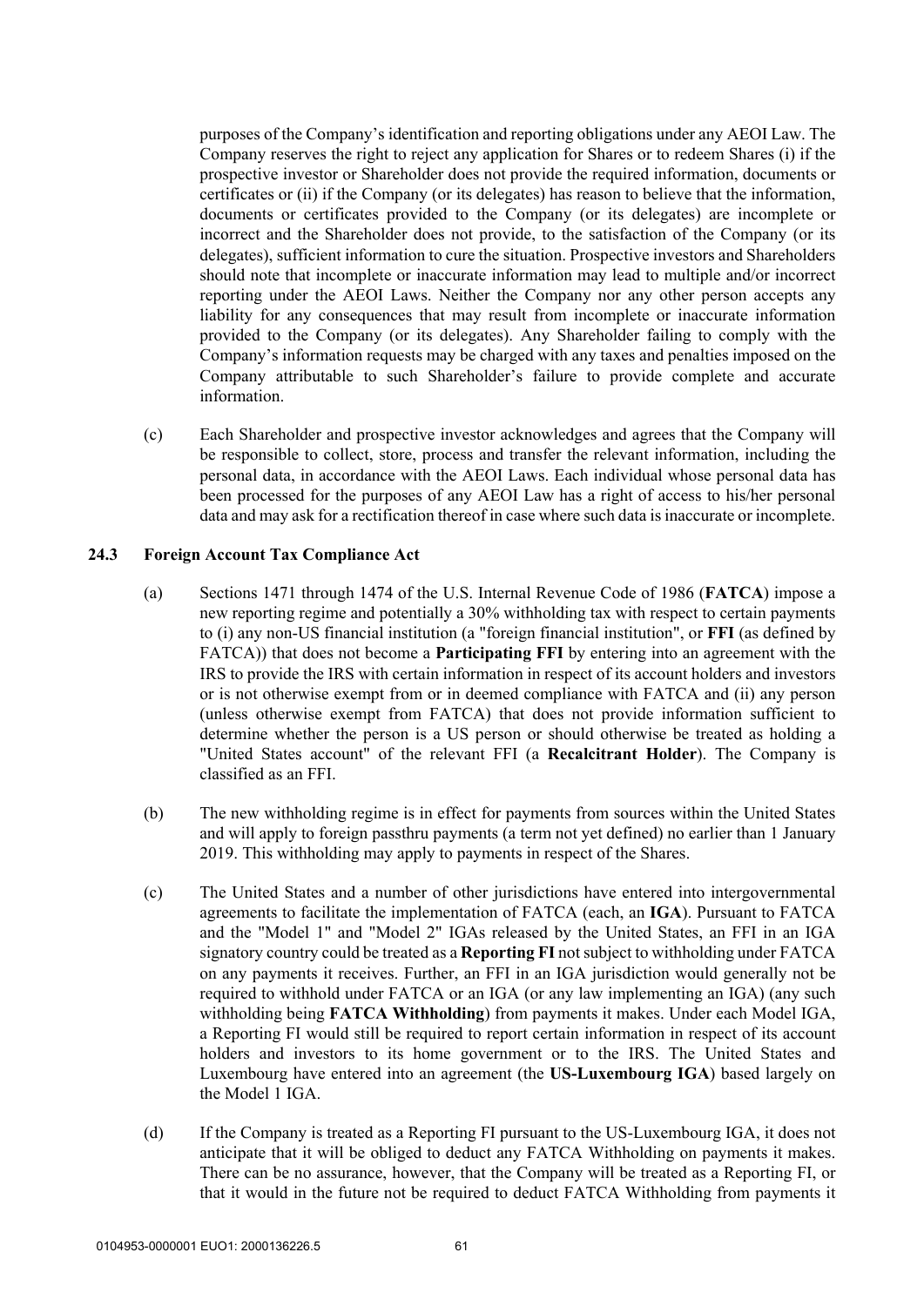purposes of the Company's identification and reporting obligations under any AEOI Law. The Company reserves the right to reject any application for Shares or to redeem Shares (i) if the prospective investor or Shareholder does not provide the required information, documents or certificates or (ii) if the Company (or its delegates) has reason to believe that the information, documents or certificates provided to the Company (or its delegates) are incomplete or incorrect and the Shareholder does not provide, to the satisfaction of the Company (or its delegates), sufficient information to cure the situation. Prospective investors and Shareholders should note that incomplete or inaccurate information may lead to multiple and/or incorrect reporting under the AEOI Laws. Neither the Company nor any other person accepts any liability for any consequences that may result from incomplete or inaccurate information provided to the Company (or its delegates). Any Shareholder failing to comply with the Company's information requests may be charged with any taxes and penalties imposed on the Company attributable to such Shareholder's failure to provide complete and accurate information.

(c) Each Shareholder and prospective investor acknowledges and agrees that the Company will be responsible to collect, store, process and transfer the relevant information, including the personal data, in accordance with the AEOI Laws. Each individual whose personal data has been processed for the purposes of any AEOI Law has a right of access to his/her personal data and may ask for a rectification thereof in case where such data is inaccurate or incomplete.

### 24.3 Foreign Account Tax Compliance Act

(a) Sections 1471 through 1474 of the U.S. Internal Revenue Code of 1986 (**FATCA**) impose a new reporting regime and potentially a 30% withholding tax with respect to certain payments to (i) any non-US financial institution (a "foreign financial institution", or **FFI** (as defined by FATCA)) that does not become a **Participating FFI** by entering into an agreement with the IRS to provide the IRS with certain information in respect of its account holders and investors or is not otherwise exempt from or in deemed compliance with FATCA and (ii) any person (unless otherwise exempt from FATCA) that does not provide information sufficient to determine whether the person is a US person or should otherwise be treated as holding a "United States account" of the relevant FFI (a **Recalcitrant Holder**). The Company is classified as an FFI.

(b) The new withholding regime is in effect for payments from sources within the United States and will apply to foreign passthru payments (a term not yet defined) no earlier than 1 January 2019. This withholding may apply to payments in respect of the Shares.

(c) The United States and a number of other jurisdictions have entered into intergovernmental agreements to facilitate the implementation of FATCA (each, an **IGA**). Pursuant to FATCA and the "Model 1" and "Model 2" IGAs released by the United States, an FFI in an IGA signatory country could be treated as a **Reporting FI** not subject to withholding under FATCA on any payments it receives. Further, an FFI in an IGA jurisdiction would generally not be required to withhold under FATCA or an IGA (or any law implementing an IGA) (any such withholding being **FATCA Withholding**) from payments it makes. Under each Model IGA, a Reporting FI would still be required to report certain information in respect of its account holders and investors to its home government or to the IRS. The United States and Luxembourg have entered into an agreement (the **US-Luxembourg IGA**) based largely on the Model 1 IGA.

(d) If the Company is treated as a Reporting FI pursuant to the US-Luxembourg IGA, it does not anticipate that it will be obliged to deduct any FATCA Withholding on payments it makes. There can be no assurance, however, that the Company will be treated as a Reporting FI, or that it would in the future not be required to deduct FATCA Withholding from payments it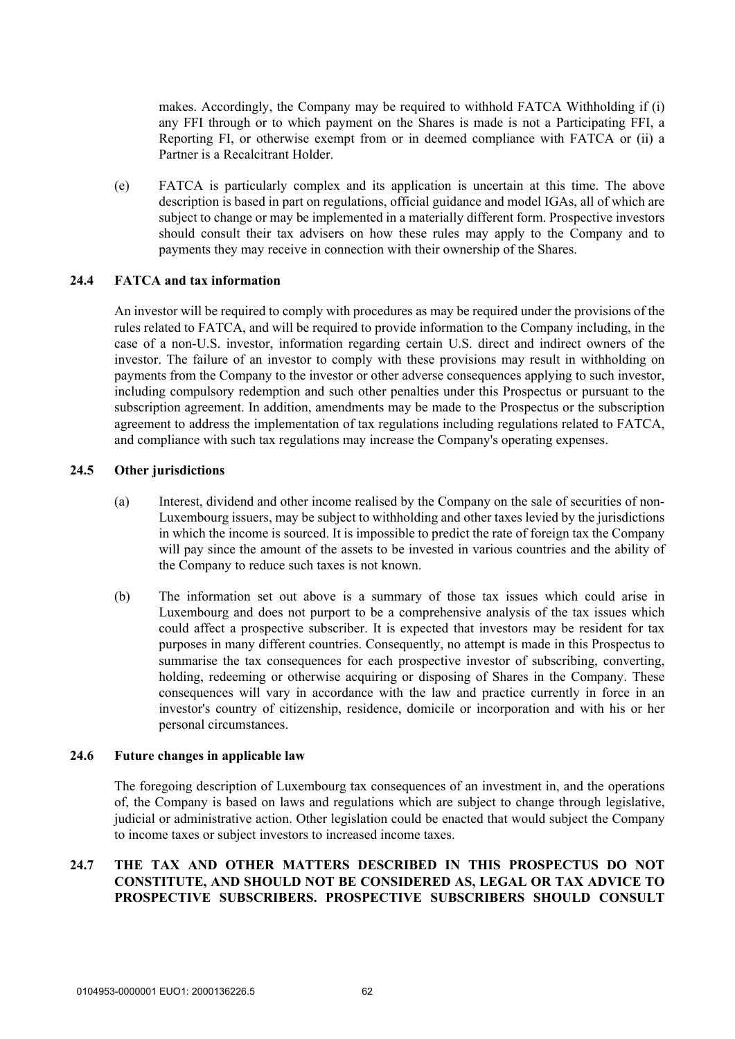makes. Accordingly, the Company may be required to withhold FATCA Withholding if (i) any FFI through or to which payment on the Shares is made is not a Participating FFI, a Reporting FI, or otherwise exempt from or in deemed compliance with FATCA or (ii) a Partner is a Recalcitrant Holder.

(e) FATCA is particularly complex and its application is uncertain at this time. The above description is based in part on regulations, official guidance and model IGAs, all of which are subject to change or may be implemented in a materially different form. Prospective investors should consult their tax advisers on how these rules may apply to the Company and to payments they may receive in connection with their ownership of the Shares.

### 24.4 FATCA and tax information

An investor will be required to comply with procedures as may be required under the provisions of the rules related to FATCA, and will be required to provide information to the Company including, in the case of a non-U.S. investor, information regarding certain U.S. direct and indirect owners of the investor. The failure of an investor to comply with these provisions may result in withholding on payments from the Company to the investor or other adverse consequences applying to such investor, including compulsory redemption and such other penalties under this Prospectus or pursuant to the subscription agreement. In addition, amendments may be made to the Prospectus or the subscription agreement to address the implementation of tax regulations including regulations related to FATCA, and compliance with such tax regulations may increase the Company's operating expenses.

### 24.5 Other jurisdictions

(a) Interest, dividend and other income realised by the Company on the sale of securities of non-Luxembourg issuers, may be subject to withholding and other taxes levied by the jurisdictions in which the income is sourced. It is impossible to predict the rate of foreign tax the Company will pay since the amount of the assets to be invested in various countries and the ability of the Company to reduce such taxes is not known.

(b) The information set out above is a summary of those tax issues which could arise in Luxembourg and does not purport to be a comprehensive analysis of the tax issues which could affect a prospective subscriber. It is expected that investors may be resident for tax purposes in many different countries. Consequently, no attempt is made in this Prospectus to summarise the tax consequences for each prospective investor of subscribing, converting, holding, redeeming or otherwise acquiring or disposing of Shares in the Company. These consequences will vary in accordance with the law and practice currently in force in an investor's country of citizenship, residence, domicile or incorporation and with his or her personal circumstances.

### 24.6 Future changes in applicable law

The foregoing description of Luxembourg tax consequences of an investment in, and the operations of, the Company is based on laws and regulations which are subject to change through legislative, judicial or administrative action. Other legislation could be enacted that would subject the Company to income taxes or subject investors to increased income taxes.

### 24.7 THE TAX AND OTHER MATTERS DESCRIBED IN THIS PROSPECTUS DO NOT CONSTITUTE, AND SHOULD NOT BE CONSIDERED AS, LEGAL OR TAX ADVICE TO PROSPECTIVE SUBSCRIBERS. PROSPECTIVE SUBSCRIBERS SHOULD CONSULT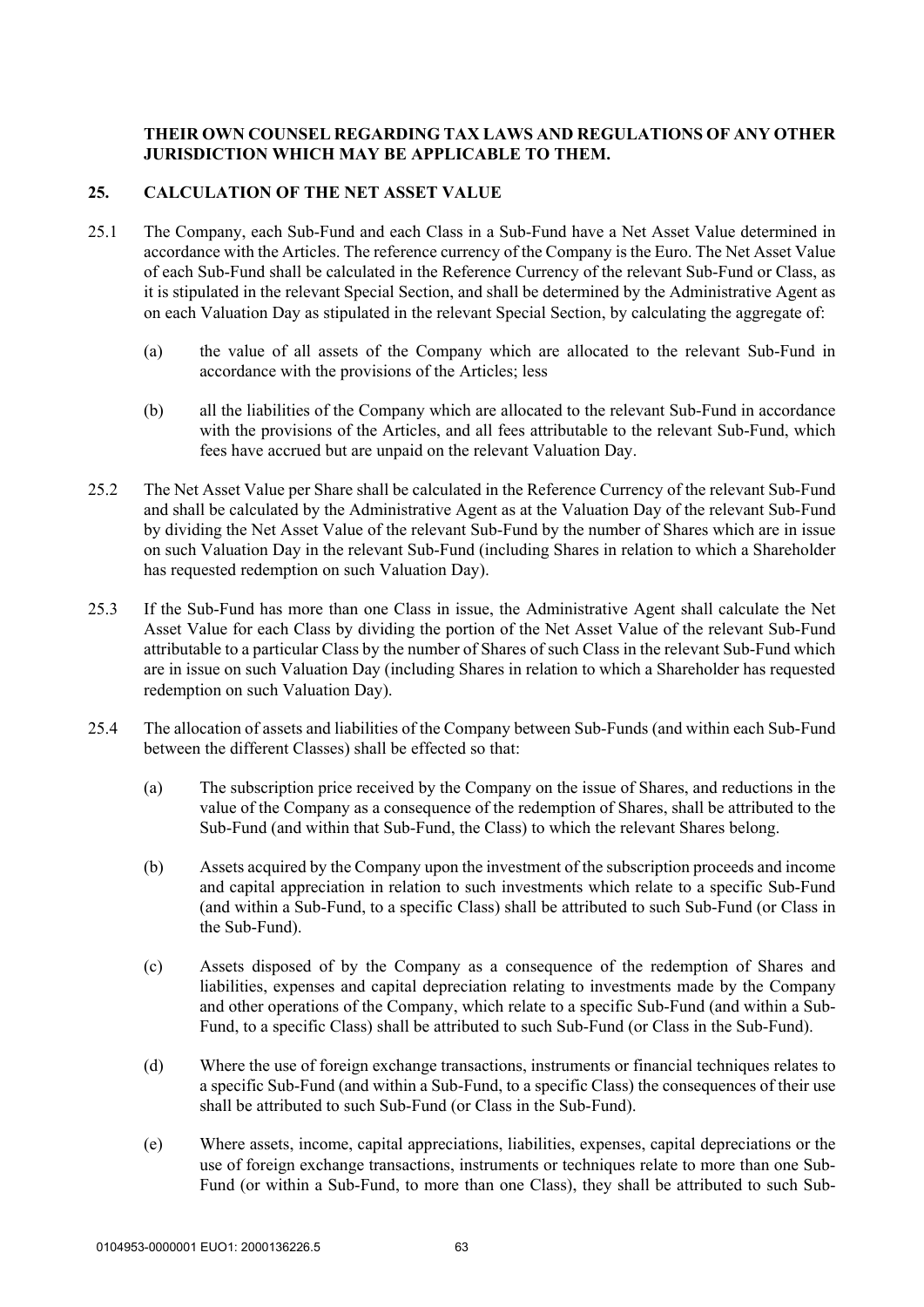**THEIR OWN COUNSEL REGARDING TAX LAWS AND REGULATIONS OF ANY OTHER JURISDICTION WHICH MAY BE APPLICABLE TO THEM.**

## 25. CALCULATION OF THE NET ASSET VALUE

25.1 The Company, each Sub-Fund and each Class in a Sub-Fund have a Net Asset Value determined in accordance with the Articles. The reference currency of the Company is the Euro. The Net Asset Value of each Sub-Fund shall be calculated in the Reference Currency of the relevant Sub-Fund or Class, as it is stipulated in the relevant Special Section, and shall be determined by the Administrative Agent as on each Valuation Day as stipulated in the relevant Special Section, by calculating the aggregate of:

(a) the value of all assets of the Company which are allocated to the relevant Sub-Fund in accordance with the provisions of the Articles; less

(b) all the liabilities of the Company which are allocated to the relevant Sub-Fund in accordance with the provisions of the Articles, and all fees attributable to the relevant Sub-Fund, which fees have accrued but are unpaid on the relevant Valuation Day.

25.2 The Net Asset Value per Share shall be calculated in the Reference Currency of the relevant Sub-Fund and shall be calculated by the Administrative Agent as at the Valuation Day of the relevant Sub-Fund by dividing the Net Asset Value of the relevant Sub-Fund by the number of Shares which are in issue on such Valuation Day in the relevant Sub-Fund (including Shares in relation to which a Shareholder has requested redemption on such Valuation Day).

25.3 If the Sub-Fund has more than one Class in issue, the Administrative Agent shall calculate the Net Asset Value for each Class by dividing the portion of the Net Asset Value of the relevant Sub-Fund attributable to a particular Class by the number of Shares of such Class in the relevant Sub-Fund which are in issue on such Valuation Day (including Shares in relation to which a Shareholder has requested redemption on such Valuation Day).

25.4 The allocation of assets and liabilities of the Company between Sub-Funds (and within each Sub-Fund between the different Classes) shall be effected so that:

(a) The subscription price received by the Company on the issue of Shares, and reductions in the value of the Company as a consequence of the redemption of Shares, shall be attributed to the Sub-Fund (and within that Sub-Fund, the Class) to which the relevant Shares belong.

(b) Assets acquired by the Company upon the investment of the subscription proceeds and income and capital appreciation in relation to such investments which relate to a specific Sub-Fund (and within a Sub-Fund, to a specific Class) shall be attributed to such Sub-Fund (or Class in the Sub-Fund).

(c) Assets disposed of by the Company as a consequence of the redemption of Shares and liabilities, expenses and capital depreciation relating to investments made by the Company and other operations of the Company, which relate to a specific Sub-Fund (and within a Sub-Fund, to a specific Class) shall be attributed to such Sub-Fund (or Class in the Sub-Fund).

(d) Where the use of foreign exchange transactions, instruments or financial techniques relates to a specific Sub-Fund (and within a Sub-Fund, to a specific Class) the consequences of their use shall be attributed to such Sub-Fund (or Class in the Sub-Fund).

(e) Where assets, income, capital appreciations, liabilities, expenses, capital depreciations or the use of foreign exchange transactions, instruments or techniques relate to more than one Sub-Fund (or within a Sub-Fund, to more than one Class), they shall be attributed to such Sub-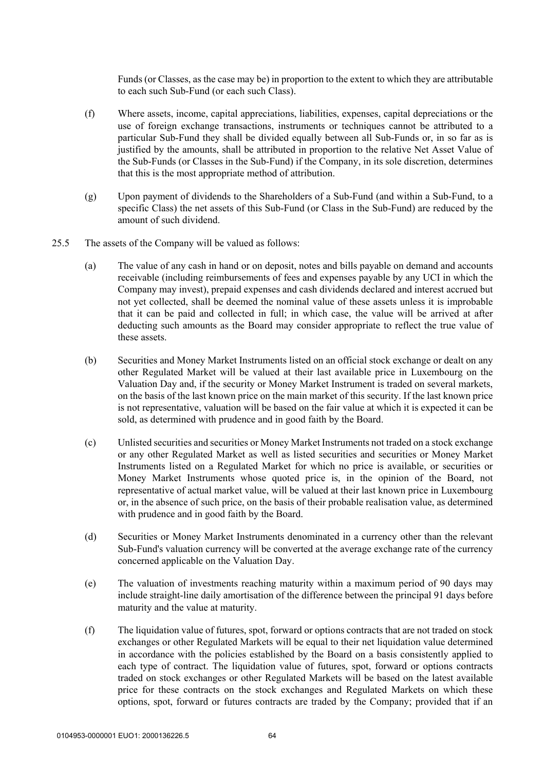Funds (or Classes, as the case may be) in proportion to the extent to which they are attributable to each such Sub-Fund (or each such Class).

(f) Where assets, income, capital appreciations, liabilities, expenses, capital depreciations or the use of foreign exchange transactions, instruments or techniques cannot be attributed to a particular Sub-Fund they shall be divided equally between all Sub-Funds or, in so far as is justified by the amounts, shall be attributed in proportion to the relative Net Asset Value of the Sub-Funds (or Classes in the Sub-Fund) if the Company, in its sole discretion, determines that this is the most appropriate method of attribution.

(g) Upon payment of dividends to the Shareholders of a Sub-Fund (and within a Sub-Fund, to a specific Class) the net assets of this Sub-Fund (or Class in the Sub-Fund) are reduced by the amount of such dividend.

25.5 The assets of the Company will be valued as follows:

(a) The value of any cash in hand or on deposit, notes and bills payable on demand and accounts receivable (including reimbursements of fees and expenses payable by any UCI in which the Company may invest), prepaid expenses and cash dividends declared and interest accrued but not yet collected, shall be deemed the nominal value of these assets unless it is improbable that it can be paid and collected in full; in which case, the value will be arrived at after deducting such amounts as the Board may consider appropriate to reflect the true value of these assets.

(b) Securities and Money Market Instruments listed on an official stock exchange or dealt on any other Regulated Market will be valued at their last available price in Luxembourg on the Valuation Day and, if the security or Money Market Instrument is traded on several markets, on the basis of the last known price on the main market of this security. If the last known price is not representative, valuation will be based on the fair value at which it is expected it can be sold, as determined with prudence and in good faith by the Board.

(c) Unlisted securities and securities or Money Market Instruments not traded on a stock exchange or any other Regulated Market as well as listed securities and securities or Money Market Instruments listed on a Regulated Market for which no price is available, or securities or Money Market Instruments whose quoted price is, in the opinion of the Board, not representative of actual market value, will be valued at their last known price in Luxembourg or, in the absence of such price, on the basis of their probable realisation value, as determined with prudence and in good faith by the Board.

(d) Securities or Money Market Instruments denominated in a currency other than the relevant Sub-Fund's valuation currency will be converted at the average exchange rate of the currency concerned applicable on the Valuation Day.

(e) The valuation of investments reaching maturity within a maximum period of 90 days may include straight-line daily amortisation of the difference between the principal 91 days before maturity and the value at maturity.

(f) The liquidation value of futures, spot, forward or options contracts that are not traded on stock exchanges or other Regulated Markets will be equal to their net liquidation value determined in accordance with the policies established by the Board on a basis consistently applied to each type of contract. The liquidation value of futures, spot, forward or options contracts traded on stock exchanges or other Regulated Markets will be based on the latest available price for these contracts on the stock exchanges and Regulated Markets on which these options, spot, forward or futures contracts are traded by the Company; provided that if an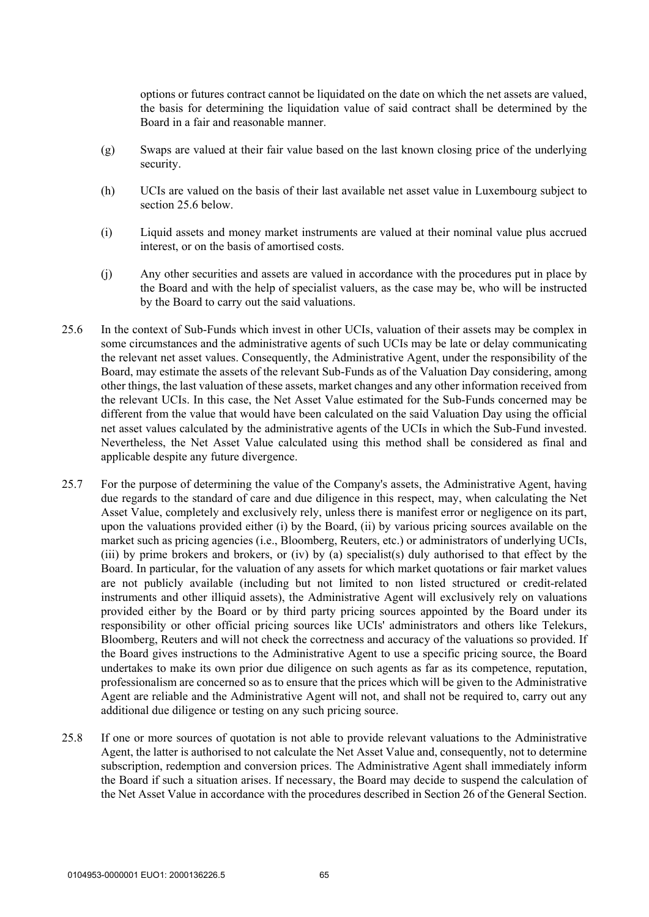options or futures contract cannot be liquidated on the date on which the net assets are valued, the basis for determining the liquidation value of said contract shall be determined by the Board in a fair and reasonable manner.

(g) Swaps are valued at their fair value based on the last known closing price of the underlying security.

(h) UCIs are valued on the basis of their last available net asset value in Luxembourg subject to section 25.6 below.

(i) Liquid assets and money market instruments are valued at their nominal value plus accrued interest, or on the basis of amortised costs.

(j) Any other securities and assets are valued in accordance with the procedures put in place by the Board and with the help of specialist valuers, as the case may be, who will be instructed by the Board to carry out the said valuations.

25.6 In the context of Sub-Funds which invest in other UCIs, valuation of their assets may be complex in some circumstances and the administrative agents of such UCIs may be late or delay communicating the relevant net asset values. Consequently, the Administrative Agent, under the responsibility of the Board, may estimate the assets of the relevant Sub-Funds as of the Valuation Day considering, among other things, the last valuation of these assets, market changes and any other information received from the relevant UCIs. In this case, the Net Asset Value estimated for the Sub-Funds concerned may be different from the value that would have been calculated on the said Valuation Day using the official net asset values calculated by the administrative agents of the UCIs in which the Sub-Fund invested. Nevertheless, the Net Asset Value calculated using this method shall be considered as final and applicable despite any future divergence.

25.7 For the purpose of determining the value of the Company's assets, the Administrative Agent, having due regards to the standard of care and due diligence in this respect, may, when calculating the Net Asset Value, completely and exclusively rely, unless there is manifest error or negligence on its part, upon the valuations provided either (i) by the Board, (ii) by various pricing sources available on the market such as pricing agencies (i.e., Bloomberg, Reuters, etc.) or administrators of underlying UCIs, (iii) by prime brokers and brokers, or (iv) by (a) specialist(s) duly authorised to that effect by the Board. In particular, for the valuation of any assets for which market quotations or fair market values are not publicly available (including but not limited to non listed structured or credit-related instruments and other illiquid assets), the Administrative Agent will exclusively rely on valuations provided either by the Board or by third party pricing sources appointed by the Board under its responsibility or other official pricing sources like UCIs' administrators and others like Telekurs, Bloomberg, Reuters and will not check the correctness and accuracy of the valuations so provided. If the Board gives instructions to the Administrative Agent to use a specific pricing source, the Board undertakes to make its own prior due diligence on such agents as far as its competence, reputation, professionalism are concerned so as to ensure that the prices which will be given to the Administrative Agent are reliable and the Administrative Agent will not, and shall not be required to, carry out any additional due diligence or testing on any such pricing source.

25.8 If one or more sources of quotation is not able to provide relevant valuations to the Administrative Agent, the latter is authorised to not calculate the Net Asset Value and, consequently, not to determine subscription, redemption and conversion prices. The Administrative Agent shall immediately inform the Board if such a situation arises. If necessary, the Board may decide to suspend the calculation of the Net Asset Value in accordance with the procedures described in Section 26 of the General Section.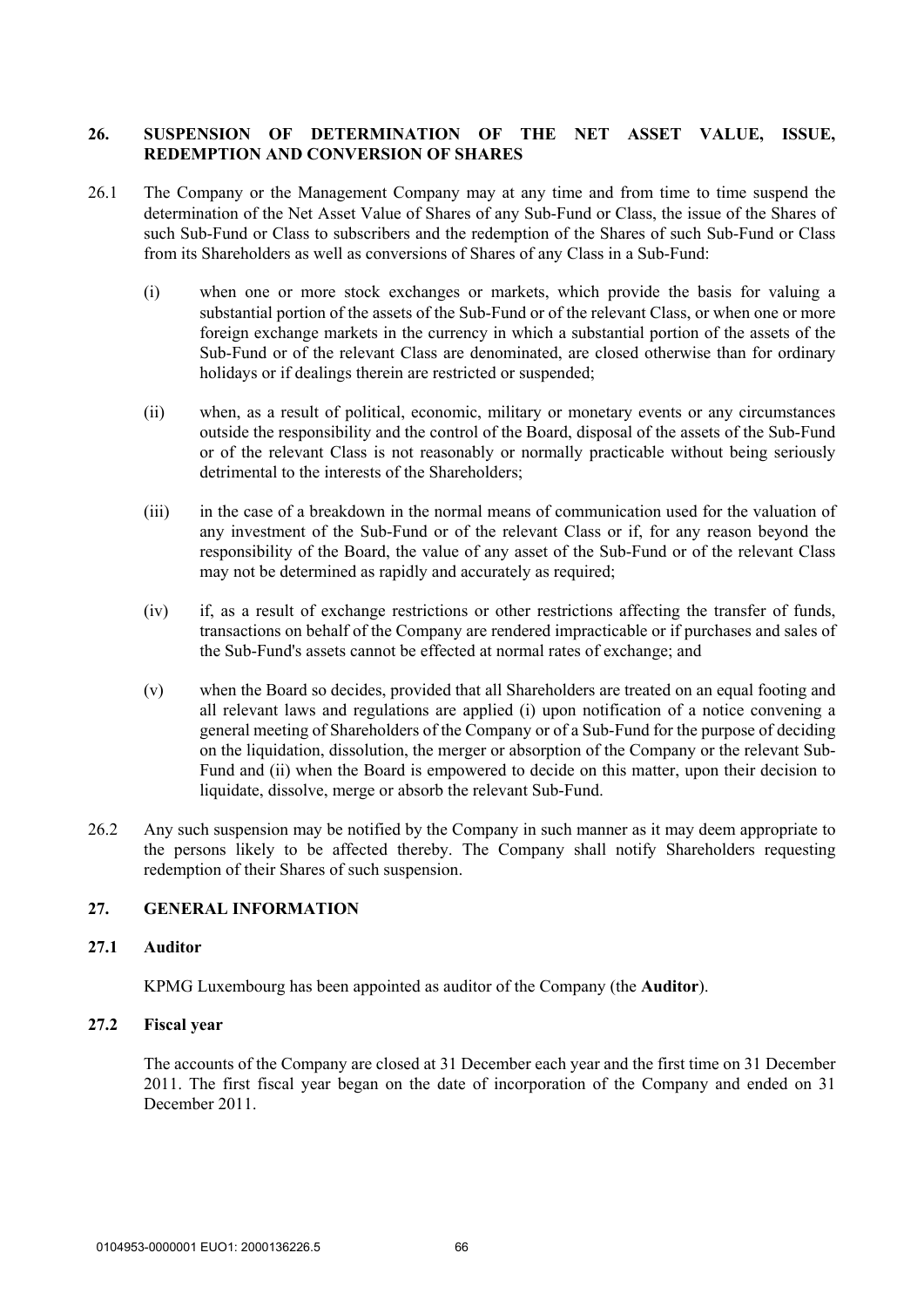## 26. SUSPENSION OF DETERMINATION OF THE NET ASSET VALUE, ISSUE, REDEMPTION AND CONVERSION OF SHARES

26.1 The Company or the Management Company may at any time and from time to time suspend the determination of the Net Asset Value of Shares of any Sub-Fund or Class, the issue of the Shares of such Sub-Fund or Class to subscribers and the redemption of the Shares of such Sub-Fund or Class from its Shareholders as well as conversions of Shares of any Class in a Sub-Fund:

(i) when one or more stock exchanges or markets, which provide the basis for valuing a substantial portion of the assets of the Sub-Fund or of the relevant Class, or when one or more foreign exchange markets in the currency in which a substantial portion of the assets of the Sub-Fund or of the relevant Class are denominated, are closed otherwise than for ordinary holidays or if dealings therein are restricted or suspended;

(ii) when, as a result of political, economic, military or monetary events or any circumstances outside the responsibility and the control of the Board, disposal of the assets of the Sub-Fund or of the relevant Class is not reasonably or normally practicable without being seriously detrimental to the interests of the Shareholders;

(iii) in the case of a breakdown in the normal means of communication used for the valuation of any investment of the Sub-Fund or of the relevant Class or if, for any reason beyond the responsibility of the Board, the value of any asset of the Sub-Fund or of the relevant Class may not be determined as rapidly and accurately as required;

(iv) if, as a result of exchange restrictions or other restrictions affecting the transfer of funds, transactions on behalf of the Company are rendered impracticable or if purchases and sales of the Sub-Fund's assets cannot be effected at normal rates of exchange; and

(v) when the Board so decides, provided that all Shareholders are treated on an equal footing and all relevant laws and regulations are applied (i) upon notification of a notice convening a general meeting of Shareholders of the Company or of a Sub-Fund for the purpose of deciding on the liquidation, dissolution, the merger or absorption of the Company or the relevant Sub-Fund and (ii) when the Board is empowered to decide on this matter, upon their decision to liquidate, dissolve, merge or absorb the relevant Sub-Fund.

26.2 Any such suspension may be notified by the Company in such manner as it may deem appropriate to the persons likely to be affected thereby. The Company shall notify Shareholders requesting redemption of their Shares of such suspension.

## 27. GENERAL INFORMATION

### 27.1 Auditor

KPMG Luxembourg has been appointed as auditor of the Company (the **Auditor**).

### 27.2 Fiscal year

The accounts of the Company are closed at 31 December each year and the first time on 31 December 2011. The first fiscal year began on the date of incorporation of the Company and ended on 31 December 2011.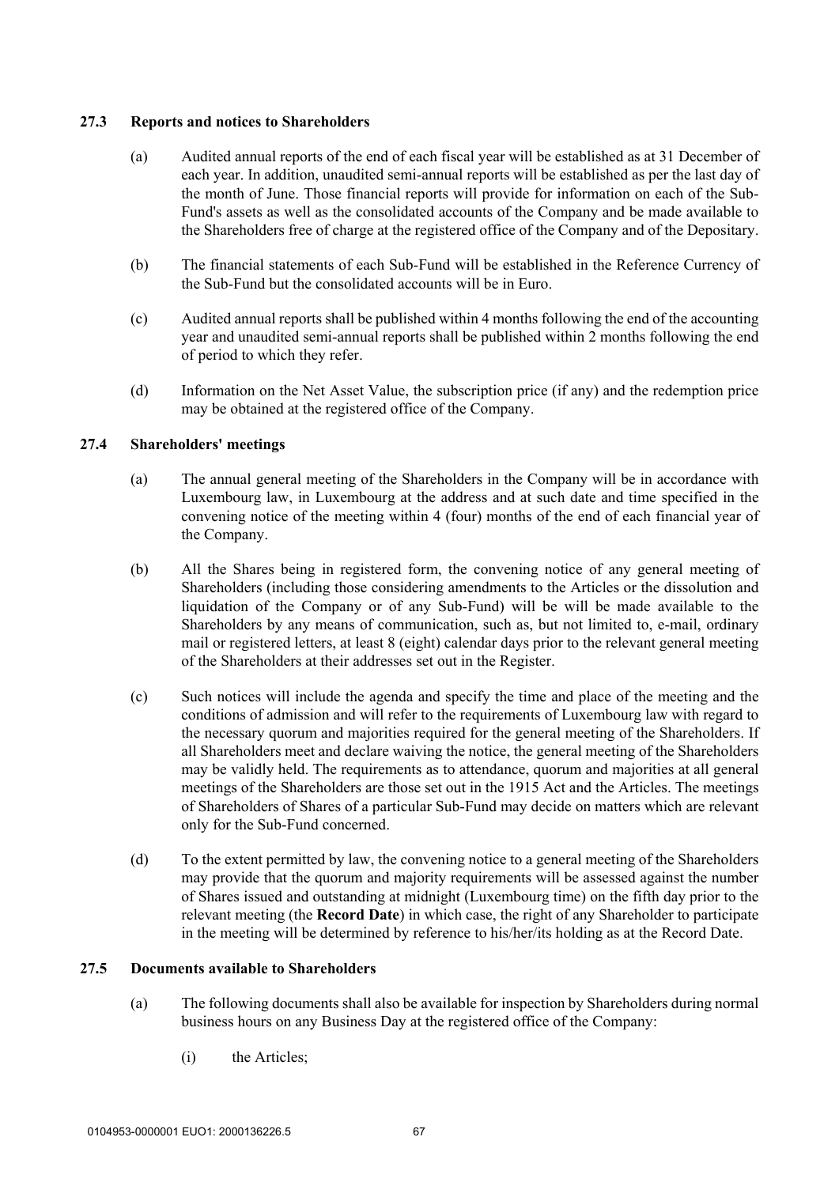### 27.3 Reports and notices to Shareholders

(a) Audited annual reports of the end of each fiscal year will be established as at 31 December of each year. In addition, unaudited semi-annual reports will be established as per the last day of the month of June. Those financial reports will provide for information on each of the Sub-Fund's assets as well as the consolidated accounts of the Company and be made available to the Shareholders free of charge at the registered office of the Company and of the Depositary.

(b) The financial statements of each Sub-Fund will be established in the Reference Currency of the Sub-Fund but the consolidated accounts will be in Euro.

(c) Audited annual reports shall be published within 4 months following the end of the accounting year and unaudited semi-annual reports shall be published within 2 months following the end of period to which they refer.

(d) Information on the Net Asset Value, the subscription price (if any) and the redemption price may be obtained at the registered office of the Company.

### 27.4 Shareholders' meetings

(a) The annual general meeting of the Shareholders in the Company will be in accordance with Luxembourg law, in Luxembourg at the address and at such date and time specified in the convening notice of the meeting within 4 (four) months of the end of each financial year of the Company.

(b) All the Shares being in registered form, the convening notice of any general meeting of Shareholders (including those considering amendments to the Articles or the dissolution and liquidation of the Company or of any Sub-Fund) will be will be made available to the Shareholders by any means of communication, such as, but not limited to, e-mail, ordinary mail or registered letters, at least 8 (eight) calendar days prior to the relevant general meeting of the Shareholders at their addresses set out in the Register.

(c) Such notices will include the agenda and specify the time and place of the meeting and the conditions of admission and will refer to the requirements of Luxembourg law with regard to the necessary quorum and majorities required for the general meeting of the Shareholders. If all Shareholders meet and declare waiving the notice, the general meeting of the Shareholders may be validly held. The requirements as to attendance, quorum and majorities at all general meetings of the Shareholders are those set out in the 1915 Act and the Articles. The meetings of Shareholders of Shares of a particular Sub-Fund may decide on matters which are relevant only for the Sub-Fund concerned.

(d) To the extent permitted by law, the convening notice to a general meeting of the Shareholders may provide that the quorum and majority requirements will be assessed against the number of Shares issued and outstanding at midnight (Luxembourg time) on the fifth day prior to the relevant meeting (the **Record Date**) in which case, the right of any Shareholder to participate in the meeting will be determined by reference to his/her/its holding as at the Record Date.

### 27.5 Documents available to Shareholders

(a) The following documents shall also be available for inspection by Shareholders during normal business hours on any Business Day at the registered office of the Company:

(i) the Articles;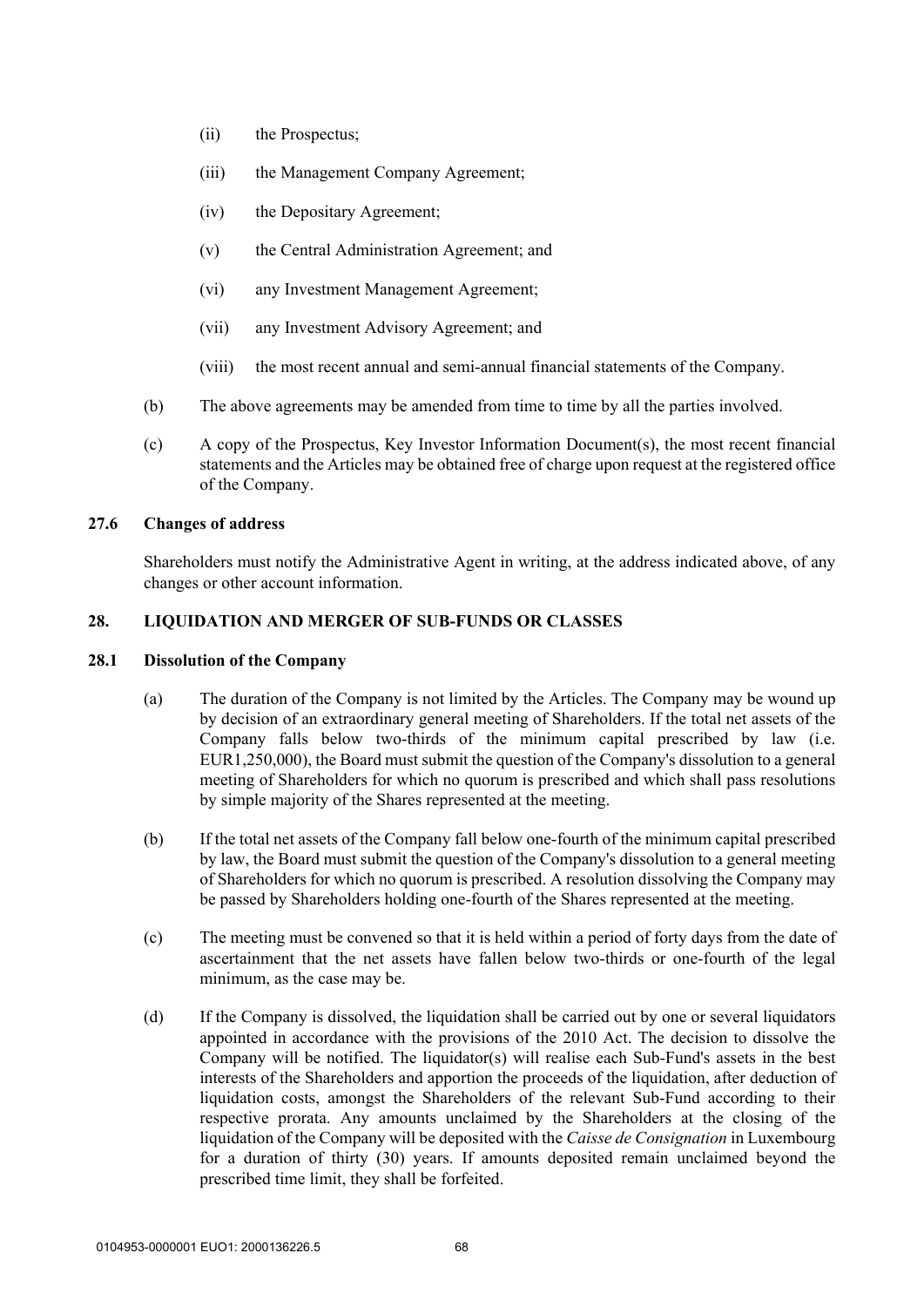(ii) the Prospectus;

(iii) the Management Company Agreement;

(iv) the Depositary Agreement;

(v) the Central Administration Agreement; and

(vi) any Investment Management Agreement;

(vii) any Investment Advisory Agreement; and

(viii) the most recent annual and semi-annual financial statements of the Company.

(b) The above agreements may be amended from time to time by all the parties involved.

(c) A copy of the Prospectus, Key Investor Information Document(s), the most recent financial statements and the Articles may be obtained free of charge upon request at the registered office of the Company.

### 27.6 Changes of address

Shareholders must notify the Administrative Agent in writing, at the address indicated above, of any changes or other account information.

## 28. LIQUIDATION AND MERGER OF SUB-FUNDS OR CLASSES

### 28.1 Dissolution of the Company

(a) The duration of the Company is not limited by the Articles. The Company may be wound up by decision of an extraordinary general meeting of Shareholders. If the total net assets of the Company falls below two-thirds of the minimum capital prescribed by law (i.e. EUR1,250,000), the Board must submit the question of the Company's dissolution to a general meeting of Shareholders for which no quorum is prescribed and which shall pass resolutions by simple majority of the Shares represented at the meeting.

(b) If the total net assets of the Company fall below one-fourth of the minimum capital prescribed by law, the Board must submit the question of the Company's dissolution to a general meeting of Shareholders for which no quorum is prescribed. A resolution dissolving the Company may be passed by Shareholders holding one-fourth of the Shares represented at the meeting.

(c) The meeting must be convened so that it is held within a period of forty days from the date of ascertainment that the net assets have fallen below two-thirds or one-fourth of the legal minimum, as the case may be.

(d) If the Company is dissolved, the liquidation shall be carried out by one or several liquidators appointed in accordance with the provisions of the 2010 Act. The decision to dissolve the Company will be notified. The liquidator(s) will realise each Sub-Fund's assets in the best interests of the Shareholders and apportion the proceeds of the liquidation, after deduction of liquidation costs, amongst the Shareholders of the relevant Sub-Fund according to their respective prorata. Any amounts unclaimed by the Shareholders at the closing of the liquidation of the Company will be deposited with the *Caisse de Consignation* in Luxembourg for a duration of thirty (30) years. If amounts deposited remain unclaimed beyond the prescribed time limit, they shall be forfeited.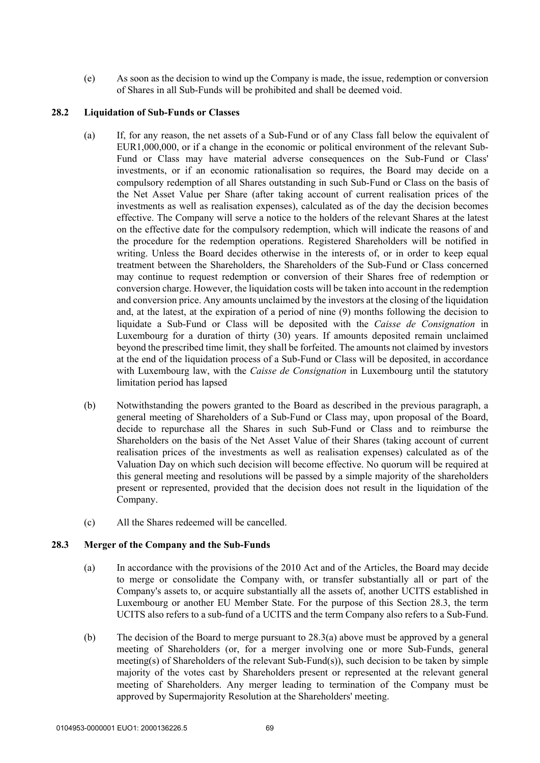(e) As soon as the decision to wind up the Company is made, the issue, redemption or conversion of Shares in all Sub-Funds will be prohibited and shall be deemed void.

### 28.2 Liquidation of Sub-Funds or Classes

(a) If, for any reason, the net assets of a Sub-Fund or of any Class fall below the equivalent of EUR1,000,000, or if a change in the economic or political environment of the relevant Sub-Fund or Class may have material adverse consequences on the Sub-Fund or Class' investments, or if an economic rationalisation so requires, the Board may decide on a compulsory redemption of all Shares outstanding in such Sub-Fund or Class on the basis of the Net Asset Value per Share (after taking account of current realisation prices of the investments as well as realisation expenses), calculated as of the day the decision becomes effective. The Company will serve a notice to the holders of the relevant Shares at the latest on the effective date for the compulsory redemption, which will indicate the reasons of and the procedure for the redemption operations. Registered Shareholders will be notified in writing. Unless the Board decides otherwise in the interests of, or in order to keep equal treatment between the Shareholders, the Shareholders of the Sub-Fund or Class concerned may continue to request redemption or conversion of their Shares free of redemption or conversion charge. However, the liquidation costs will be taken into account in the redemption and conversion price. Any amounts unclaimed by the investors at the closing of the liquidation and, at the latest, at the expiration of a period of nine (9) months following the decision to liquidate a Sub-Fund or Class will be deposited with the *Caisse de Consignation* in Luxembourg for a duration of thirty (30) years. If amounts deposited remain unclaimed beyond the prescribed time limit, they shall be forfeited. The amounts not claimed by investors at the end of the liquidation process of a Sub-Fund or Class will be deposited, in accordance with Luxembourg law, with the *Caisse de Consignation* in Luxembourg until the statutory limitation period has lapsed

(b) Notwithstanding the powers granted to the Board as described in the previous paragraph, a general meeting of Shareholders of a Sub-Fund or Class may, upon proposal of the Board, decide to repurchase all the Shares in such Sub-Fund or Class and to reimburse the Shareholders on the basis of the Net Asset Value of their Shares (taking account of current realisation prices of the investments as well as realisation expenses) calculated as of the Valuation Day on which such decision will become effective. No quorum will be required at this general meeting and resolutions will be passed by a simple majority of the shareholders present or represented, provided that the decision does not result in the liquidation of the Company.

(c) All the Shares redeemed will be cancelled.

### 28.3 Merger of the Company and the Sub-Funds

(a) In accordance with the provisions of the 2010 Act and of the Articles, the Board may decide to merge or consolidate the Company with, or transfer substantially all or part of the Company's assets to, or acquire substantially all the assets of, another UCITS established in Luxembourg or another EU Member State. For the purpose of this Section 28.3, the term UCITS also refers to a sub-fund of a UCITS and the term Company also refers to a Sub-Fund.

(b) The decision of the Board to merge pursuant to 28.3(a) above must be approved by a general meeting of Shareholders (or, for a merger involving one or more Sub-Funds, general meeting(s) of Shareholders of the relevant Sub-Fund(s)), such decision to be taken by simple majority of the votes cast by Shareholders present or represented at the relevant general meeting of Shareholders. Any merger leading to termination of the Company must be approved by Supermajority Resolution at the Shareholders' meeting.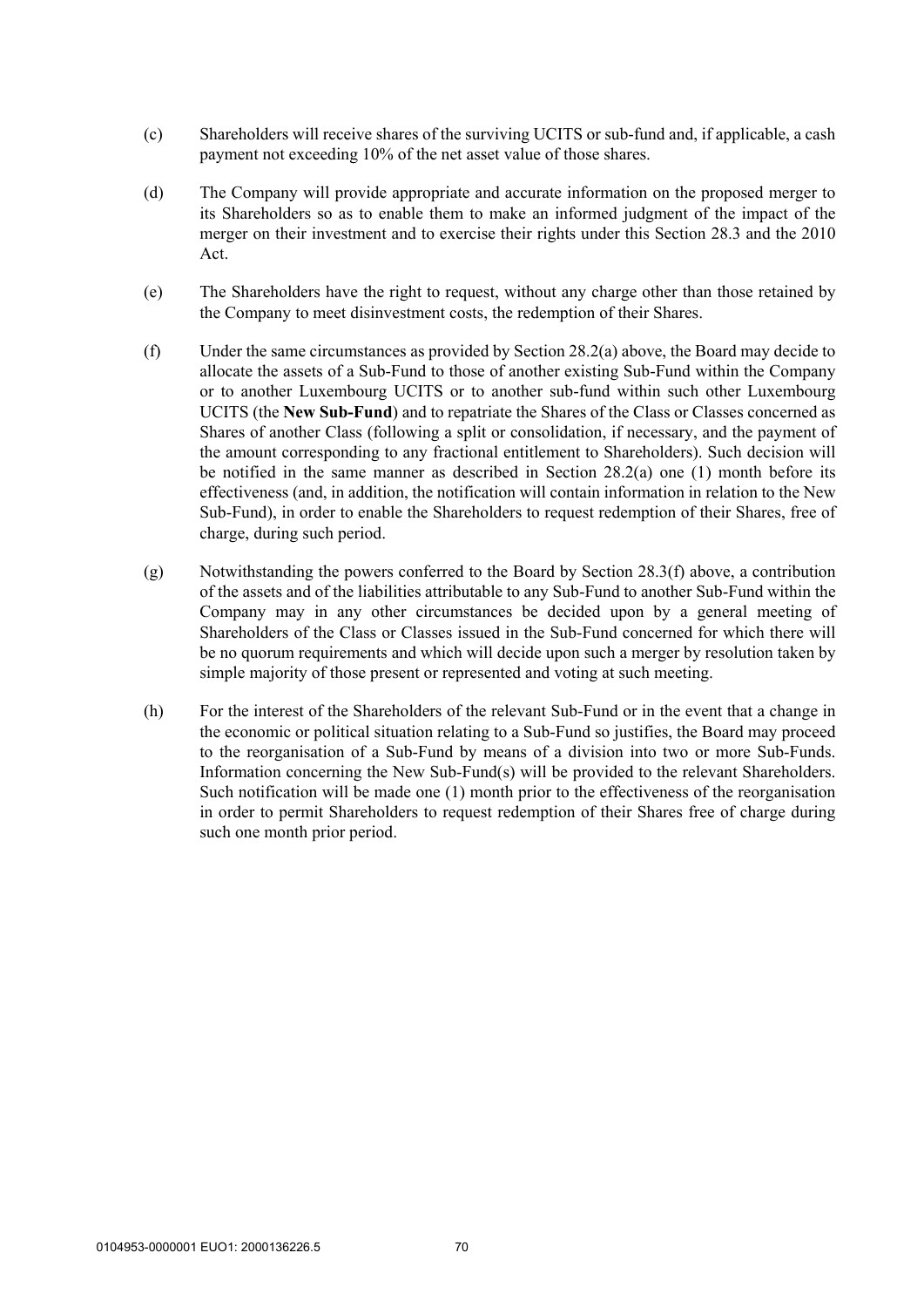(c) Shareholders will receive shares of the surviving UCITS or sub-fund and, if applicable, a cash payment not exceeding 10% of the net asset value of those shares.

(d) The Company will provide appropriate and accurate information on the proposed merger to its Shareholders so as to enable them to make an informed judgment of the impact of the merger on their investment and to exercise their rights under this Section 28.3 and the 2010 Act.

(e) The Shareholders have the right to request, without any charge other than those retained by the Company to meet disinvestment costs, the redemption of their Shares.

(f) Under the same circumstances as provided by Section 28.2(a) above, the Board may decide to allocate the assets of a Sub-Fund to those of another existing Sub-Fund within the Company or to another Luxembourg UCITS or to another sub-fund within such other Luxembourg UCITS (the **New Sub-Fund**) and to repatriate the Shares of the Class or Classes concerned as Shares of another Class (following a split or consolidation, if necessary, and the payment of the amount corresponding to any fractional entitlement to Shareholders). Such decision will be notified in the same manner as described in Section 28.2(a) one (1) month before its effectiveness (and, in addition, the notification will contain information in relation to the New Sub-Fund), in order to enable the Shareholders to request redemption of their Shares, free of charge, during such period.

(g) Notwithstanding the powers conferred to the Board by Section 28.3(f) above, a contribution of the assets and of the liabilities attributable to any Sub-Fund to another Sub-Fund within the Company may in any other circumstances be decided upon by a general meeting of Shareholders of the Class or Classes issued in the Sub-Fund concerned for which there will be no quorum requirements and which will decide upon such a merger by resolution taken by simple majority of those present or represented and voting at such meeting.

(h) For the interest of the Shareholders of the relevant Sub-Fund or in the event that a change in the economic or political situation relating to a Sub-Fund so justifies, the Board may proceed to the reorganisation of a Sub-Fund by means of a division into two or more Sub-Funds. Information concerning the New Sub-Fund(s) will be provided to the relevant Shareholders. Such notification will be made one (1) month prior to the effectiveness of the reorganisation in order to permit Shareholders to request redemption of their Shares free of charge during such one month prior period.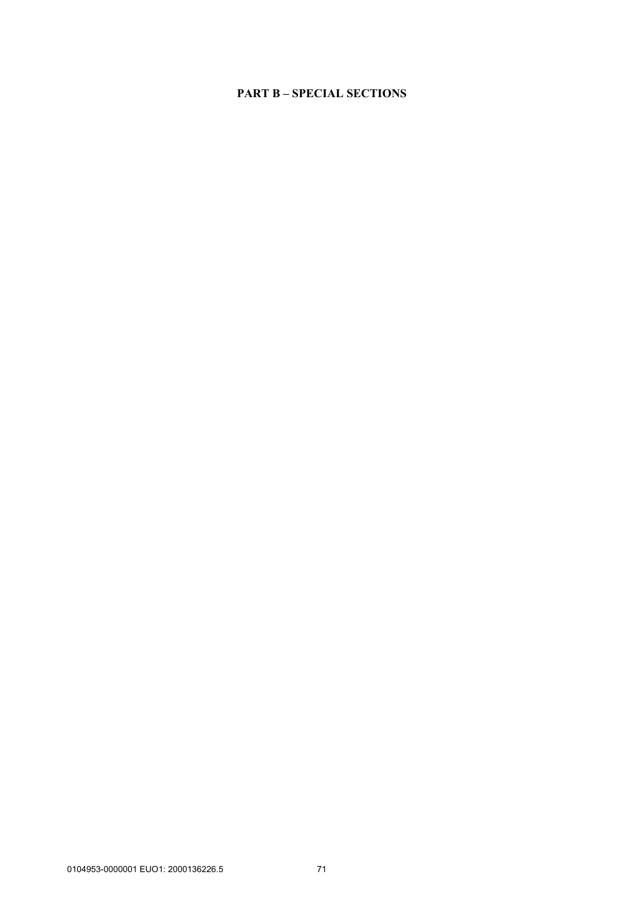# PART B – SPECIAL SECTIONS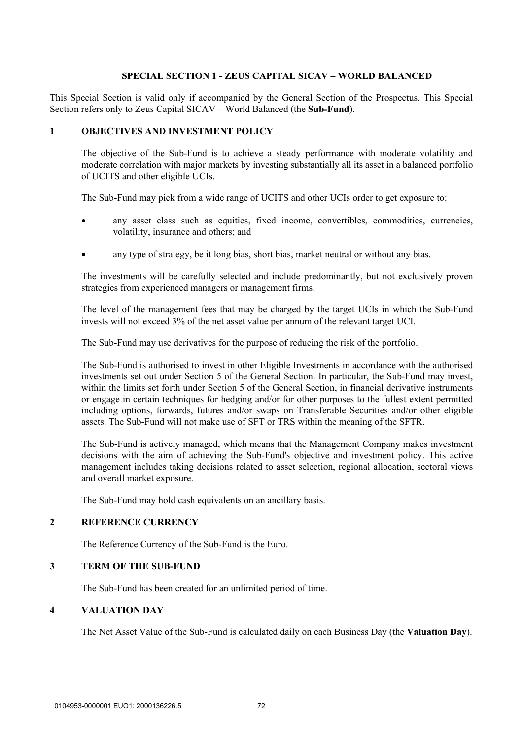## SPECIAL SECTION 1 - ZEUS CAPITAL SICAV – WORLD BALANCED

This Special Section is valid only if accompanied by the General Section of the Prospectus. This Special Section refers only to Zeus Capital SICAV – World Balanced (the **Sub-Fund**).

### 1 OBJECTIVES AND INVESTMENT POLICY

The objective of the Sub-Fund is to achieve a steady performance with moderate volatility and moderate correlation with major markets by investing substantially all its asset in a balanced portfolio of UCITS and other eligible UCIs.

The Sub-Fund may pick from a wide range of UCITS and other UCIs order to get exposure to:

- any asset class such as equities, fixed income, convertibles, commodities, currencies, volatility, insurance and others; and
- any type of strategy, be it long bias, short bias, market neutral or without any bias.

The investments will be carefully selected and include predominantly, but not exclusively proven strategies from experienced managers or management firms.

The level of the management fees that may be charged by the target UCIs in which the Sub-Fund invests will not exceed 3% of the net asset value per annum of the relevant target UCI.

The Sub-Fund may use derivatives for the purpose of reducing the risk of the portfolio.

The Sub-Fund is authorised to invest in other Eligible Investments in accordance with the authorised investments set out under Section 5 of the General Section. In particular, the Sub-Fund may invest, within the limits set forth under Section 5 of the General Section, in financial derivative instruments or engage in certain techniques for hedging and/or for other purposes to the fullest extent permitted including options, forwards, futures and/or swaps on Transferable Securities and/or other eligible assets. The Sub-Fund will not make use of SFT or TRS within the meaning of the SFTR.

The Sub-Fund is actively managed, which means that the Management Company makes investment decisions with the aim of achieving the Sub-Fund's objective and investment policy. This active management includes taking decisions related to asset selection, regional allocation, sectoral views and overall market exposure.

The Sub-Fund may hold cash equivalents on an ancillary basis.

### 2 REFERENCE CURRENCY

The Reference Currency of the Sub-Fund is the Euro.

### 3 TERM OF THE SUB-FUND

The Sub-Fund has been created for an unlimited period of time.

### 4 VALUATION DAY

The Net Asset Value of the Sub-Fund is calculated daily on each Business Day (the **Valuation Day**).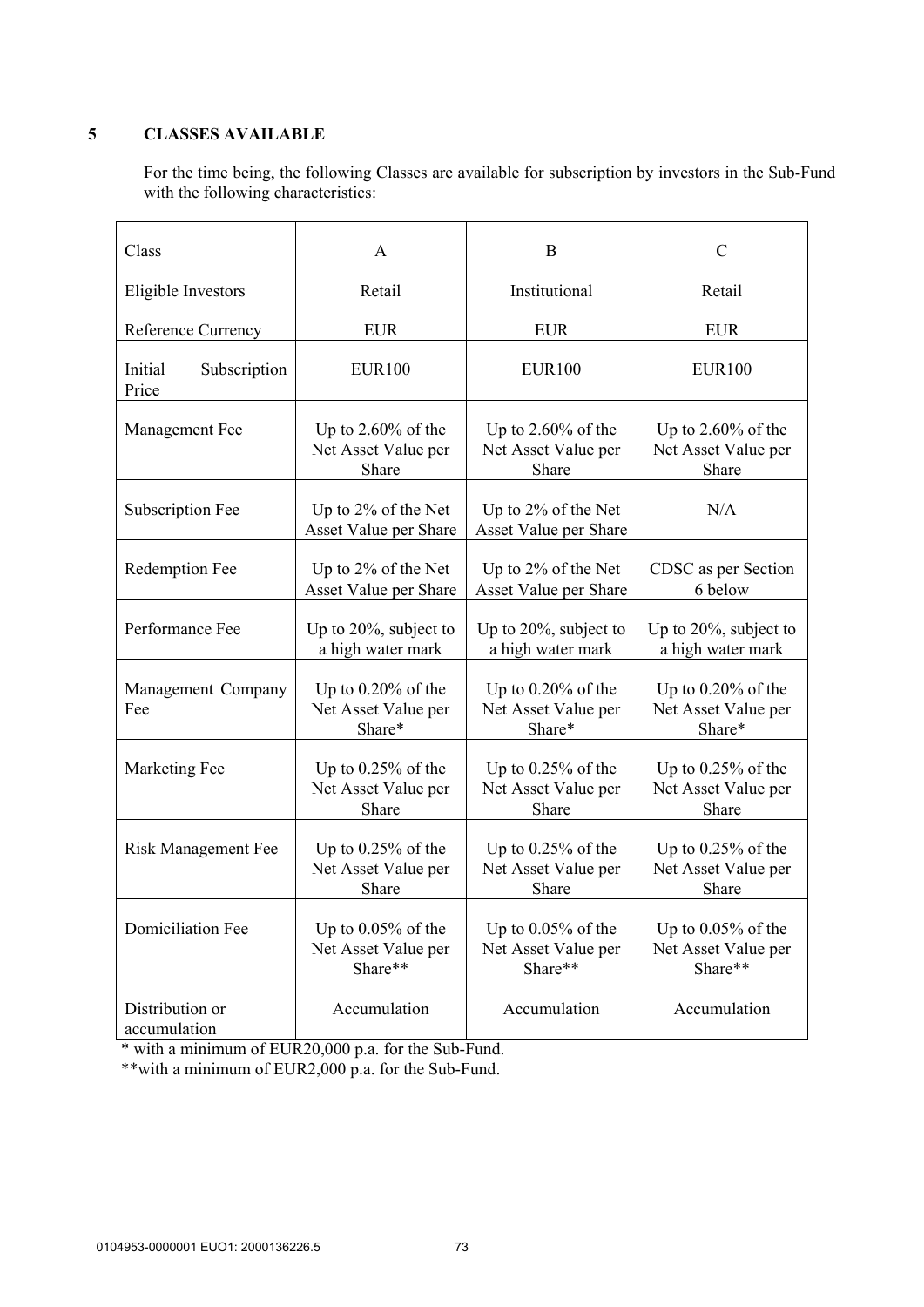## 5 CLASSES AVAILABLE

For the time being, the following Classes are available for subscription by investors in the Sub-Fund with the following characteristics:

| Class | A | B | C |
|---|---|---|---|
| Eligible Investors | Retail | Institutional | Retail |
| Reference Currency | EUR | EUR | EUR |
| Initial Subscription Price | EUR100 | EUR100 | EUR100 |
| Management Fee | Up to 2.60% of the Net Asset Value per Share | Up to 2.60% of the Net Asset Value per Share | Up to 2.60% of the Net Asset Value per Share |
| Subscription Fee | Up to 2% of the Net Asset Value per Share | Up to 2% of the Net Asset Value per Share | N/A |
| Redemption Fee | Up to 2% of the Net Asset Value per Share | Up to 2% of the Net Asset Value per Share | CDSC as per Section 6 below |
| Performance Fee | Up to 20%, subject to a high water mark | Up to 20%, subject to a high water mark | Up to 20%, subject to a high water mark |
| Management Company Fee | Up to 0.20% of the Net Asset Value per Share* | Up to 0.20% of the Net Asset Value per Share* | Up to 0.20% of the Net Asset Value per Share* |
| Marketing Fee | Up to 0.25% of the Net Asset Value per Share | Up to 0.25% of the Net Asset Value per Share | Up to 0.25% of the Net Asset Value per Share |
| Risk Management Fee | Up to 0.25% of the Net Asset Value per Share | Up to 0.25% of the Net Asset Value per Share | Up to 0.25% of the Net Asset Value per Share |
| Domiciliation Fee | Up to 0.05% of the Net Asset Value per Share** | Up to 0.05% of the Net Asset Value per Share** | Up to 0.05% of the Net Asset Value per Share** |
| Distribution or accumulation | Accumulation | Accumulation | Accumulation |

* with a minimum of EUR20,000 p.a. for the Sub-Fund.

**with a minimum of EUR2,000 p.a. for the Sub-Fund.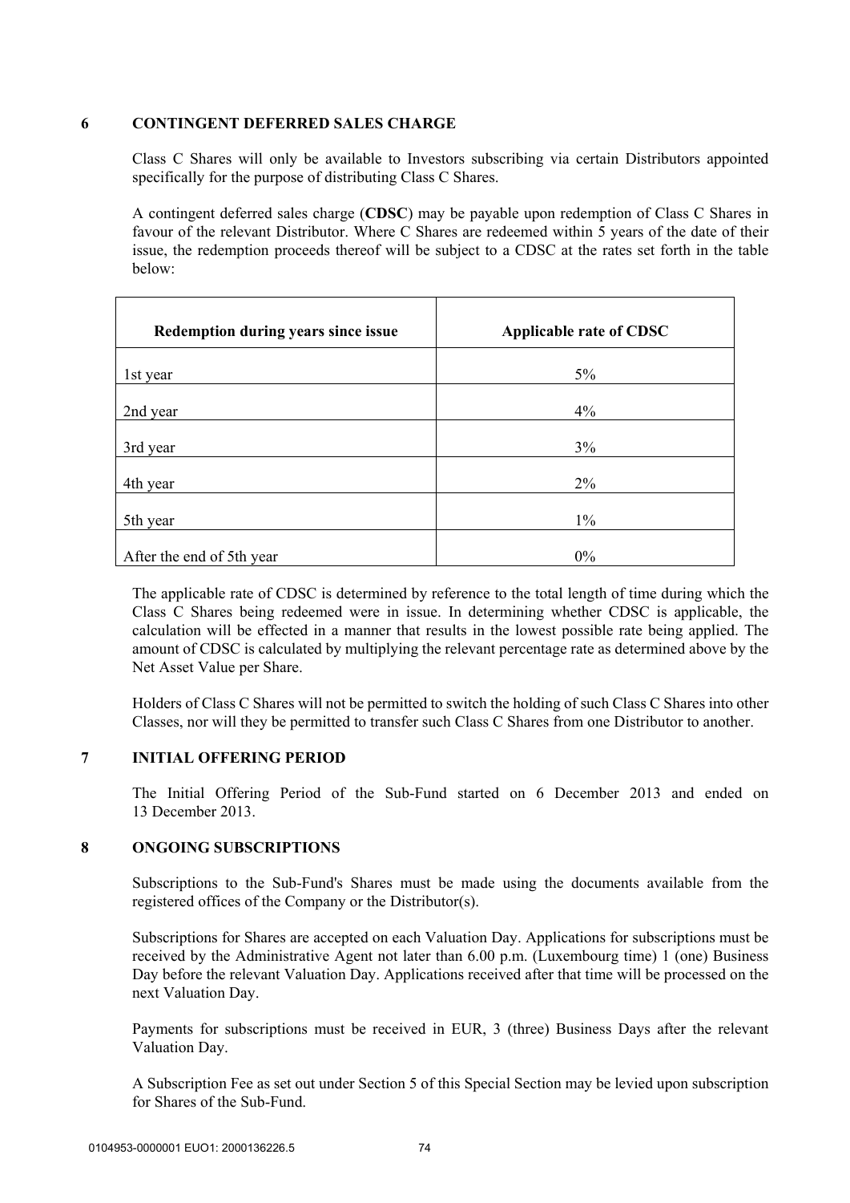## 6 CONTINGENT DEFERRED SALES CHARGE

Class C Shares will only be available to Investors subscribing via certain Distributors appointed specifically for the purpose of distributing Class C Shares.

A contingent deferred sales charge (**CDSC**) may be payable upon redemption of Class C Shares in favour of the relevant Distributor. Where C Shares are redeemed within 5 years of the date of their issue, the redemption proceeds thereof will be subject to a CDSC at the rates set forth in the table below:

| Redemption during years since issue | Applicable rate of CDSC |
|---|---|
| 1st year | 5% |
| 2nd year | 4% |
| 3rd year | 3% |
| 4th year | 2% |
| 5th year | 1% |
| After the end of 5th year | 0% |

The applicable rate of CDSC is determined by reference to the total length of time during which the Class C Shares being redeemed were in issue. In determining whether CDSC is applicable, the calculation will be effected in a manner that results in the lowest possible rate being applied. The amount of CDSC is calculated by multiplying the relevant percentage rate as determined above by the Net Asset Value per Share.

Holders of Class C Shares will not be permitted to switch the holding of such Class C Shares into other Classes, nor will they be permitted to transfer such Class C Shares from one Distributor to another.

## 7 INITIAL OFFERING PERIOD

The Initial Offering Period of the Sub-Fund started on 6 December 2013 and ended on 13 December 2013.

## 8 ONGOING SUBSCRIPTIONS

Subscriptions to the Sub-Fund's Shares must be made using the documents available from the registered offices of the Company or the Distributor(s).

Subscriptions for Shares are accepted on each Valuation Day. Applications for subscriptions must be received by the Administrative Agent not later than 6.00 p.m. (Luxembourg time) 1 (one) Business Day before the relevant Valuation Day. Applications received after that time will be processed on the next Valuation Day.

Payments for subscriptions must be received in EUR, 3 (three) Business Days after the relevant Valuation Day.

A Subscription Fee as set out under Section 5 of this Special Section may be levied upon subscription for Shares of the Sub-Fund.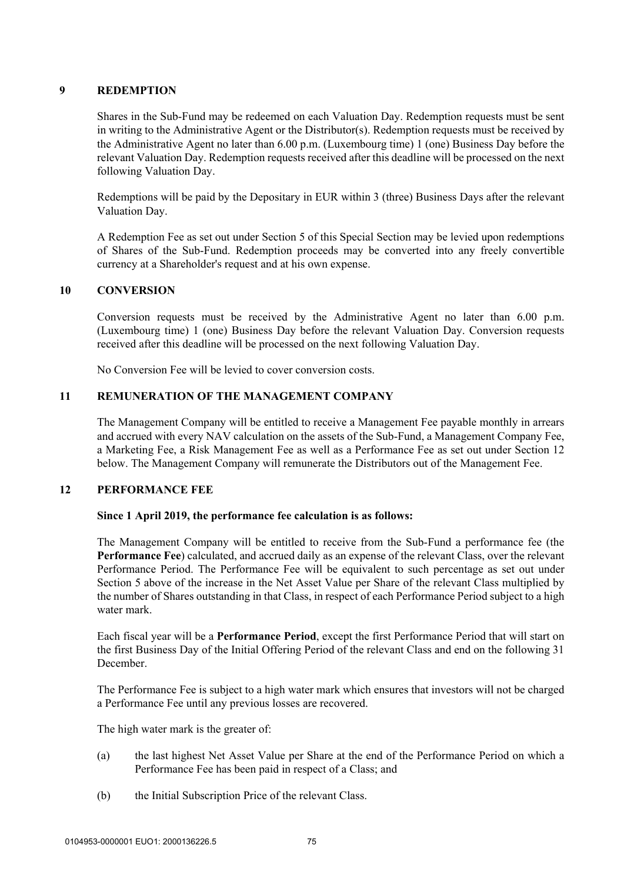## 9 REDEMPTION

Shares in the Sub-Fund may be redeemed on each Valuation Day. Redemption requests must be sent in writing to the Administrative Agent or the Distributor(s). Redemption requests must be received by the Administrative Agent no later than 6.00 p.m. (Luxembourg time) 1 (one) Business Day before the relevant Valuation Day. Redemption requests received after this deadline will be processed on the next following Valuation Day.

Redemptions will be paid by the Depositary in EUR within 3 (three) Business Days after the relevant Valuation Day.

A Redemption Fee as set out under Section 5 of this Special Section may be levied upon redemptions of Shares of the Sub-Fund. Redemption proceeds may be converted into any freely convertible currency at a Shareholder's request and at his own expense.

## 10 CONVERSION

Conversion requests must be received by the Administrative Agent no later than 6.00 p.m. (Luxembourg time) 1 (one) Business Day before the relevant Valuation Day. Conversion requests received after this deadline will be processed on the next following Valuation Day.

No Conversion Fee will be levied to cover conversion costs.

## 11 REMUNERATION OF THE MANAGEMENT COMPANY

The Management Company will be entitled to receive a Management Fee payable monthly in arrears and accrued with every NAV calculation on the assets of the Sub-Fund, a Management Company Fee, a Marketing Fee, a Risk Management Fee as well as a Performance Fee as set out under Section 12 below. The Management Company will remunerate the Distributors out of the Management Fee.

## 12 PERFORMANCE FEE

**Since 1 April 2019, the performance fee calculation is as follows:**

The Management Company will be entitled to receive from the Sub-Fund a performance fee (the **Performance Fee**) calculated, and accrued daily as an expense of the relevant Class, over the relevant Performance Period. The Performance Fee will be equivalent to such percentage as set out under Section 5 above of the increase in the Net Asset Value per Share of the relevant Class multiplied by the number of Shares outstanding in that Class, in respect of each Performance Period subject to a high water mark.

Each fiscal year will be a **Performance Period**, except the first Performance Period that will start on the first Business Day of the Initial Offering Period of the relevant Class and end on the following 31 December.

The Performance Fee is subject to a high water mark which ensures that investors will not be charged a Performance Fee until any previous losses are recovered.

The high water mark is the greater of:

(a) the last highest Net Asset Value per Share at the end of the Performance Period on which a Performance Fee has been paid in respect of a Class; and

(b) the Initial Subscription Price of the relevant Class.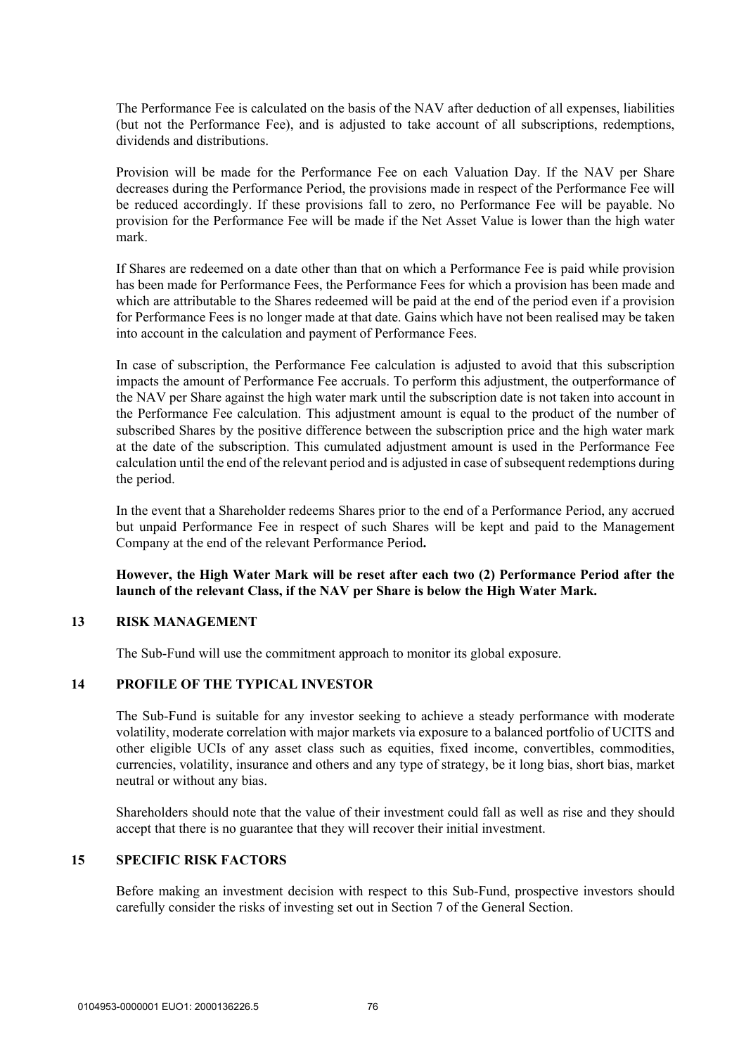The Performance Fee is calculated on the basis of the NAV after deduction of all expenses, liabilities (but not the Performance Fee), and is adjusted to take account of all subscriptions, redemptions, dividends and distributions.

Provision will be made for the Performance Fee on each Valuation Day. If the NAV per Share decreases during the Performance Period, the provisions made in respect of the Performance Fee will be reduced accordingly. If these provisions fall to zero, no Performance Fee will be payable. No provision for the Performance Fee will be made if the Net Asset Value is lower than the high water mark.

If Shares are redeemed on a date other than that on which a Performance Fee is paid while provision has been made for Performance Fees, the Performance Fees for which a provision has been made and which are attributable to the Shares redeemed will be paid at the end of the period even if a provision for Performance Fees is no longer made at that date. Gains which have not been realised may be taken into account in the calculation and payment of Performance Fees.

In case of subscription, the Performance Fee calculation is adjusted to avoid that this subscription impacts the amount of Performance Fee accruals. To perform this adjustment, the outperformance of the NAV per Share against the high water mark until the subscription date is not taken into account in the Performance Fee calculation. This adjustment amount is equal to the product of the number of subscribed Shares by the positive difference between the subscription price and the high water mark at the date of the subscription. This cumulated adjustment amount is used in the Performance Fee calculation until the end of the relevant period and is adjusted in case of subsequent redemptions during the period.

In the event that a Shareholder redeems Shares prior to the end of a Performance Period, any accrued but unpaid Performance Fee in respect of such Shares will be kept and paid to the Management Company at the end of the relevant Performance Period**.**

**However, the High Water Mark will be reset after each two (2) Performance Period after the launch of the relevant Class, if the NAV per Share is below the High Water Mark.**

## 13 RISK MANAGEMENT

The Sub-Fund will use the commitment approach to monitor its global exposure.

## 14 PROFILE OF THE TYPICAL INVESTOR

The Sub-Fund is suitable for any investor seeking to achieve a steady performance with moderate volatility, moderate correlation with major markets via exposure to a balanced portfolio of UCITS and other eligible UCIs of any asset class such as equities, fixed income, convertibles, commodities, currencies, volatility, insurance and others and any type of strategy, be it long bias, short bias, market neutral or without any bias.

Shareholders should note that the value of their investment could fall as well as rise and they should accept that there is no guarantee that they will recover their initial investment.

## 15 SPECIFIC RISK FACTORS

Before making an investment decision with respect to this Sub-Fund, prospective investors should carefully consider the risks of investing set out in Section 7 of the General Section.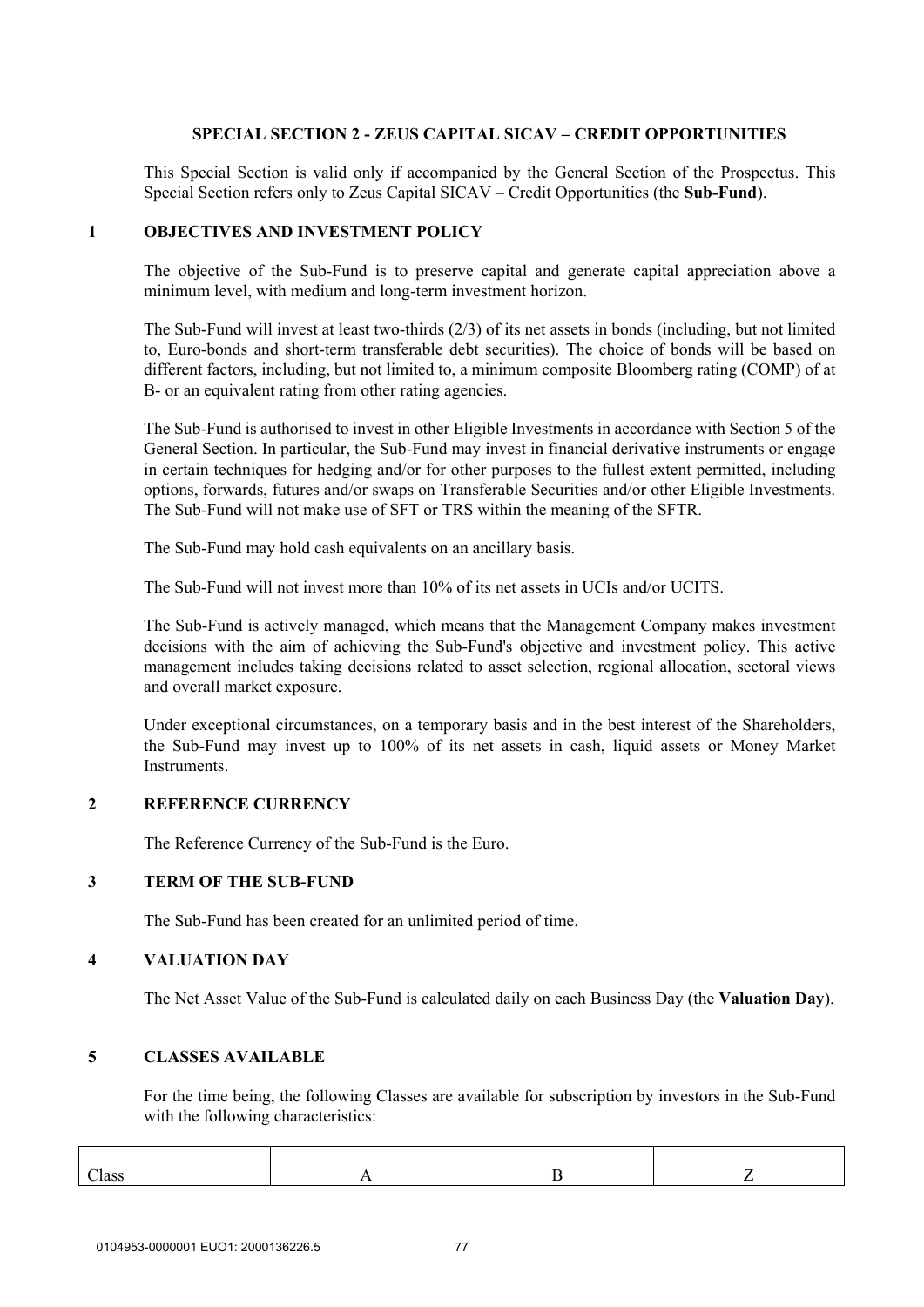## SPECIAL SECTION 2 - ZEUS CAPITAL SICAV – CREDIT OPPORTUNITIES

This Special Section is valid only if accompanied by the General Section of the Prospectus. This Special Section refers only to Zeus Capital SICAV – Credit Opportunities (the **Sub-Fund**).

### 1 OBJECTIVES AND INVESTMENT POLICY

The objective of the Sub-Fund is to preserve capital and generate capital appreciation above a minimum level, with medium and long-term investment horizon.

The Sub-Fund will invest at least two-thirds (2/3) of its net assets in bonds (including, but not limited to, Euro-bonds and short-term transferable debt securities). The choice of bonds will be based on different factors, including, but not limited to, a minimum composite Bloomberg rating (COMP) of at B- or an equivalent rating from other rating agencies.

The Sub-Fund is authorised to invest in other Eligible Investments in accordance with Section 5 of the General Section. In particular, the Sub-Fund may invest in financial derivative instruments or engage in certain techniques for hedging and/or for other purposes to the fullest extent permitted, including options, forwards, futures and/or swaps on Transferable Securities and/or other Eligible Investments. The Sub-Fund will not make use of SFT or TRS within the meaning of the SFTR.

The Sub-Fund may hold cash equivalents on an ancillary basis.

The Sub-Fund will not invest more than 10% of its net assets in UCIs and/or UCITS.

The Sub-Fund is actively managed, which means that the Management Company makes investment decisions with the aim of achieving the Sub-Fund's objective and investment policy. This active management includes taking decisions related to asset selection, regional allocation, sectoral views and overall market exposure.

Under exceptional circumstances, on a temporary basis and in the best interest of the Shareholders, the Sub-Fund may invest up to 100% of its net assets in cash, liquid assets or Money Market Instruments.

### 2 REFERENCE CURRENCY

The Reference Currency of the Sub-Fund is the Euro.

### 3 TERM OF THE SUB-FUND

The Sub-Fund has been created for an unlimited period of time.

### 4 VALUATION DAY

The Net Asset Value of the Sub-Fund is calculated daily on each Business Day (the **Valuation Day**).

### 5 CLASSES AVAILABLE

For the time being, the following Classes are available for subscription by investors in the Sub-Fund with the following characteristics:

| Class | A | B | Z |
|---|---|---|---|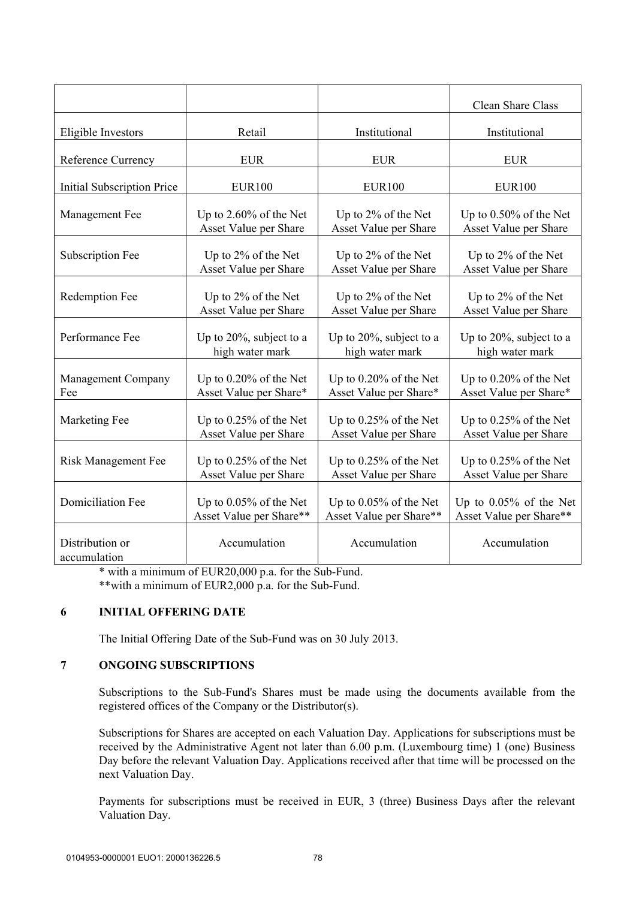| | | | Clean Share Class |
|---|---|---|---|
| Eligible Investors | Retail | Institutional | Institutional |
| Reference Currency | EUR | EUR | EUR |
| Initial Subscription Price | EUR100 | EUR100 | EUR100 |
| Management Fee | Up to 2.60% of the Net Asset Value per Share | Up to 2% of the Net Asset Value per Share | Up to 0.50% of the Net Asset Value per Share |
| Subscription Fee | Up to 2% of the Net Asset Value per Share | Up to 2% of the Net Asset Value per Share | Up to 2% of the Net Asset Value per Share |
| Redemption Fee | Up to 2% of the Net Asset Value per Share | Up to 2% of the Net Asset Value per Share | Up to 2% of the Net Asset Value per Share |
| Performance Fee | Up to 20%, subject to a high water mark | Up to 20%, subject to a high water mark | Up to 20%, subject to a high water mark |
| Management Company Fee | Up to 0.20% of the Net Asset Value per Share* | Up to 0.20% of the Net Asset Value per Share* | Up to 0.20% of the Net Asset Value per Share* |
| Marketing Fee | Up to 0.25% of the Net Asset Value per Share | Up to 0.25% of the Net Asset Value per Share | Up to 0.25% of the Net Asset Value per Share |
| Risk Management Fee | Up to 0.25% of the Net Asset Value per Share | Up to 0.25% of the Net Asset Value per Share | Up to 0.25% of the Net Asset Value per Share |
| Domiciliation Fee | Up to 0.05% of the Net Asset Value per Share** | Up to 0.05% of the Net Asset Value per Share** | Up to 0.05% of the Net Asset Value per Share** |
| Distribution or accumulation | Accumulation | Accumulation | Accumulation |

* with a minimum of EUR20,000 p.a. for the Sub-Fund.

**with a minimum of EUR2,000 p.a. for the Sub-Fund.

## 6 INITIAL OFFERING DATE

The Initial Offering Date of the Sub-Fund was on 30 July 2013.

## 7 ONGOING SUBSCRIPTIONS

Subscriptions to the Sub-Fund's Shares must be made using the documents available from the registered offices of the Company or the Distributor(s).

Subscriptions for Shares are accepted on each Valuation Day. Applications for subscriptions must be received by the Administrative Agent not later than 6.00 p.m. (Luxembourg time) 1 (one) Business Day before the relevant Valuation Day. Applications received after that time will be processed on the next Valuation Day.

Payments for subscriptions must be received in EUR, 3 (three) Business Days after the relevant Valuation Day.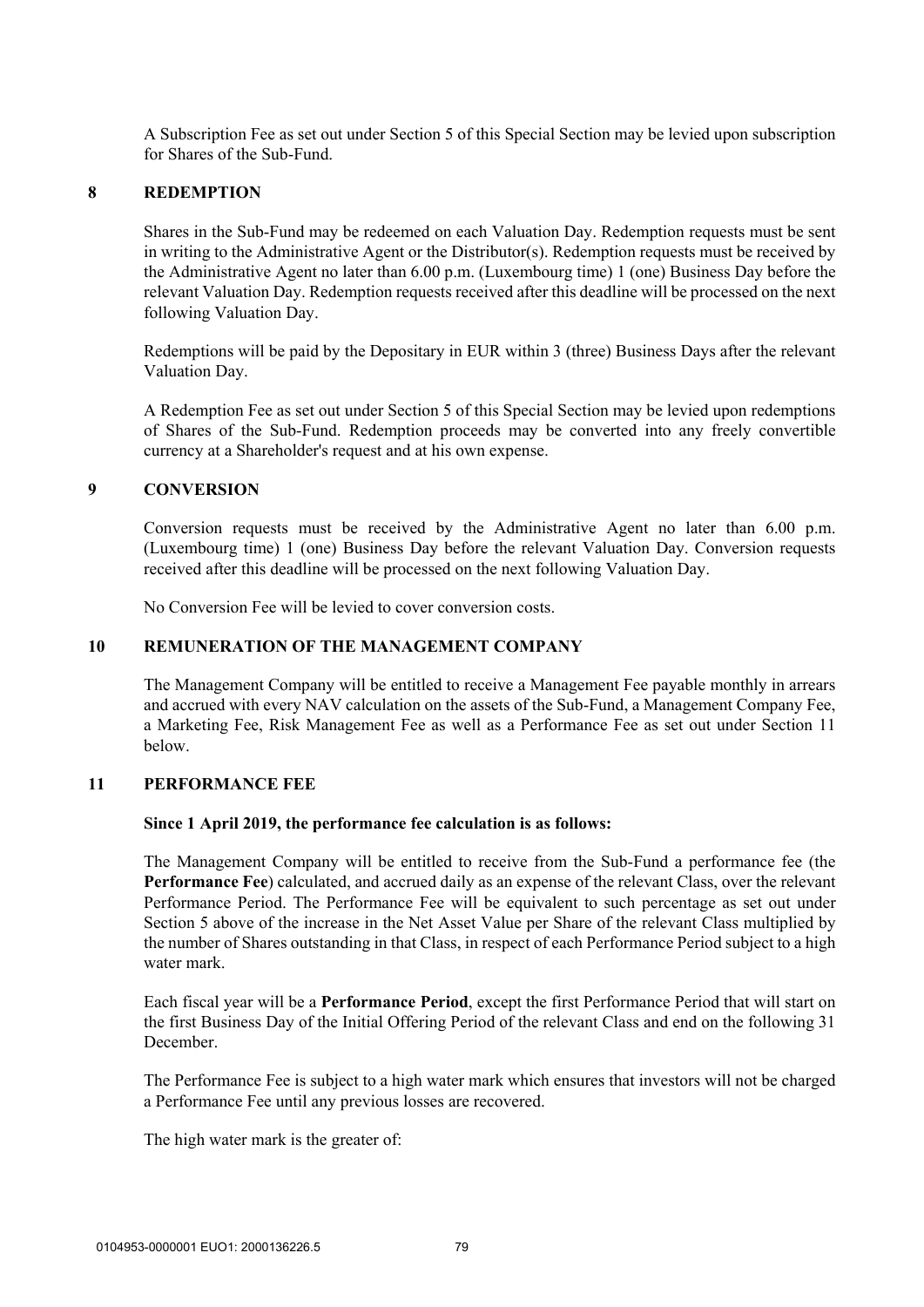A Subscription Fee as set out under Section 5 of this Special Section may be levied upon subscription for Shares of the Sub-Fund.

## 8 REDEMPTION

Shares in the Sub-Fund may be redeemed on each Valuation Day. Redemption requests must be sent in writing to the Administrative Agent or the Distributor(s). Redemption requests must be received by the Administrative Agent no later than 6.00 p.m. (Luxembourg time) 1 (one) Business Day before the relevant Valuation Day. Redemption requests received after this deadline will be processed on the next following Valuation Day.

Redemptions will be paid by the Depositary in EUR within 3 (three) Business Days after the relevant Valuation Day.

A Redemption Fee as set out under Section 5 of this Special Section may be levied upon redemptions of Shares of the Sub-Fund. Redemption proceeds may be converted into any freely convertible currency at a Shareholder's request and at his own expense.

## 9 CONVERSION

Conversion requests must be received by the Administrative Agent no later than 6.00 p.m. (Luxembourg time) 1 (one) Business Day before the relevant Valuation Day. Conversion requests received after this deadline will be processed on the next following Valuation Day.

No Conversion Fee will be levied to cover conversion costs.

## 10 REMUNERATION OF THE MANAGEMENT COMPANY

The Management Company will be entitled to receive a Management Fee payable monthly in arrears and accrued with every NAV calculation on the assets of the Sub-Fund, a Management Company Fee, a Marketing Fee, Risk Management Fee as well as a Performance Fee as set out under Section 11 below.

## 11 PERFORMANCE FEE

**Since 1 April 2019, the performance fee calculation is as follows:**

The Management Company will be entitled to receive from the Sub-Fund a performance fee (the **Performance Fee**) calculated, and accrued daily as an expense of the relevant Class, over the relevant Performance Period. The Performance Fee will be equivalent to such percentage as set out under Section 5 above of the increase in the Net Asset Value per Share of the relevant Class multiplied by the number of Shares outstanding in that Class, in respect of each Performance Period subject to a high water mark.

Each fiscal year will be a **Performance Period**, except the first Performance Period that will start on the first Business Day of the Initial Offering Period of the relevant Class and end on the following 31 December.

The Performance Fee is subject to a high water mark which ensures that investors will not be charged a Performance Fee until any previous losses are recovered.

The high water mark is the greater of: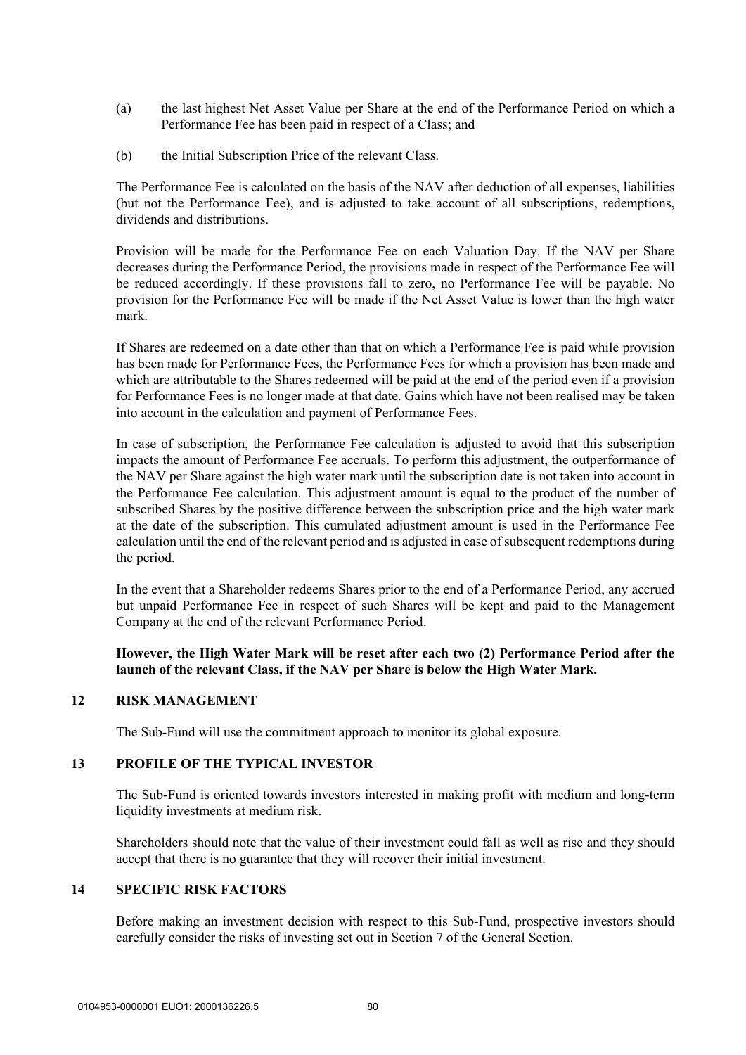(a) the last highest Net Asset Value per Share at the end of the Performance Period on which a Performance Fee has been paid in respect of a Class; and

(b) the Initial Subscription Price of the relevant Class.

The Performance Fee is calculated on the basis of the NAV after deduction of all expenses, liabilities (but not the Performance Fee), and is adjusted to take account of all subscriptions, redemptions, dividends and distributions.

Provision will be made for the Performance Fee on each Valuation Day. If the NAV per Share decreases during the Performance Period, the provisions made in respect of the Performance Fee will be reduced accordingly. If these provisions fall to zero, no Performance Fee will be payable. No provision for the Performance Fee will be made if the Net Asset Value is lower than the high water mark.

If Shares are redeemed on a date other than that on which a Performance Fee is paid while provision has been made for Performance Fees, the Performance Fees for which a provision has been made and which are attributable to the Shares redeemed will be paid at the end of the period even if a provision for Performance Fees is no longer made at that date. Gains which have not been realised may be taken into account in the calculation and payment of Performance Fees.

In case of subscription, the Performance Fee calculation is adjusted to avoid that this subscription impacts the amount of Performance Fee accruals. To perform this adjustment, the outperformance of the NAV per Share against the high water mark until the subscription date is not taken into account in the Performance Fee calculation. This adjustment amount is equal to the product of the number of subscribed Shares by the positive difference between the subscription price and the high water mark at the date of the subscription. This cumulated adjustment amount is used in the Performance Fee calculation until the end of the relevant period and is adjusted in case of subsequent redemptions during the period.

In the event that a Shareholder redeems Shares prior to the end of a Performance Period, any accrued but unpaid Performance Fee in respect of such Shares will be kept and paid to the Management Company at the end of the relevant Performance Period.

**However, the High Water Mark will be reset after each two (2) Performance Period after the launch of the relevant Class, if the NAV per Share is below the High Water Mark.**

## 12 RISK MANAGEMENT

The Sub-Fund will use the commitment approach to monitor its global exposure.

## 13 PROFILE OF THE TYPICAL INVESTOR

The Sub-Fund is oriented towards investors interested in making profit with medium and long-term liquidity investments at medium risk.

Shareholders should note that the value of their investment could fall as well as rise and they should accept that there is no guarantee that they will recover their initial investment.

## 14 SPECIFIC RISK FACTORS

Before making an investment decision with respect to this Sub-Fund, prospective investors should carefully consider the risks of investing set out in Section 7 of the General Section.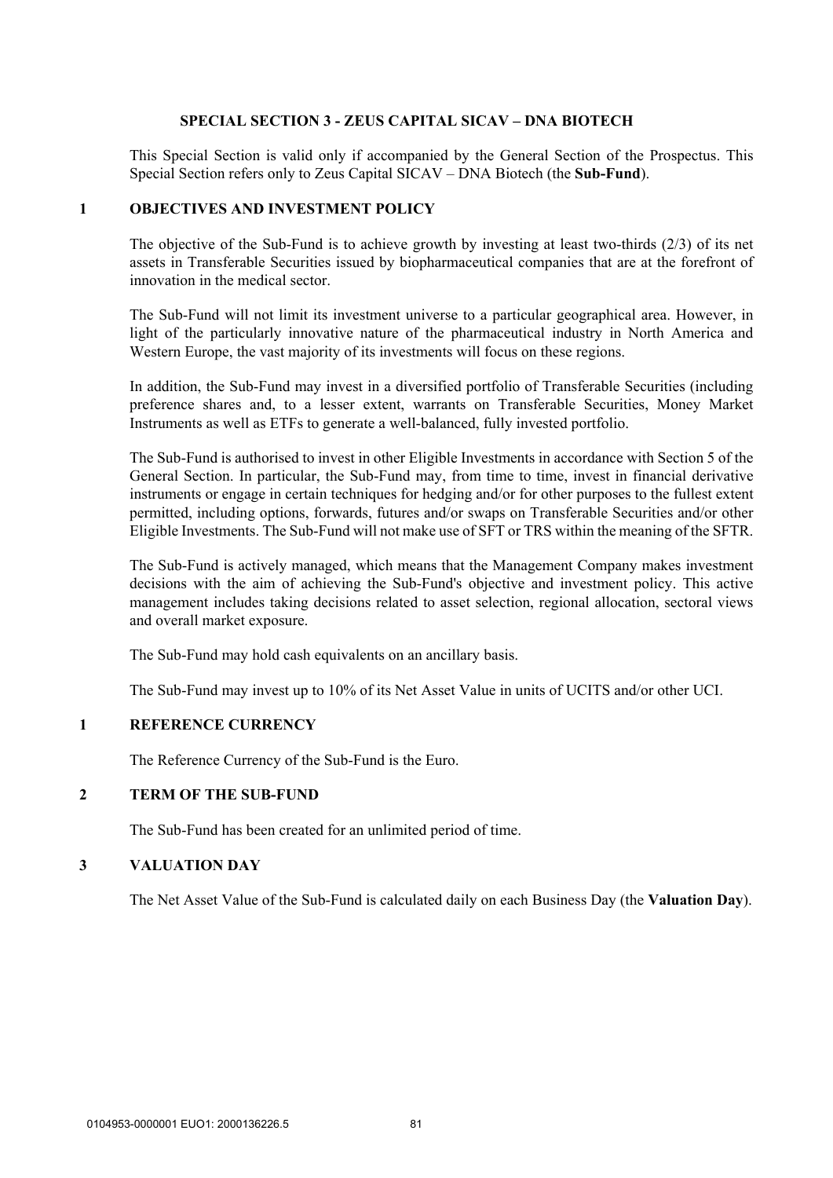## SPECIAL SECTION 3 - ZEUS CAPITAL SICAV – DNA BIOTECH

This Special Section is valid only if accompanied by the General Section of the Prospectus. This Special Section refers only to Zeus Capital SICAV – DNA Biotech (the **Sub-Fund**).

### 1 OBJECTIVES AND INVESTMENT POLICY

The objective of the Sub-Fund is to achieve growth by investing at least two-thirds (2/3) of its net assets in Transferable Securities issued by biopharmaceutical companies that are at the forefront of innovation in the medical sector.

The Sub-Fund will not limit its investment universe to a particular geographical area. However, in light of the particularly innovative nature of the pharmaceutical industry in North America and Western Europe, the vast majority of its investments will focus on these regions.

In addition, the Sub-Fund may invest in a diversified portfolio of Transferable Securities (including preference shares and, to a lesser extent, warrants on Transferable Securities, Money Market Instruments as well as ETFs to generate a well-balanced, fully invested portfolio.

The Sub-Fund is authorised to invest in other Eligible Investments in accordance with Section 5 of the General Section. In particular, the Sub-Fund may, from time to time, invest in financial derivative instruments or engage in certain techniques for hedging and/or for other purposes to the fullest extent permitted, including options, forwards, futures and/or swaps on Transferable Securities and/or other Eligible Investments. The Sub-Fund will not make use of SFT or TRS within the meaning of the SFTR.

The Sub-Fund is actively managed, which means that the Management Company makes investment decisions with the aim of achieving the Sub-Fund's objective and investment policy. This active management includes taking decisions related to asset selection, regional allocation, sectoral views and overall market exposure.

The Sub-Fund may hold cash equivalents on an ancillary basis.

The Sub-Fund may invest up to 10% of its Net Asset Value in units of UCITS and/or other UCI.

### 1 REFERENCE CURRENCY

The Reference Currency of the Sub-Fund is the Euro.

### 2 TERM OF THE SUB-FUND

The Sub-Fund has been created for an unlimited period of time.

### 3 VALUATION DAY

The Net Asset Value of the Sub-Fund is calculated daily on each Business Day (the **Valuation Day**).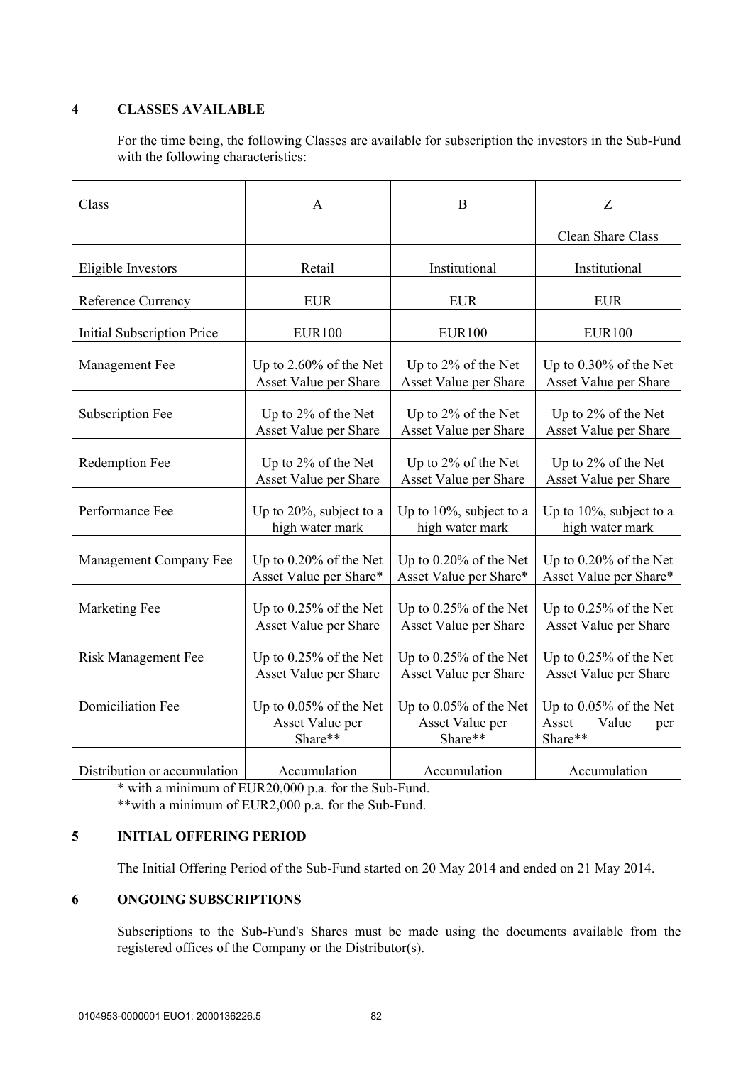## 4 CLASSES AVAILABLE

For the time being, the following Classes are available for subscription the investors in the Sub-Fund with the following characteristics:

| Class | A | B | Z<br>Clean Share Class |
|---|---|---|---|
| Eligible Investors | Retail | Institutional | Institutional |
| Reference Currency | EUR | EUR | EUR |
| Initial Subscription Price | EUR100 | EUR100 | EUR100 |
| Management Fee | Up to 2.60% of the Net Asset Value per Share | Up to 2% of the Net Asset Value per Share | Up to 0.30% of the Net Asset Value per Share |
| Subscription Fee | Up to 2% of the Net Asset Value per Share | Up to 2% of the Net Asset Value per Share | Up to 2% of the Net Asset Value per Share |
| Redemption Fee | Up to 2% of the Net Asset Value per Share | Up to 2% of the Net Asset Value per Share | Up to 2% of the Net Asset Value per Share |
| Performance Fee | Up to 20%, subject to a high water mark | Up to 10%, subject to a high water mark | Up to 10%, subject to a high water mark |
| Management Company Fee | Up to 0.20% of the Net Asset Value per Share* | Up to 0.20% of the Net Asset Value per Share* | Up to 0.20% of the Net Asset Value per Share* |
| Marketing Fee | Up to 0.25% of the Net Asset Value per Share | Up to 0.25% of the Net Asset Value per Share | Up to 0.25% of the Net Asset Value per Share |
| Risk Management Fee | Up to 0.25% of the Net Asset Value per Share | Up to 0.25% of the Net Asset Value per Share | Up to 0.25% of the Net Asset Value per Share |
| Domiciliation Fee | Up to 0.05% of the Net Asset Value per Share** | Up to 0.05% of the Net Asset Value per Share** | Up to 0.05% of the Net Asset Value per Share** |
| Distribution or accumulation | Accumulation | Accumulation | Accumulation |

\* with a minimum of EUR20,000 p.a. for the Sub-Fund.

\*\*with a minimum of EUR2,000 p.a. for the Sub-Fund.

## 5 INITIAL OFFERING PERIOD

The Initial Offering Period of the Sub-Fund started on 20 May 2014 and ended on 21 May 2014.

## 6 ONGOING SUBSCRIPTIONS

Subscriptions to the Sub-Fund's Shares must be made using the documents available from the registered offices of the Company or the Distributor(s).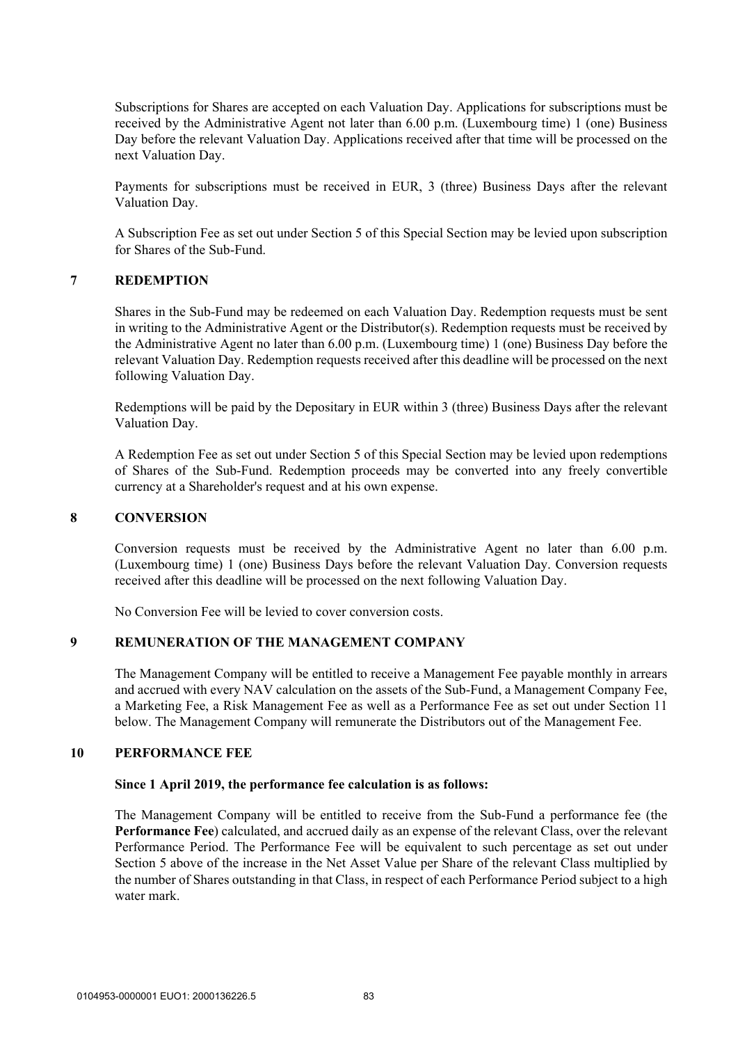Subscriptions for Shares are accepted on each Valuation Day. Applications for subscriptions must be received by the Administrative Agent not later than 6.00 p.m. (Luxembourg time) 1 (one) Business Day before the relevant Valuation Day. Applications received after that time will be processed on the next Valuation Day.

Payments for subscriptions must be received in EUR, 3 (three) Business Days after the relevant Valuation Day.

A Subscription Fee as set out under Section 5 of this Special Section may be levied upon subscription for Shares of the Sub-Fund.

## 7 REDEMPTION

Shares in the Sub-Fund may be redeemed on each Valuation Day. Redemption requests must be sent in writing to the Administrative Agent or the Distributor(s). Redemption requests must be received by the Administrative Agent no later than 6.00 p.m. (Luxembourg time) 1 (one) Business Day before the relevant Valuation Day. Redemption requests received after this deadline will be processed on the next following Valuation Day.

Redemptions will be paid by the Depositary in EUR within 3 (three) Business Days after the relevant Valuation Day.

A Redemption Fee as set out under Section 5 of this Special Section may be levied upon redemptions of Shares of the Sub-Fund. Redemption proceeds may be converted into any freely convertible currency at a Shareholder's request and at his own expense.

## 8 CONVERSION

Conversion requests must be received by the Administrative Agent no later than 6.00 p.m. (Luxembourg time) 1 (one) Business Days before the relevant Valuation Day. Conversion requests received after this deadline will be processed on the next following Valuation Day.

No Conversion Fee will be levied to cover conversion costs.

## 9 REMUNERATION OF THE MANAGEMENT COMPANY

The Management Company will be entitled to receive a Management Fee payable monthly in arrears and accrued with every NAV calculation on the assets of the Sub-Fund, a Management Company Fee, a Marketing Fee, a Risk Management Fee as well as a Performance Fee as set out under Section 11 below. The Management Company will remunerate the Distributors out of the Management Fee.

## 10 PERFORMANCE FEE

**Since 1 April 2019, the performance fee calculation is as follows:**

The Management Company will be entitled to receive from the Sub-Fund a performance fee (the **Performance Fee**) calculated, and accrued daily as an expense of the relevant Class, over the relevant Performance Period. The Performance Fee will be equivalent to such percentage as set out under Section 5 above of the increase in the Net Asset Value per Share of the relevant Class multiplied by the number of Shares outstanding in that Class, in respect of each Performance Period subject to a high water mark.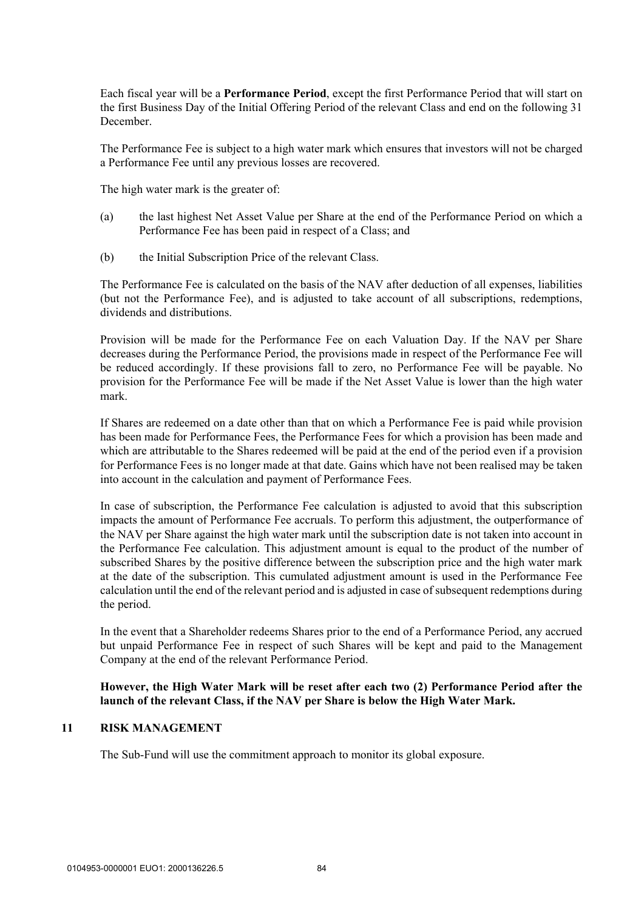Each fiscal year will be a **Performance Period**, except the first Performance Period that will start on the first Business Day of the Initial Offering Period of the relevant Class and end on the following 31 December.

The Performance Fee is subject to a high water mark which ensures that investors will not be charged a Performance Fee until any previous losses are recovered.

The high water mark is the greater of:

(a) the last highest Net Asset Value per Share at the end of the Performance Period on which a Performance Fee has been paid in respect of a Class; and

(b) the Initial Subscription Price of the relevant Class.

The Performance Fee is calculated on the basis of the NAV after deduction of all expenses, liabilities (but not the Performance Fee), and is adjusted to take account of all subscriptions, redemptions, dividends and distributions.

Provision will be made for the Performance Fee on each Valuation Day. If the NAV per Share decreases during the Performance Period, the provisions made in respect of the Performance Fee will be reduced accordingly. If these provisions fall to zero, no Performance Fee will be payable. No provision for the Performance Fee will be made if the Net Asset Value is lower than the high water mark.

If Shares are redeemed on a date other than that on which a Performance Fee is paid while provision has been made for Performance Fees, the Performance Fees for which a provision has been made and which are attributable to the Shares redeemed will be paid at the end of the period even if a provision for Performance Fees is no longer made at that date. Gains which have not been realised may be taken into account in the calculation and payment of Performance Fees.

In case of subscription, the Performance Fee calculation is adjusted to avoid that this subscription impacts the amount of Performance Fee accruals. To perform this adjustment, the outperformance of the NAV per Share against the high water mark until the subscription date is not taken into account in the Performance Fee calculation. This adjustment amount is equal to the product of the number of subscribed Shares by the positive difference between the subscription price and the high water mark at the date of the subscription. This cumulated adjustment amount is used in the Performance Fee calculation until the end of the relevant period and is adjusted in case of subsequent redemptions during the period.

In the event that a Shareholder redeems Shares prior to the end of a Performance Period, any accrued but unpaid Performance Fee in respect of such Shares will be kept and paid to the Management Company at the end of the relevant Performance Period.

**However, the High Water Mark will be reset after each two (2) Performance Period after the launch of the relevant Class, if the NAV per Share is below the High Water Mark.**

## 11 RISK MANAGEMENT

The Sub-Fund will use the commitment approach to monitor its global exposure.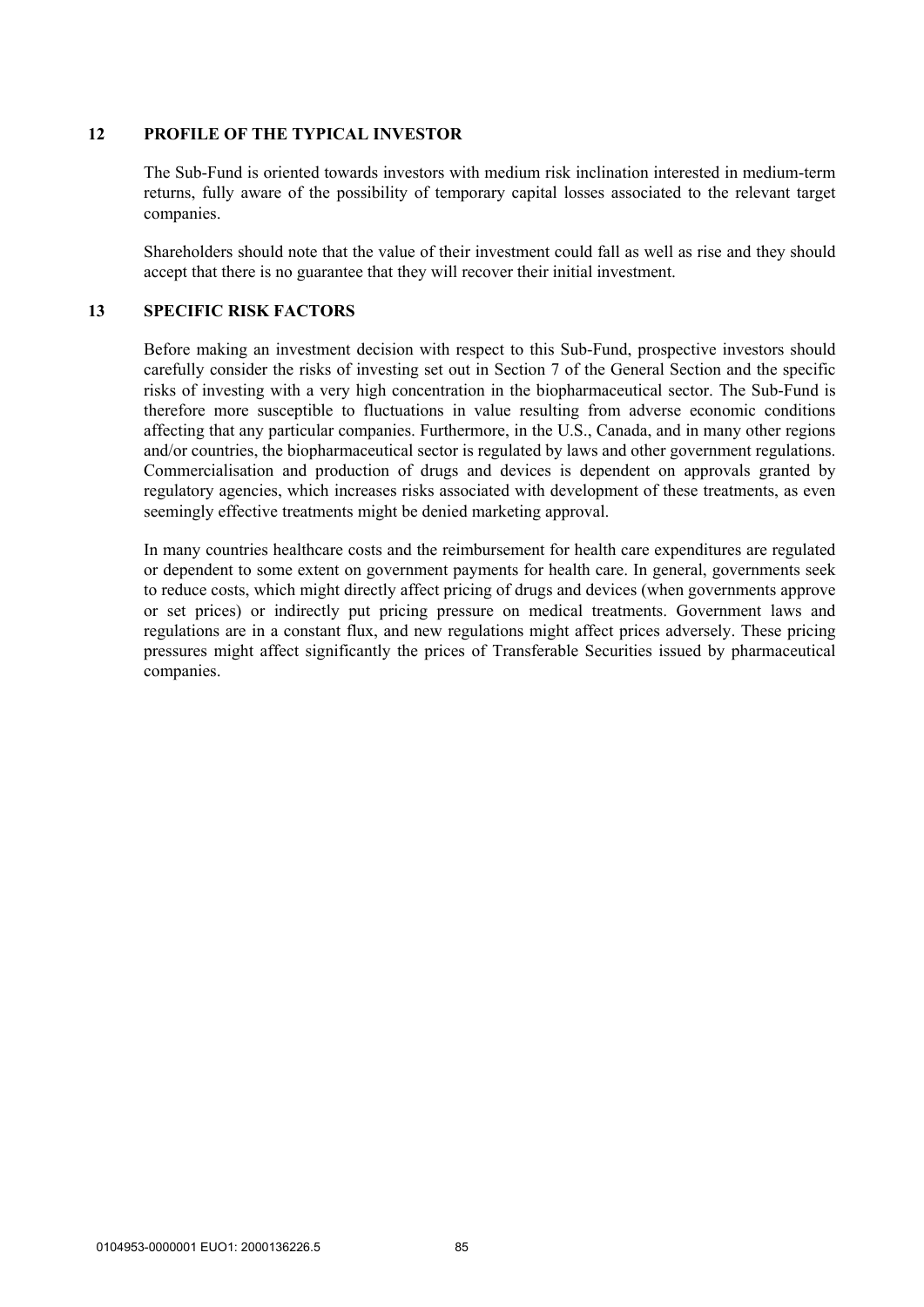## 12 PROFILE OF THE TYPICAL INVESTOR

The Sub-Fund is oriented towards investors with medium risk inclination interested in medium-term returns, fully aware of the possibility of temporary capital losses associated to the relevant target companies.

Shareholders should note that the value of their investment could fall as well as rise and they should accept that there is no guarantee that they will recover their initial investment.

## 13 SPECIFIC RISK FACTORS

Before making an investment decision with respect to this Sub-Fund, prospective investors should carefully consider the risks of investing set out in Section 7 of the General Section and the specific risks of investing with a very high concentration in the biopharmaceutical sector. The Sub-Fund is therefore more susceptible to fluctuations in value resulting from adverse economic conditions affecting that any particular companies. Furthermore, in the U.S., Canada, and in many other regions and/or countries, the biopharmaceutical sector is regulated by laws and other government regulations. Commercialisation and production of drugs and devices is dependent on approvals granted by regulatory agencies, which increases risks associated with development of these treatments, as even seemingly effective treatments might be denied marketing approval.

In many countries healthcare costs and the reimbursement for health care expenditures are regulated or dependent to some extent on government payments for health care. In general, governments seek to reduce costs, which might directly affect pricing of drugs and devices (when governments approve or set prices) or indirectly put pricing pressure on medical treatments. Government laws and regulations are in a constant flux, and new regulations might affect prices adversely. These pricing pressures might affect significantly the prices of Transferable Securities issued by pharmaceutical companies.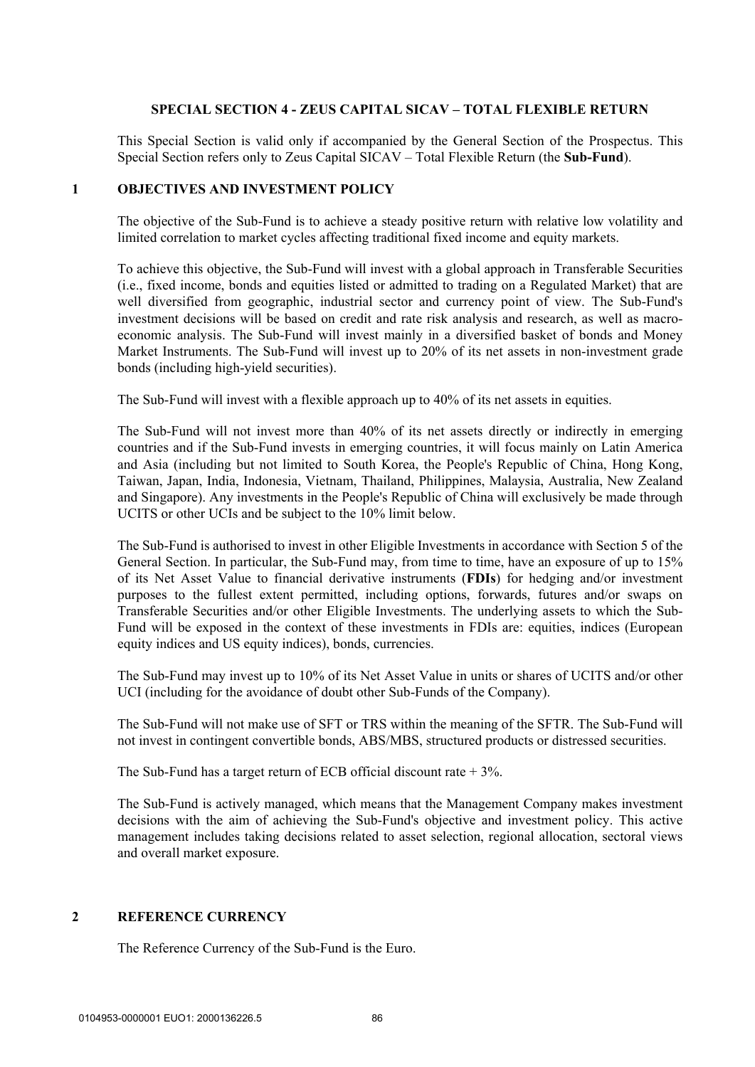## SPECIAL SECTION 4 - ZEUS CAPITAL SICAV – TOTAL FLEXIBLE RETURN

This Special Section is valid only if accompanied by the General Section of the Prospectus. This Special Section refers only to Zeus Capital SICAV – Total Flexible Return (the **Sub-Fund**).

### 1 OBJECTIVES AND INVESTMENT POLICY

The objective of the Sub-Fund is to achieve a steady positive return with relative low volatility and limited correlation to market cycles affecting traditional fixed income and equity markets.

To achieve this objective, the Sub-Fund will invest with a global approach in Transferable Securities (i.e., fixed income, bonds and equities listed or admitted to trading on a Regulated Market) that are well diversified from geographic, industrial sector and currency point of view. The Sub-Fund's investment decisions will be based on credit and rate risk analysis and research, as well as macro-economic analysis. The Sub-Fund will invest mainly in a diversified basket of bonds and Money Market Instruments. The Sub-Fund will invest up to 20% of its net assets in non-investment grade bonds (including high-yield securities).

The Sub-Fund will invest with a flexible approach up to 40% of its net assets in equities.

The Sub-Fund will not invest more than 40% of its net assets directly or indirectly in emerging countries and if the Sub-Fund invests in emerging countries, it will focus mainly on Latin America and Asia (including but not limited to South Korea, the People's Republic of China, Hong Kong, Taiwan, Japan, India, Indonesia, Vietnam, Thailand, Philippines, Malaysia, Australia, New Zealand and Singapore). Any investments in the People's Republic of China will exclusively be made through UCITS or other UCIs and be subject to the 10% limit below.

The Sub-Fund is authorised to invest in other Eligible Investments in accordance with Section 5 of the General Section. In particular, the Sub-Fund may, from time to time, have an exposure of up to 15% of its Net Asset Value to financial derivative instruments (**FDIs**) for hedging and/or investment purposes to the fullest extent permitted, including options, forwards, futures and/or swaps on Transferable Securities and/or other Eligible Investments. The underlying assets to which the Sub-Fund will be exposed in the context of these investments in FDIs are: equities, indices (European equity indices and US equity indices), bonds, currencies.

The Sub-Fund may invest up to 10% of its Net Asset Value in units or shares of UCITS and/or other UCI (including for the avoidance of doubt other Sub-Funds of the Company).

The Sub-Fund will not make use of SFT or TRS within the meaning of the SFTR. The Sub-Fund will not invest in contingent convertible bonds, ABS/MBS, structured products or distressed securities.

The Sub-Fund has a target return of ECB official discount rate + 3%.

The Sub-Fund is actively managed, which means that the Management Company makes investment decisions with the aim of achieving the Sub-Fund's objective and investment policy. This active management includes taking decisions related to asset selection, regional allocation, sectoral views and overall market exposure.

### 2 REFERENCE CURRENCY

The Reference Currency of the Sub-Fund is the Euro.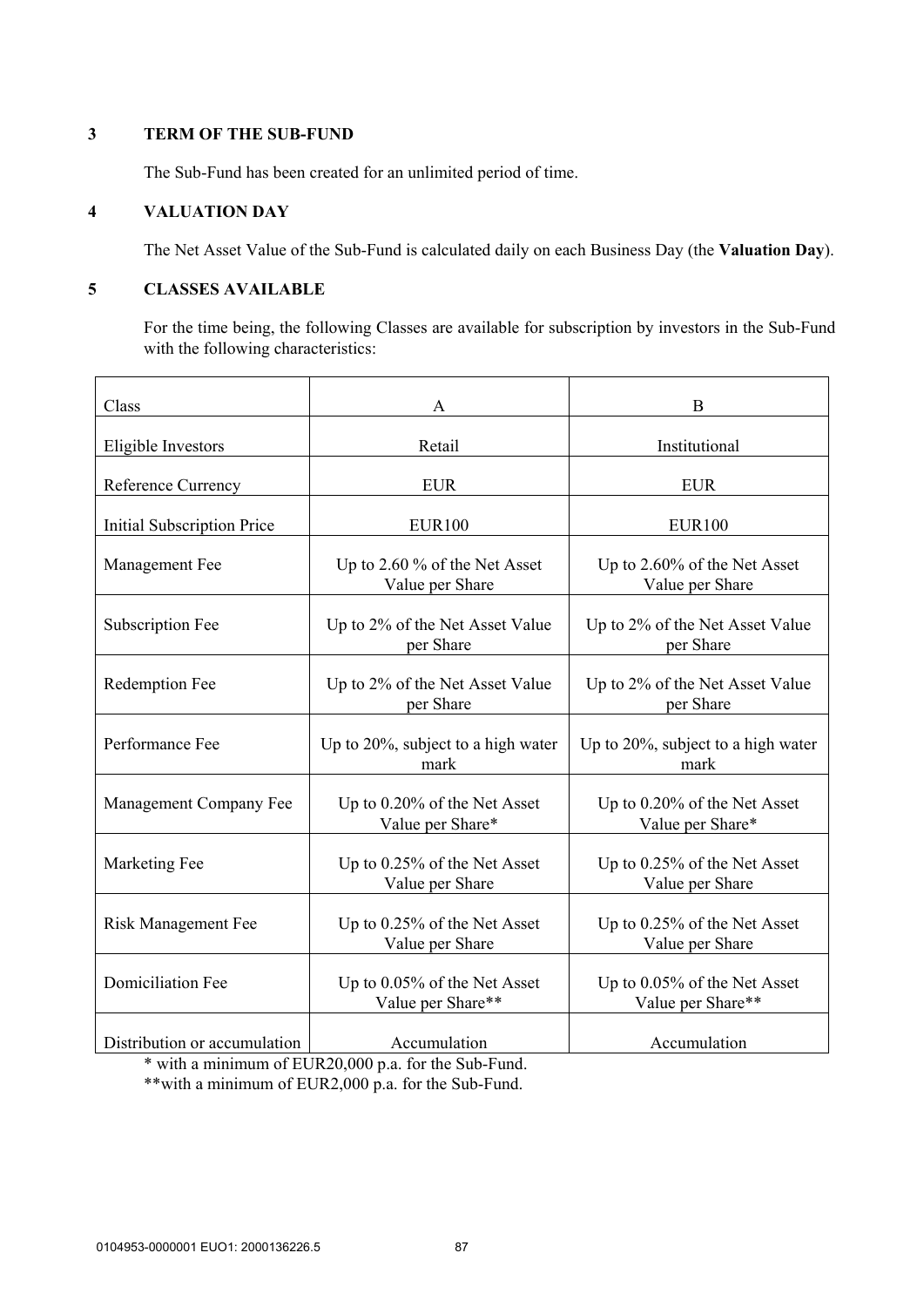## 3 TERM OF THE SUB-FUND

The Sub-Fund has been created for an unlimited period of time.

## 4 VALUATION DAY

The Net Asset Value of the Sub-Fund is calculated daily on each Business Day (the **Valuation Day**).

## 5 CLASSES AVAILABLE

For the time being, the following Classes are available for subscription by investors in the Sub-Fund with the following characteristics:

| Class | A | B |
|---|---|---|
| Eligible Investors | Retail | Institutional |
| Reference Currency | EUR | EUR |
| Initial Subscription Price | EUR100 | EUR100 |
| Management Fee | Up to 2.60 % of the Net Asset Value per Share | Up to 2.60% of the Net Asset Value per Share |
| Subscription Fee | Up to 2% of the Net Asset Value per Share | Up to 2% of the Net Asset Value per Share |
| Redemption Fee | Up to 2% of the Net Asset Value per Share | Up to 2% of the Net Asset Value per Share |
| Performance Fee | Up to 20%, subject to a high water mark | Up to 20%, subject to a high water mark |
| Management Company Fee | Up to 0.20% of the Net Asset Value per Share* | Up to 0.20% of the Net Asset Value per Share* |
| Marketing Fee | Up to 0.25% of the Net Asset Value per Share | Up to 0.25% of the Net Asset Value per Share |
| Risk Management Fee | Up to 0.25% of the Net Asset Value per Share | Up to 0.25% of the Net Asset Value per Share |
| Domiciliation Fee | Up to 0.05% of the Net Asset Value per Share** | Up to 0.05% of the Net Asset Value per Share** |
| Distribution or accumulation | Accumulation | Accumulation |

* with a minimum of EUR20,000 p.a. for the Sub-Fund.

**with a minimum of EUR2,000 p.a. for the Sub-Fund.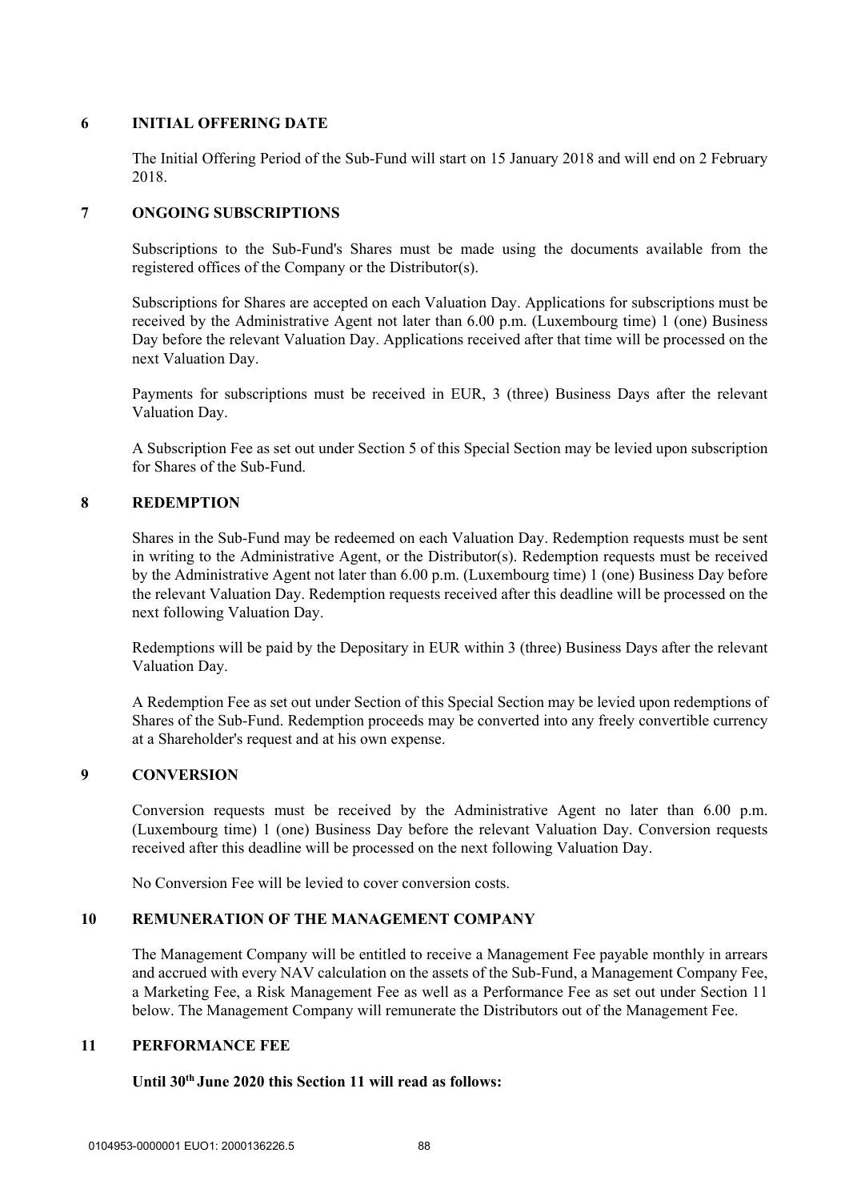## 6 INITIAL OFFERING DATE

The Initial Offering Period of the Sub-Fund will start on 15 January 2018 and will end on 2 February 2018.

## 7 ONGOING SUBSCRIPTIONS

Subscriptions to the Sub-Fund's Shares must be made using the documents available from the registered offices of the Company or the Distributor(s).

Subscriptions for Shares are accepted on each Valuation Day. Applications for subscriptions must be received by the Administrative Agent not later than 6.00 p.m. (Luxembourg time) 1 (one) Business Day before the relevant Valuation Day. Applications received after that time will be processed on the next Valuation Day.

Payments for subscriptions must be received in EUR, 3 (three) Business Days after the relevant Valuation Day.

A Subscription Fee as set out under Section 5 of this Special Section may be levied upon subscription for Shares of the Sub-Fund.

## 8 REDEMPTION

Shares in the Sub-Fund may be redeemed on each Valuation Day. Redemption requests must be sent in writing to the Administrative Agent, or the Distributor(s). Redemption requests must be received by the Administrative Agent not later than 6.00 p.m. (Luxembourg time) 1 (one) Business Day before the relevant Valuation Day. Redemption requests received after this deadline will be processed on the next following Valuation Day.

Redemptions will be paid by the Depositary in EUR within 3 (three) Business Days after the relevant Valuation Day.

A Redemption Fee as set out under Section of this Special Section may be levied upon redemptions of Shares of the Sub-Fund. Redemption proceeds may be converted into any freely convertible currency at a Shareholder's request and at his own expense.

## 9 CONVERSION

Conversion requests must be received by the Administrative Agent no later than 6.00 p.m. (Luxembourg time) 1 (one) Business Day before the relevant Valuation Day. Conversion requests received after this deadline will be processed on the next following Valuation Day.

No Conversion Fee will be levied to cover conversion costs.

## 10 REMUNERATION OF THE MANAGEMENT COMPANY

The Management Company will be entitled to receive a Management Fee payable monthly in arrears and accrued with every NAV calculation on the assets of the Sub-Fund, a Management Company Fee, a Marketing Fee, a Risk Management Fee as well as a Performance Fee as set out under Section 11 below. The Management Company will remunerate the Distributors out of the Management Fee.

## 11 PERFORMANCE FEE

**Until 30th June 2020 this Section 11 will read as follows:**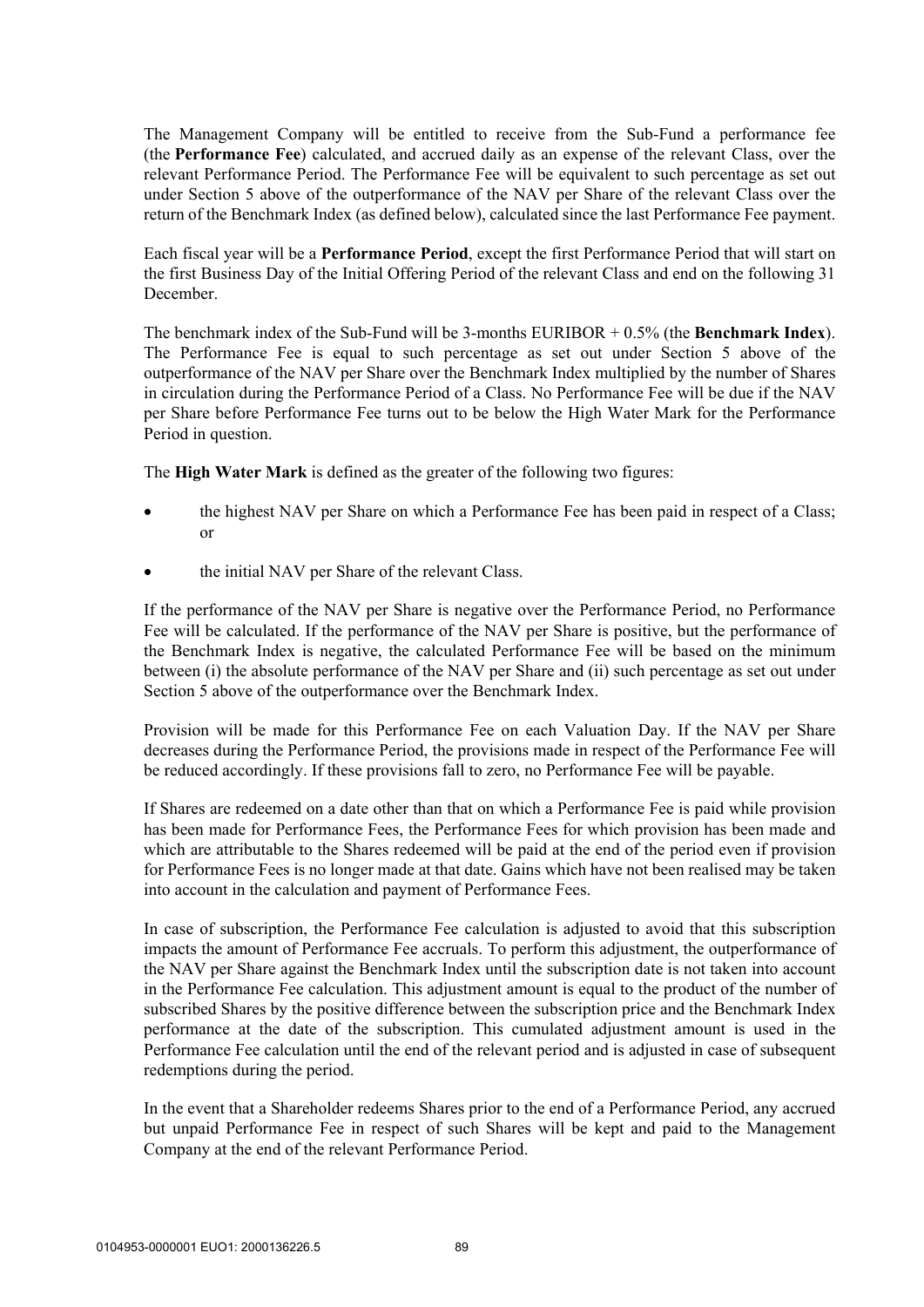The Management Company will be entitled to receive from the Sub-Fund a performance fee (the **Performance Fee**) calculated, and accrued daily as an expense of the relevant Class, over the relevant Performance Period. The Performance Fee will be equivalent to such percentage as set out under Section 5 above of the outperformance of the NAV per Share of the relevant Class over the return of the Benchmark Index (as defined below), calculated since the last Performance Fee payment.

Each fiscal year will be a **Performance Period**, except the first Performance Period that will start on the first Business Day of the Initial Offering Period of the relevant Class and end on the following 31 December.

The benchmark index of the Sub-Fund will be 3-months EURIBOR + 0.5% (the **Benchmark Index**). The Performance Fee is equal to such percentage as set out under Section 5 above of the outperformance of the NAV per Share over the Benchmark Index multiplied by the number of Shares in circulation during the Performance Period of a Class. No Performance Fee will be due if the NAV per Share before Performance Fee turns out to be below the High Water Mark for the Performance Period in question.

The **High Water Mark** is defined as the greater of the following two figures:

- the highest NAV per Share on which a Performance Fee has been paid in respect of a Class; or
- the initial NAV per Share of the relevant Class.

If the performance of the NAV per Share is negative over the Performance Period, no Performance Fee will be calculated. If the performance of the NAV per Share is positive, but the performance of the Benchmark Index is negative, the calculated Performance Fee will be based on the minimum between (i) the absolute performance of the NAV per Share and (ii) such percentage as set out under Section 5 above of the outperformance over the Benchmark Index.

Provision will be made for this Performance Fee on each Valuation Day. If the NAV per Share decreases during the Performance Period, the provisions made in respect of the Performance Fee will be reduced accordingly. If these provisions fall to zero, no Performance Fee will be payable.

If Shares are redeemed on a date other than that on which a Performance Fee is paid while provision has been made for Performance Fees, the Performance Fees for which provision has been made and which are attributable to the Shares redeemed will be paid at the end of the period even if provision for Performance Fees is no longer made at that date. Gains which have not been realised may be taken into account in the calculation and payment of Performance Fees.

In case of subscription, the Performance Fee calculation is adjusted to avoid that this subscription impacts the amount of Performance Fee accruals. To perform this adjustment, the outperformance of the NAV per Share against the Benchmark Index until the subscription date is not taken into account in the Performance Fee calculation. This adjustment amount is equal to the product of the number of subscribed Shares by the positive difference between the subscription price and the Benchmark Index performance at the date of the subscription. This cumulated adjustment amount is used in the Performance Fee calculation until the end of the relevant period and is adjusted in case of subsequent redemptions during the period.

In the event that a Shareholder redeems Shares prior to the end of a Performance Period, any accrued but unpaid Performance Fee in respect of such Shares will be kept and paid to the Management Company at the end of the relevant Performance Period.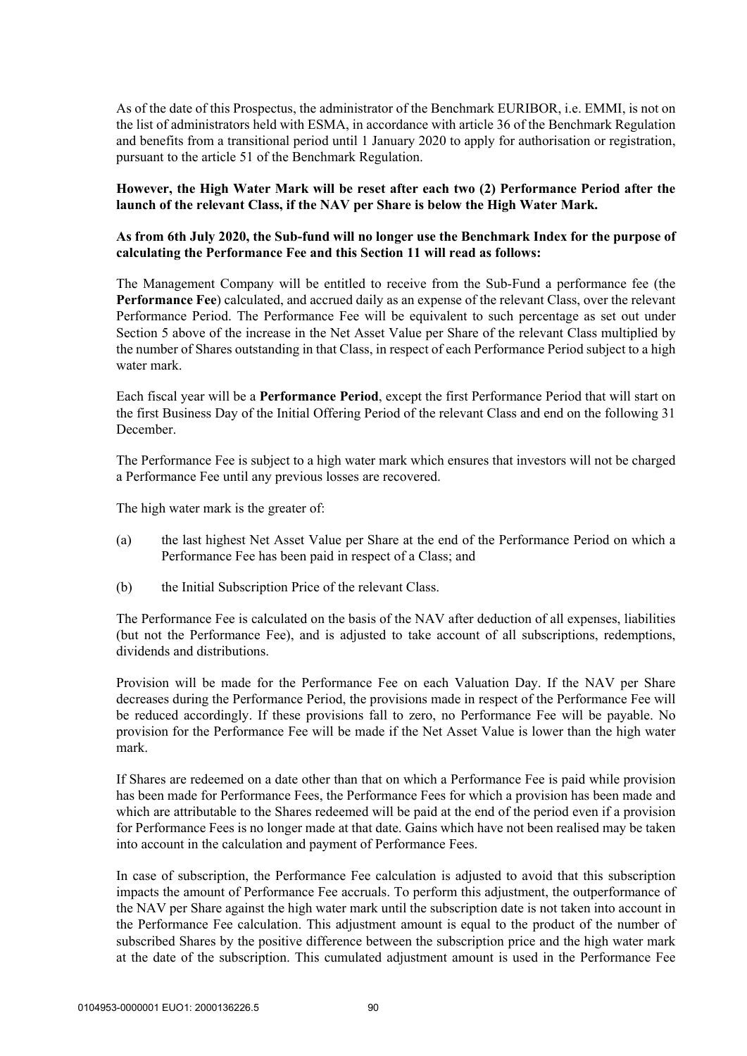As of the date of this Prospectus, the administrator of the Benchmark EURIBOR, i.e. EMMI, is not on the list of administrators held with ESMA, in accordance with article 36 of the Benchmark Regulation and benefits from a transitional period until 1 January 2020 to apply for authorisation or registration, pursuant to the article 51 of the Benchmark Regulation.

**However, the High Water Mark will be reset after each two (2) Performance Period after the launch of the relevant Class, if the NAV per Share is below the High Water Mark.**

**As from 6th July 2020, the Sub-fund will no longer use the Benchmark Index for the purpose of calculating the Performance Fee and this Section 11 will read as follows:**

The Management Company will be entitled to receive from the Sub-Fund a performance fee (the **Performance Fee**) calculated, and accrued daily as an expense of the relevant Class, over the relevant Performance Period. The Performance Fee will be equivalent to such percentage as set out under Section 5 above of the increase in the Net Asset Value per Share of the relevant Class multiplied by the number of Shares outstanding in that Class, in respect of each Performance Period subject to a high water mark.

Each fiscal year will be a **Performance Period**, except the first Performance Period that will start on the first Business Day of the Initial Offering Period of the relevant Class and end on the following 31 December.

The Performance Fee is subject to a high water mark which ensures that investors will not be charged a Performance Fee until any previous losses are recovered.

The high water mark is the greater of:

(a) the last highest Net Asset Value per Share at the end of the Performance Period on which a Performance Fee has been paid in respect of a Class; and

(b) the Initial Subscription Price of the relevant Class.

The Performance Fee is calculated on the basis of the NAV after deduction of all expenses, liabilities (but not the Performance Fee), and is adjusted to take account of all subscriptions, redemptions, dividends and distributions.

Provision will be made for the Performance Fee on each Valuation Day. If the NAV per Share decreases during the Performance Period, the provisions made in respect of the Performance Fee will be reduced accordingly. If these provisions fall to zero, no Performance Fee will be payable. No provision for the Performance Fee will be made if the Net Asset Value is lower than the high water mark.

If Shares are redeemed on a date other than that on which a Performance Fee is paid while provision has been made for Performance Fees, the Performance Fees for which a provision has been made and which are attributable to the Shares redeemed will be paid at the end of the period even if a provision for Performance Fees is no longer made at that date. Gains which have not been realised may be taken into account in the calculation and payment of Performance Fees.

In case of subscription, the Performance Fee calculation is adjusted to avoid that this subscription impacts the amount of Performance Fee accruals. To perform this adjustment, the outperformance of the NAV per Share against the high water mark until the subscription date is not taken into account in the Performance Fee calculation. This adjustment amount is equal to the product of the number of subscribed Shares by the positive difference between the subscription price and the high water mark at the date of the subscription. This cumulated adjustment amount is used in the Performance Fee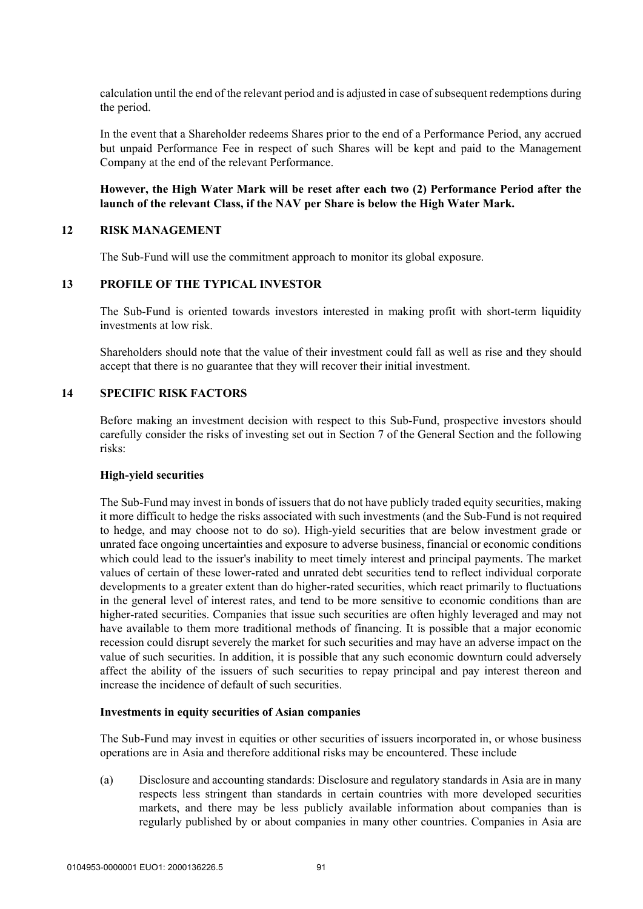calculation until the end of the relevant period and is adjusted in case of subsequent redemptions during the period.

In the event that a Shareholder redeems Shares prior to the end of a Performance Period, any accrued but unpaid Performance Fee in respect of such Shares will be kept and paid to the Management Company at the end of the relevant Performance.

**However, the High Water Mark will be reset after each two (2) Performance Period after the launch of the relevant Class, if the NAV per Share is below the High Water Mark.**

## 12 RISK MANAGEMENT

The Sub-Fund will use the commitment approach to monitor its global exposure.

## 13 PROFILE OF THE TYPICAL INVESTOR

The Sub-Fund is oriented towards investors interested in making profit with short-term liquidity investments at low risk.

Shareholders should note that the value of their investment could fall as well as rise and they should accept that there is no guarantee that they will recover their initial investment.

## 14 SPECIFIC RISK FACTORS

Before making an investment decision with respect to this Sub-Fund, prospective investors should carefully consider the risks of investing set out in Section 7 of the General Section and the following risks:

**High-yield securities**

The Sub-Fund may invest in bonds of issuers that do not have publicly traded equity securities, making it more difficult to hedge the risks associated with such investments (and the Sub-Fund is not required to hedge, and may choose not to do so). High-yield securities that are below investment grade or unrated face ongoing uncertainties and exposure to adverse business, financial or economic conditions which could lead to the issuer's inability to meet timely interest and principal payments. The market values of certain of these lower-rated and unrated debt securities tend to reflect individual corporate developments to a greater extent than do higher-rated securities, which react primarily to fluctuations in the general level of interest rates, and tend to be more sensitive to economic conditions than are higher-rated securities. Companies that issue such securities are often highly leveraged and may not have available to them more traditional methods of financing. It is possible that a major economic recession could disrupt severely the market for such securities and may have an adverse impact on the value of such securities. In addition, it is possible that any such economic downturn could adversely affect the ability of the issuers of such securities to repay principal and pay interest thereon and increase the incidence of default of such securities.

**Investments in equity securities of Asian companies**

The Sub-Fund may invest in equities or other securities of issuers incorporated in, or whose business operations are in Asia and therefore additional risks may be encountered. These include

(a) Disclosure and accounting standards: Disclosure and regulatory standards in Asia are in many respects less stringent than standards in certain countries with more developed securities markets, and there may be less publicly available information about companies than is regularly published by or about companies in many other countries. Companies in Asia are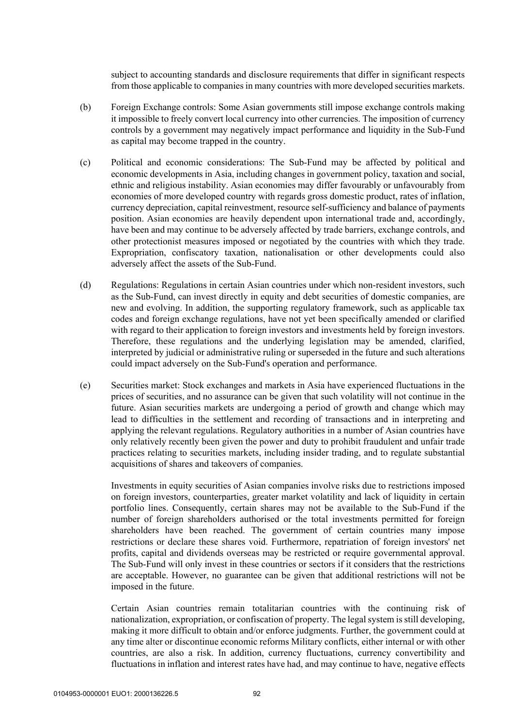subject to accounting standards and disclosure requirements that differ in significant respects from those applicable to companies in many countries with more developed securities markets.

(b) Foreign Exchange controls: Some Asian governments still impose exchange controls making it impossible to freely convert local currency into other currencies. The imposition of currency controls by a government may negatively impact performance and liquidity in the Sub-Fund as capital may become trapped in the country.

(c) Political and economic considerations: The Sub-Fund may be affected by political and economic developments in Asia, including changes in government policy, taxation and social, ethnic and religious instability. Asian economies may differ favourably or unfavourably from economies of more developed country with regards gross domestic product, rates of inflation, currency depreciation, capital reinvestment, resource self-sufficiency and balance of payments position. Asian economies are heavily dependent upon international trade and, accordingly, have been and may continue to be adversely affected by trade barriers, exchange controls, and other protectionist measures imposed or negotiated by the countries with which they trade. Expropriation, confiscatory taxation, nationalisation or other developments could also adversely affect the assets of the Sub-Fund.

(d) Regulations: Regulations in certain Asian countries under which non-resident investors, such as the Sub-Fund, can invest directly in equity and debt securities of domestic companies, are new and evolving. In addition, the supporting regulatory framework, such as applicable tax codes and foreign exchange regulations, have not yet been specifically amended or clarified with regard to their application to foreign investors and investments held by foreign investors. Therefore, these regulations and the underlying legislation may be amended, clarified, interpreted by judicial or administrative ruling or superseded in the future and such alterations could impact adversely on the Sub-Fund's operation and performance.

(e) Securities market: Stock exchanges and markets in Asia have experienced fluctuations in the prices of securities, and no assurance can be given that such volatility will not continue in the future. Asian securities markets are undergoing a period of growth and change which may lead to difficulties in the settlement and recording of transactions and in interpreting and applying the relevant regulations. Regulatory authorities in a number of Asian countries have only relatively recently been given the power and duty to prohibit fraudulent and unfair trade practices relating to securities markets, including insider trading, and to regulate substantial acquisitions of shares and takeovers of companies.

Investments in equity securities of Asian companies involve risks due to restrictions imposed on foreign investors, counterparties, greater market volatility and lack of liquidity in certain portfolio lines. Consequently, certain shares may not be available to the Sub-Fund if the number of foreign shareholders authorised or the total investments permitted for foreign shareholders have been reached. The government of certain countries many impose restrictions or declare these shares void. Furthermore, repatriation of foreign investors' net profits, capital and dividends overseas may be restricted or require governmental approval. The Sub-Fund will only invest in these countries or sectors if it considers that the restrictions are acceptable. However, no guarantee can be given that additional restrictions will not be imposed in the future.

Certain Asian countries remain totalitarian countries with the continuing risk of nationalization, expropriation, or confiscation of property. The legal system is still developing, making it more difficult to obtain and/or enforce judgments. Further, the government could at any time alter or discontinue economic reforms Military conflicts, either internal or with other countries, are also a risk. In addition, currency fluctuations, currency convertibility and fluctuations in inflation and interest rates have had, and may continue to have, negative effects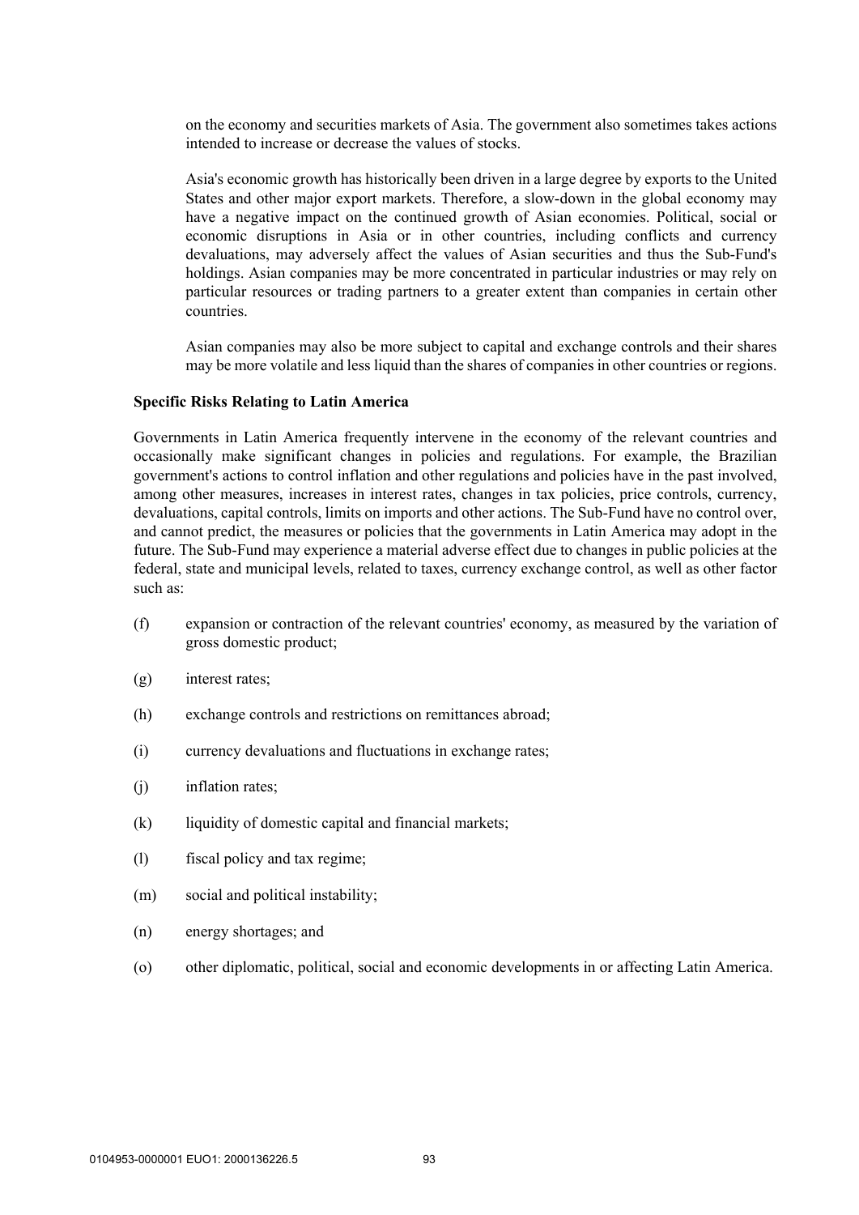on the economy and securities markets of Asia. The government also sometimes takes actions intended to increase or decrease the values of stocks.

Asia's economic growth has historically been driven in a large degree by exports to the United States and other major export markets. Therefore, a slow-down in the global economy may have a negative impact on the continued growth of Asian economies. Political, social or economic disruptions in Asia or in other countries, including conflicts and currency devaluations, may adversely affect the values of Asian securities and thus the Sub-Fund's holdings. Asian companies may be more concentrated in particular industries or may rely on particular resources or trading partners to a greater extent than companies in certain other countries.

Asian companies may also be more subject to capital and exchange controls and their shares may be more volatile and less liquid than the shares of companies in other countries or regions.

**Specific Risks Relating to Latin America**

Governments in Latin America frequently intervene in the economy of the relevant countries and occasionally make significant changes in policies and regulations. For example, the Brazilian government's actions to control inflation and other regulations and policies have in the past involved, among other measures, increases in interest rates, changes in tax policies, price controls, currency, devaluations, capital controls, limits on imports and other actions. The Sub-Fund have no control over, and cannot predict, the measures or policies that the governments in Latin America may adopt in the future. The Sub-Fund may experience a material adverse effect due to changes in public policies at the federal, state and municipal levels, related to taxes, currency exchange control, as well as other factor such as:

(f) expansion or contraction of the relevant countries' economy, as measured by the variation of gross domestic product;

(g) interest rates;

(h) exchange controls and restrictions on remittances abroad;

(i) currency devaluations and fluctuations in exchange rates;

(j) inflation rates;

(k) liquidity of domestic capital and financial markets;

(l) fiscal policy and tax regime;

(m) social and political instability;

(n) energy shortages; and

(o) other diplomatic, political, social and economic developments in or affecting Latin America.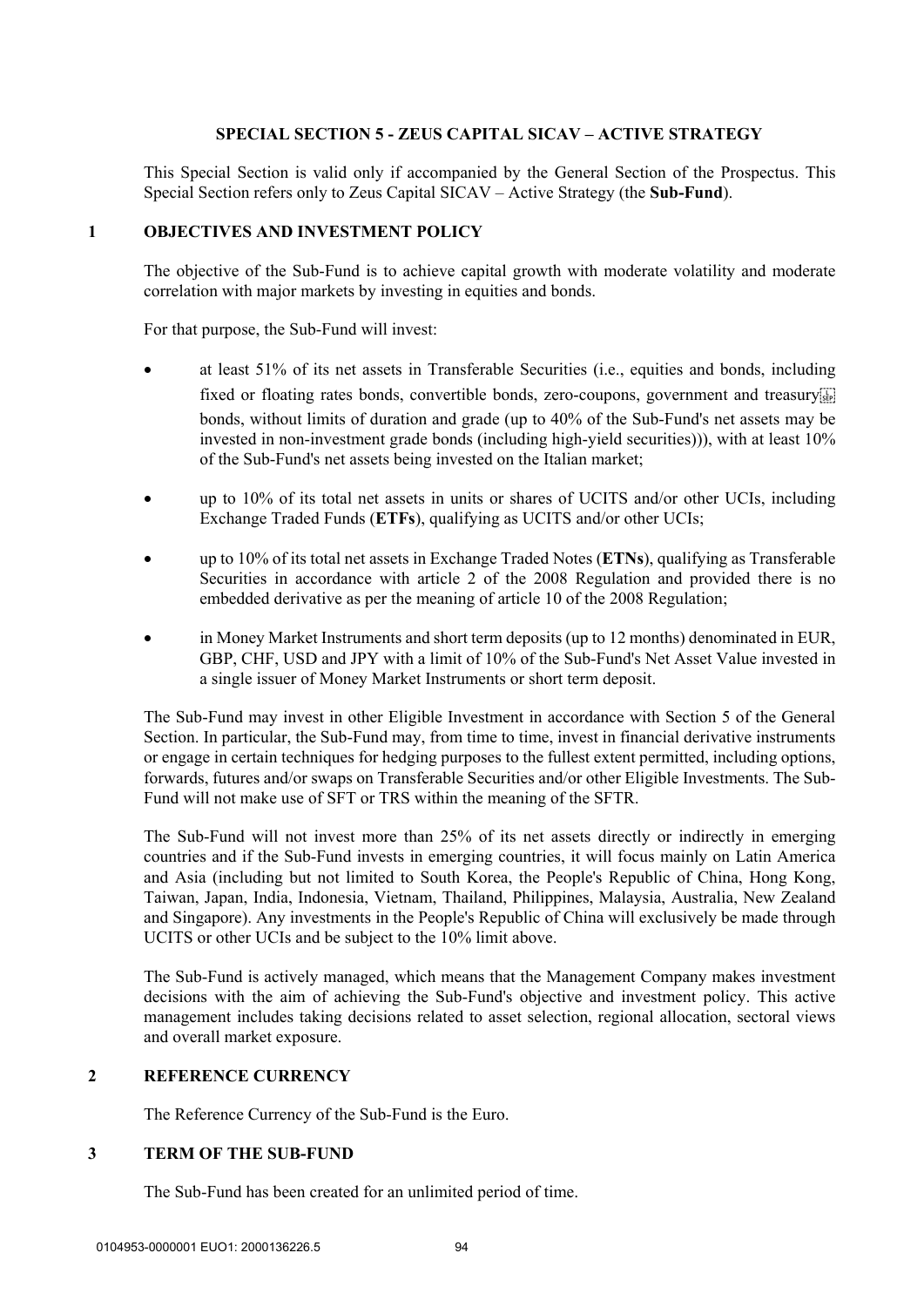# SPECIAL SECTION 5 - ZEUS CAPITAL SICAV – ACTIVE STRATEGY

This Special Section is valid only if accompanied by the General Section of the Prospectus. This Special Section refers only to Zeus Capital SICAV – Active Strategy (the **Sub-Fund**).

## 1 OBJECTIVES AND INVESTMENT POLICY

The objective of the Sub-Fund is to achieve capital growth with moderate volatility and moderate correlation with major markets by investing in equities and bonds.

For that purpose, the Sub-Fund will invest:

- at least 51% of its net assets in Transferable Securities (i.e., equities and bonds, including fixed or floating rates bonds, convertible bonds, zero-coupons, government and treasury bonds, without limits of duration and grade (up to 40% of the Sub-Fund's net assets may be invested in non-investment grade bonds (including high-yield securities))), with at least 10% of the Sub-Fund's net assets being invested on the Italian market;
- up to 10% of its total net assets in units or shares of UCITS and/or other UCIs, including Exchange Traded Funds (**ETFs**), qualifying as UCITS and/or other UCIs;
- up to 10% of its total net assets in Exchange Traded Notes (**ETNs**), qualifying as Transferable Securities in accordance with article 2 of the 2008 Regulation and provided there is no embedded derivative as per the meaning of article 10 of the 2008 Regulation;
- in Money Market Instruments and short term deposits (up to 12 months) denominated in EUR, GBP, CHF, USD and JPY with a limit of 10% of the Sub-Fund's Net Asset Value invested in a single issuer of Money Market Instruments or short term deposit.

The Sub-Fund may invest in other Eligible Investment in accordance with Section 5 of the General Section. In particular, the Sub-Fund may, from time to time, invest in financial derivative instruments or engage in certain techniques for hedging purposes to the fullest extent permitted, including options, forwards, futures and/or swaps on Transferable Securities and/or other Eligible Investments. The Sub-Fund will not make use of SFT or TRS within the meaning of the SFTR.

The Sub-Fund will not invest more than 25% of its net assets directly or indirectly in emerging countries and if the Sub-Fund invests in emerging countries, it will focus mainly on Latin America and Asia (including but not limited to South Korea, the People's Republic of China, Hong Kong, Taiwan, Japan, India, Indonesia, Vietnam, Thailand, Philippines, Malaysia, Australia, New Zealand and Singapore). Any investments in the People's Republic of China will exclusively be made through UCITS or other UCIs and be subject to the 10% limit above.

The Sub-Fund is actively managed, which means that the Management Company makes investment decisions with the aim of achieving the Sub-Fund's objective and investment policy. This active management includes taking decisions related to asset selection, regional allocation, sectoral views and overall market exposure.

## 2 REFERENCE CURRENCY

The Reference Currency of the Sub-Fund is the Euro.

## 3 TERM OF THE SUB-FUND

The Sub-Fund has been created for an unlimited period of time.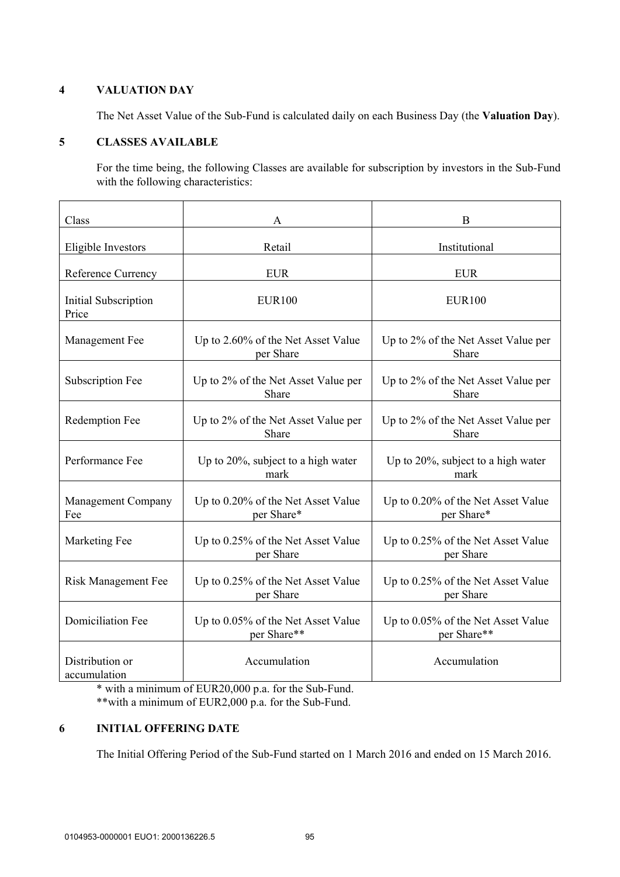## 4 VALUATION DAY

The Net Asset Value of the Sub-Fund is calculated daily on each Business Day (the **Valuation Day**).

## 5 CLASSES AVAILABLE

For the time being, the following Classes are available for subscription by investors in the Sub-Fund with the following characteristics:

| Class | A | B |
|---|---|---|
| Eligible Investors | Retail | Institutional |
| Reference Currency | EUR | EUR |
| Initial Subscription Price | EUR100 | EUR100 |
| Management Fee | Up to 2.60% of the Net Asset Value per Share | Up to 2% of the Net Asset Value per Share |
| Subscription Fee | Up to 2% of the Net Asset Value per Share | Up to 2% of the Net Asset Value per Share |
| Redemption Fee | Up to 2% of the Net Asset Value per Share | Up to 2% of the Net Asset Value per Share |
| Performance Fee | Up to 20%, subject to a high water mark | Up to 20%, subject to a high water mark |
| Management Company Fee | Up to 0.20% of the Net Asset Value per Share* | Up to 0.20% of the Net Asset Value per Share* |
| Marketing Fee | Up to 0.25% of the Net Asset Value per Share | Up to 0.25% of the Net Asset Value per Share |
| Risk Management Fee | Up to 0.25% of the Net Asset Value per Share | Up to 0.25% of the Net Asset Value per Share |
| Domiciliation Fee | Up to 0.05% of the Net Asset Value per Share** | Up to 0.05% of the Net Asset Value per Share** |
| Distribution or accumulation | Accumulation | Accumulation |

\* with a minimum of EUR20,000 p.a. for the Sub-Fund.
\*\*with a minimum of EUR2,000 p.a. for the Sub-Fund.

## 6 INITIAL OFFERING DATE

The Initial Offering Period of the Sub-Fund started on 1 March 2016 and ended on 15 March 2016.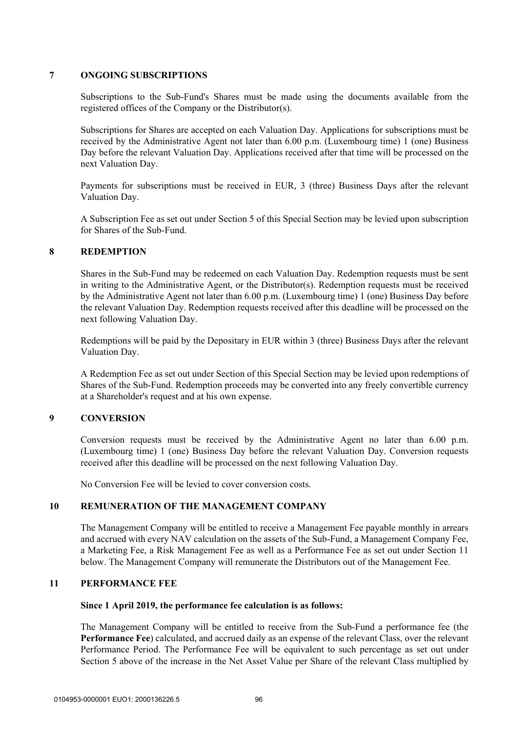## 7 ONGOING SUBSCRIPTIONS

Subscriptions to the Sub-Fund's Shares must be made using the documents available from the registered offices of the Company or the Distributor(s).

Subscriptions for Shares are accepted on each Valuation Day. Applications for subscriptions must be received by the Administrative Agent not later than 6.00 p.m. (Luxembourg time) 1 (one) Business Day before the relevant Valuation Day. Applications received after that time will be processed on the next Valuation Day.

Payments for subscriptions must be received in EUR, 3 (three) Business Days after the relevant Valuation Day.

A Subscription Fee as set out under Section 5 of this Special Section may be levied upon subscription for Shares of the Sub-Fund.

## 8 REDEMPTION

Shares in the Sub-Fund may be redeemed on each Valuation Day. Redemption requests must be sent in writing to the Administrative Agent, or the Distributor(s). Redemption requests must be received by the Administrative Agent not later than 6.00 p.m. (Luxembourg time) 1 (one) Business Day before the relevant Valuation Day. Redemption requests received after this deadline will be processed on the next following Valuation Day.

Redemptions will be paid by the Depositary in EUR within 3 (three) Business Days after the relevant Valuation Day.

A Redemption Fee as set out under Section of this Special Section may be levied upon redemptions of Shares of the Sub-Fund. Redemption proceeds may be converted into any freely convertible currency at a Shareholder's request and at his own expense.

## 9 CONVERSION

Conversion requests must be received by the Administrative Agent no later than 6.00 p.m. (Luxembourg time) 1 (one) Business Day before the relevant Valuation Day. Conversion requests received after this deadline will be processed on the next following Valuation Day.

No Conversion Fee will be levied to cover conversion costs.

## 10 REMUNERATION OF THE MANAGEMENT COMPANY

The Management Company will be entitled to receive a Management Fee payable monthly in arrears and accrued with every NAV calculation on the assets of the Sub-Fund, a Management Company Fee, a Marketing Fee, a Risk Management Fee as well as a Performance Fee as set out under Section 11 below. The Management Company will remunerate the Distributors out of the Management Fee.

## 11 PERFORMANCE FEE

**Since 1 April 2019, the performance fee calculation is as follows:**

The Management Company will be entitled to receive from the Sub-Fund a performance fee (the **Performance Fee**) calculated, and accrued daily as an expense of the relevant Class, over the relevant Performance Period. The Performance Fee will be equivalent to such percentage as set out under Section 5 above of the increase in the Net Asset Value per Share of the relevant Class multiplied by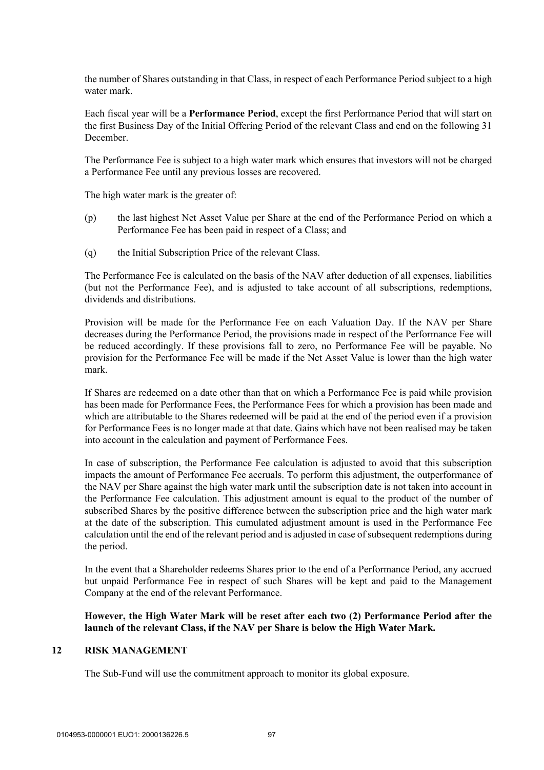the number of Shares outstanding in that Class, in respect of each Performance Period subject to a high water mark.

Each fiscal year will be a **Performance Period**, except the first Performance Period that will start on the first Business Day of the Initial Offering Period of the relevant Class and end on the following 31 December.

The Performance Fee is subject to a high water mark which ensures that investors will not be charged a Performance Fee until any previous losses are recovered.

The high water mark is the greater of:

(p) the last highest Net Asset Value per Share at the end of the Performance Period on which a Performance Fee has been paid in respect of a Class; and

(q) the Initial Subscription Price of the relevant Class.

The Performance Fee is calculated on the basis of the NAV after deduction of all expenses, liabilities (but not the Performance Fee), and is adjusted to take account of all subscriptions, redemptions, dividends and distributions.

Provision will be made for the Performance Fee on each Valuation Day. If the NAV per Share decreases during the Performance Period, the provisions made in respect of the Performance Fee will be reduced accordingly. If these provisions fall to zero, no Performance Fee will be payable. No provision for the Performance Fee will be made if the Net Asset Value is lower than the high water mark.

If Shares are redeemed on a date other than that on which a Performance Fee is paid while provision has been made for Performance Fees, the Performance Fees for which a provision has been made and which are attributable to the Shares redeemed will be paid at the end of the period even if a provision for Performance Fees is no longer made at that date. Gains which have not been realised may be taken into account in the calculation and payment of Performance Fees.

In case of subscription, the Performance Fee calculation is adjusted to avoid that this subscription impacts the amount of Performance Fee accruals. To perform this adjustment, the outperformance of the NAV per Share against the high water mark until the subscription date is not taken into account in the Performance Fee calculation. This adjustment amount is equal to the product of the number of subscribed Shares by the positive difference between the subscription price and the high water mark at the date of the subscription. This cumulated adjustment amount is used in the Performance Fee calculation until the end of the relevant period and is adjusted in case of subsequent redemptions during the period.

In the event that a Shareholder redeems Shares prior to the end of a Performance Period, any accrued but unpaid Performance Fee in respect of such Shares will be kept and paid to the Management Company at the end of the relevant Performance.

**However, the High Water Mark will be reset after each two (2) Performance Period after the launch of the relevant Class, if the NAV per Share is below the High Water Mark.**

## 12 RISK MANAGEMENT

The Sub-Fund will use the commitment approach to monitor its global exposure.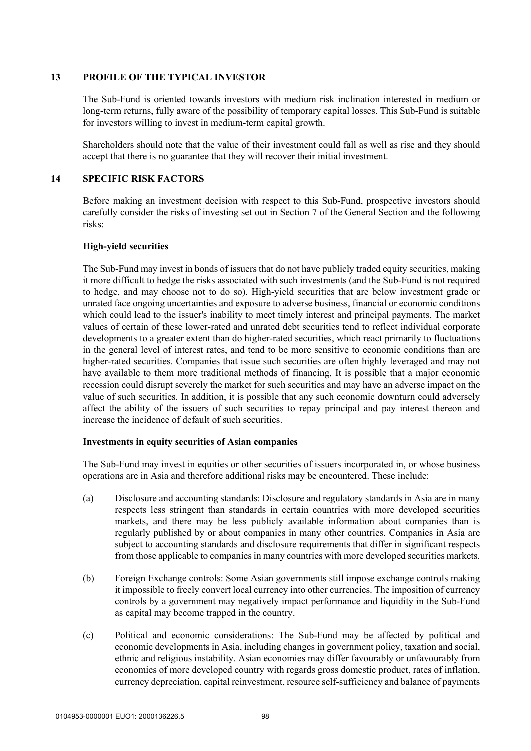## 13 PROFILE OF THE TYPICAL INVESTOR

The Sub-Fund is oriented towards investors with medium risk inclination interested in medium or long-term returns, fully aware of the possibility of temporary capital losses. This Sub-Fund is suitable for investors willing to invest in medium-term capital growth.

Shareholders should note that the value of their investment could fall as well as rise and they should accept that there is no guarantee that they will recover their initial investment.

## 14 SPECIFIC RISK FACTORS

Before making an investment decision with respect to this Sub-Fund, prospective investors should carefully consider the risks of investing set out in Section 7 of the General Section and the following risks:

**High-yield securities**

The Sub-Fund may invest in bonds of issuers that do not have publicly traded equity securities, making it more difficult to hedge the risks associated with such investments (and the Sub-Fund is not required to hedge, and may choose not to do so). High-yield securities that are below investment grade or unrated face ongoing uncertainties and exposure to adverse business, financial or economic conditions which could lead to the issuer's inability to meet timely interest and principal payments. The market values of certain of these lower-rated and unrated debt securities tend to reflect individual corporate developments to a greater extent than do higher-rated securities, which react primarily to fluctuations in the general level of interest rates, and tend to be more sensitive to economic conditions than are higher-rated securities. Companies that issue such securities are often highly leveraged and may not have available to them more traditional methods of financing. It is possible that a major economic recession could disrupt severely the market for such securities and may have an adverse impact on the value of such securities. In addition, it is possible that any such economic downturn could adversely affect the ability of the issuers of such securities to repay principal and pay interest thereon and increase the incidence of default of such securities.

**Investments in equity securities of Asian companies**

The Sub-Fund may invest in equities or other securities of issuers incorporated in, or whose business operations are in Asia and therefore additional risks may be encountered. These include:

(a) Disclosure and accounting standards: Disclosure and regulatory standards in Asia are in many respects less stringent than standards in certain countries with more developed securities markets, and there may be less publicly available information about companies than is regularly published by or about companies in many other countries. Companies in Asia are subject to accounting standards and disclosure requirements that differ in significant respects from those applicable to companies in many countries with more developed securities markets.

(b) Foreign Exchange controls: Some Asian governments still impose exchange controls making it impossible to freely convert local currency into other currencies. The imposition of currency controls by a government may negatively impact performance and liquidity in the Sub-Fund as capital may become trapped in the country.

(c) Political and economic considerations: The Sub-Fund may be affected by political and economic developments in Asia, including changes in government policy, taxation and social, ethnic and religious instability. Asian economies may differ favourably or unfavourably from economies of more developed country with regards gross domestic product, rates of inflation, currency depreciation, capital reinvestment, resource self-sufficiency and balance of payments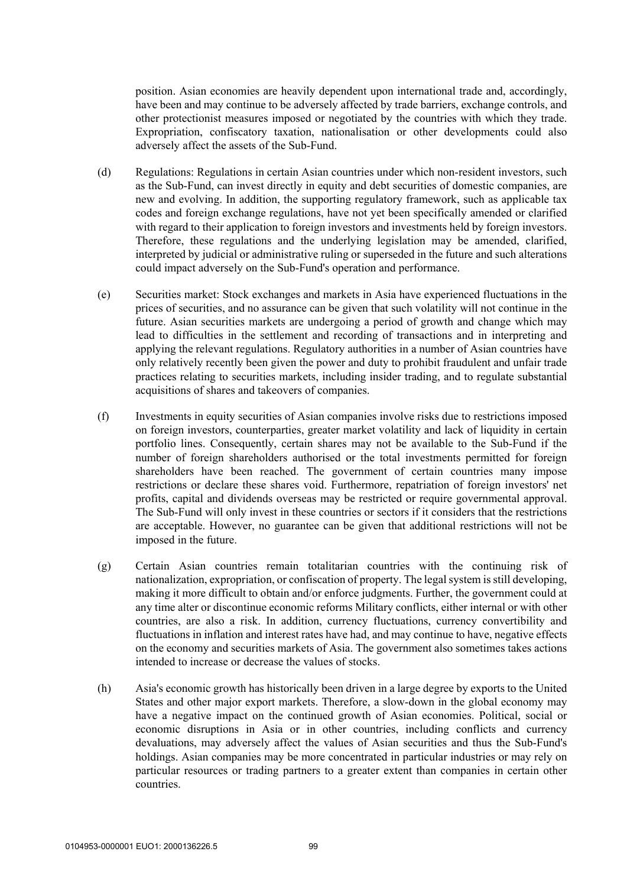position. Asian economies are heavily dependent upon international trade and, accordingly, have been and may continue to be adversely affected by trade barriers, exchange controls, and other protectionist measures imposed or negotiated by the countries with which they trade. Expropriation, confiscatory taxation, nationalisation or other developments could also adversely affect the assets of the Sub-Fund.

(d) Regulations: Regulations in certain Asian countries under which non-resident investors, such as the Sub-Fund, can invest directly in equity and debt securities of domestic companies, are new and evolving. In addition, the supporting regulatory framework, such as applicable tax codes and foreign exchange regulations, have not yet been specifically amended or clarified with regard to their application to foreign investors and investments held by foreign investors. Therefore, these regulations and the underlying legislation may be amended, clarified, interpreted by judicial or administrative ruling or superseded in the future and such alterations could impact adversely on the Sub-Fund's operation and performance.

(e) Securities market: Stock exchanges and markets in Asia have experienced fluctuations in the prices of securities, and no assurance can be given that such volatility will not continue in the future. Asian securities markets are undergoing a period of growth and change which may lead to difficulties in the settlement and recording of transactions and in interpreting and applying the relevant regulations. Regulatory authorities in a number of Asian countries have only relatively recently been given the power and duty to prohibit fraudulent and unfair trade practices relating to securities markets, including insider trading, and to regulate substantial acquisitions of shares and takeovers of companies.

(f) Investments in equity securities of Asian companies involve risks due to restrictions imposed on foreign investors, counterparties, greater market volatility and lack of liquidity in certain portfolio lines. Consequently, certain shares may not be available to the Sub-Fund if the number of foreign shareholders authorised or the total investments permitted for foreign shareholders have been reached. The government of certain countries many impose restrictions or declare these shares void. Furthermore, repatriation of foreign investors' net profits, capital and dividends overseas may be restricted or require governmental approval. The Sub-Fund will only invest in these countries or sectors if it considers that the restrictions are acceptable. However, no guarantee can be given that additional restrictions will not be imposed in the future.

(g) Certain Asian countries remain totalitarian countries with the continuing risk of nationalization, expropriation, or confiscation of property. The legal system is still developing, making it more difficult to obtain and/or enforce judgments. Further, the government could at any time alter or discontinue economic reforms Military conflicts, either internal or with other countries, are also a risk. In addition, currency fluctuations, currency convertibility and fluctuations in inflation and interest rates have had, and may continue to have, negative effects on the economy and securities markets of Asia. The government also sometimes takes actions intended to increase or decrease the values of stocks.

(h) Asia's economic growth has historically been driven in a large degree by exports to the United States and other major export markets. Therefore, a slow-down in the global economy may have a negative impact on the continued growth of Asian economies. Political, social or economic disruptions in Asia or in other countries, including conflicts and currency devaluations, may adversely affect the values of Asian securities and thus the Sub-Fund's holdings. Asian companies may be more concentrated in particular industries or may rely on particular resources or trading partners to a greater extent than companies in certain other countries.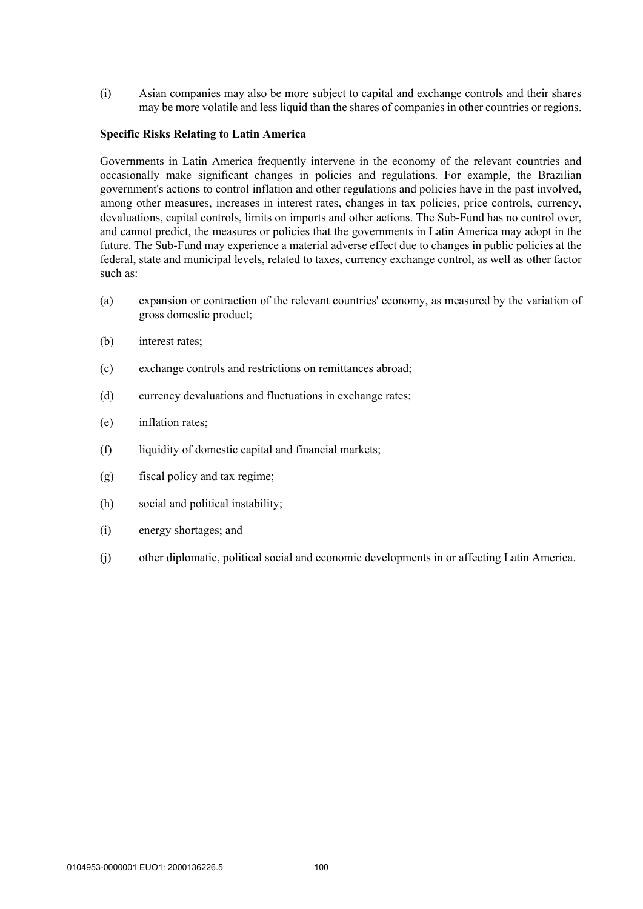(i) Asian companies may also be more subject to capital and exchange controls and their shares may be more volatile and less liquid than the shares of companies in other countries or regions.

**Specific Risks Relating to Latin America**

Governments in Latin America frequently intervene in the economy of the relevant countries and occasionally make significant changes in policies and regulations. For example, the Brazilian government's actions to control inflation and other regulations and policies have in the past involved, among other measures, increases in interest rates, changes in tax policies, price controls, currency, devaluations, capital controls, limits on imports and other actions. The Sub-Fund has no control over, and cannot predict, the measures or policies that the governments in Latin America may adopt in the future. The Sub-Fund may experience a material adverse effect due to changes in public policies at the federal, state and municipal levels, related to taxes, currency exchange control, as well as other factor such as:

(a) expansion or contraction of the relevant countries' economy, as measured by the variation of gross domestic product;

(b) interest rates;

(c) exchange controls and restrictions on remittances abroad;

(d) currency devaluations and fluctuations in exchange rates;

(e) inflation rates;

(f) liquidity of domestic capital and financial markets;

(g) fiscal policy and tax regime;

(h) social and political instability;

(i) energy shortages; and

(j) other diplomatic, political social and economic developments in or affecting Latin America.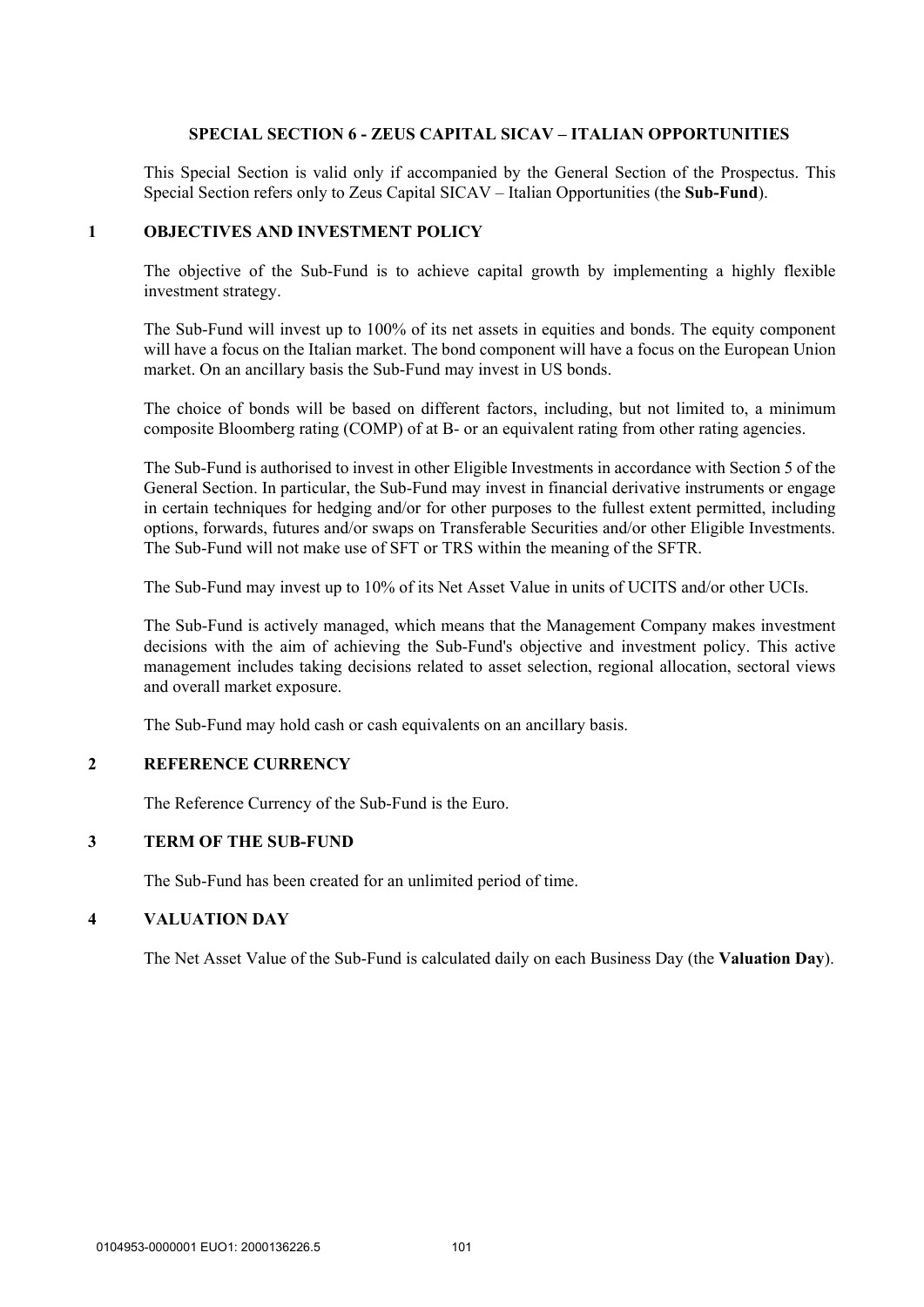## SPECIAL SECTION 6 - ZEUS CAPITAL SICAV – ITALIAN OPPORTUNITIES

This Special Section is valid only if accompanied by the General Section of the Prospectus. This Special Section refers only to Zeus Capital SICAV – Italian Opportunities (the **Sub-Fund**).

### 1 OBJECTIVES AND INVESTMENT POLICY

The objective of the Sub-Fund is to achieve capital growth by implementing a highly flexible investment strategy.

The Sub-Fund will invest up to 100% of its net assets in equities and bonds. The equity component will have a focus on the Italian market. The bond component will have a focus on the European Union market. On an ancillary basis the Sub-Fund may invest in US bonds.

The choice of bonds will be based on different factors, including, but not limited to, a minimum composite Bloomberg rating (COMP) of at B- or an equivalent rating from other rating agencies.

The Sub-Fund is authorised to invest in other Eligible Investments in accordance with Section 5 of the General Section. In particular, the Sub-Fund may invest in financial derivative instruments or engage in certain techniques for hedging and/or for other purposes to the fullest extent permitted, including options, forwards, futures and/or swaps on Transferable Securities and/or other Eligible Investments. The Sub-Fund will not make use of SFT or TRS within the meaning of the SFTR.

The Sub-Fund may invest up to 10% of its Net Asset Value in units of UCITS and/or other UCIs.

The Sub-Fund is actively managed, which means that the Management Company makes investment decisions with the aim of achieving the Sub-Fund's objective and investment policy. This active management includes taking decisions related to asset selection, regional allocation, sectoral views and overall market exposure.

The Sub-Fund may hold cash or cash equivalents on an ancillary basis.

### 2 REFERENCE CURRENCY

The Reference Currency of the Sub-Fund is the Euro.

### 3 TERM OF THE SUB-FUND

The Sub-Fund has been created for an unlimited period of time.

### 4 VALUATION DAY

The Net Asset Value of the Sub-Fund is calculated daily on each Business Day (the **Valuation Day**).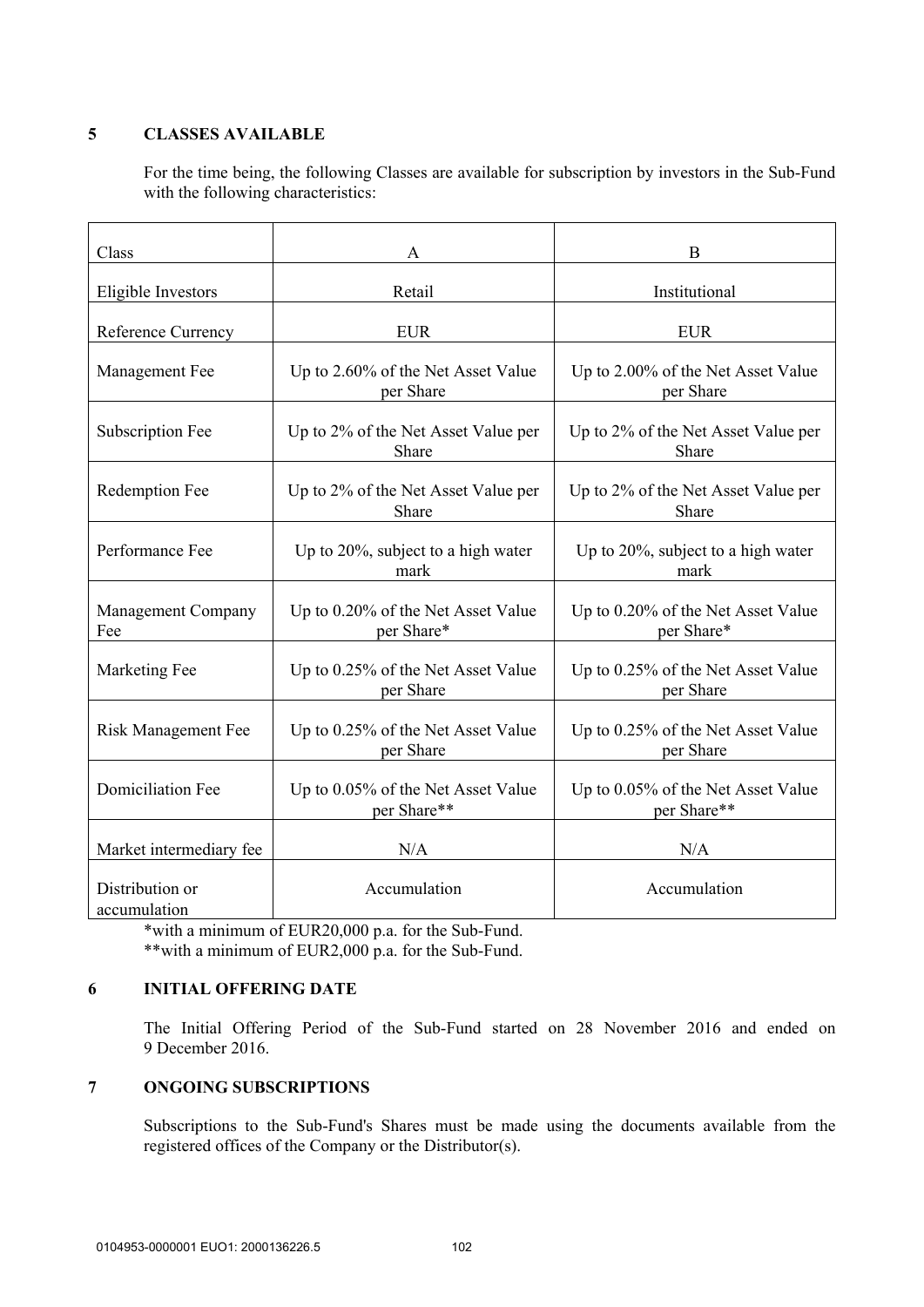## 5 CLASSES AVAILABLE

For the time being, the following Classes are available for subscription by investors in the Sub-Fund with the following characteristics:

| Class | A | B |
|---|---|---|
| Eligible Investors | Retail | Institutional |
| Reference Currency | EUR | EUR |
| Management Fee | Up to 2.60% of the Net Asset Value per Share | Up to 2.00% of the Net Asset Value per Share |
| Subscription Fee | Up to 2% of the Net Asset Value per Share | Up to 2% of the Net Asset Value per Share |
| Redemption Fee | Up to 2% of the Net Asset Value per Share | Up to 2% of the Net Asset Value per Share |
| Performance Fee | Up to 20%, subject to a high water mark | Up to 20%, subject to a high water mark |
| Management Company Fee | Up to 0.20% of the Net Asset Value per Share* | Up to 0.20% of the Net Asset Value per Share* |
| Marketing Fee | Up to 0.25% of the Net Asset Value per Share | Up to 0.25% of the Net Asset Value per Share |
| Risk Management Fee | Up to 0.25% of the Net Asset Value per Share | Up to 0.25% of the Net Asset Value per Share |
| Domiciliation Fee | Up to 0.05% of the Net Asset Value per Share** | Up to 0.05% of the Net Asset Value per Share** |
| Market intermediary fee | N/A | N/A |
| Distribution or accumulation | Accumulation | Accumulation |

*with a minimum of EUR20,000 p.a. for the Sub-Fund.
**with a minimum of EUR2,000 p.a. for the Sub-Fund.

## 6 INITIAL OFFERING DATE

The Initial Offering Period of the Sub-Fund started on 28 November 2016 and ended on 9 December 2016.

## 7 ONGOING SUBSCRIPTIONS

Subscriptions to the Sub-Fund's Shares must be made using the documents available from the registered offices of the Company or the Distributor(s).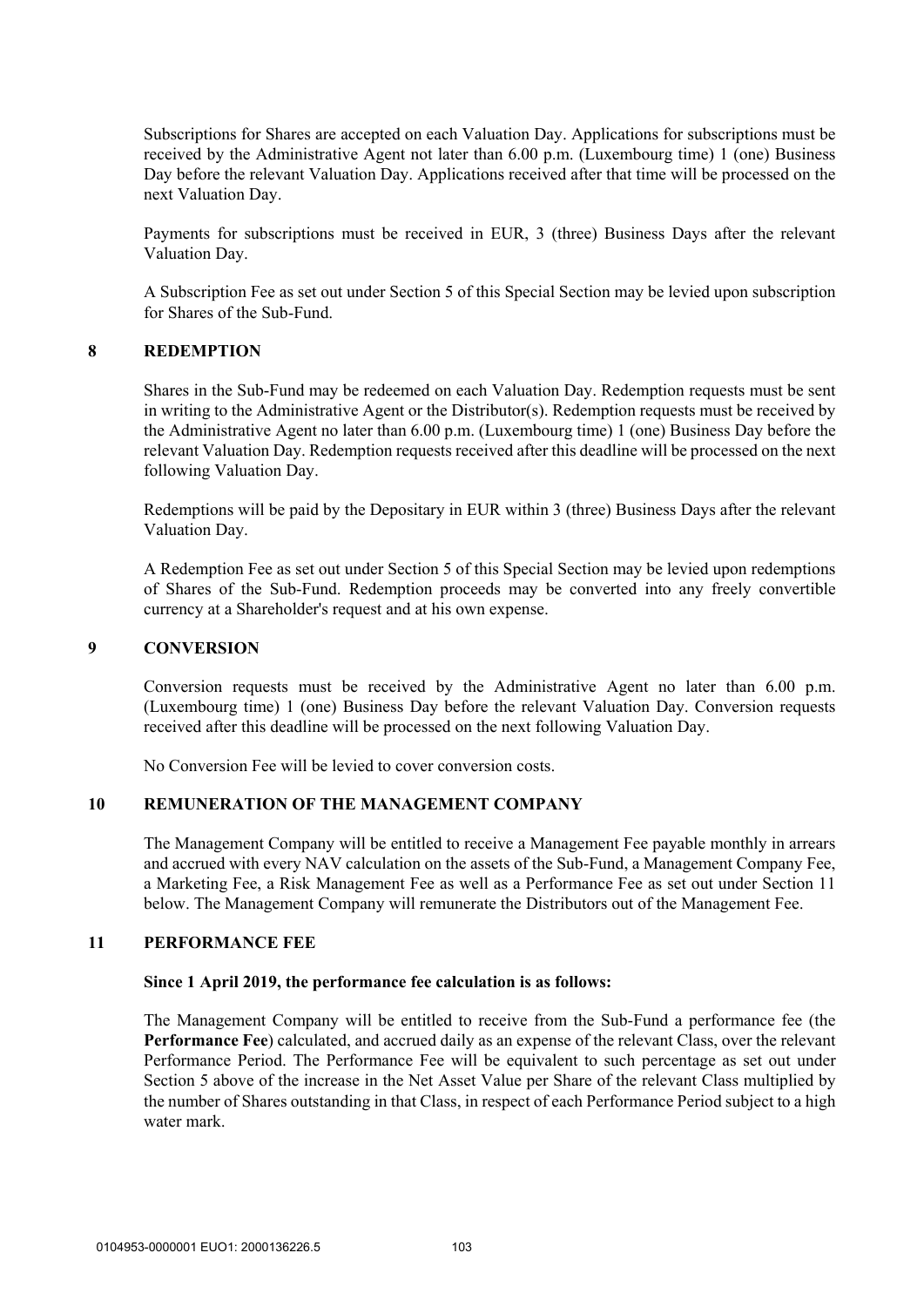Subscriptions for Shares are accepted on each Valuation Day. Applications for subscriptions must be received by the Administrative Agent not later than 6.00 p.m. (Luxembourg time) 1 (one) Business Day before the relevant Valuation Day. Applications received after that time will be processed on the next Valuation Day.

Payments for subscriptions must be received in EUR, 3 (three) Business Days after the relevant Valuation Day.

A Subscription Fee as set out under Section 5 of this Special Section may be levied upon subscription for Shares of the Sub-Fund.

## 8 REDEMPTION

Shares in the Sub-Fund may be redeemed on each Valuation Day. Redemption requests must be sent in writing to the Administrative Agent or the Distributor(s). Redemption requests must be received by the Administrative Agent no later than 6.00 p.m. (Luxembourg time) 1 (one) Business Day before the relevant Valuation Day. Redemption requests received after this deadline will be processed on the next following Valuation Day.

Redemptions will be paid by the Depositary in EUR within 3 (three) Business Days after the relevant Valuation Day.

A Redemption Fee as set out under Section 5 of this Special Section may be levied upon redemptions of Shares of the Sub-Fund. Redemption proceeds may be converted into any freely convertible currency at a Shareholder's request and at his own expense.

## 9 CONVERSION

Conversion requests must be received by the Administrative Agent no later than 6.00 p.m. (Luxembourg time) 1 (one) Business Day before the relevant Valuation Day. Conversion requests received after this deadline will be processed on the next following Valuation Day.

No Conversion Fee will be levied to cover conversion costs.

## 10 REMUNERATION OF THE MANAGEMENT COMPANY

The Management Company will be entitled to receive a Management Fee payable monthly in arrears and accrued with every NAV calculation on the assets of the Sub-Fund, a Management Company Fee, a Marketing Fee, a Risk Management Fee as well as a Performance Fee as set out under Section 11 below. The Management Company will remunerate the Distributors out of the Management Fee.

## 11 PERFORMANCE FEE

**Since 1 April 2019, the performance fee calculation is as follows:**

The Management Company will be entitled to receive from the Sub-Fund a performance fee (the **Performance Fee**) calculated, and accrued daily as an expense of the relevant Class, over the relevant Performance Period. The Performance Fee will be equivalent to such percentage as set out under Section 5 above of the increase in the Net Asset Value per Share of the relevant Class multiplied by the number of Shares outstanding in that Class, in respect of each Performance Period subject to a high water mark.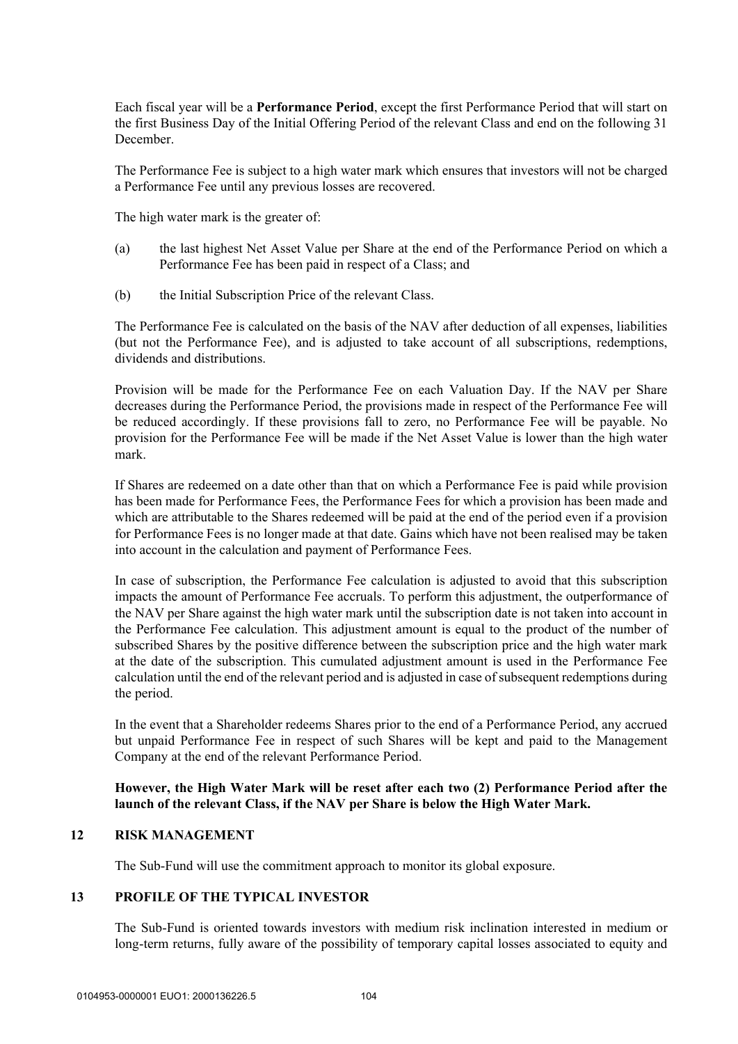Each fiscal year will be a **Performance Period**, except the first Performance Period that will start on the first Business Day of the Initial Offering Period of the relevant Class and end on the following 31 December.

The Performance Fee is subject to a high water mark which ensures that investors will not be charged a Performance Fee until any previous losses are recovered.

The high water mark is the greater of:

(a) the last highest Net Asset Value per Share at the end of the Performance Period on which a Performance Fee has been paid in respect of a Class; and

(b) the Initial Subscription Price of the relevant Class.

The Performance Fee is calculated on the basis of the NAV after deduction of all expenses, liabilities (but not the Performance Fee), and is adjusted to take account of all subscriptions, redemptions, dividends and distributions.

Provision will be made for the Performance Fee on each Valuation Day. If the NAV per Share decreases during the Performance Period, the provisions made in respect of the Performance Fee will be reduced accordingly. If these provisions fall to zero, no Performance Fee will be payable. No provision for the Performance Fee will be made if the Net Asset Value is lower than the high water mark.

If Shares are redeemed on a date other than that on which a Performance Fee is paid while provision has been made for Performance Fees, the Performance Fees for which a provision has been made and which are attributable to the Shares redeemed will be paid at the end of the period even if a provision for Performance Fees is no longer made at that date. Gains which have not been realised may be taken into account in the calculation and payment of Performance Fees.

In case of subscription, the Performance Fee calculation is adjusted to avoid that this subscription impacts the amount of Performance Fee accruals. To perform this adjustment, the outperformance of the NAV per Share against the high water mark until the subscription date is not taken into account in the Performance Fee calculation. This adjustment amount is equal to the product of the number of subscribed Shares by the positive difference between the subscription price and the high water mark at the date of the subscription. This cumulated adjustment amount is used in the Performance Fee calculation until the end of the relevant period and is adjusted in case of subsequent redemptions during the period.

In the event that a Shareholder redeems Shares prior to the end of a Performance Period, any accrued but unpaid Performance Fee in respect of such Shares will be kept and paid to the Management Company at the end of the relevant Performance Period.

**However, the High Water Mark will be reset after each two (2) Performance Period after the launch of the relevant Class, if the NAV per Share is below the High Water Mark.**

## 12 RISK MANAGEMENT

The Sub-Fund will use the commitment approach to monitor its global exposure.

## 13 PROFILE OF THE TYPICAL INVESTOR

The Sub-Fund is oriented towards investors with medium risk inclination interested in medium or long-term returns, fully aware of the possibility of temporary capital losses associated to equity and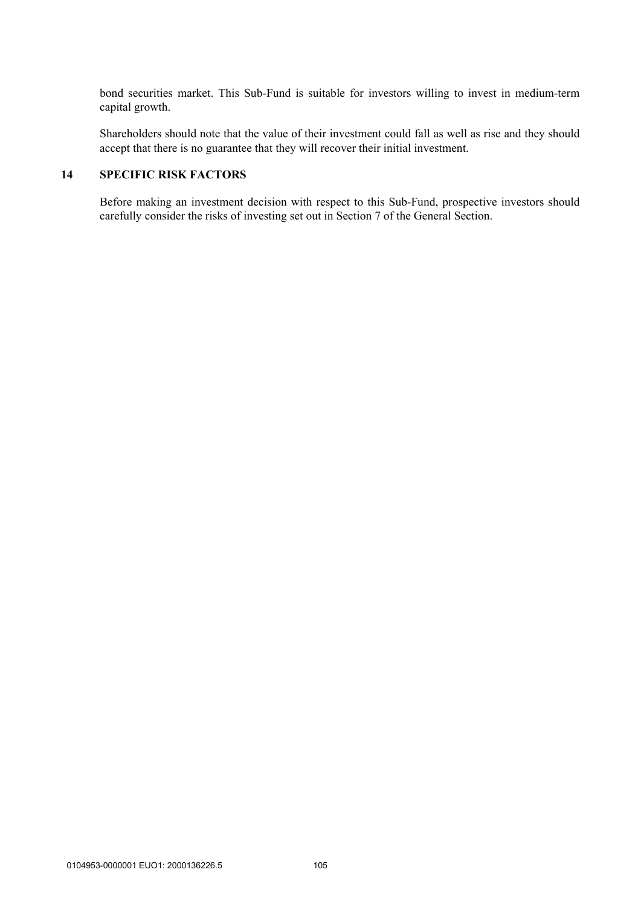bond securities market. This Sub-Fund is suitable for investors willing to invest in medium-term capital growth.

Shareholders should note that the value of their investment could fall as well as rise and they should accept that there is no guarantee that they will recover their initial investment.

## 14 SPECIFIC RISK FACTORS

Before making an investment decision with respect to this Sub-Fund, prospective investors should carefully consider the risks of investing set out in Section 7 of the General Section.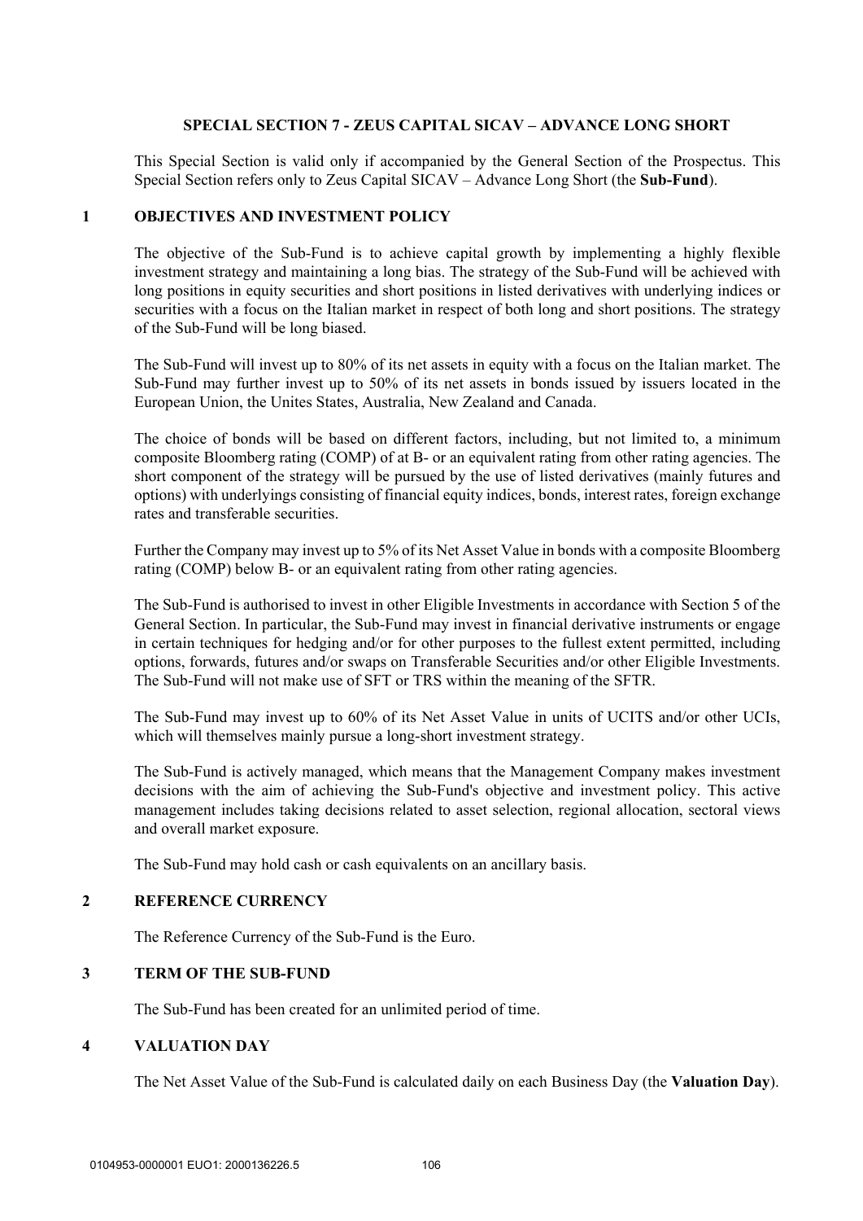## SPECIAL SECTION 7 - ZEUS CAPITAL SICAV – ADVANCE LONG SHORT

This Special Section is valid only if accompanied by the General Section of the Prospectus. This Special Section refers only to Zeus Capital SICAV – Advance Long Short (the **Sub-Fund**).

### 1 OBJECTIVES AND INVESTMENT POLICY

The objective of the Sub-Fund is to achieve capital growth by implementing a highly flexible investment strategy and maintaining a long bias. The strategy of the Sub-Fund will be achieved with long positions in equity securities and short positions in listed derivatives with underlying indices or securities with a focus on the Italian market in respect of both long and short positions. The strategy of the Sub-Fund will be long biased.

The Sub-Fund will invest up to 80% of its net assets in equity with a focus on the Italian market. The Sub-Fund may further invest up to 50% of its net assets in bonds issued by issuers located in the European Union, the Unites States, Australia, New Zealand and Canada.

The choice of bonds will be based on different factors, including, but not limited to, a minimum composite Bloomberg rating (COMP) of at B- or an equivalent rating from other rating agencies. The short component of the strategy will be pursued by the use of listed derivatives (mainly futures and options) with underlyings consisting of financial equity indices, bonds, interest rates, foreign exchange rates and transferable securities.

Further the Company may invest up to 5% of its Net Asset Value in bonds with a composite Bloomberg rating (COMP) below B- or an equivalent rating from other rating agencies.

The Sub-Fund is authorised to invest in other Eligible Investments in accordance with Section 5 of the General Section. In particular, the Sub-Fund may invest in financial derivative instruments or engage in certain techniques for hedging and/or for other purposes to the fullest extent permitted, including options, forwards, futures and/or swaps on Transferable Securities and/or other Eligible Investments. The Sub-Fund will not make use of SFT or TRS within the meaning of the SFTR.

The Sub-Fund may invest up to 60% of its Net Asset Value in units of UCITS and/or other UCIs, which will themselves mainly pursue a long-short investment strategy.

The Sub-Fund is actively managed, which means that the Management Company makes investment decisions with the aim of achieving the Sub-Fund's objective and investment policy. This active management includes taking decisions related to asset selection, regional allocation, sectoral views and overall market exposure.

The Sub-Fund may hold cash or cash equivalents on an ancillary basis.

### 2 REFERENCE CURRENCY

The Reference Currency of the Sub-Fund is the Euro.

### 3 TERM OF THE SUB-FUND

The Sub-Fund has been created for an unlimited period of time.

### 4 VALUATION DAY

The Net Asset Value of the Sub-Fund is calculated daily on each Business Day (the **Valuation Day**).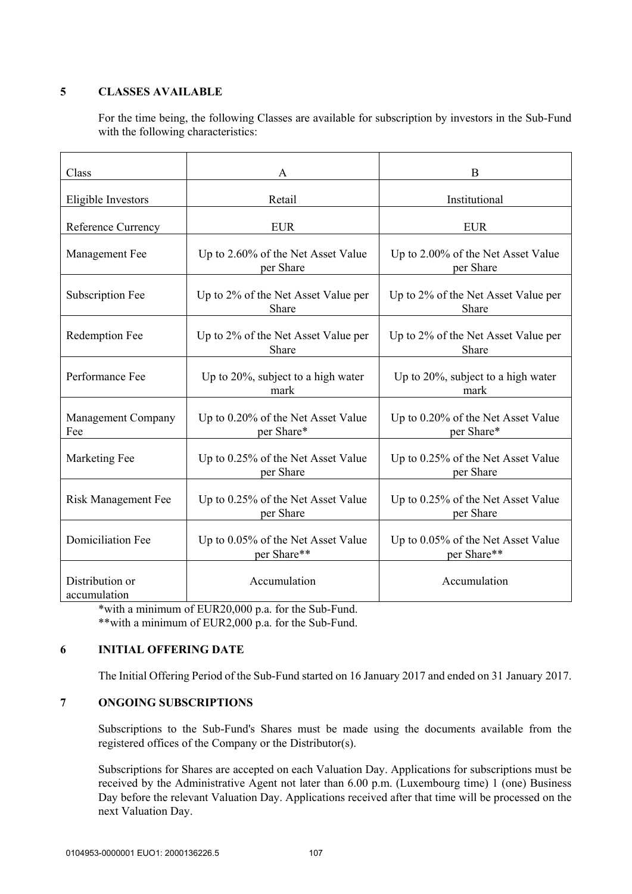## 5 CLASSES AVAILABLE

For the time being, the following Classes are available for subscription by investors in the Sub-Fund with the following characteristics:

| Class | A | B |
|---|---|---|
| Eligible Investors | Retail | Institutional |
| Reference Currency | EUR | EUR |
| Management Fee | Up to 2.60% of the Net Asset Value per Share | Up to 2.00% of the Net Asset Value per Share |
| Subscription Fee | Up to 2% of the Net Asset Value per Share | Up to 2% of the Net Asset Value per Share |
| Redemption Fee | Up to 2% of the Net Asset Value per Share | Up to 2% of the Net Asset Value per Share |
| Performance Fee | Up to 20%, subject to a high water mark | Up to 20%, subject to a high water mark |
| Management Company Fee | Up to 0.20% of the Net Asset Value per Share* | Up to 0.20% of the Net Asset Value per Share* |
| Marketing Fee | Up to 0.25% of the Net Asset Value per Share | Up to 0.25% of the Net Asset Value per Share |
| Risk Management Fee | Up to 0.25% of the Net Asset Value per Share | Up to 0.25% of the Net Asset Value per Share |
| Domiciliation Fee | Up to 0.05% of the Net Asset Value per Share** | Up to 0.05% of the Net Asset Value per Share** |
| Distribution or accumulation | Accumulation | Accumulation |

*with a minimum of EUR20,000 p.a. for the Sub-Fund.
**with a minimum of EUR2,000 p.a. for the Sub-Fund.

## 6 INITIAL OFFERING DATE

The Initial Offering Period of the Sub-Fund started on 16 January 2017 and ended on 31 January 2017.

## 7 ONGOING SUBSCRIPTIONS

Subscriptions to the Sub-Fund's Shares must be made using the documents available from the registered offices of the Company or the Distributor(s).

Subscriptions for Shares are accepted on each Valuation Day. Applications for subscriptions must be received by the Administrative Agent not later than 6.00 p.m. (Luxembourg time) 1 (one) Business Day before the relevant Valuation Day. Applications received after that time will be processed on the next Valuation Day.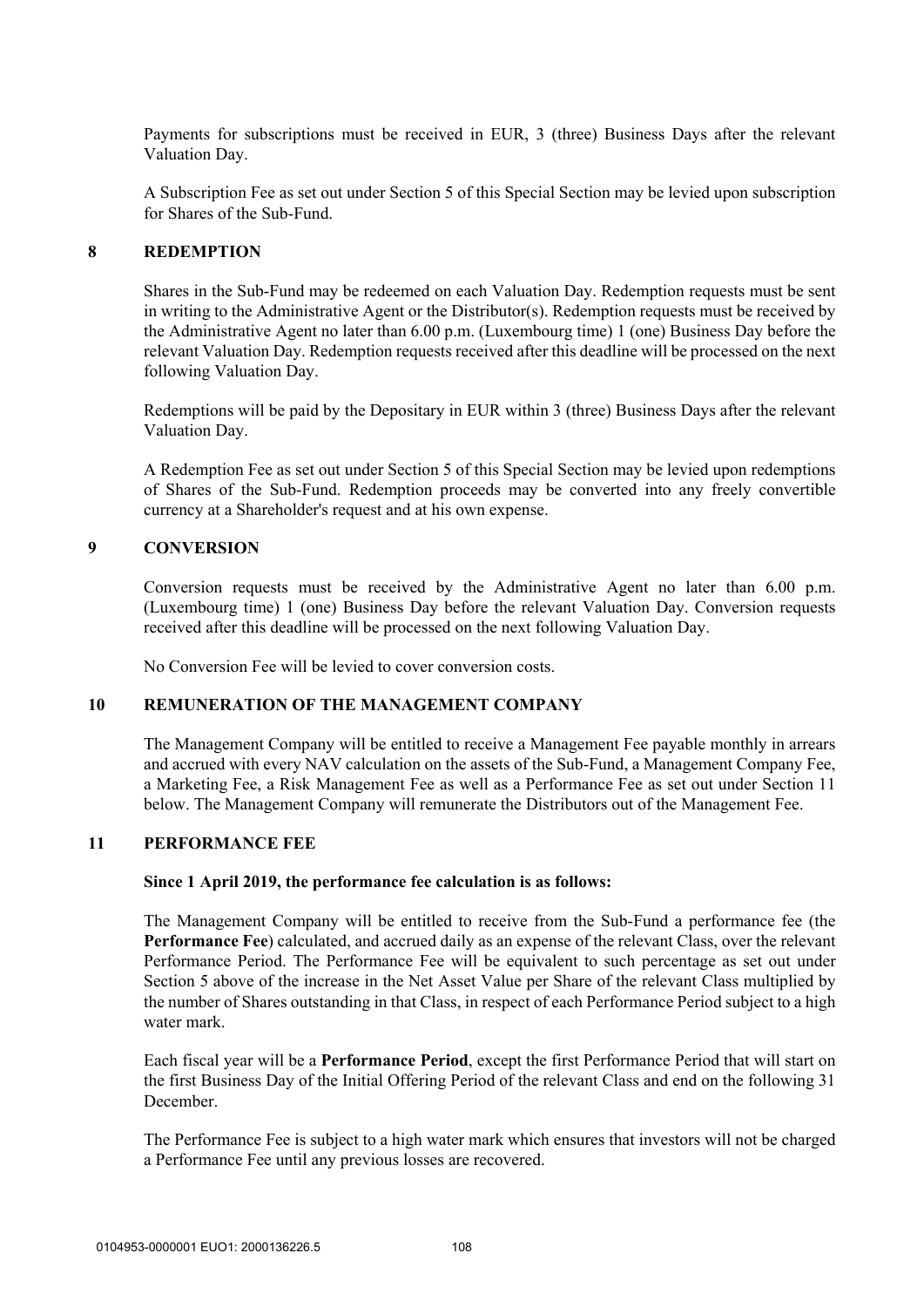Payments for subscriptions must be received in EUR, 3 (three) Business Days after the relevant Valuation Day.

A Subscription Fee as set out under Section 5 of this Special Section may be levied upon subscription for Shares of the Sub-Fund.

## 8 REDEMPTION

Shares in the Sub-Fund may be redeemed on each Valuation Day. Redemption requests must be sent in writing to the Administrative Agent or the Distributor(s). Redemption requests must be received by the Administrative Agent no later than 6.00 p.m. (Luxembourg time) 1 (one) Business Day before the relevant Valuation Day. Redemption requests received after this deadline will be processed on the next following Valuation Day.

Redemptions will be paid by the Depositary in EUR within 3 (three) Business Days after the relevant Valuation Day.

A Redemption Fee as set out under Section 5 of this Special Section may be levied upon redemptions of Shares of the Sub-Fund. Redemption proceeds may be converted into any freely convertible currency at a Shareholder's request and at his own expense.

## 9 CONVERSION

Conversion requests must be received by the Administrative Agent no later than 6.00 p.m. (Luxembourg time) 1 (one) Business Day before the relevant Valuation Day. Conversion requests received after this deadline will be processed on the next following Valuation Day.

No Conversion Fee will be levied to cover conversion costs.

## 10 REMUNERATION OF THE MANAGEMENT COMPANY

The Management Company will be entitled to receive a Management Fee payable monthly in arrears and accrued with every NAV calculation on the assets of the Sub-Fund, a Management Company Fee, a Marketing Fee, a Risk Management Fee as well as a Performance Fee as set out under Section 11 below. The Management Company will remunerate the Distributors out of the Management Fee.

## 11 PERFORMANCE FEE

**Since 1 April 2019, the performance fee calculation is as follows:**

The Management Company will be entitled to receive from the Sub-Fund a performance fee (the **Performance Fee**) calculated, and accrued daily as an expense of the relevant Class, over the relevant Performance Period. The Performance Fee will be equivalent to such percentage as set out under Section 5 above of the increase in the Net Asset Value per Share of the relevant Class multiplied by the number of Shares outstanding in that Class, in respect of each Performance Period subject to a high water mark.

Each fiscal year will be a **Performance Period**, except the first Performance Period that will start on the first Business Day of the Initial Offering Period of the relevant Class and end on the following 31 December.

The Performance Fee is subject to a high water mark which ensures that investors will not be charged a Performance Fee until any previous losses are recovered.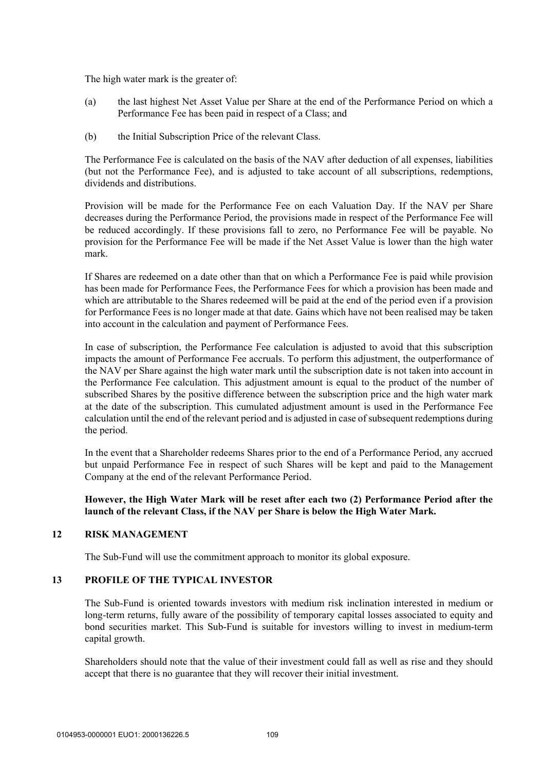The high water mark is the greater of:

(a) the last highest Net Asset Value per Share at the end of the Performance Period on which a Performance Fee has been paid in respect of a Class; and

(b) the Initial Subscription Price of the relevant Class.

The Performance Fee is calculated on the basis of the NAV after deduction of all expenses, liabilities (but not the Performance Fee), and is adjusted to take account of all subscriptions, redemptions, dividends and distributions.

Provision will be made for the Performance Fee on each Valuation Day. If the NAV per Share decreases during the Performance Period, the provisions made in respect of the Performance Fee will be reduced accordingly. If these provisions fall to zero, no Performance Fee will be payable. No provision for the Performance Fee will be made if the Net Asset Value is lower than the high water mark.

If Shares are redeemed on a date other than that on which a Performance Fee is paid while provision has been made for Performance Fees, the Performance Fees for which a provision has been made and which are attributable to the Shares redeemed will be paid at the end of the period even if a provision for Performance Fees is no longer made at that date. Gains which have not been realised may be taken into account in the calculation and payment of Performance Fees.

In case of subscription, the Performance Fee calculation is adjusted to avoid that this subscription impacts the amount of Performance Fee accruals. To perform this adjustment, the outperformance of the NAV per Share against the high water mark until the subscription date is not taken into account in the Performance Fee calculation. This adjustment amount is equal to the product of the number of subscribed Shares by the positive difference between the subscription price and the high water mark at the date of the subscription. This cumulated adjustment amount is used in the Performance Fee calculation until the end of the relevant period and is adjusted in case of subsequent redemptions during the period.

In the event that a Shareholder redeems Shares prior to the end of a Performance Period, any accrued but unpaid Performance Fee in respect of such Shares will be kept and paid to the Management Company at the end of the relevant Performance Period.

**However, the High Water Mark will be reset after each two (2) Performance Period after the launch of the relevant Class, if the NAV per Share is below the High Water Mark.**

## 12 RISK MANAGEMENT

The Sub-Fund will use the commitment approach to monitor its global exposure.

## 13 PROFILE OF THE TYPICAL INVESTOR

The Sub-Fund is oriented towards investors with medium risk inclination interested in medium or long-term returns, fully aware of the possibility of temporary capital losses associated to equity and bond securities market. This Sub-Fund is suitable for investors willing to invest in medium-term capital growth.

Shareholders should note that the value of their investment could fall as well as rise and they should accept that there is no guarantee that they will recover their initial investment.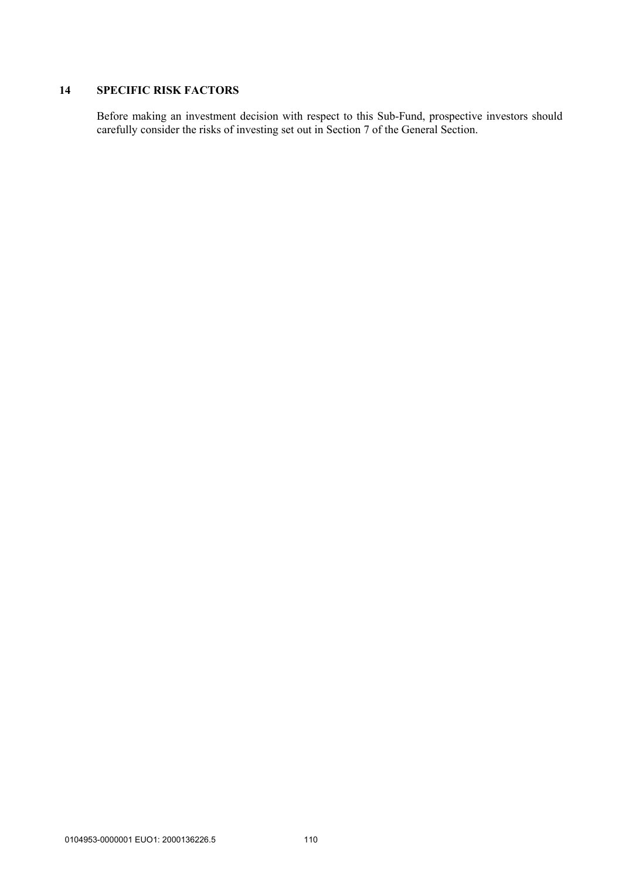## 14 SPECIFIC RISK FACTORS

Before making an investment decision with respect to this Sub-Fund, prospective investors should carefully consider the risks of investing set out in Section 7 of the General Section.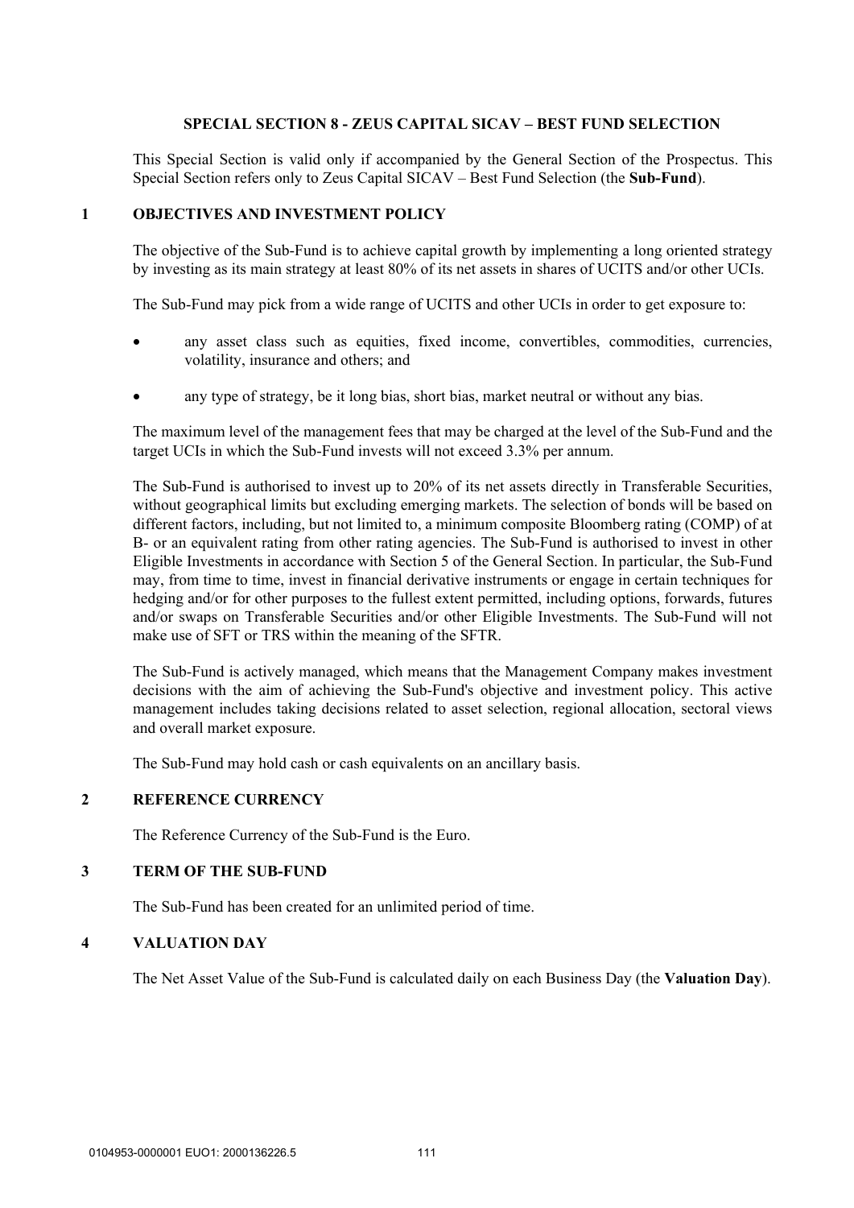# SPECIAL SECTION 8 - ZEUS CAPITAL SICAV – BEST FUND SELECTION

This Special Section is valid only if accompanied by the General Section of the Prospectus. This Special Section refers only to Zeus Capital SICAV – Best Fund Selection (the **Sub-Fund**).

## 1 OBJECTIVES AND INVESTMENT POLICY

The objective of the Sub-Fund is to achieve capital growth by implementing a long oriented strategy by investing as its main strategy at least 80% of its net assets in shares of UCITS and/or other UCIs.

The Sub-Fund may pick from a wide range of UCITS and other UCIs in order to get exposure to:

- any asset class such as equities, fixed income, convertibles, commodities, currencies, volatility, insurance and others; and
- any type of strategy, be it long bias, short bias, market neutral or without any bias.

The maximum level of the management fees that may be charged at the level of the Sub-Fund and the target UCIs in which the Sub-Fund invests will not exceed 3.3% per annum.

The Sub-Fund is authorised to invest up to 20% of its net assets directly in Transferable Securities, without geographical limits but excluding emerging markets. The selection of bonds will be based on different factors, including, but not limited to, a minimum composite Bloomberg rating (COMP) of at B- or an equivalent rating from other rating agencies. The Sub-Fund is authorised to invest in other Eligible Investments in accordance with Section 5 of the General Section. In particular, the Sub-Fund may, from time to time, invest in financial derivative instruments or engage in certain techniques for hedging and/or for other purposes to the fullest extent permitted, including options, forwards, futures and/or swaps on Transferable Securities and/or other Eligible Investments. The Sub-Fund will not make use of SFT or TRS within the meaning of the SFTR.

The Sub-Fund is actively managed, which means that the Management Company makes investment decisions with the aim of achieving the Sub-Fund's objective and investment policy. This active management includes taking decisions related to asset selection, regional allocation, sectoral views and overall market exposure.

The Sub-Fund may hold cash or cash equivalents on an ancillary basis.

## 2 REFERENCE CURRENCY

The Reference Currency of the Sub-Fund is the Euro.

## 3 TERM OF THE SUB-FUND

The Sub-Fund has been created for an unlimited period of time.

## 4 VALUATION DAY

The Net Asset Value of the Sub-Fund is calculated daily on each Business Day (the **Valuation Day**).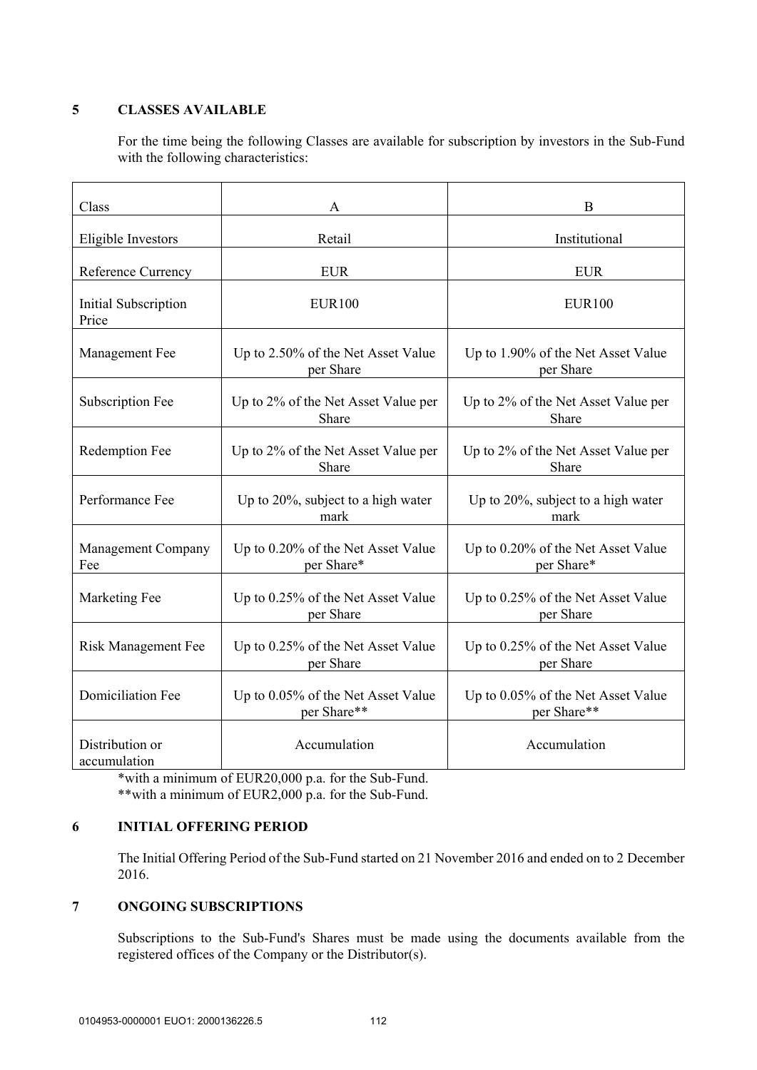## 5 CLASSES AVAILABLE

For the time being the following Classes are available for subscription by investors in the Sub-Fund with the following characteristics:

| Class | A | B |
|---|---|---|
| Eligible Investors | Retail | Institutional |
| Reference Currency | EUR | EUR |
| Initial Subscription Price | EUR100 | EUR100 |
| Management Fee | Up to 2.50% of the Net Asset Value per Share | Up to 1.90% of the Net Asset Value per Share |
| Subscription Fee | Up to 2% of the Net Asset Value per Share | Up to 2% of the Net Asset Value per Share |
| Redemption Fee | Up to 2% of the Net Asset Value per Share | Up to 2% of the Net Asset Value per Share |
| Performance Fee | Up to 20%, subject to a high water mark | Up to 20%, subject to a high water mark |
| Management Company Fee | Up to 0.20% of the Net Asset Value per Share* | Up to 0.20% of the Net Asset Value per Share* |
| Marketing Fee | Up to 0.25% of the Net Asset Value per Share | Up to 0.25% of the Net Asset Value per Share |
| Risk Management Fee | Up to 0.25% of the Net Asset Value per Share | Up to 0.25% of the Net Asset Value per Share |
| Domiciliation Fee | Up to 0.05% of the Net Asset Value per Share** | Up to 0.05% of the Net Asset Value per Share** |
| Distribution or accumulation | Accumulation | Accumulation |

*with a minimum of EUR20,000 p.a. for the Sub-Fund.
**with a minimum of EUR2,000 p.a. for the Sub-Fund.

## 6 INITIAL OFFERING PERIOD

The Initial Offering Period of the Sub-Fund started on 21 November 2016 and ended on to 2 December 2016.

## 7 ONGOING SUBSCRIPTIONS

Subscriptions to the Sub-Fund's Shares must be made using the documents available from the registered offices of the Company or the Distributor(s).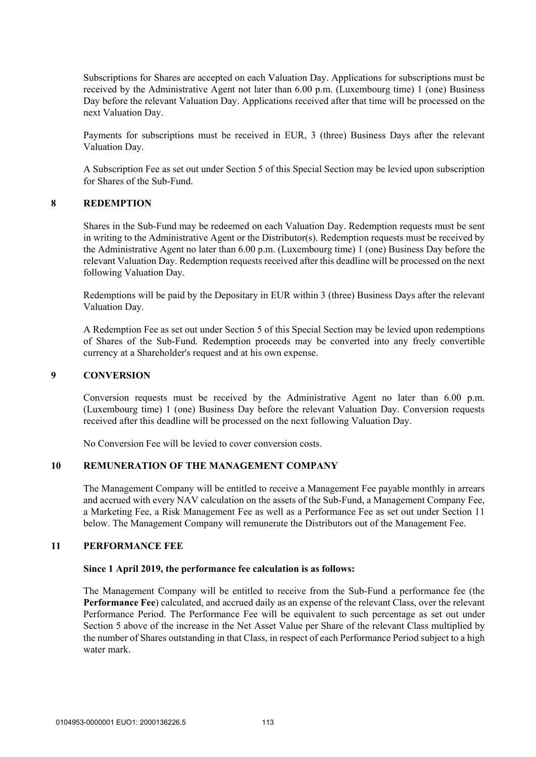Subscriptions for Shares are accepted on each Valuation Day. Applications for subscriptions must be received by the Administrative Agent not later than 6.00 p.m. (Luxembourg time) 1 (one) Business Day before the relevant Valuation Day. Applications received after that time will be processed on the next Valuation Day.

Payments for subscriptions must be received in EUR, 3 (three) Business Days after the relevant Valuation Day.

A Subscription Fee as set out under Section 5 of this Special Section may be levied upon subscription for Shares of the Sub-Fund.

## 8 REDEMPTION

Shares in the Sub-Fund may be redeemed on each Valuation Day. Redemption requests must be sent in writing to the Administrative Agent or the Distributor(s). Redemption requests must be received by the Administrative Agent no later than 6.00 p.m. (Luxembourg time) 1 (one) Business Day before the relevant Valuation Day. Redemption requests received after this deadline will be processed on the next following Valuation Day.

Redemptions will be paid by the Depositary in EUR within 3 (three) Business Days after the relevant Valuation Day.

A Redemption Fee as set out under Section 5 of this Special Section may be levied upon redemptions of Shares of the Sub-Fund. Redemption proceeds may be converted into any freely convertible currency at a Shareholder's request and at his own expense.

## 9 CONVERSION

Conversion requests must be received by the Administrative Agent no later than 6.00 p.m. (Luxembourg time) 1 (one) Business Day before the relevant Valuation Day. Conversion requests received after this deadline will be processed on the next following Valuation Day.

No Conversion Fee will be levied to cover conversion costs.

## 10 REMUNERATION OF THE MANAGEMENT COMPANY

The Management Company will be entitled to receive a Management Fee payable monthly in arrears and accrued with every NAV calculation on the assets of the Sub-Fund, a Management Company Fee, a Marketing Fee, a Risk Management Fee as well as a Performance Fee as set out under Section 11 below. The Management Company will remunerate the Distributors out of the Management Fee.

## 11 PERFORMANCE FEE

**Since 1 April 2019, the performance fee calculation is as follows:**

The Management Company will be entitled to receive from the Sub-Fund a performance fee (the **Performance Fee**) calculated, and accrued daily as an expense of the relevant Class, over the relevant Performance Period. The Performance Fee will be equivalent to such percentage as set out under Section 5 above of the increase in the Net Asset Value per Share of the relevant Class multiplied by the number of Shares outstanding in that Class, in respect of each Performance Period subject to a high water mark.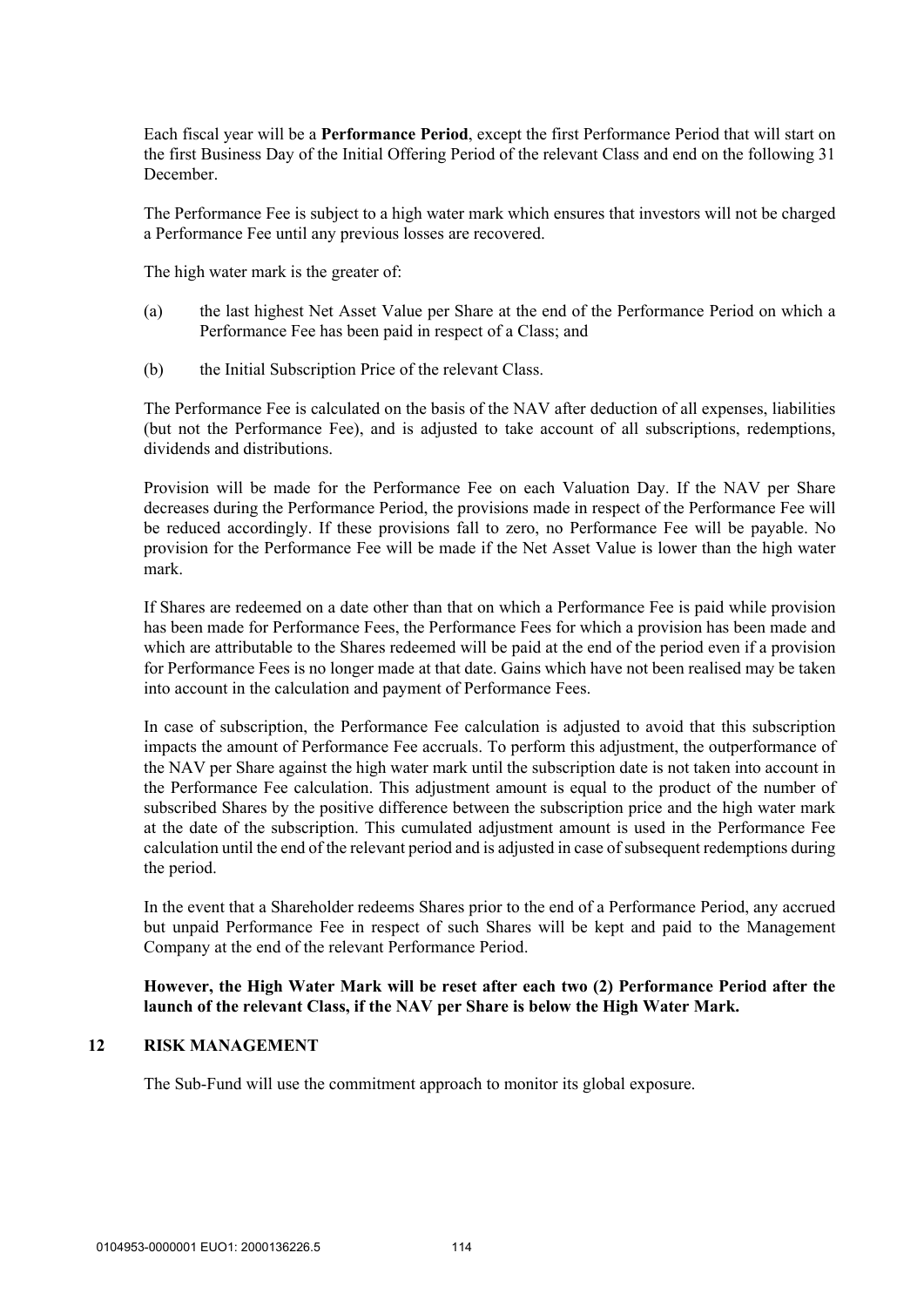Each fiscal year will be a **Performance Period**, except the first Performance Period that will start on the first Business Day of the Initial Offering Period of the relevant Class and end on the following 31 December.

The Performance Fee is subject to a high water mark which ensures that investors will not be charged a Performance Fee until any previous losses are recovered.

The high water mark is the greater of:

(a) the last highest Net Asset Value per Share at the end of the Performance Period on which a Performance Fee has been paid in respect of a Class; and

(b) the Initial Subscription Price of the relevant Class.

The Performance Fee is calculated on the basis of the NAV after deduction of all expenses, liabilities (but not the Performance Fee), and is adjusted to take account of all subscriptions, redemptions, dividends and distributions.

Provision will be made for the Performance Fee on each Valuation Day. If the NAV per Share decreases during the Performance Period, the provisions made in respect of the Performance Fee will be reduced accordingly. If these provisions fall to zero, no Performance Fee will be payable. No provision for the Performance Fee will be made if the Net Asset Value is lower than the high water mark.

If Shares are redeemed on a date other than that on which a Performance Fee is paid while provision has been made for Performance Fees, the Performance Fees for which a provision has been made and which are attributable to the Shares redeemed will be paid at the end of the period even if a provision for Performance Fees is no longer made at that date. Gains which have not been realised may be taken into account in the calculation and payment of Performance Fees.

In case of subscription, the Performance Fee calculation is adjusted to avoid that this subscription impacts the amount of Performance Fee accruals. To perform this adjustment, the outperformance of the NAV per Share against the high water mark until the subscription date is not taken into account in the Performance Fee calculation. This adjustment amount is equal to the product of the number of subscribed Shares by the positive difference between the subscription price and the high water mark at the date of the subscription. This cumulated adjustment amount is used in the Performance Fee calculation until the end of the relevant period and is adjusted in case of subsequent redemptions during the period.

In the event that a Shareholder redeems Shares prior to the end of a Performance Period, any accrued but unpaid Performance Fee in respect of such Shares will be kept and paid to the Management Company at the end of the relevant Performance Period.

**However, the High Water Mark will be reset after each two (2) Performance Period after the launch of the relevant Class, if the NAV per Share is below the High Water Mark.**

## 12 RISK MANAGEMENT

The Sub-Fund will use the commitment approach to monitor its global exposure.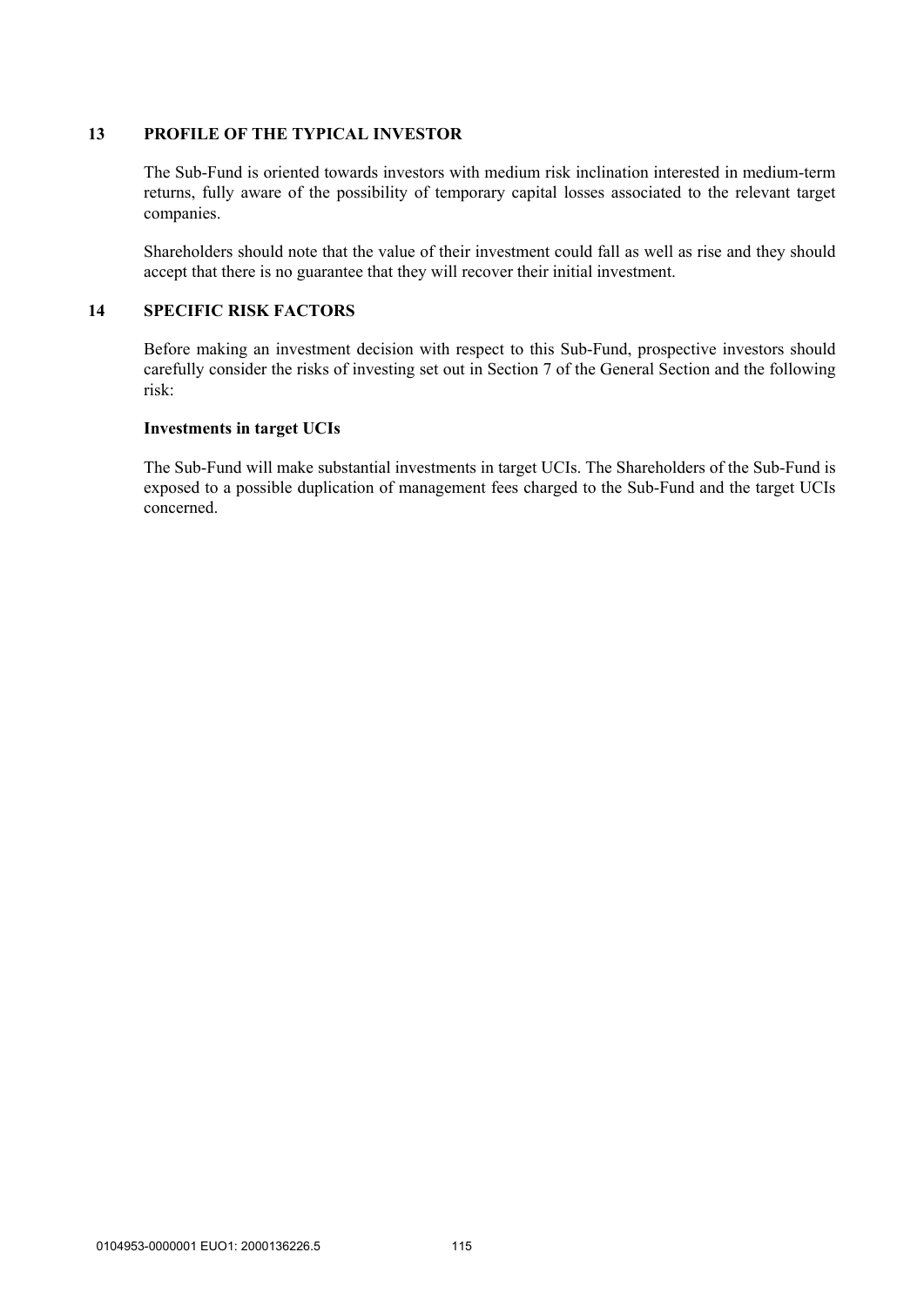## 13 PROFILE OF THE TYPICAL INVESTOR

The Sub-Fund is oriented towards investors with medium risk inclination interested in medium-term returns, fully aware of the possibility of temporary capital losses associated to the relevant target companies.

Shareholders should note that the value of their investment could fall as well as rise and they should accept that there is no guarantee that they will recover their initial investment.

## 14 SPECIFIC RISK FACTORS

Before making an investment decision with respect to this Sub-Fund, prospective investors should carefully consider the risks of investing set out in Section 7 of the General Section and the following risk:

**Investments in target UCIs**

The Sub-Fund will make substantial investments in target UCIs. The Shareholders of the Sub-Fund is exposed to a possible duplication of management fees charged to the Sub-Fund and the target UCIs concerned.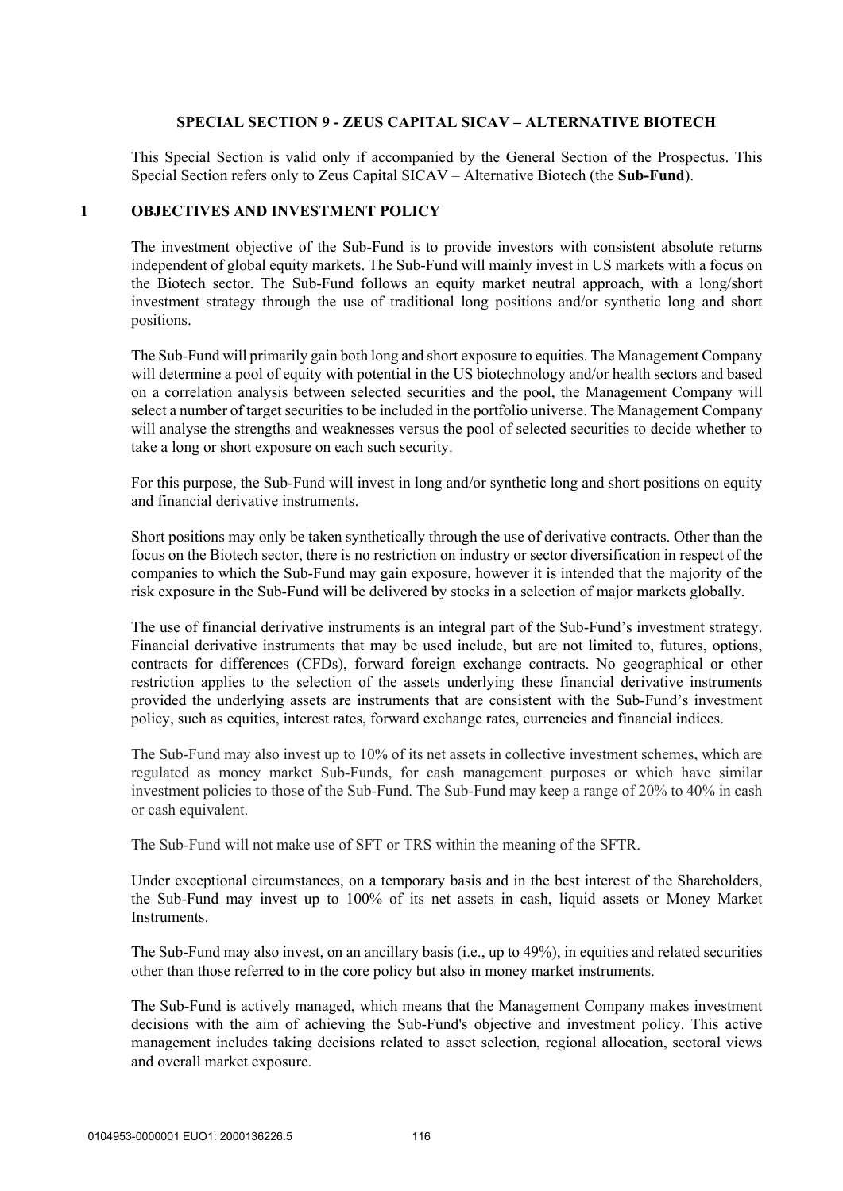## SPECIAL SECTION 9 - ZEUS CAPITAL SICAV – ALTERNATIVE BIOTECH

This Special Section is valid only if accompanied by the General Section of the Prospectus. This Special Section refers only to Zeus Capital SICAV – Alternative Biotech (the **Sub-Fund**).

### 1 OBJECTIVES AND INVESTMENT POLICY

The investment objective of the Sub-Fund is to provide investors with consistent absolute returns independent of global equity markets. The Sub-Fund will mainly invest in US markets with a focus on the Biotech sector. The Sub-Fund follows an equity market neutral approach, with a long/short investment strategy through the use of traditional long positions and/or synthetic long and short positions.

The Sub-Fund will primarily gain both long and short exposure to equities. The Management Company will determine a pool of equity with potential in the US biotechnology and/or health sectors and based on a correlation analysis between selected securities and the pool, the Management Company will select a number of target securities to be included in the portfolio universe. The Management Company will analyse the strengths and weaknesses versus the pool of selected securities to decide whether to take a long or short exposure on each such security.

For this purpose, the Sub-Fund will invest in long and/or synthetic long and short positions on equity and financial derivative instruments.

Short positions may only be taken synthetically through the use of derivative contracts. Other than the focus on the Biotech sector, there is no restriction on industry or sector diversification in respect of the companies to which the Sub-Fund may gain exposure, however it is intended that the majority of the risk exposure in the Sub-Fund will be delivered by stocks in a selection of major markets globally.

The use of financial derivative instruments is an integral part of the Sub-Fund's investment strategy. Financial derivative instruments that may be used include, but are not limited to, futures, options, contracts for differences (CFDs), forward foreign exchange contracts. No geographical or other restriction applies to the selection of the assets underlying these financial derivative instruments provided the underlying assets are instruments that are consistent with the Sub-Fund's investment policy, such as equities, interest rates, forward exchange rates, currencies and financial indices.

The Sub-Fund may also invest up to 10% of its net assets in collective investment schemes, which are regulated as money market Sub-Funds, for cash management purposes or which have similar investment policies to those of the Sub-Fund. The Sub-Fund may keep a range of 20% to 40% in cash or cash equivalent.

The Sub-Fund will not make use of SFT or TRS within the meaning of the SFTR.

Under exceptional circumstances, on a temporary basis and in the best interest of the Shareholders, the Sub-Fund may invest up to 100% of its net assets in cash, liquid assets or Money Market Instruments.

The Sub-Fund may also invest, on an ancillary basis (i.e., up to 49%), in equities and related securities other than those referred to in the core policy but also in money market instruments.

The Sub-Fund is actively managed, which means that the Management Company makes investment decisions with the aim of achieving the Sub-Fund's objective and investment policy. This active management includes taking decisions related to asset selection, regional allocation, sectoral views and overall market exposure.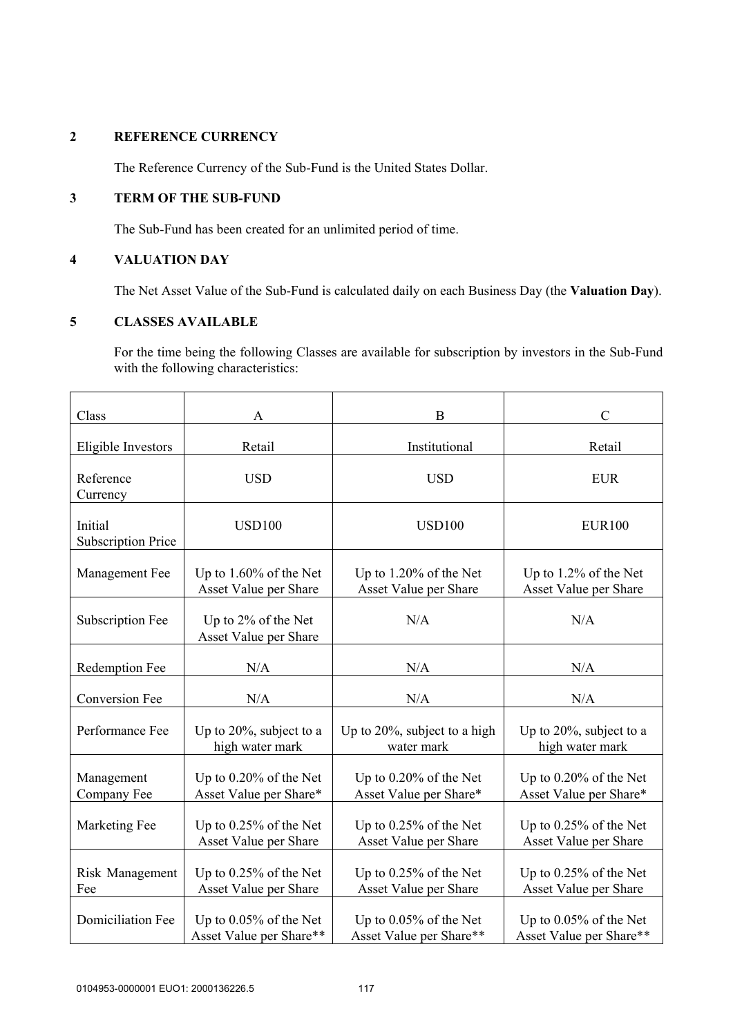## 2 REFERENCE CURRENCY

The Reference Currency of the Sub-Fund is the United States Dollar.

## 3 TERM OF THE SUB-FUND

The Sub-Fund has been created for an unlimited period of time.

## 4 VALUATION DAY

The Net Asset Value of the Sub-Fund is calculated daily on each Business Day (the **Valuation Day**).

## 5 CLASSES AVAILABLE

For the time being the following Classes are available for subscription by investors in the Sub-Fund with the following characteristics:

| Class | A | B | C |
|---|---|---|---|
| Eligible Investors | Retail | Institutional | Retail |
| Reference Currency | USD | USD | EUR |
| Initial Subscription Price | USD100 | USD100 | EUR100 |
| Management Fee | Up to 1.60% of the Net Asset Value per Share | Up to 1.20% of the Net Asset Value per Share | Up to 1.2% of the Net Asset Value per Share |
| Subscription Fee | Up to 2% of the Net Asset Value per Share | N/A | N/A |
| Redemption Fee | N/A | N/A | N/A |
| Conversion Fee | N/A | N/A | N/A |
| Performance Fee | Up to 20%, subject to a high water mark | Up to 20%, subject to a high water mark | Up to 20%, subject to a high water mark |
| Management Company Fee | Up to 0.20% of the Net Asset Value per Share* | Up to 0.20% of the Net Asset Value per Share* | Up to 0.20% of the Net Asset Value per Share* |
| Marketing Fee | Up to 0.25% of the Net Asset Value per Share | Up to 0.25% of the Net Asset Value per Share | Up to 0.25% of the Net Asset Value per Share |
| Risk Management Fee | Up to 0.25% of the Net Asset Value per Share | Up to 0.25% of the Net Asset Value per Share | Up to 0.25% of the Net Asset Value per Share |
| Domiciliation Fee | Up to 0.05% of the Net Asset Value per Share** | Up to 0.05% of the Net Asset Value per Share** | Up to 0.05% of the Net Asset Value per Share** |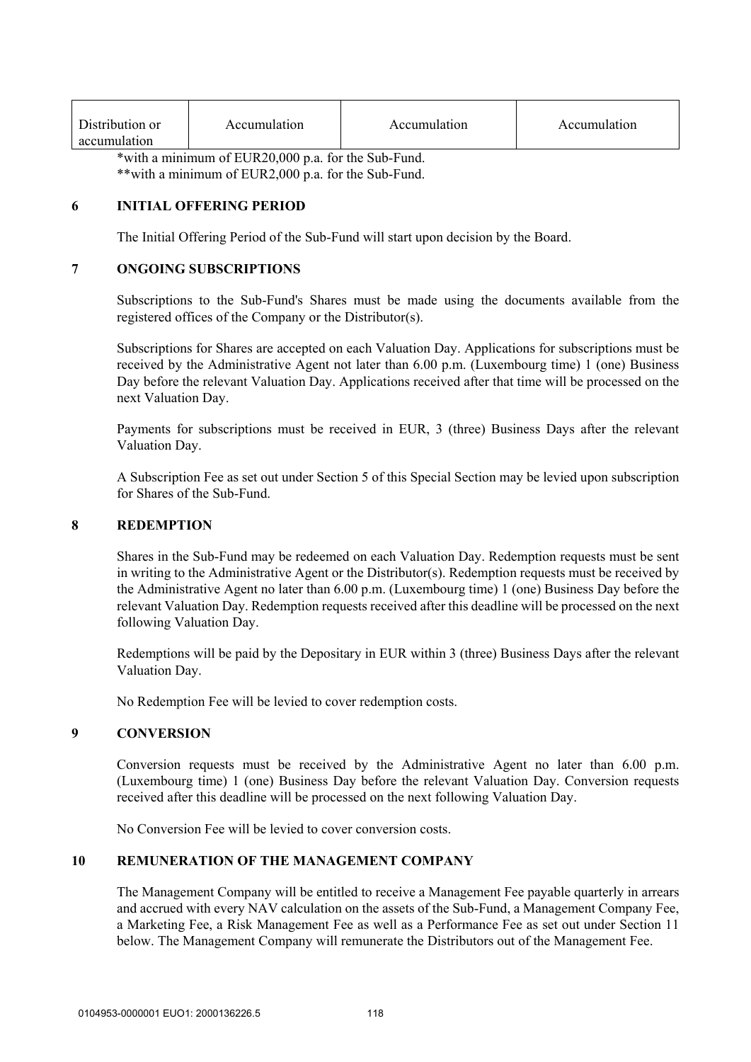| Distribution or accumulation | Accumulation | Accumulation | Accumulation |
| --- | --- | --- | --- |

*with a minimum of EUR20,000 p.a. for the Sub-Fund.
**with a minimum of EUR2,000 p.a. for the Sub-Fund.

## 6 INITIAL OFFERING PERIOD

The Initial Offering Period of the Sub-Fund will start upon decision by the Board.

## 7 ONGOING SUBSCRIPTIONS

Subscriptions to the Sub-Fund's Shares must be made using the documents available from the registered offices of the Company or the Distributor(s).

Subscriptions for Shares are accepted on each Valuation Day. Applications for subscriptions must be received by the Administrative Agent not later than 6.00 p.m. (Luxembourg time) 1 (one) Business Day before the relevant Valuation Day. Applications received after that time will be processed on the next Valuation Day.

Payments for subscriptions must be received in EUR, 3 (three) Business Days after the relevant Valuation Day.

A Subscription Fee as set out under Section 5 of this Special Section may be levied upon subscription for Shares of the Sub-Fund.

## 8 REDEMPTION

Shares in the Sub-Fund may be redeemed on each Valuation Day. Redemption requests must be sent in writing to the Administrative Agent or the Distributor(s). Redemption requests must be received by the Administrative Agent no later than 6.00 p.m. (Luxembourg time) 1 (one) Business Day before the relevant Valuation Day. Redemption requests received after this deadline will be processed on the next following Valuation Day.

Redemptions will be paid by the Depositary in EUR within 3 (three) Business Days after the relevant Valuation Day.

No Redemption Fee will be levied to cover redemption costs.

## 9 CONVERSION

Conversion requests must be received by the Administrative Agent no later than 6.00 p.m. (Luxembourg time) 1 (one) Business Day before the relevant Valuation Day. Conversion requests received after this deadline will be processed on the next following Valuation Day.

No Conversion Fee will be levied to cover conversion costs.

## 10 REMUNERATION OF THE MANAGEMENT COMPANY

The Management Company will be entitled to receive a Management Fee payable quarterly in arrears and accrued with every NAV calculation on the assets of the Sub-Fund, a Management Company Fee, a Marketing Fee, a Risk Management Fee as well as a Performance Fee as set out under Section 11 below. The Management Company will remunerate the Distributors out of the Management Fee.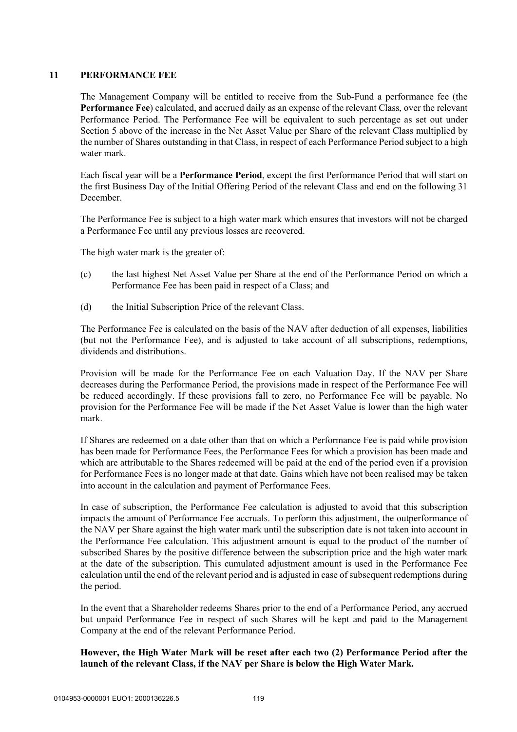## 11 PERFORMANCE FEE

The Management Company will be entitled to receive from the Sub-Fund a performance fee (the **Performance Fee**) calculated, and accrued daily as an expense of the relevant Class, over the relevant Performance Period. The Performance Fee will be equivalent to such percentage as set out under Section 5 above of the increase in the Net Asset Value per Share of the relevant Class multiplied by the number of Shares outstanding in that Class, in respect of each Performance Period subject to a high water mark.

Each fiscal year will be a **Performance Period**, except the first Performance Period that will start on the first Business Day of the Initial Offering Period of the relevant Class and end on the following 31 December.

The Performance Fee is subject to a high water mark which ensures that investors will not be charged a Performance Fee until any previous losses are recovered.

The high water mark is the greater of:

(c) the last highest Net Asset Value per Share at the end of the Performance Period on which a Performance Fee has been paid in respect of a Class; and

(d) the Initial Subscription Price of the relevant Class.

The Performance Fee is calculated on the basis of the NAV after deduction of all expenses, liabilities (but not the Performance Fee), and is adjusted to take account of all subscriptions, redemptions, dividends and distributions.

Provision will be made for the Performance Fee on each Valuation Day. If the NAV per Share decreases during the Performance Period, the provisions made in respect of the Performance Fee will be reduced accordingly. If these provisions fall to zero, no Performance Fee will be payable. No provision for the Performance Fee will be made if the Net Asset Value is lower than the high water mark.

If Shares are redeemed on a date other than that on which a Performance Fee is paid while provision has been made for Performance Fees, the Performance Fees for which a provision has been made and which are attributable to the Shares redeemed will be paid at the end of the period even if a provision for Performance Fees is no longer made at that date. Gains which have not been realised may be taken into account in the calculation and payment of Performance Fees.

In case of subscription, the Performance Fee calculation is adjusted to avoid that this subscription impacts the amount of Performance Fee accruals. To perform this adjustment, the outperformance of the NAV per Share against the high water mark until the subscription date is not taken into account in the Performance Fee calculation. This adjustment amount is equal to the product of the number of subscribed Shares by the positive difference between the subscription price and the high water mark at the date of the subscription. This cumulated adjustment amount is used in the Performance Fee calculation until the end of the relevant period and is adjusted in case of subsequent redemptions during the period.

In the event that a Shareholder redeems Shares prior to the end of a Performance Period, any accrued but unpaid Performance Fee in respect of such Shares will be kept and paid to the Management Company at the end of the relevant Performance Period.

**However, the High Water Mark will be reset after each two (2) Performance Period after the launch of the relevant Class, if the NAV per Share is below the High Water Mark.**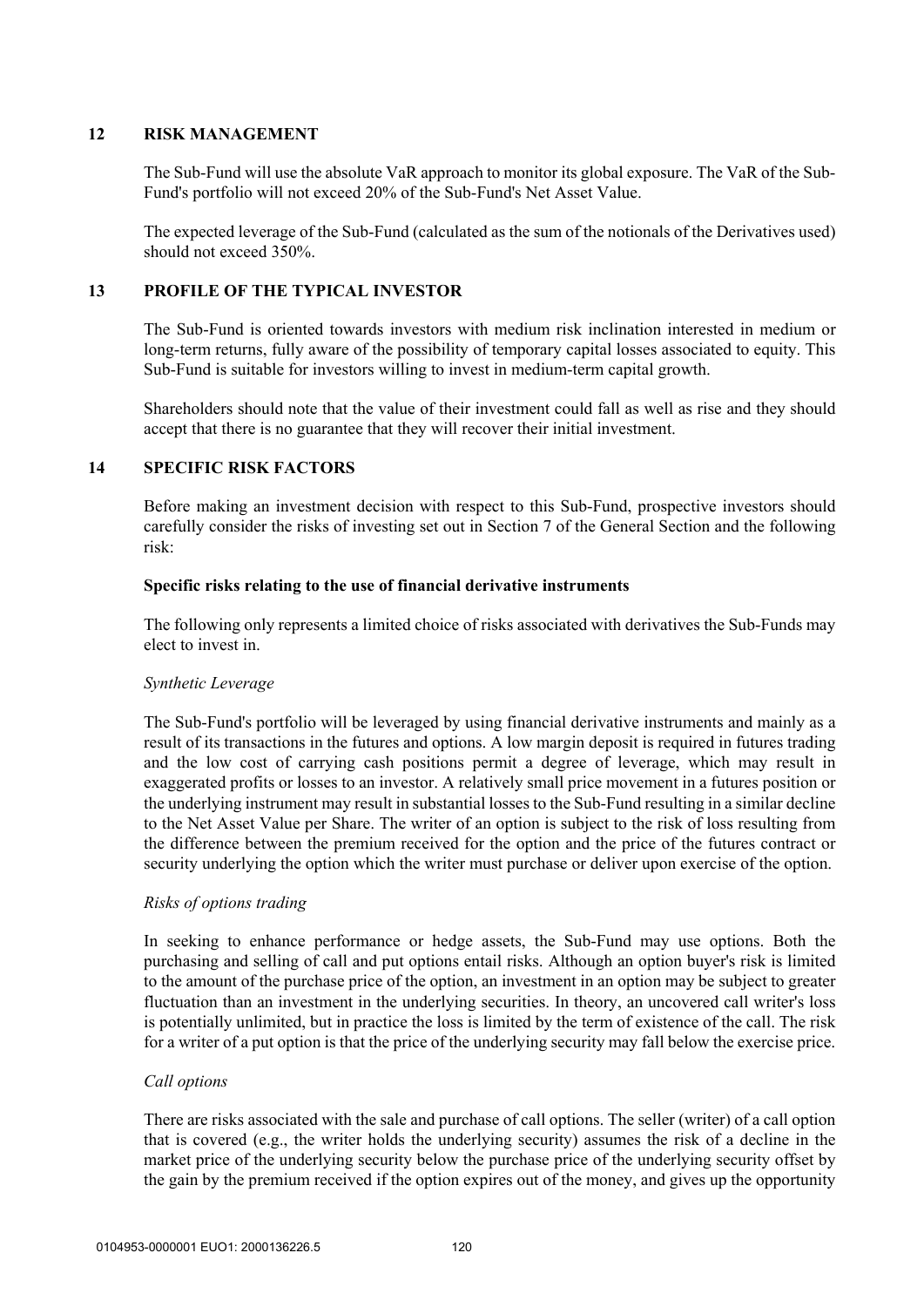## 12 RISK MANAGEMENT

The Sub-Fund will use the absolute VaR approach to monitor its global exposure. The VaR of the Sub-Fund's portfolio will not exceed 20% of the Sub-Fund's Net Asset Value.

The expected leverage of the Sub-Fund (calculated as the sum of the notionals of the Derivatives used) should not exceed 350%.

## 13 PROFILE OF THE TYPICAL INVESTOR

The Sub-Fund is oriented towards investors with medium risk inclination interested in medium or long-term returns, fully aware of the possibility of temporary capital losses associated to equity. This Sub-Fund is suitable for investors willing to invest in medium-term capital growth.

Shareholders should note that the value of their investment could fall as well as rise and they should accept that there is no guarantee that they will recover their initial investment.

## 14 SPECIFIC RISK FACTORS

Before making an investment decision with respect to this Sub-Fund, prospective investors should carefully consider the risks of investing set out in Section 7 of the General Section and the following risk:

**Specific risks relating to the use of financial derivative instruments**

The following only represents a limited choice of risks associated with derivatives the Sub-Funds may elect to invest in.

*Synthetic Leverage*

The Sub-Fund's portfolio will be leveraged by using financial derivative instruments and mainly as a result of its transactions in the futures and options. A low margin deposit is required in futures trading and the low cost of carrying cash positions permit a degree of leverage, which may result in exaggerated profits or losses to an investor. A relatively small price movement in a futures position or the underlying instrument may result in substantial losses to the Sub-Fund resulting in a similar decline to the Net Asset Value per Share. The writer of an option is subject to the risk of loss resulting from the difference between the premium received for the option and the price of the futures contract or security underlying the option which the writer must purchase or deliver upon exercise of the option.

*Risks of options trading*

In seeking to enhance performance or hedge assets, the Sub-Fund may use options. Both the purchasing and selling of call and put options entail risks. Although an option buyer's risk is limited to the amount of the purchase price of the option, an investment in an option may be subject to greater fluctuation than an investment in the underlying securities. In theory, an uncovered call writer's loss is potentially unlimited, but in practice the loss is limited by the term of existence of the call. The risk for a writer of a put option is that the price of the underlying security may fall below the exercise price.

*Call options*

There are risks associated with the sale and purchase of call options. The seller (writer) of a call option that is covered (e.g., the writer holds the underlying security) assumes the risk of a decline in the market price of the underlying security below the purchase price of the underlying security offset by the gain by the premium received if the option expires out of the money, and gives up the opportunity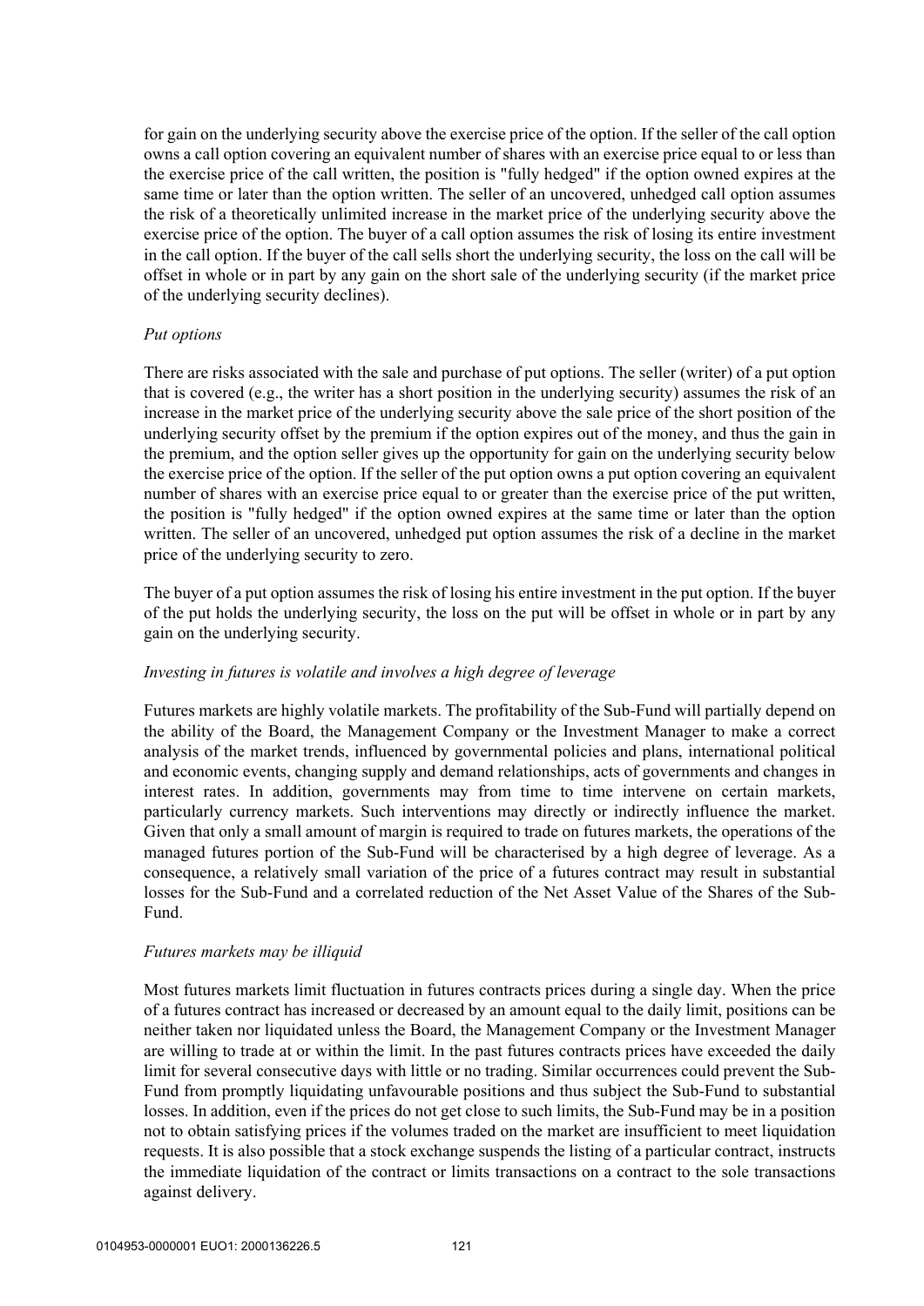for gain on the underlying security above the exercise price of the option. If the seller of the call option owns a call option covering an equivalent number of shares with an exercise price equal to or less than the exercise price of the call written, the position is "fully hedged" if the option owned expires at the same time or later than the option written. The seller of an uncovered, unhedged call option assumes the risk of a theoretically unlimited increase in the market price of the underlying security above the exercise price of the option. The buyer of a call option assumes the risk of losing its entire investment in the call option. If the buyer of the call sells short the underlying security, the loss on the call will be offset in whole or in part by any gain on the short sale of the underlying security (if the market price of the underlying security declines).

*Put options*

There are risks associated with the sale and purchase of put options. The seller (writer) of a put option that is covered (e.g., the writer has a short position in the underlying security) assumes the risk of an increase in the market price of the underlying security above the sale price of the short position of the underlying security offset by the premium if the option expires out of the money, and thus the gain in the premium, and the option seller gives up the opportunity for gain on the underlying security below the exercise price of the option. If the seller of the put option owns a put option covering an equivalent number of shares with an exercise price equal to or greater than the exercise price of the put written, the position is "fully hedged" if the option owned expires at the same time or later than the option written. The seller of an uncovered, unhedged put option assumes the risk of a decline in the market price of the underlying security to zero.

The buyer of a put option assumes the risk of losing his entire investment in the put option. If the buyer of the put holds the underlying security, the loss on the put will be offset in whole or in part by any gain on the underlying security.

*Investing in futures is volatile and involves a high degree of leverage*

Futures markets are highly volatile markets. The profitability of the Sub-Fund will partially depend on the ability of the Board, the Management Company or the Investment Manager to make a correct analysis of the market trends, influenced by governmental policies and plans, international political and economic events, changing supply and demand relationships, acts of governments and changes in interest rates. In addition, governments may from time to time intervene on certain markets, particularly currency markets. Such interventions may directly or indirectly influence the market. Given that only a small amount of margin is required to trade on futures markets, the operations of the managed futures portion of the Sub-Fund will be characterised by a high degree of leverage. As a consequence, a relatively small variation of the price of a futures contract may result in substantial losses for the Sub-Fund and a correlated reduction of the Net Asset Value of the Shares of the Sub-Fund.

*Futures markets may be illiquid*

Most futures markets limit fluctuation in futures contracts prices during a single day. When the price of a futures contract has increased or decreased by an amount equal to the daily limit, positions can be neither taken nor liquidated unless the Board, the Management Company or the Investment Manager are willing to trade at or within the limit. In the past futures contracts prices have exceeded the daily limit for several consecutive days with little or no trading. Similar occurrences could prevent the Sub-Fund from promptly liquidating unfavourable positions and thus subject the Sub-Fund to substantial losses. In addition, even if the prices do not get close to such limits, the Sub-Fund may be in a position not to obtain satisfying prices if the volumes traded on the market are insufficient to meet liquidation requests. It is also possible that a stock exchange suspends the listing of a particular contract, instructs the immediate liquidation of the contract or limits transactions on a contract to the sole transactions against delivery.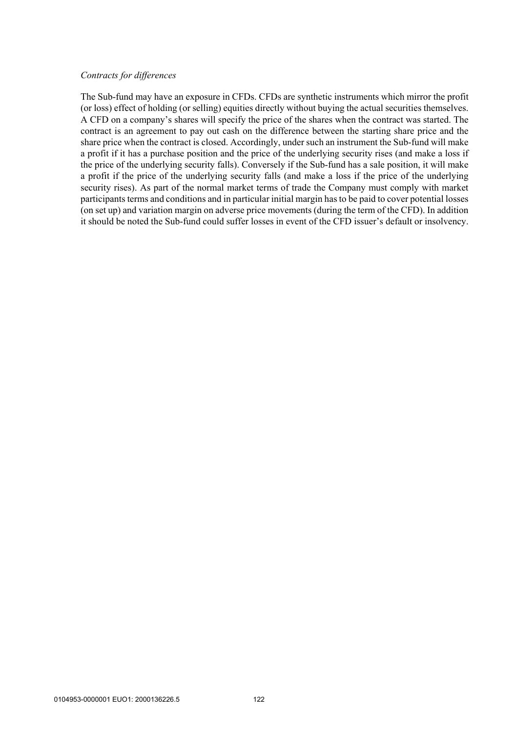*Contracts for differences*

The Sub-fund may have an exposure in CFDs. CFDs are synthetic instruments which mirror the profit (or loss) effect of holding (or selling) equities directly without buying the actual securities themselves. A CFD on a company's shares will specify the price of the shares when the contract was started. The contract is an agreement to pay out cash on the difference between the starting share price and the share price when the contract is closed. Accordingly, under such an instrument the Sub-fund will make a profit if it has a purchase position and the price of the underlying security rises (and make a loss if the price of the underlying security falls). Conversely if the Sub-fund has a sale position, it will make a profit if the price of the underlying security falls (and make a loss if the price of the underlying security rises). As part of the normal market terms of trade the Company must comply with market participants terms and conditions and in particular initial margin has to be paid to cover potential losses (on set up) and variation margin on adverse price movements (during the term of the CFD). In addition it should be noted the Sub-fund could suffer losses in event of the CFD issuer's default or insolvency.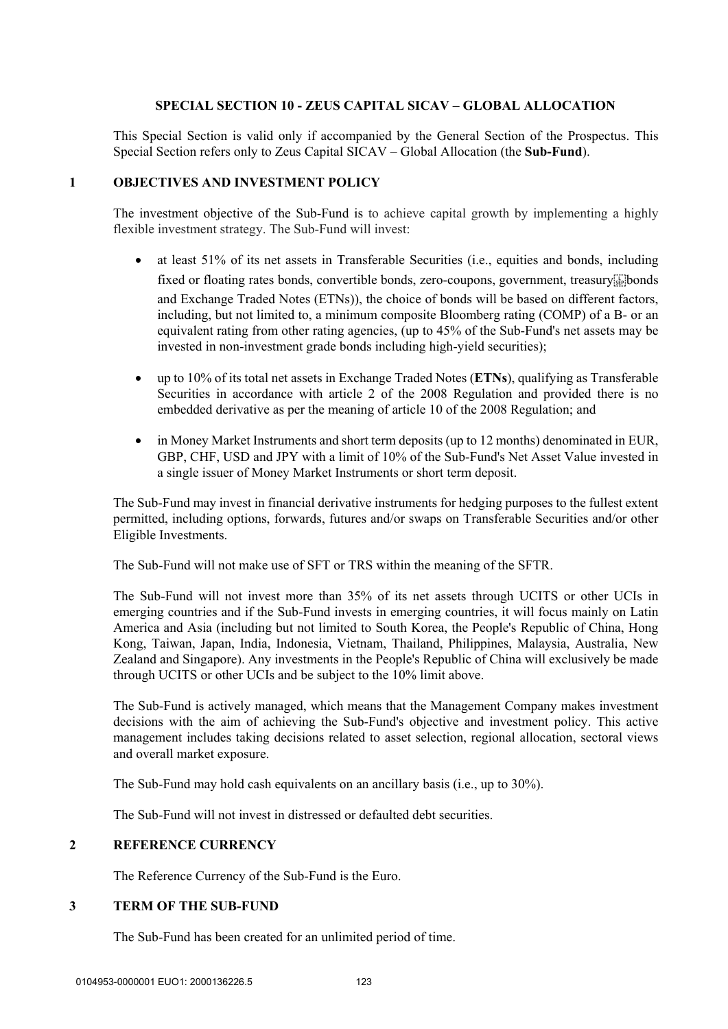## SPECIAL SECTION 10 - ZEUS CAPITAL SICAV – GLOBAL ALLOCATION

This Special Section is valid only if accompanied by the General Section of the Prospectus. This Special Section refers only to Zeus Capital SICAV – Global Allocation (the **Sub-Fund**).

### 1 OBJECTIVES AND INVESTMENT POLICY

The investment objective of the Sub-Fund is to achieve capital growth by implementing a highly flexible investment strategy. The Sub-Fund will invest:

- at least 51% of its net assets in Transferable Securities (i.e., equities and bonds, including fixed or floating rates bonds, convertible bonds, zero-coupons, government, treasury bonds and Exchange Traded Notes (ETNs)), the choice of bonds will be based on different factors, including, but not limited to, a minimum composite Bloomberg rating (COMP) of a B- or an equivalent rating from other rating agencies, (up to 45% of the Sub-Fund's net assets may be invested in non-investment grade bonds including high-yield securities);
- up to 10% of its total net assets in Exchange Traded Notes (**ETNs**), qualifying as Transferable Securities in accordance with article 2 of the 2008 Regulation and provided there is no embedded derivative as per the meaning of article 10 of the 2008 Regulation; and
- in Money Market Instruments and short term deposits (up to 12 months) denominated in EUR, GBP, CHF, USD and JPY with a limit of 10% of the Sub-Fund's Net Asset Value invested in a single issuer of Money Market Instruments or short term deposit.

The Sub-Fund may invest in financial derivative instruments for hedging purposes to the fullest extent permitted, including options, forwards, futures and/or swaps on Transferable Securities and/or other Eligible Investments.

The Sub-Fund will not make use of SFT or TRS within the meaning of the SFTR.

The Sub-Fund will not invest more than 35% of its net assets through UCITS or other UCIs in emerging countries and if the Sub-Fund invests in emerging countries, it will focus mainly on Latin America and Asia (including but not limited to South Korea, the People's Republic of China, Hong Kong, Taiwan, Japan, India, Indonesia, Vietnam, Thailand, Philippines, Malaysia, Australia, New Zealand and Singapore). Any investments in the People's Republic of China will exclusively be made through UCITS or other UCIs and be subject to the 10% limit above.

The Sub-Fund is actively managed, which means that the Management Company makes investment decisions with the aim of achieving the Sub-Fund's objective and investment policy. This active management includes taking decisions related to asset selection, regional allocation, sectoral views and overall market exposure.

The Sub-Fund may hold cash equivalents on an ancillary basis (i.e., up to 30%).

The Sub-Fund will not invest in distressed or defaulted debt securities.

### 2 REFERENCE CURRENCY

The Reference Currency of the Sub-Fund is the Euro.

### 3 TERM OF THE SUB-FUND

The Sub-Fund has been created for an unlimited period of time.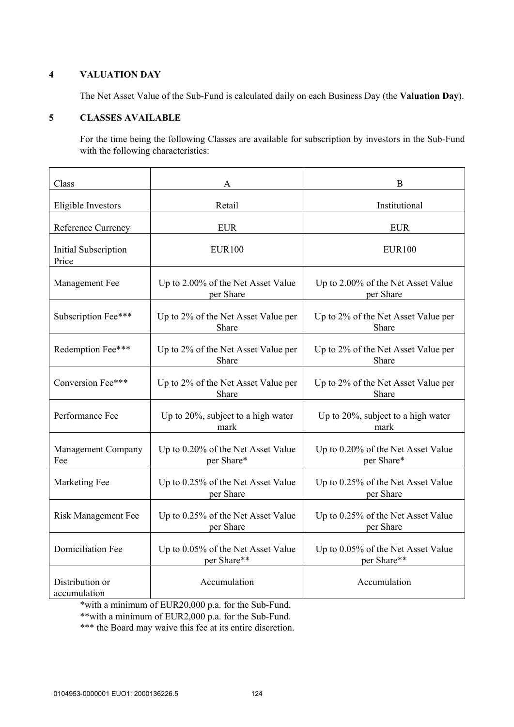## 4 VALUATION DAY

The Net Asset Value of the Sub-Fund is calculated daily on each Business Day (the **Valuation Day**).

## 5 CLASSES AVAILABLE

For the time being the following Classes are available for subscription by investors in the Sub-Fund with the following characteristics:

| Class | A | B |
|---|---|---|
| Eligible Investors | Retail | Institutional |
| Reference Currency | EUR | EUR |
| Initial Subscription Price | EUR100 | EUR100 |
| Management Fee | Up to 2.00% of the Net Asset Value per Share | Up to 2.00% of the Net Asset Value per Share |
| Subscription Fee*** | Up to 2% of the Net Asset Value per Share | Up to 2% of the Net Asset Value per Share |
| Redemption Fee*** | Up to 2% of the Net Asset Value per Share | Up to 2% of the Net Asset Value per Share |
| Conversion Fee*** | Up to 2% of the Net Asset Value per Share | Up to 2% of the Net Asset Value per Share |
| Performance Fee | Up to 20%, subject to a high water mark | Up to 20%, subject to a high water mark |
| Management Company Fee | Up to 0.20% of the Net Asset Value per Share* | Up to 0.20% of the Net Asset Value per Share* |
| Marketing Fee | Up to 0.25% of the Net Asset Value per Share | Up to 0.25% of the Net Asset Value per Share |
| Risk Management Fee | Up to 0.25% of the Net Asset Value per Share | Up to 0.25% of the Net Asset Value per Share |
| Domiciliation Fee | Up to 0.05% of the Net Asset Value per Share** | Up to 0.05% of the Net Asset Value per Share** |
| Distribution or accumulation | Accumulation | Accumulation |

*with a minimum of EUR20,000 p.a. for the Sub-Fund.

**with a minimum of EUR2,000 p.a. for the Sub-Fund.

*** the Board may waive this fee at its entire discretion.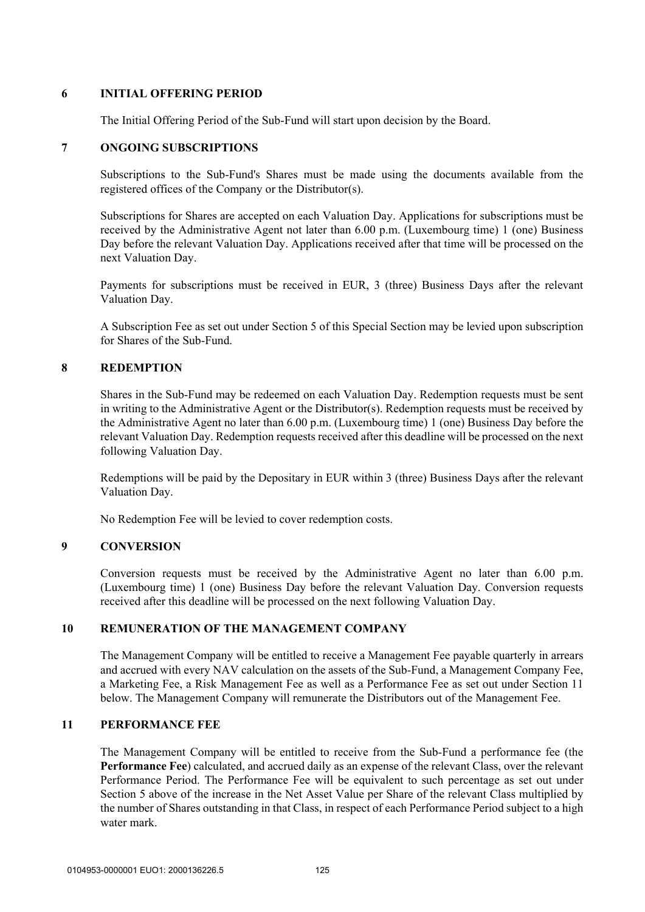## 6 INITIAL OFFERING PERIOD

The Initial Offering Period of the Sub-Fund will start upon decision by the Board.

## 7 ONGOING SUBSCRIPTIONS

Subscriptions to the Sub-Fund's Shares must be made using the documents available from the registered offices of the Company or the Distributor(s).

Subscriptions for Shares are accepted on each Valuation Day. Applications for subscriptions must be received by the Administrative Agent not later than 6.00 p.m. (Luxembourg time) 1 (one) Business Day before the relevant Valuation Day. Applications received after that time will be processed on the next Valuation Day.

Payments for subscriptions must be received in EUR, 3 (three) Business Days after the relevant Valuation Day.

A Subscription Fee as set out under Section 5 of this Special Section may be levied upon subscription for Shares of the Sub-Fund.

## 8 REDEMPTION

Shares in the Sub-Fund may be redeemed on each Valuation Day. Redemption requests must be sent in writing to the Administrative Agent or the Distributor(s). Redemption requests must be received by the Administrative Agent no later than 6.00 p.m. (Luxembourg time) 1 (one) Business Day before the relevant Valuation Day. Redemption requests received after this deadline will be processed on the next following Valuation Day.

Redemptions will be paid by the Depositary in EUR within 3 (three) Business Days after the relevant Valuation Day.

No Redemption Fee will be levied to cover redemption costs.

## 9 CONVERSION

Conversion requests must be received by the Administrative Agent no later than 6.00 p.m. (Luxembourg time) 1 (one) Business Day before the relevant Valuation Day. Conversion requests received after this deadline will be processed on the next following Valuation Day.

## 10 REMUNERATION OF THE MANAGEMENT COMPANY

The Management Company will be entitled to receive a Management Fee payable quarterly in arrears and accrued with every NAV calculation on the assets of the Sub-Fund, a Management Company Fee, a Marketing Fee, a Risk Management Fee as well as a Performance Fee as set out under Section 11 below. The Management Company will remunerate the Distributors out of the Management Fee.

## 11 PERFORMANCE FEE

The Management Company will be entitled to receive from the Sub-Fund a performance fee (the **Performance Fee**) calculated, and accrued daily as an expense of the relevant Class, over the relevant Performance Period. The Performance Fee will be equivalent to such percentage as set out under Section 5 above of the increase in the Net Asset Value per Share of the relevant Class multiplied by the number of Shares outstanding in that Class, in respect of each Performance Period subject to a high water mark.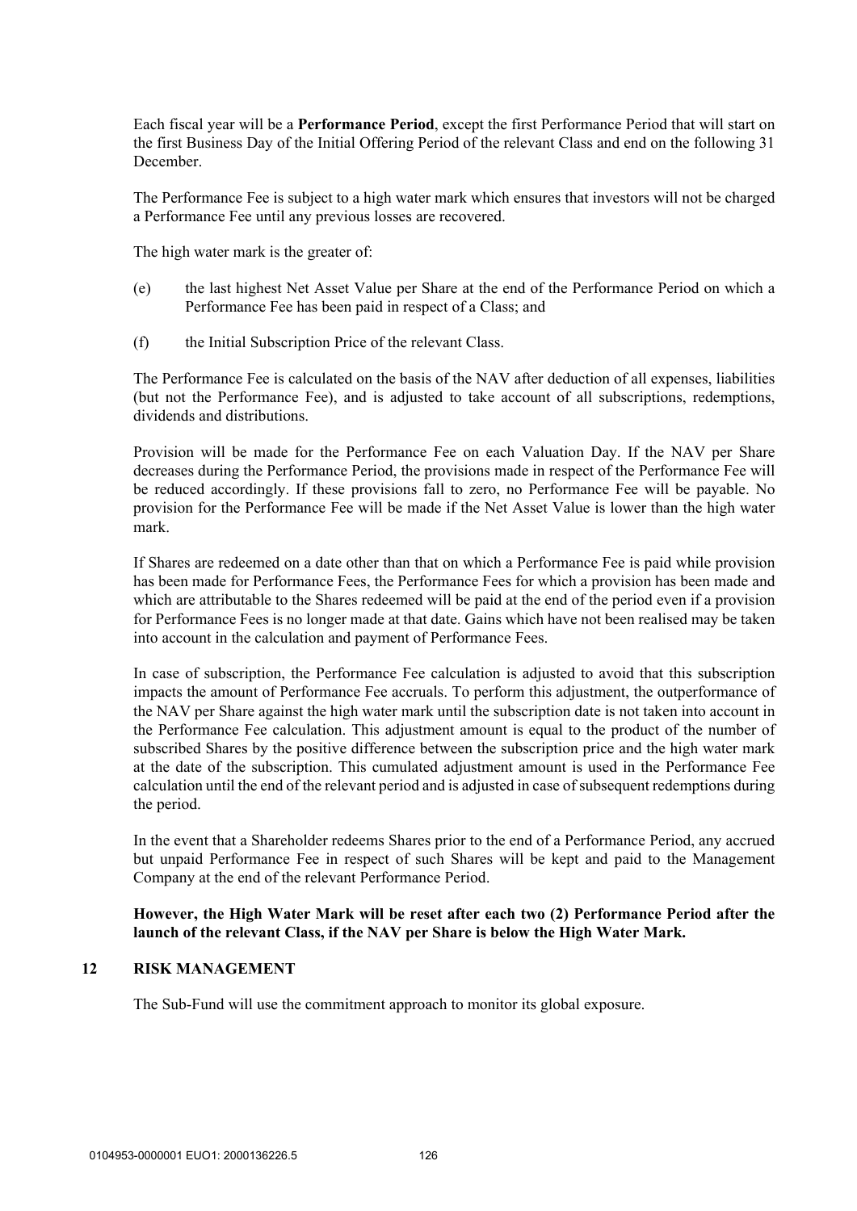Each fiscal year will be a **Performance Period**, except the first Performance Period that will start on the first Business Day of the Initial Offering Period of the relevant Class and end on the following 31 December.

The Performance Fee is subject to a high water mark which ensures that investors will not be charged a Performance Fee until any previous losses are recovered.

The high water mark is the greater of:

(e) the last highest Net Asset Value per Share at the end of the Performance Period on which a Performance Fee has been paid in respect of a Class; and

(f) the Initial Subscription Price of the relevant Class.

The Performance Fee is calculated on the basis of the NAV after deduction of all expenses, liabilities (but not the Performance Fee), and is adjusted to take account of all subscriptions, redemptions, dividends and distributions.

Provision will be made for the Performance Fee on each Valuation Day. If the NAV per Share decreases during the Performance Period, the provisions made in respect of the Performance Fee will be reduced accordingly. If these provisions fall to zero, no Performance Fee will be payable. No provision for the Performance Fee will be made if the Net Asset Value is lower than the high water mark.

If Shares are redeemed on a date other than that on which a Performance Fee is paid while provision has been made for Performance Fees, the Performance Fees for which a provision has been made and which are attributable to the Shares redeemed will be paid at the end of the period even if a provision for Performance Fees is no longer made at that date. Gains which have not been realised may be taken into account in the calculation and payment of Performance Fees.

In case of subscription, the Performance Fee calculation is adjusted to avoid that this subscription impacts the amount of Performance Fee accruals. To perform this adjustment, the outperformance of the NAV per Share against the high water mark until the subscription date is not taken into account in the Performance Fee calculation. This adjustment amount is equal to the product of the number of subscribed Shares by the positive difference between the subscription price and the high water mark at the date of the subscription. This cumulated adjustment amount is used in the Performance Fee calculation until the end of the relevant period and is adjusted in case of subsequent redemptions during the period.

In the event that a Shareholder redeems Shares prior to the end of a Performance Period, any accrued but unpaid Performance Fee in respect of such Shares will be kept and paid to the Management Company at the end of the relevant Performance Period.

**However, the High Water Mark will be reset after each two (2) Performance Period after the launch of the relevant Class, if the NAV per Share is below the High Water Mark.**

## 12 RISK MANAGEMENT

The Sub-Fund will use the commitment approach to monitor its global exposure.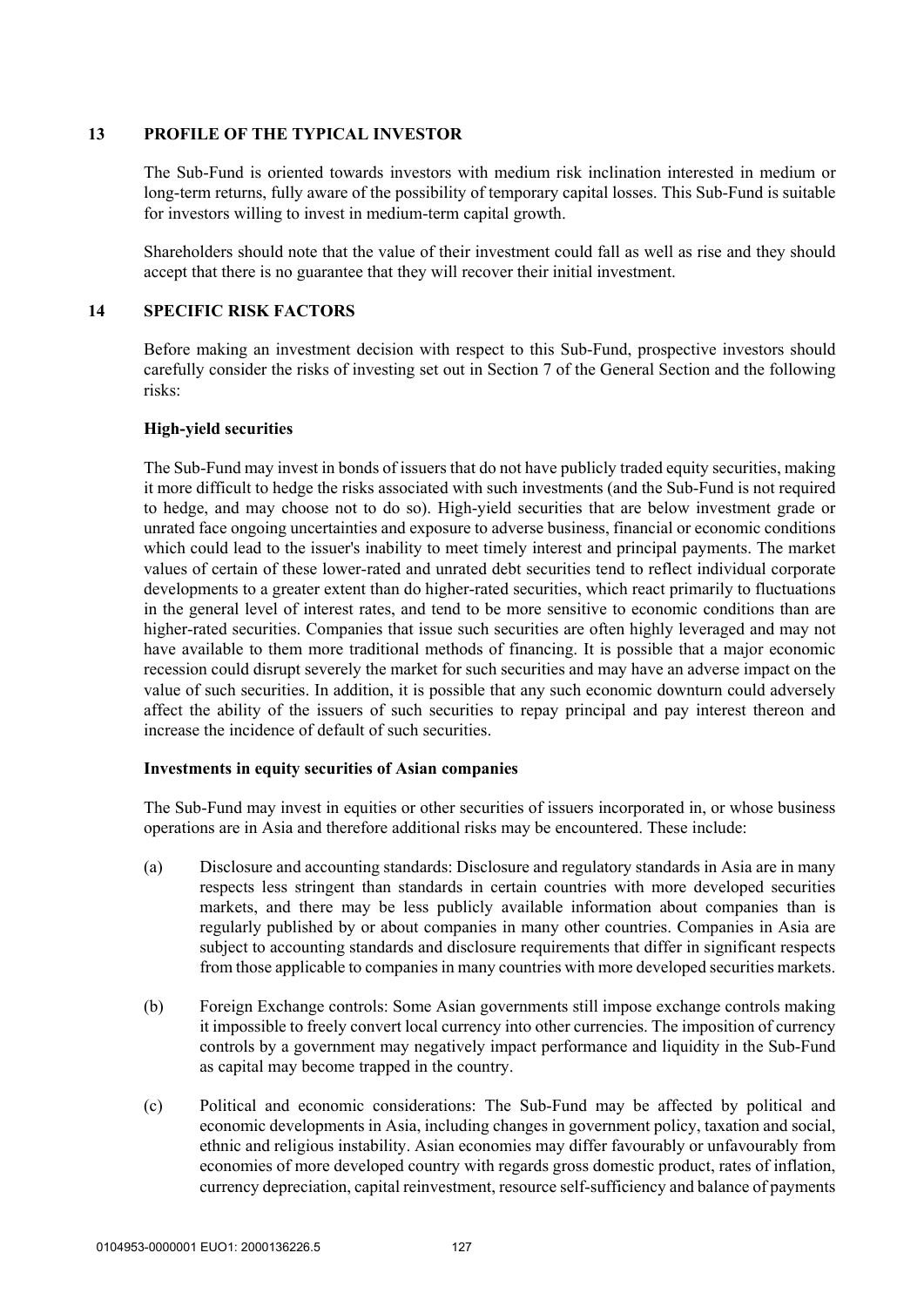## 13 PROFILE OF THE TYPICAL INVESTOR

The Sub-Fund is oriented towards investors with medium risk inclination interested in medium or long-term returns, fully aware of the possibility of temporary capital losses. This Sub-Fund is suitable for investors willing to invest in medium-term capital growth.

Shareholders should note that the value of their investment could fall as well as rise and they should accept that there is no guarantee that they will recover their initial investment.

## 14 SPECIFIC RISK FACTORS

Before making an investment decision with respect to this Sub-Fund, prospective investors should carefully consider the risks of investing set out in Section 7 of the General Section and the following risks:

**High-yield securities**

The Sub-Fund may invest in bonds of issuers that do not have publicly traded equity securities, making it more difficult to hedge the risks associated with such investments (and the Sub-Fund is not required to hedge, and may choose not to do so). High-yield securities that are below investment grade or unrated face ongoing uncertainties and exposure to adverse business, financial or economic conditions which could lead to the issuer's inability to meet timely interest and principal payments. The market values of certain of these lower-rated and unrated debt securities tend to reflect individual corporate developments to a greater extent than do higher-rated securities, which react primarily to fluctuations in the general level of interest rates, and tend to be more sensitive to economic conditions than are higher-rated securities. Companies that issue such securities are often highly leveraged and may not have available to them more traditional methods of financing. It is possible that a major economic recession could disrupt severely the market for such securities and may have an adverse impact on the value of such securities. In addition, it is possible that any such economic downturn could adversely affect the ability of the issuers of such securities to repay principal and pay interest thereon and increase the incidence of default of such securities.

**Investments in equity securities of Asian companies**

The Sub-Fund may invest in equities or other securities of issuers incorporated in, or whose business operations are in Asia and therefore additional risks may be encountered. These include:

(a) Disclosure and accounting standards: Disclosure and regulatory standards in Asia are in many respects less stringent than standards in certain countries with more developed securities markets, and there may be less publicly available information about companies than is regularly published by or about companies in many other countries. Companies in Asia are subject to accounting standards and disclosure requirements that differ in significant respects from those applicable to companies in many countries with more developed securities markets.

(b) Foreign Exchange controls: Some Asian governments still impose exchange controls making it impossible to freely convert local currency into other currencies. The imposition of currency controls by a government may negatively impact performance and liquidity in the Sub-Fund as capital may become trapped in the country.

(c) Political and economic considerations: The Sub-Fund may be affected by political and economic developments in Asia, including changes in government policy, taxation and social, ethnic and religious instability. Asian economies may differ favourably or unfavourably from economies of more developed country with regards gross domestic product, rates of inflation, currency depreciation, capital reinvestment, resource self-sufficiency and balance of payments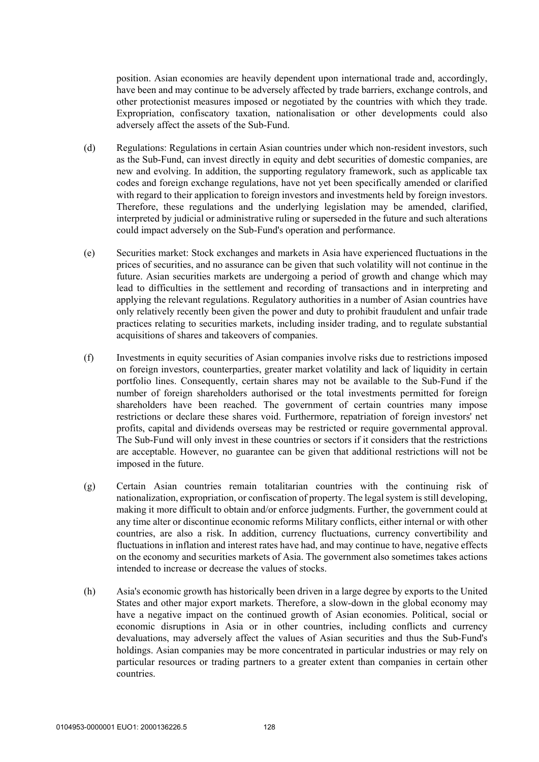position. Asian economies are heavily dependent upon international trade and, accordingly, have been and may continue to be adversely affected by trade barriers, exchange controls, and other protectionist measures imposed or negotiated by the countries with which they trade. Expropriation, confiscatory taxation, nationalisation or other developments could also adversely affect the assets of the Sub-Fund.

(d) Regulations: Regulations in certain Asian countries under which non-resident investors, such as the Sub-Fund, can invest directly in equity and debt securities of domestic companies, are new and evolving. In addition, the supporting regulatory framework, such as applicable tax codes and foreign exchange regulations, have not yet been specifically amended or clarified with regard to their application to foreign investors and investments held by foreign investors. Therefore, these regulations and the underlying legislation may be amended, clarified, interpreted by judicial or administrative ruling or superseded in the future and such alterations could impact adversely on the Sub-Fund's operation and performance.

(e) Securities market: Stock exchanges and markets in Asia have experienced fluctuations in the prices of securities, and no assurance can be given that such volatility will not continue in the future. Asian securities markets are undergoing a period of growth and change which may lead to difficulties in the settlement and recording of transactions and in interpreting and applying the relevant regulations. Regulatory authorities in a number of Asian countries have only relatively recently been given the power and duty to prohibit fraudulent and unfair trade practices relating to securities markets, including insider trading, and to regulate substantial acquisitions of shares and takeovers of companies.

(f) Investments in equity securities of Asian companies involve risks due to restrictions imposed on foreign investors, counterparties, greater market volatility and lack of liquidity in certain portfolio lines. Consequently, certain shares may not be available to the Sub-Fund if the number of foreign shareholders authorised or the total investments permitted for foreign shareholders have been reached. The government of certain countries many impose restrictions or declare these shares void. Furthermore, repatriation of foreign investors' net profits, capital and dividends overseas may be restricted or require governmental approval. The Sub-Fund will only invest in these countries or sectors if it considers that the restrictions are acceptable. However, no guarantee can be given that additional restrictions will not be imposed in the future.

(g) Certain Asian countries remain totalitarian countries with the continuing risk of nationalization, expropriation, or confiscation of property. The legal system is still developing, making it more difficult to obtain and/or enforce judgments. Further, the government could at any time alter or discontinue economic reforms Military conflicts, either internal or with other countries, are also a risk. In addition, currency fluctuations, currency convertibility and fluctuations in inflation and interest rates have had, and may continue to have, negative effects on the economy and securities markets of Asia. The government also sometimes takes actions intended to increase or decrease the values of stocks.

(h) Asia's economic growth has historically been driven in a large degree by exports to the United States and other major export markets. Therefore, a slow-down in the global economy may have a negative impact on the continued growth of Asian economies. Political, social or economic disruptions in Asia or in other countries, including conflicts and currency devaluations, may adversely affect the values of Asian securities and thus the Sub-Fund's holdings. Asian companies may be more concentrated in particular industries or may rely on particular resources or trading partners to a greater extent than companies in certain other countries.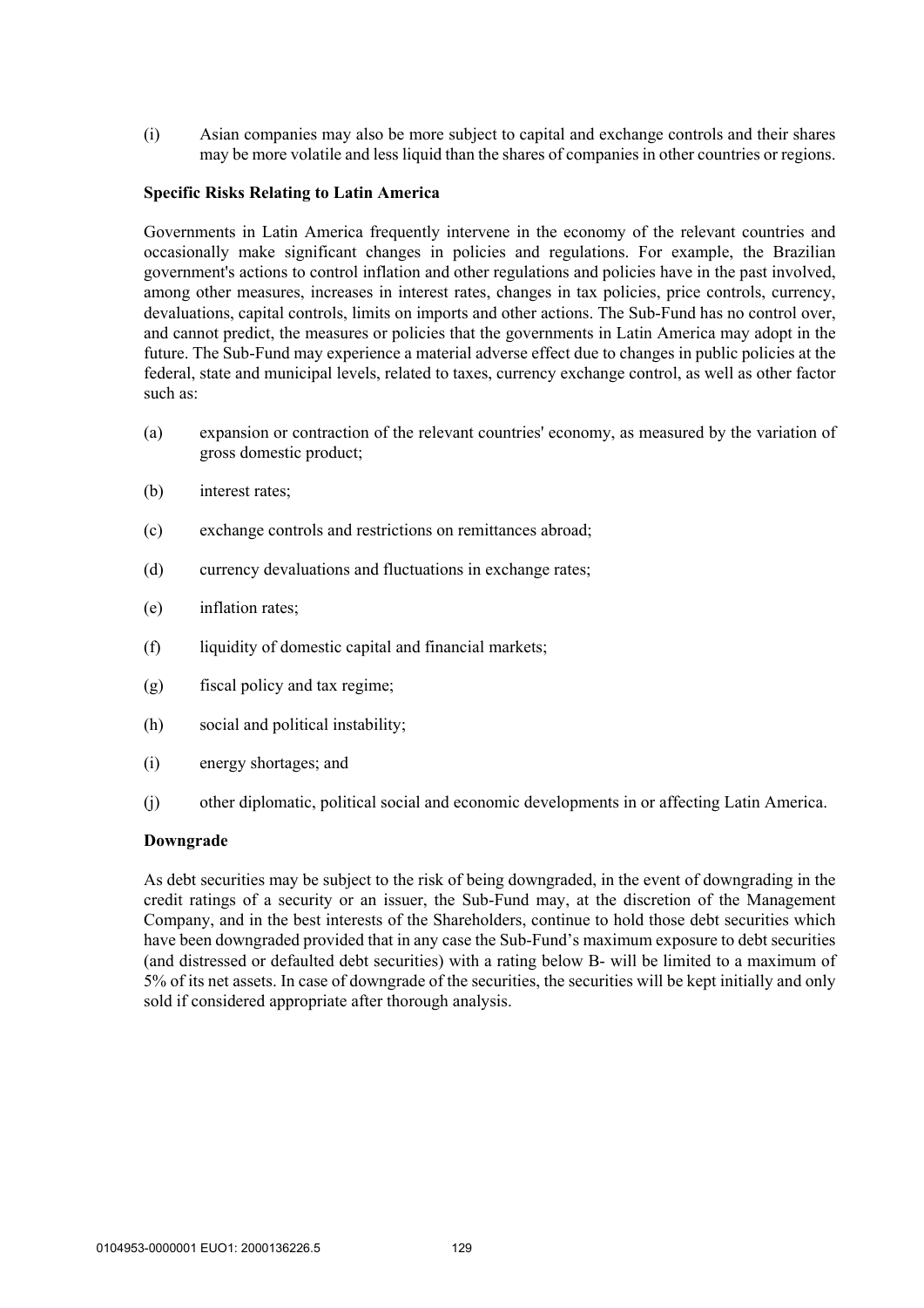(i) Asian companies may also be more subject to capital and exchange controls and their shares may be more volatile and less liquid than the shares of companies in other countries or regions.

**Specific Risks Relating to Latin America**

Governments in Latin America frequently intervene in the economy of the relevant countries and occasionally make significant changes in policies and regulations. For example, the Brazilian government's actions to control inflation and other regulations and policies have in the past involved, among other measures, increases in interest rates, changes in tax policies, price controls, currency, devaluations, capital controls, limits on imports and other actions. The Sub-Fund has no control over, and cannot predict, the measures or policies that the governments in Latin America may adopt in the future. The Sub-Fund may experience a material adverse effect due to changes in public policies at the federal, state and municipal levels, related to taxes, currency exchange control, as well as other factor such as:

(a) expansion or contraction of the relevant countries' economy, as measured by the variation of gross domestic product;

(b) interest rates;

(c) exchange controls and restrictions on remittances abroad;

(d) currency devaluations and fluctuations in exchange rates;

(e) inflation rates;

(f) liquidity of domestic capital and financial markets;

(g) fiscal policy and tax regime;

(h) social and political instability;

(i) energy shortages; and

(j) other diplomatic, political social and economic developments in or affecting Latin America.

**Downgrade**

As debt securities may be subject to the risk of being downgraded, in the event of downgrading in the credit ratings of a security or an issuer, the Sub-Fund may, at the discretion of the Management Company, and in the best interests of the Shareholders, continue to hold those debt securities which have been downgraded provided that in any case the Sub-Fund's maximum exposure to debt securities (and distressed or defaulted debt securities) with a rating below B- will be limited to a maximum of 5% of its net assets. In case of downgrade of the securities, the securities will be kept initially and only sold if considered appropriate after thorough analysis.